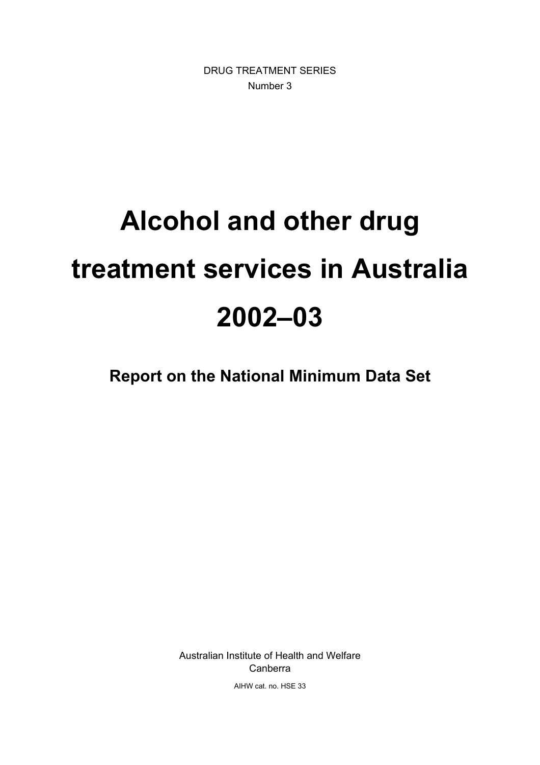DRUG TREATMENT SERIES

Number 3

# Alcohol and other drug treatment services in Australia 2002–03

## Report on the National Minimum Data Set

Australian Institute of Health and Welfare

Canberra

AIHW cat. no. HSE 33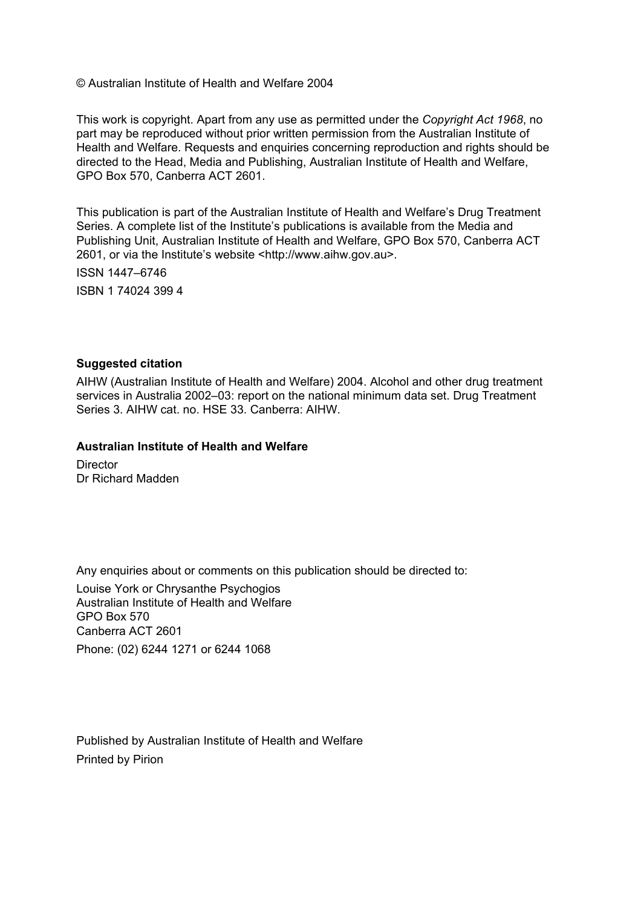© Australian Institute of Health and Welfare 2004

This work is copyright. Apart from any use as permitted under the *Copyright Act 1968*, no part may be reproduced without prior written permission from the Australian Institute of Health and Welfare. Requests and enquiries concerning reproduction and rights should be directed to the Head, Media and Publishing, Australian Institute of Health and Welfare, GPO Box 570, Canberra ACT 2601.

This publication is part of the Australian Institute of Health and Welfare's Drug Treatment Series. A complete list of the Institute's publications is available from the Media and Publishing Unit, Australian Institute of Health and Welfare, GPO Box 570, Canberra ACT 2601, or via the Institute's website <http://www.aihw.gov.au>.

ISSN 1447–6746

ISBN 1 74024 399 4

**Suggested citation**

AIHW (Australian Institute of Health and Welfare) 2004. Alcohol and other drug treatment services in Australia 2002–03: report on the national minimum data set. Drug Treatment Series 3. AIHW cat. no. HSE 33. Canberra: AIHW.

**Australian Institute of Health and Welfare**

Director
Dr Richard Madden

Any enquiries about or comments on this publication should be directed to:

Louise York or Chrysanthe Psychogios
Australian Institute of Health and Welfare
GPO Box 570
Canberra ACT 2601

Phone: (02) 6244 1271 or 6244 1068

Published by Australian Institute of Health and Welfare

Printed by Pirion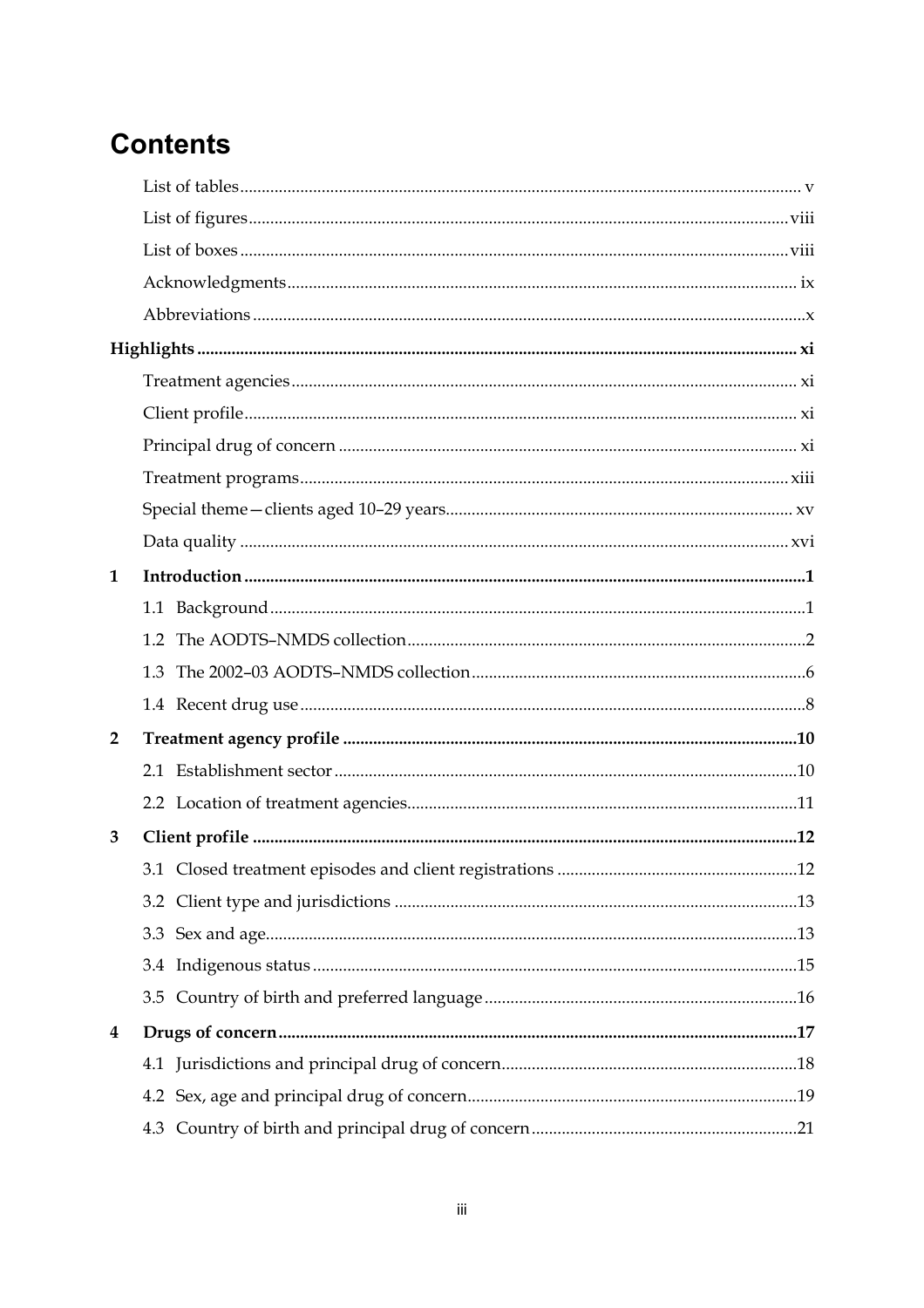# Contents

List of tables ..... v

List of figures ..... viii

List of boxes ..... viii

Acknowledgments ..... ix

Abbreviations ..... x

**Highlights ..... xi**

Treatment agencies ..... xi

Client profile ..... xi

Principal drug of concern ..... xi

Treatment programs ..... xiii

Special theme—clients aged 10–29 years ..... xv

Data quality ..... xvi

**1 Introduction ..... 1**

1.1 Background ..... 1

1.2 The AODTS–NMDS collection ..... 2

1.3 The 2002–03 AODTS–NMDS collection ..... 6

1.4 Recent drug use ..... 8

**2 Treatment agency profile ..... 10**

2.1 Establishment sector ..... 10

2.2 Location of treatment agencies ..... 11

**3 Client profile ..... 12**

3.1 Closed treatment episodes and client registrations ..... 12

3.2 Client type and jurisdictions ..... 13

3.3 Sex and age ..... 13

3.4 Indigenous status ..... 15

3.5 Country of birth and preferred language ..... 16

**4 Drugs of concern ..... 17**

4.1 Jurisdictions and principal drug of concern ..... 18

4.2 Sex, age and principal drug of concern ..... 19

4.3 Country of birth and principal drug of concern ..... 21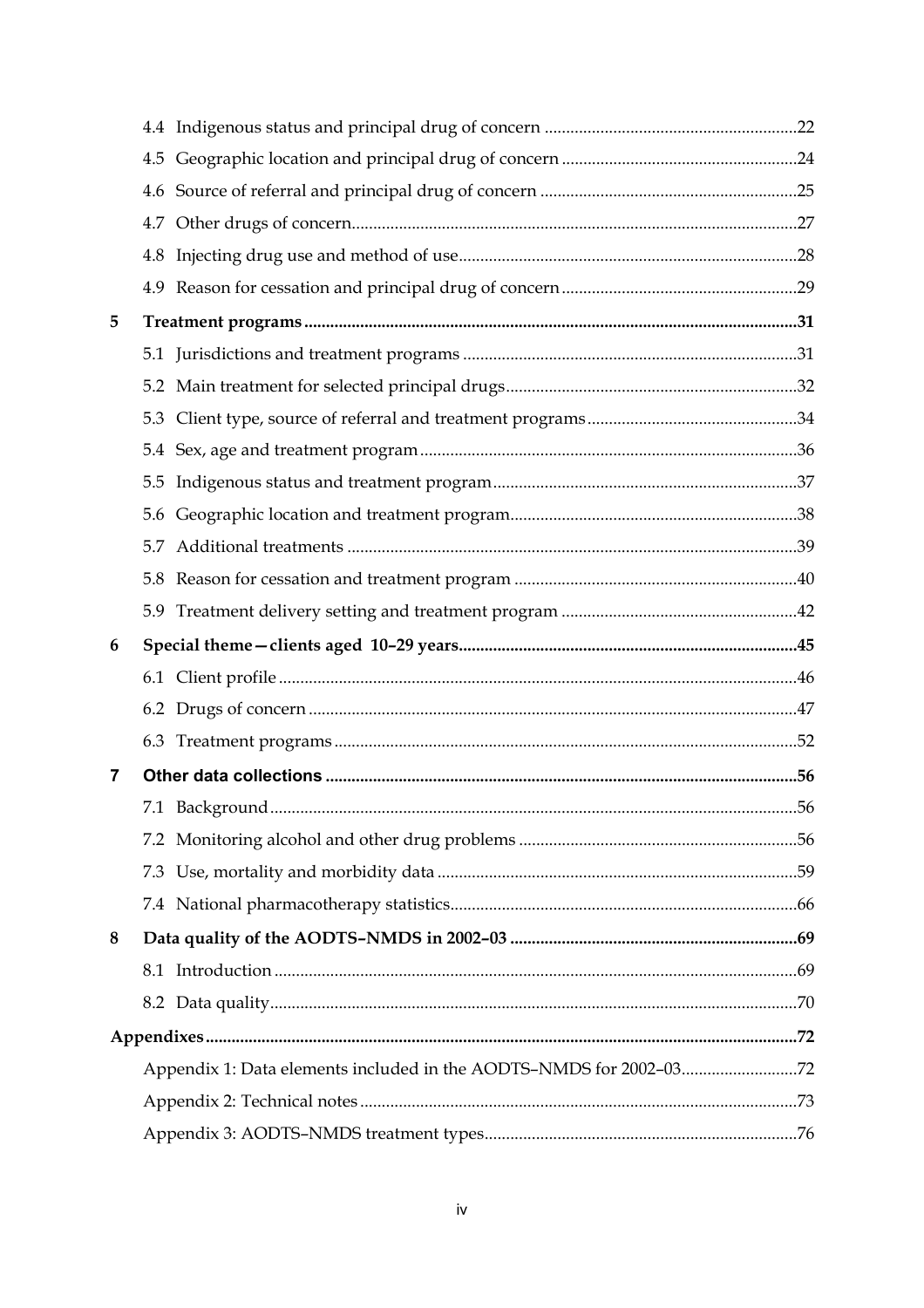4.4 Indigenous status and principal drug of concern ............................................................22

4.5 Geographic location and principal drug of concern ........................................................24

4.6 Source of referral and principal drug of concern ............................................................25

4.7 Other drugs of concern.........................................................................................................27

4.8 Injecting drug use and method of use................................................................................28

4.9 Reason for cessation and principal drug of concern ........................................................29

**5 Treatment programs ...................................................................................................................31**

5.1 Jurisdictions and treatment programs ...............................................................................31

5.2 Main treatment for selected principal drugs.....................................................................32

5.3 Client type, source of referral and treatment programs..................................................34

5.4 Sex, age and treatment program ........................................................................................36

5.5 Indigenous status and treatment program........................................................................37

5.6 Geographic location and treatment program....................................................................38

5.7 Additional treatments ..........................................................................................................39

5.8 Reason for cessation and treatment program ...................................................................40

5.9 Treatment delivery setting and treatment program ........................................................42

**6 Special theme—clients aged 10–29 years...............................................................................45**

6.1 Client profile ..........................................................................................................................46

6.2 Drugs of concern ..................................................................................................................47

6.3 Treatment programs.............................................................................................................52

**7 Other data collections ...............................................................................................................56**

7.1 Background............................................................................................................................56

7.2 Monitoring alcohol and other drug problems ..................................................................56

7.3 Use, mortality and morbidity data .....................................................................................59

7.4 National pharmacotherapy statistics..................................................................................66

**8 Data quality of the AODTS–NMDS in 2002–03 ....................................................................69**

8.1 Introduction...........................................................................................................................69

8.2 Data quality............................................................................................................................70

**Appendixes..........................................................................................................................................72**

Appendix 1: Data elements included in the AODTS–NMDS for 2002–03.............................72

Appendix 2: Technical notes .......................................................................................................73

Appendix 3: AODTS–NMDS treatment types..........................................................................76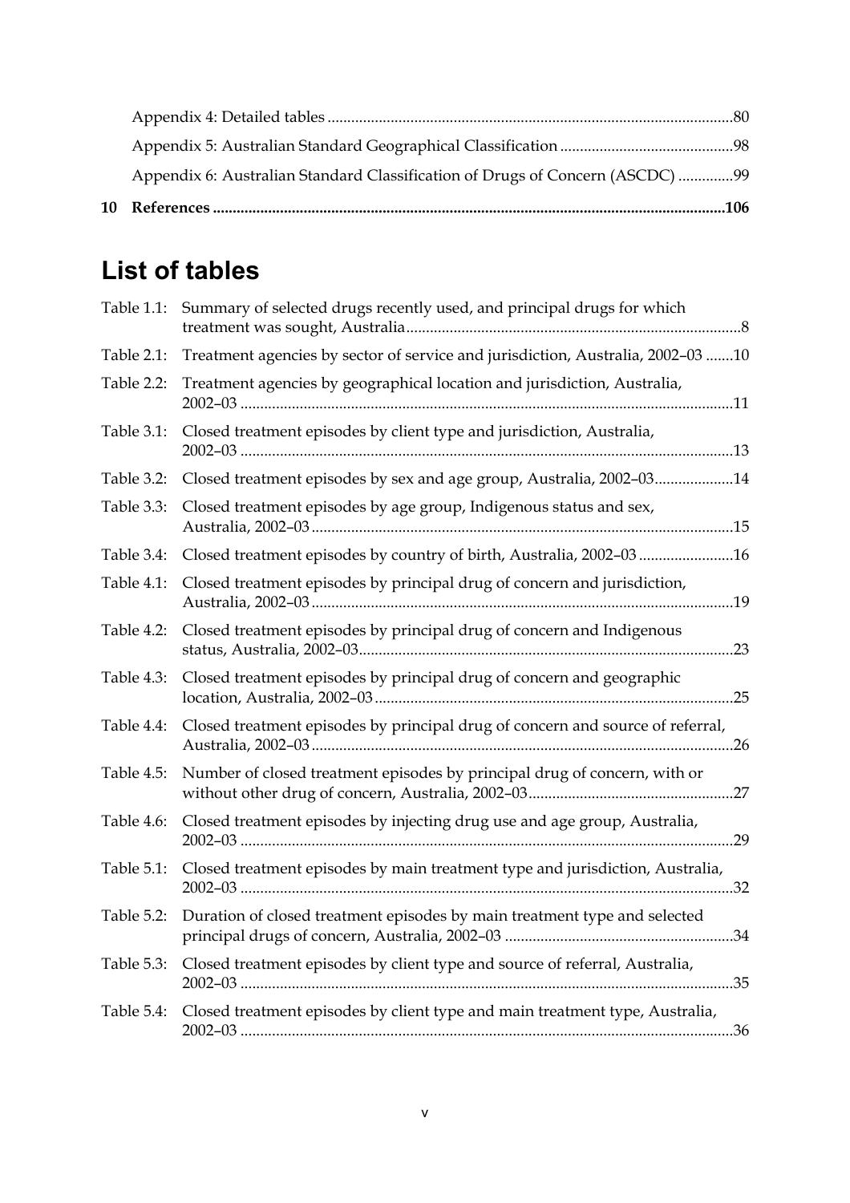Appendix 4: Detailed tables ..........80

Appendix 5: Australian Standard Geographical Classification ..........98

Appendix 6: Australian Standard Classification of Drugs of Concern (ASCDC) ..........99

**10 References ..........106**

## List of tables

Table 1.1: Summary of selected drugs recently used, and principal drugs for which treatment was sought, Australia ..........8

Table 2.1: Treatment agencies by sector of service and jurisdiction, Australia, 2002–03 ..........10

Table 2.2: Treatment agencies by geographical location and jurisdiction, Australia, 2002–03 ..........11

Table 3.1: Closed treatment episodes by client type and jurisdiction, Australia, 2002–03 ..........13

Table 3.2: Closed treatment episodes by sex and age group, Australia, 2002–03 ..........14

Table 3.3: Closed treatment episodes by age group, Indigenous status and sex, Australia, 2002–03 ..........15

Table 3.4: Closed treatment episodes by country of birth, Australia, 2002–03 ..........16

Table 4.1: Closed treatment episodes by principal drug of concern and jurisdiction, Australia, 2002–03 ..........19

Table 4.2: Closed treatment episodes by principal drug of concern and Indigenous status, Australia, 2002–03 ..........23

Table 4.3: Closed treatment episodes by principal drug of concern and geographic location, Australia, 2002–03 ..........25

Table 4.4: Closed treatment episodes by principal drug of concern and source of referral, Australia, 2002–03 ..........26

Table 4.5: Number of closed treatment episodes by principal drug of concern, with or without other drug of concern, Australia, 2002–03 ..........27

Table 4.6: Closed treatment episodes by injecting drug use and age group, Australia, 2002–03 ..........29

Table 5.1: Closed treatment episodes by main treatment type and jurisdiction, Australia, 2002–03 ..........32

Table 5.2: Duration of closed treatment episodes by main treatment type and selected principal drugs of concern, Australia, 2002–03 ..........34

Table 5.3: Closed treatment episodes by client type and source of referral, Australia, 2002–03 ..........35

Table 5.4: Closed treatment episodes by client type and main treatment type, Australia, 2002–03 ..........36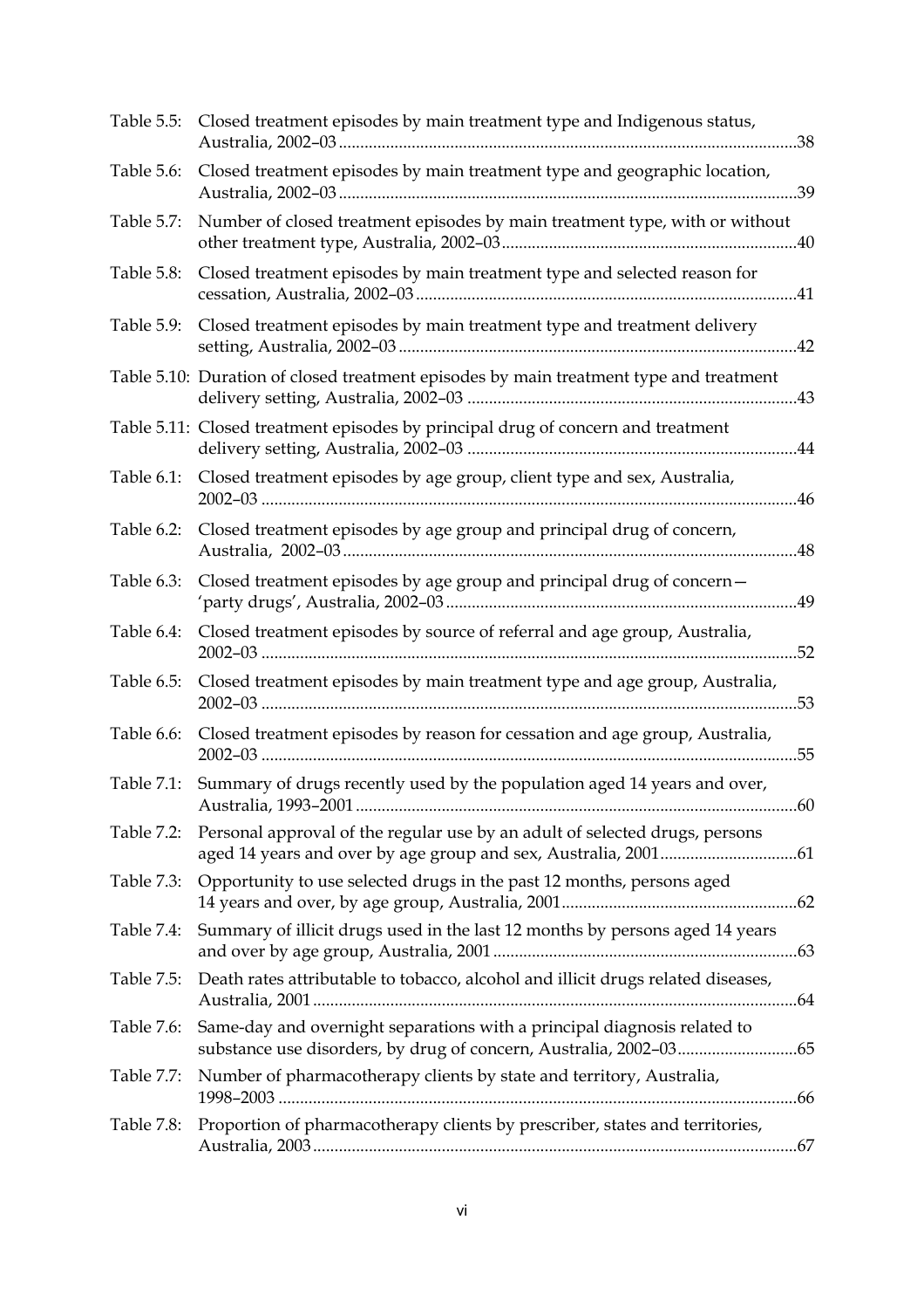Table 5.5: Closed treatment episodes by main treatment type and Indigenous status, Australia, 2002–03 .......... 38

Table 5.6: Closed treatment episodes by main treatment type and geographic location, Australia, 2002–03 .......... 39

Table 5.7: Number of closed treatment episodes by main treatment type, with or without other treatment type, Australia, 2002–03 .......... 40

Table 5.8: Closed treatment episodes by main treatment type and selected reason for cessation, Australia, 2002–03 .......... 41

Table 5.9: Closed treatment episodes by main treatment type and treatment delivery setting, Australia, 2002–03 .......... 42

Table 5.10: Duration of closed treatment episodes by main treatment type and treatment delivery setting, Australia, 2002–03 .......... 43

Table 5.11: Closed treatment episodes by principal drug of concern and treatment delivery setting, Australia, 2002–03 .......... 44

Table 6.1: Closed treatment episodes by age group, client type and sex, Australia, 2002–03 .......... 46

Table 6.2: Closed treatment episodes by age group and principal drug of concern, Australia, 2002–03 .......... 48

Table 6.3: Closed treatment episodes by age group and principal drug of concern—'party drugs', Australia, 2002–03 .......... 49

Table 6.4: Closed treatment episodes by source of referral and age group, Australia, 2002–03 .......... 52

Table 6.5: Closed treatment episodes by main treatment type and age group, Australia, 2002–03 .......... 53

Table 6.6: Closed treatment episodes by reason for cessation and age group, Australia, 2002–03 .......... 55

Table 7.1: Summary of drugs recently used by the population aged 14 years and over, Australia, 1993–2001 .......... 60

Table 7.2: Personal approval of the regular use by an adult of selected drugs, persons aged 14 years and over by age group and sex, Australia, 2001 .......... 61

Table 7.3: Opportunity to use selected drugs in the past 12 months, persons aged 14 years and over, by age group, Australia, 2001 .......... 62

Table 7.4: Summary of illicit drugs used in the last 12 months by persons aged 14 years and over by age group, Australia, 2001 .......... 63

Table 7.5: Death rates attributable to tobacco, alcohol and illicit drugs related diseases, Australia, 2001 .......... 64

Table 7.6: Same-day and overnight separations with a principal diagnosis related to substance use disorders, by drug of concern, Australia, 2002–03 .......... 65

Table 7.7: Number of pharmacotherapy clients by state and territory, Australia, 1998–2003 .......... 66

Table 7.8: Proportion of pharmacotherapy clients by prescriber, states and territories, Australia, 2003 .......... 67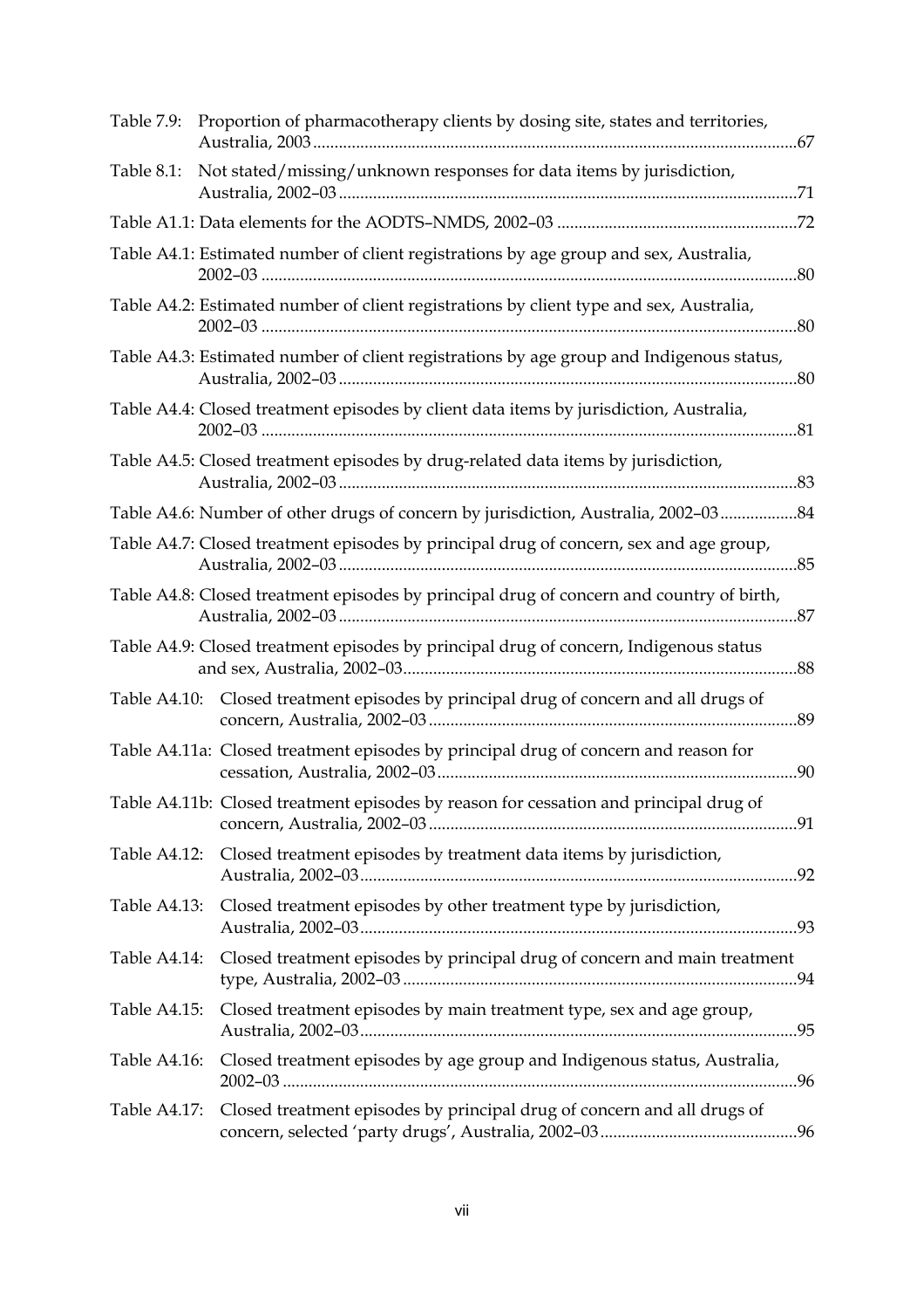Table 7.9: Proportion of pharmacotherapy clients by dosing site, states and territories, Australia, 2003 ....67

Table 8.1: Not stated/missing/unknown responses for data items by jurisdiction, Australia, 2002–03 ....71

Table A1.1: Data elements for the AODTS–NMDS, 2002–03 ....72

Table A4.1: Estimated number of client registrations by age group and sex, Australia, 2002–03 ....80

Table A4.2: Estimated number of client registrations by client type and sex, Australia, 2002–03 ....80

Table A4.3: Estimated number of client registrations by age group and Indigenous status, Australia, 2002–03 ....80

Table A4.4: Closed treatment episodes by client data items by jurisdiction, Australia, 2002–03 ....81

Table A4.5: Closed treatment episodes by drug-related data items by jurisdiction, Australia, 2002–03 ....83

Table A4.6: Number of other drugs of concern by jurisdiction, Australia, 2002–03 ....84

Table A4.7: Closed treatment episodes by principal drug of concern, sex and age group, Australia, 2002–03 ....85

Table A4.8: Closed treatment episodes by principal drug of concern and country of birth, Australia, 2002–03 ....87

Table A4.9: Closed treatment episodes by principal drug of concern, Indigenous status and sex, Australia, 2002–03 ....88

Table A4.10: Closed treatment episodes by principal drug of concern and all drugs of concern, Australia, 2002–03 ....89

Table A4.11a: Closed treatment episodes by principal drug of concern and reason for cessation, Australia, 2002–03 ....90

Table A4.11b: Closed treatment episodes by reason for cessation and principal drug of concern, Australia, 2002–03 ....91

Table A4.12: Closed treatment episodes by treatment data items by jurisdiction, Australia, 2002–03 ....92

Table A4.13: Closed treatment episodes by other treatment type by jurisdiction, Australia, 2002–03 ....93

Table A4.14: Closed treatment episodes by principal drug of concern and main treatment type, Australia, 2002–03 ....94

Table A4.15: Closed treatment episodes by main treatment type, sex and age group, Australia, 2002–03 ....95

Table A4.16: Closed treatment episodes by age group and Indigenous status, Australia, 2002–03 ....96

Table A4.17: Closed treatment episodes by principal drug of concern and all drugs of concern, selected 'party drugs', Australia, 2002–03 ....96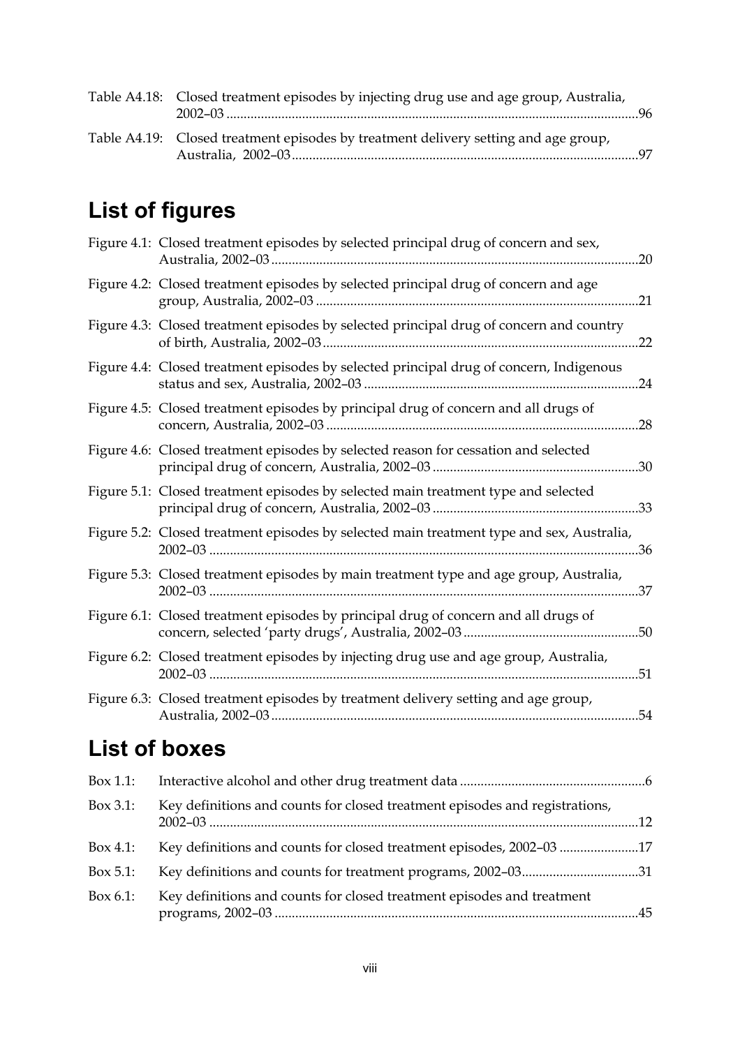Table A4.18: Closed treatment episodes by injecting drug use and age group, Australia, 2002–03 ....................................................................................................................96

Table A4.19: Closed treatment episodes by treatment delivery setting and age group, Australia, 2002–03....................................................................................................97

## List of figures

Figure 4.1: Closed treatment episodes by selected principal drug of concern and sex, Australia, 2002–03..........................................................................................................20

Figure 4.2: Closed treatment episodes by selected principal drug of concern and age group, Australia, 2002–03 ............................................................................................21

Figure 4.3: Closed treatment episodes by selected principal drug of concern and country of birth, Australia, 2002–03...........................................................................................22

Figure 4.4: Closed treatment episodes by selected principal drug of concern, Indigenous status and sex, Australia, 2002–03 ...............................................................................24

Figure 4.5: Closed treatment episodes by principal drug of concern and all drugs of concern, Australia, 2002–03 ..........................................................................................28

Figure 4.6: Closed treatment episodes by selected reason for cessation and selected principal drug of concern, Australia, 2002–03 ...........................................................30

Figure 5.1: Closed treatment episodes by selected main treatment type and selected principal drug of concern, Australia, 2002–03 ...........................................................33

Figure 5.2: Closed treatment episodes by selected main treatment type and sex, Australia, 2002–03 ...........................................................................................................................36

Figure 5.3: Closed treatment episodes by main treatment type and age group, Australia, 2002–03 ...........................................................................................................................37

Figure 6.1: Closed treatment episodes by principal drug of concern and all drugs of concern, selected 'party drugs', Australia, 2002–03..................................................50

Figure 6.2: Closed treatment episodes by injecting drug use and age group, Australia, 2002–03 ...........................................................................................................................51

Figure 6.3: Closed treatment episodes by treatment delivery setting and age group, Australia, 2002–03..........................................................................................................54

## List of boxes

Box 1.1: Interactive alcohol and other drug treatment data .....................................................6

Box 3.1: Key definitions and counts for closed treatment episodes and registrations, 2002–03 ...........................................................................................................................12

Box 4.1: Key definitions and counts for closed treatment episodes, 2002–03 .......................17

Box 5.1: Key definitions and counts for treatment programs, 2002–03.................................31

Box 6.1: Key definitions and counts for closed treatment episodes and treatment programs, 2002–03 .........................................................................................................45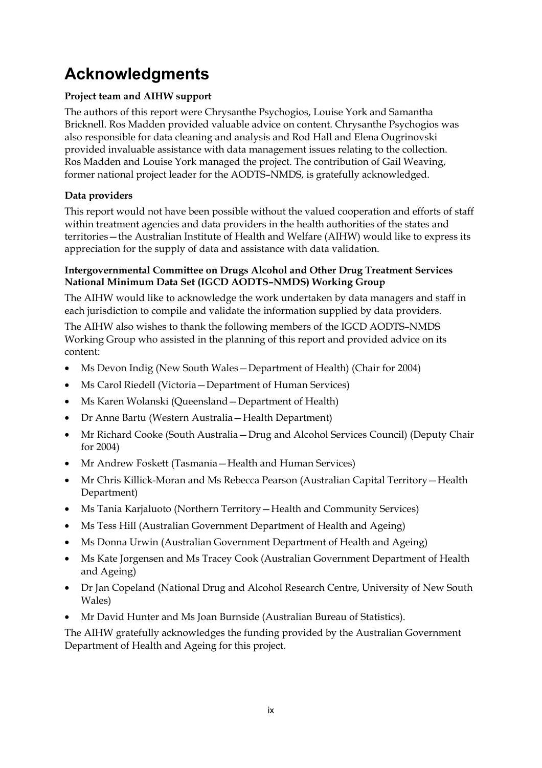# Acknowledgments

**Project team and AIHW support**

The authors of this report were Chrysanthe Psychogios, Louise York and Samantha Bricknell. Ros Madden provided valuable advice on content. Chrysanthe Psychogios was also responsible for data cleaning and analysis and Rod Hall and Elena Ougrinovski provided invaluable assistance with data management issues relating to the collection. Ros Madden and Louise York managed the project. The contribution of Gail Weaving, former national project leader for the AODTS–NMDS, is gratefully acknowledged.

**Data providers**

This report would not have been possible without the valued cooperation and efforts of staff within treatment agencies and data providers in the health authorities of the states and territories—the Australian Institute of Health and Welfare (AIHW) would like to express its appreciation for the supply of data and assistance with data validation.

**Intergovernmental Committee on Drugs Alcohol and Other Drug Treatment Services National Minimum Data Set (IGCD AODTS–NMDS) Working Group**

The AIHW would like to acknowledge the work undertaken by data managers and staff in each jurisdiction to compile and validate the information supplied by data providers.

The AIHW also wishes to thank the following members of the IGCD AODTS–NMDS Working Group who assisted in the planning of this report and provided advice on its content:

- Ms Devon Indig (New South Wales—Department of Health) (Chair for 2004)
- Ms Carol Riedell (Victoria—Department of Human Services)
- Ms Karen Wolanski (Queensland—Department of Health)
- Dr Anne Bartu (Western Australia—Health Department)
- Mr Richard Cooke (South Australia—Drug and Alcohol Services Council) (Deputy Chair for 2004)
- Mr Andrew Foskett (Tasmania—Health and Human Services)
- Mr Chris Killick-Moran and Ms Rebecca Pearson (Australian Capital Territory—Health Department)
- Ms Tania Karjaluoto (Northern Territory—Health and Community Services)
- Ms Tess Hill (Australian Government Department of Health and Ageing)
- Ms Donna Urwin (Australian Government Department of Health and Ageing)
- Ms Kate Jorgensen and Ms Tracey Cook (Australian Government Department of Health and Ageing)
- Dr Jan Copeland (National Drug and Alcohol Research Centre, University of New South Wales)
- Mr David Hunter and Ms Joan Burnside (Australian Bureau of Statistics).

The AIHW gratefully acknowledges the funding provided by the Australian Government Department of Health and Ageing for this project.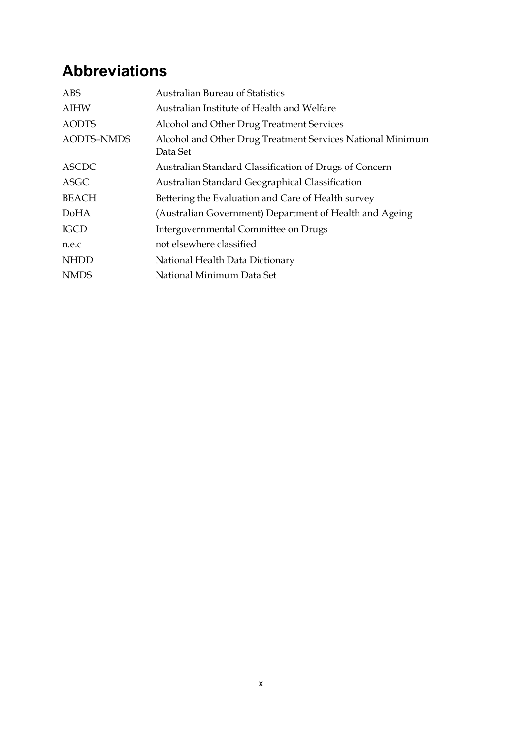# Abbreviations

| | |
|---|---|
| ABS | Australian Bureau of Statistics |
| AIHW | Australian Institute of Health and Welfare |
| AODTS | Alcohol and Other Drug Treatment Services |
| AODTS–NMDS | Alcohol and Other Drug Treatment Services National Minimum Data Set |
| ASCDC | Australian Standard Classification of Drugs of Concern |
| ASGC | Australian Standard Geographical Classification |
| BEACH | Bettering the Evaluation and Care of Health survey |
| DoHA | (Australian Government) Department of Health and Ageing |
| IGCD | Intergovernmental Committee on Drugs |
| n.e.c | not elsewhere classified |
| NHDD | National Health Data Dictionary |
| NMDS | National Minimum Data Set |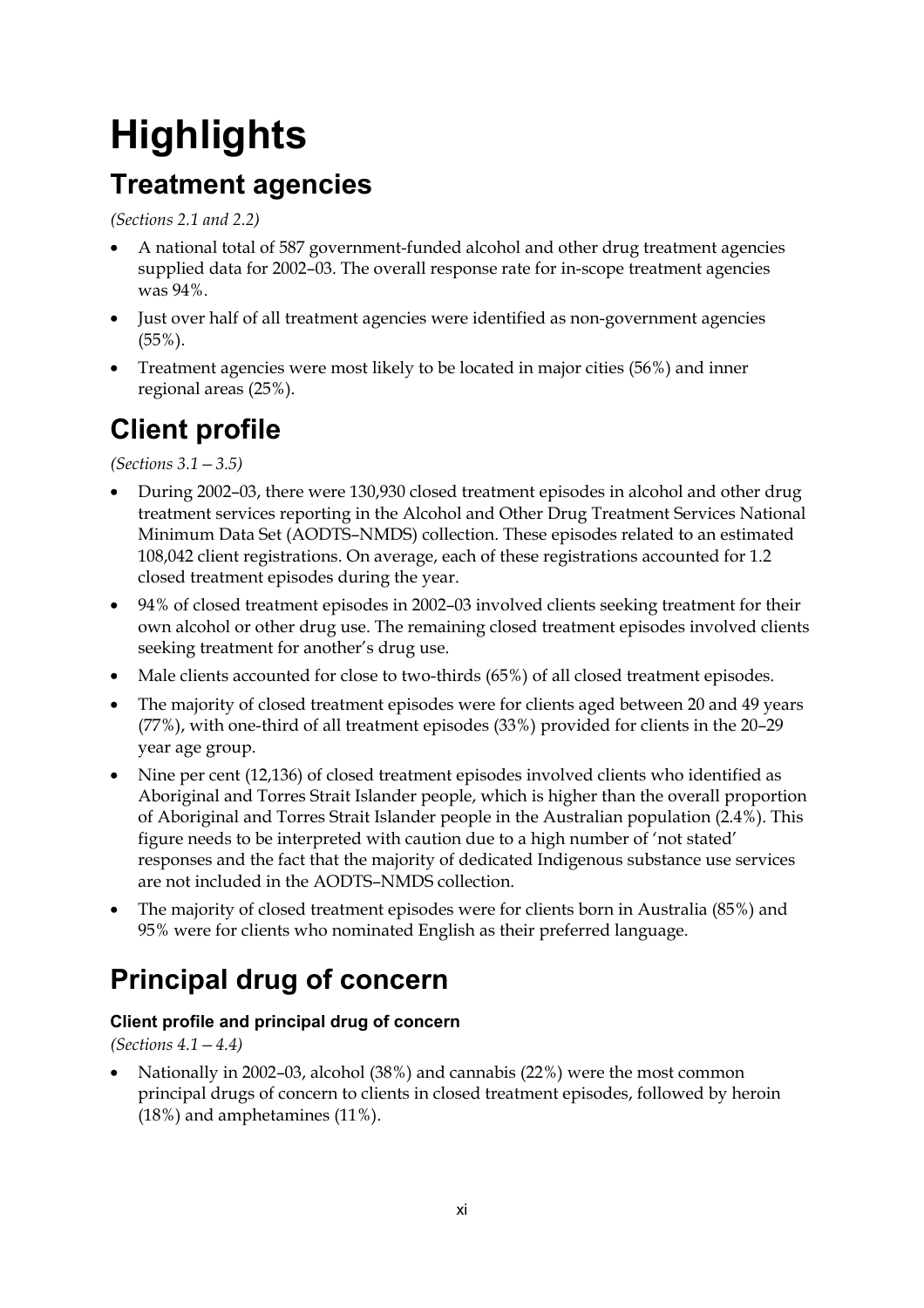# Highlights

## Treatment agencies

*(Sections 2.1 and 2.2)*

- A national total of 587 government-funded alcohol and other drug treatment agencies supplied data for 2002–03. The overall response rate for in-scope treatment agencies was 94%.
- Just over half of all treatment agencies were identified as non-government agencies (55%).
- Treatment agencies were most likely to be located in major cities (56%) and inner regional areas (25%).

## Client profile

*(Sections 3.1 – 3.5)*

- During 2002–03, there were 130,930 closed treatment episodes in alcohol and other drug treatment services reporting in the Alcohol and Other Drug Treatment Services National Minimum Data Set (AODTS–NMDS) collection. These episodes related to an estimated 108,042 client registrations. On average, each of these registrations accounted for 1.2 closed treatment episodes during the year.
- 94% of closed treatment episodes in 2002–03 involved clients seeking treatment for their own alcohol or other drug use. The remaining closed treatment episodes involved clients seeking treatment for another's drug use.
- Male clients accounted for close to two-thirds (65%) of all closed treatment episodes.
- The majority of closed treatment episodes were for clients aged between 20 and 49 years (77%), with one-third of all treatment episodes (33%) provided for clients in the 20–29 year age group.
- Nine per cent (12,136) of closed treatment episodes involved clients who identified as Aboriginal and Torres Strait Islander people, which is higher than the overall proportion of Aboriginal and Torres Strait Islander people in the Australian population (2.4%). This figure needs to be interpreted with caution due to a high number of 'not stated' responses and the fact that the majority of dedicated Indigenous substance use services are not included in the AODTS–NMDS collection.
- The majority of closed treatment episodes were for clients born in Australia (85%) and 95% were for clients who nominated English as their preferred language.

## Principal drug of concern

### Client profile and principal drug of concern

*(Sections 4.1 – 4.4)*

- Nationally in 2002–03, alcohol (38%) and cannabis (22%) were the most common principal drugs of concern to clients in closed treatment episodes, followed by heroin (18%) and amphetamines (11%).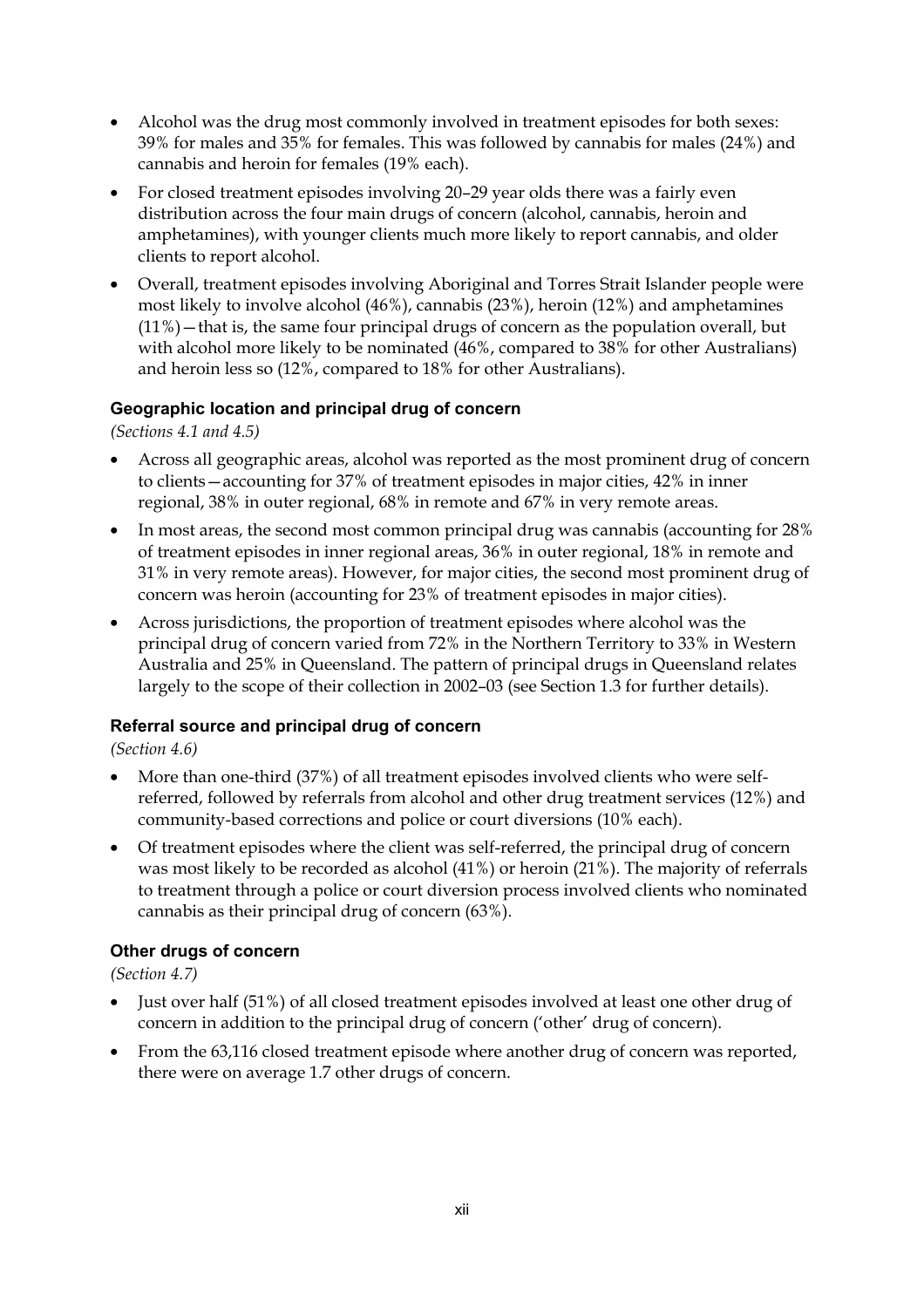- Alcohol was the drug most commonly involved in treatment episodes for both sexes: 39% for males and 35% for females. This was followed by cannabis for males (24%) and cannabis and heroin for females (19% each).
- For closed treatment episodes involving 20–29 year olds there was a fairly even distribution across the four main drugs of concern (alcohol, cannabis, heroin and amphetamines), with younger clients much more likely to report cannabis, and older clients to report alcohol.
- Overall, treatment episodes involving Aboriginal and Torres Strait Islander people were most likely to involve alcohol (46%), cannabis (23%), heroin (12%) and amphetamines (11%)—that is, the same four principal drugs of concern as the population overall, but with alcohol more likely to be nominated (46%, compared to 38% for other Australians) and heroin less so (12%, compared to 18% for other Australians).

#### Geographic location and principal drug of concern

*(Sections 4.1 and 4.5)*

- Across all geographic areas, alcohol was reported as the most prominent drug of concern to clients—accounting for 37% of treatment episodes in major cities, 42% in inner regional, 38% in outer regional, 68% in remote and 67% in very remote areas.
- In most areas, the second most common principal drug was cannabis (accounting for 28% of treatment episodes in inner regional areas, 36% in outer regional, 18% in remote and 31% in very remote areas). However, for major cities, the second most prominent drug of concern was heroin (accounting for 23% of treatment episodes in major cities).
- Across jurisdictions, the proportion of treatment episodes where alcohol was the principal drug of concern varied from 72% in the Northern Territory to 33% in Western Australia and 25% in Queensland. The pattern of principal drugs in Queensland relates largely to the scope of their collection in 2002–03 (see Section 1.3 for further details).

#### Referral source and principal drug of concern

*(Section 4.6)*

- More than one-third (37%) of all treatment episodes involved clients who were self-referred, followed by referrals from alcohol and other drug treatment services (12%) and community-based corrections and police or court diversions (10% each).
- Of treatment episodes where the client was self-referred, the principal drug of concern was most likely to be recorded as alcohol (41%) or heroin (21%). The majority of referrals to treatment through a police or court diversion process involved clients who nominated cannabis as their principal drug of concern (63%).

#### Other drugs of concern

*(Section 4.7)*

- Just over half (51%) of all closed treatment episodes involved at least one other drug of concern in addition to the principal drug of concern ('other' drug of concern).
- From the 63,116 closed treatment episode where another drug of concern was reported, there were on average 1.7 other drugs of concern.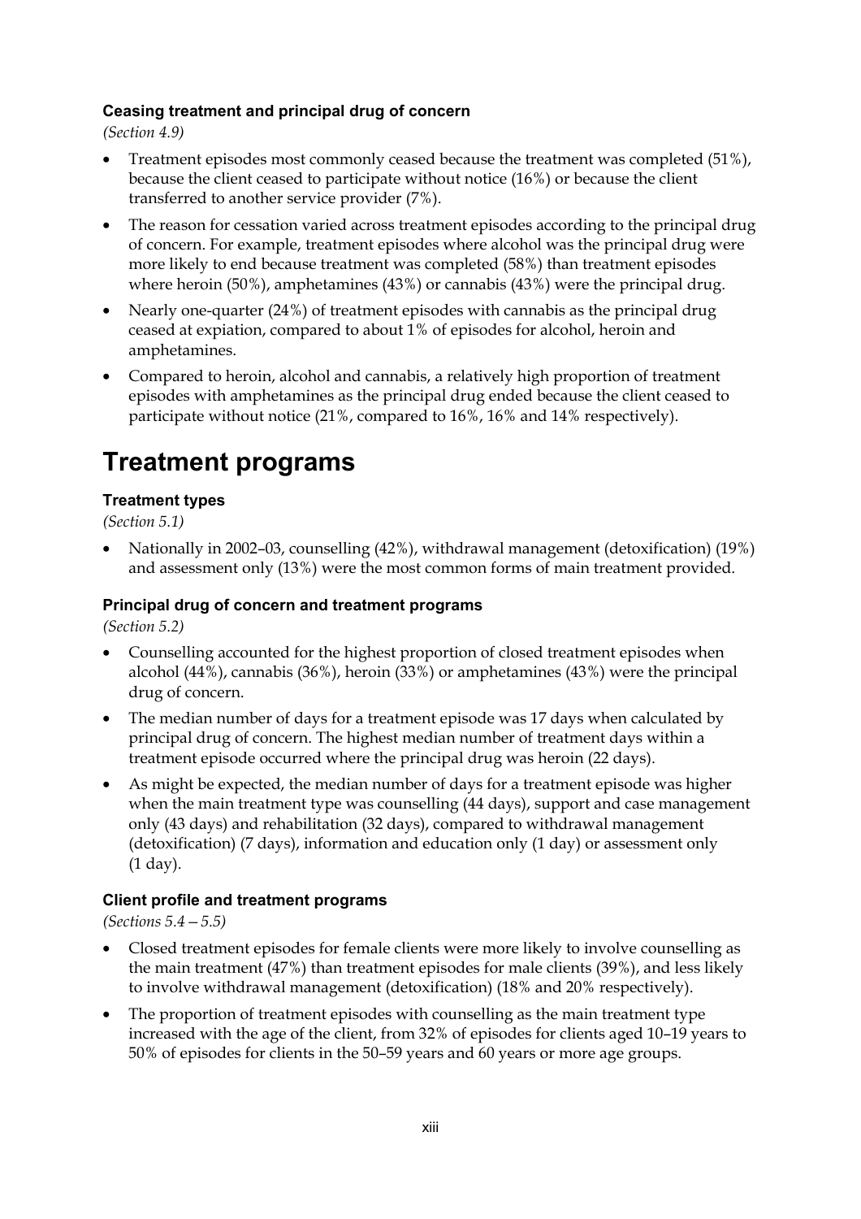### Ceasing treatment and principal drug of concern

*(Section 4.9)*

- Treatment episodes most commonly ceased because the treatment was completed (51%), because the client ceased to participate without notice (16%) or because the client transferred to another service provider (7%).
- The reason for cessation varied across treatment episodes according to the principal drug of concern. For example, treatment episodes where alcohol was the principal drug were more likely to end because treatment was completed (58%) than treatment episodes where heroin (50%), amphetamines (43%) or cannabis (43%) were the principal drug.
- Nearly one-quarter (24%) of treatment episodes with cannabis as the principal drug ceased at expiation, compared to about 1% of episodes for alcohol, heroin and amphetamines.
- Compared to heroin, alcohol and cannabis, a relatively high proportion of treatment episodes with amphetamines as the principal drug ended because the client ceased to participate without notice (21%, compared to 16%, 16% and 14% respectively).

# Treatment programs

### Treatment types

*(Section 5.1)*

- Nationally in 2002–03, counselling (42%), withdrawal management (detoxification) (19%) and assessment only (13%) were the most common forms of main treatment provided.

### Principal drug of concern and treatment programs

*(Section 5.2)*

- Counselling accounted for the highest proportion of closed treatment episodes when alcohol (44%), cannabis (36%), heroin (33%) or amphetamines (43%) were the principal drug of concern.
- The median number of days for a treatment episode was 17 days when calculated by principal drug of concern. The highest median number of treatment days within a treatment episode occurred where the principal drug was heroin (22 days).
- As might be expected, the median number of days for a treatment episode was higher when the main treatment type was counselling (44 days), support and case management only (43 days) and rehabilitation (32 days), compared to withdrawal management (detoxification) (7 days), information and education only (1 day) or assessment only (1 day).

### Client profile and treatment programs

*(Sections 5.4 – 5.5)*

- Closed treatment episodes for female clients were more likely to involve counselling as the main treatment (47%) than treatment episodes for male clients (39%), and less likely to involve withdrawal management (detoxification) (18% and 20% respectively).
- The proportion of treatment episodes with counselling as the main treatment type increased with the age of the client, from 32% of episodes for clients aged 10–19 years to 50% of episodes for clients in the 50–59 years and 60 years or more age groups.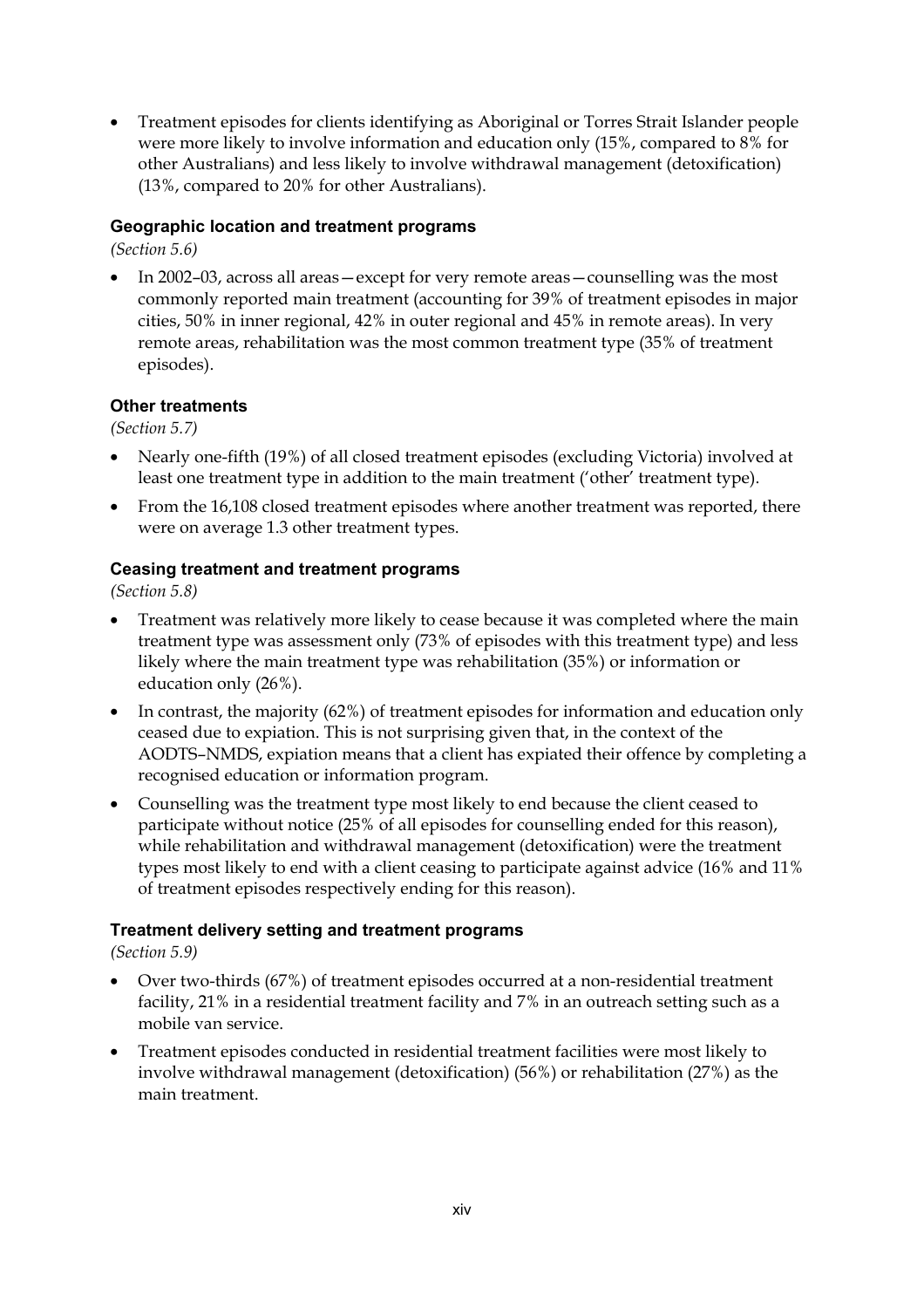- Treatment episodes for clients identifying as Aboriginal or Torres Strait Islander people were more likely to involve information and education only (15%, compared to 8% for other Australians) and less likely to involve withdrawal management (detoxification) (13%, compared to 20% for other Australians).

### Geographic location and treatment programs

*(Section 5.6)*

- In 2002–03, across all areas—except for very remote areas—counselling was the most commonly reported main treatment (accounting for 39% of treatment episodes in major cities, 50% in inner regional, 42% in outer regional and 45% in remote areas). In very remote areas, rehabilitation was the most common treatment type (35% of treatment episodes).

### Other treatments

*(Section 5.7)*

- Nearly one-fifth (19%) of all closed treatment episodes (excluding Victoria) involved at least one treatment type in addition to the main treatment ('other' treatment type).
- From the 16,108 closed treatment episodes where another treatment was reported, there were on average 1.3 other treatment types.

### Ceasing treatment and treatment programs

*(Section 5.8)*

- Treatment was relatively more likely to cease because it was completed where the main treatment type was assessment only (73% of episodes with this treatment type) and less likely where the main treatment type was rehabilitation (35%) or information or education only (26%).
- In contrast, the majority (62%) of treatment episodes for information and education only ceased due to expiation. This is not surprising given that, in the context of the AODTS–NMDS, expiation means that a client has expiated their offence by completing a recognised education or information program.
- Counselling was the treatment type most likely to end because the client ceased to participate without notice (25% of all episodes for counselling ended for this reason), while rehabilitation and withdrawal management (detoxification) were the treatment types most likely to end with a client ceasing to participate against advice (16% and 11% of treatment episodes respectively ending for this reason).

### Treatment delivery setting and treatment programs

*(Section 5.9)*

- Over two-thirds (67%) of treatment episodes occurred at a non-residential treatment facility, 21% in a residential treatment facility and 7% in an outreach setting such as a mobile van service.
- Treatment episodes conducted in residential treatment facilities were most likely to involve withdrawal management (detoxification) (56%) or rehabilitation (27%) as the main treatment.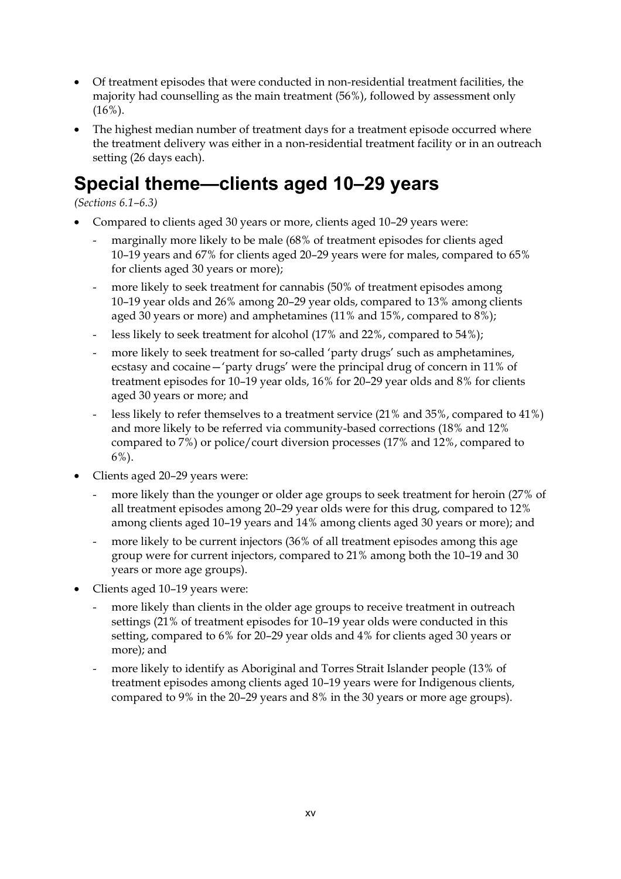- Of treatment episodes that were conducted in non-residential treatment facilities, the majority had counselling as the main treatment (56%), followed by assessment only (16%).
- The highest median number of treatment days for a treatment episode occurred where the treatment delivery was either in a non-residential treatment facility or in an outreach setting (26 days each).

# Special theme—clients aged 10–29 years

*(Sections 6.1–6.3)*

- Compared to clients aged 30 years or more, clients aged 10–29 years were:
  - marginally more likely to be male (68% of treatment episodes for clients aged 10–19 years and 67% for clients aged 20–29 years were for males, compared to 65% for clients aged 30 years or more);
  - more likely to seek treatment for cannabis (50% of treatment episodes among 10–19 year olds and 26% among 20–29 year olds, compared to 13% among clients aged 30 years or more) and amphetamines (11% and 15%, compared to 8%);
  - less likely to seek treatment for alcohol (17% and 22%, compared to 54%);
  - more likely to seek treatment for so-called 'party drugs' such as amphetamines, ecstasy and cocaine—'party drugs' were the principal drug of concern in 11% of treatment episodes for 10–19 year olds, 16% for 20–29 year olds and 8% for clients aged 30 years or more; and
  - less likely to refer themselves to a treatment service (21% and 35%, compared to 41%) and more likely to be referred via community-based corrections (18% and 12% compared to 7%) or police/court diversion processes (17% and 12%, compared to 6%).
- Clients aged 20–29 years were:
  - more likely than the younger or older age groups to seek treatment for heroin (27% of all treatment episodes among 20–29 year olds were for this drug, compared to 12% among clients aged 10–19 years and 14% among clients aged 30 years or more); and
  - more likely to be current injectors (36% of all treatment episodes among this age group were for current injectors, compared to 21% among both the 10–19 and 30 years or more age groups).
- Clients aged 10–19 years were:
  - more likely than clients in the older age groups to receive treatment in outreach settings (21% of treatment episodes for 10–19 year olds were conducted in this setting, compared to 6% for 20–29 year olds and 4% for clients aged 30 years or more); and
  - more likely to identify as Aboriginal and Torres Strait Islander people (13% of treatment episodes among clients aged 10–19 years were for Indigenous clients, compared to 9% in the 20–29 years and 8% in the 30 years or more age groups).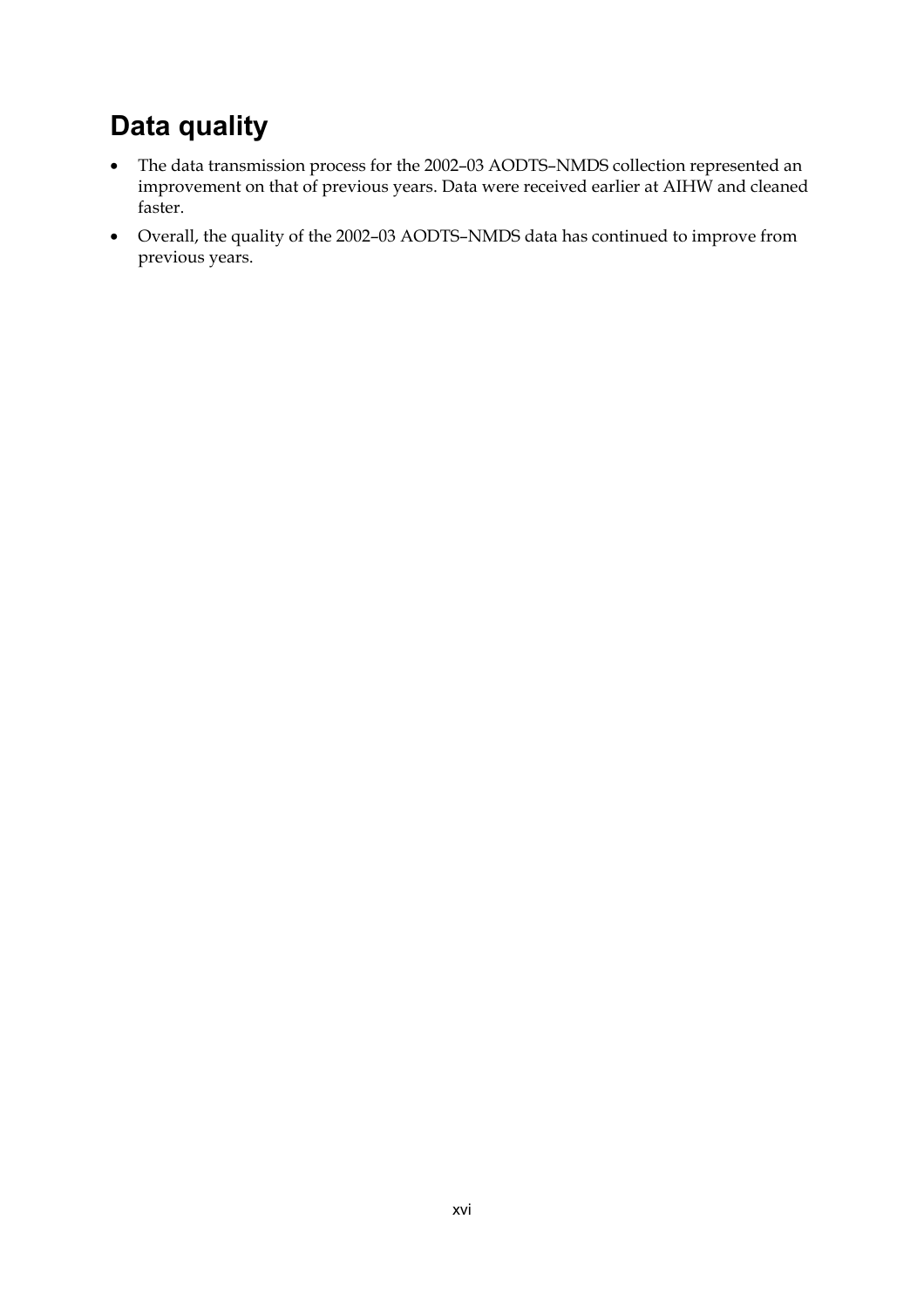## Data quality

- The data transmission process for the 2002–03 AODTS–NMDS collection represented an improvement on that of previous years. Data were received earlier at AIHW and cleaned faster.
- Overall, the quality of the 2002–03 AODTS–NMDS data has continued to improve from previous years.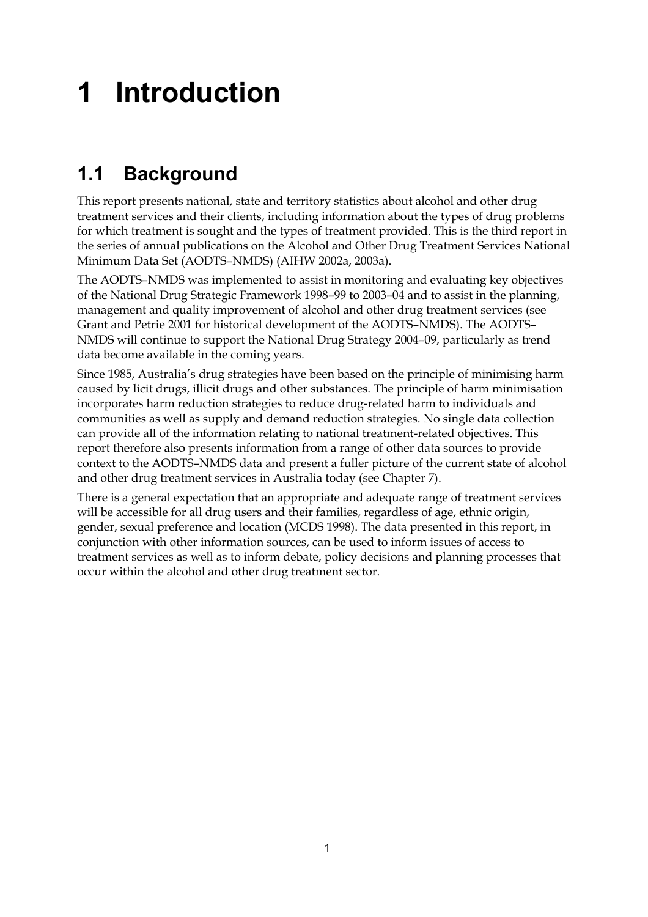# 1 Introduction

## 1.1 Background

This report presents national, state and territory statistics about alcohol and other drug treatment services and their clients, including information about the types of drug problems for which treatment is sought and the types of treatment provided. This is the third report in the series of annual publications on the Alcohol and Other Drug Treatment Services National Minimum Data Set (AODTS–NMDS) (AIHW 2002a, 2003a).

The AODTS–NMDS was implemented to assist in monitoring and evaluating key objectives of the National Drug Strategic Framework 1998–99 to 2003–04 and to assist in the planning, management and quality improvement of alcohol and other drug treatment services (see Grant and Petrie 2001 for historical development of the AODTS–NMDS). The AODTS–NMDS will continue to support the National Drug Strategy 2004–09, particularly as trend data become available in the coming years.

Since 1985, Australia's drug strategies have been based on the principle of minimising harm caused by licit drugs, illicit drugs and other substances. The principle of harm minimisation incorporates harm reduction strategies to reduce drug-related harm to individuals and communities as well as supply and demand reduction strategies. No single data collection can provide all of the information relating to national treatment-related objectives. This report therefore also presents information from a range of other data sources to provide context to the AODTS–NMDS data and present a fuller picture of the current state of alcohol and other drug treatment services in Australia today (see Chapter 7).

There is a general expectation that an appropriate and adequate range of treatment services will be accessible for all drug users and their families, regardless of age, ethnic origin, gender, sexual preference and location (MCDS 1998). The data presented in this report, in conjunction with other information sources, can be used to inform issues of access to treatment services as well as to inform debate, policy decisions and planning processes that occur within the alcohol and other drug treatment sector.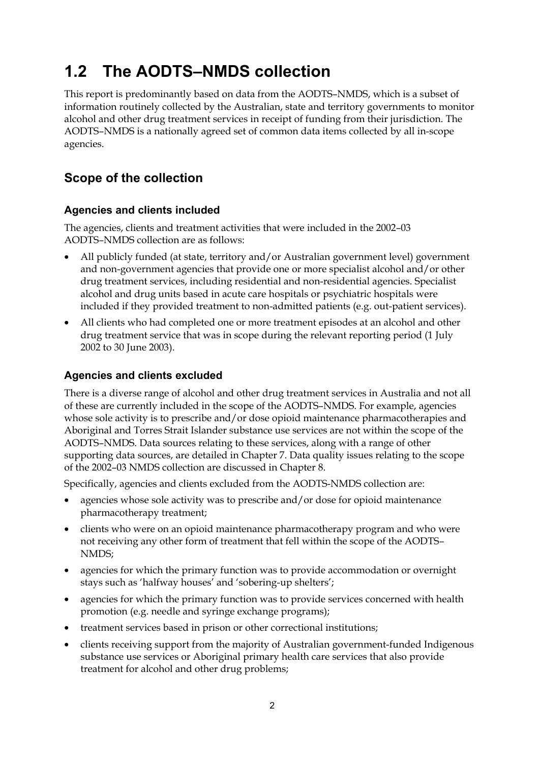# 1.2 The AODTS–NMDS collection

This report is predominantly based on data from the AODTS–NMDS, which is a subset of information routinely collected by the Australian, state and territory governments to monitor alcohol and other drug treatment services in receipt of funding from their jurisdiction. The AODTS–NMDS is a nationally agreed set of common data items collected by all in-scope agencies.

## Scope of the collection

### Agencies and clients included

The agencies, clients and treatment activities that were included in the 2002–03 AODTS–NMDS collection are as follows:

- All publicly funded (at state, territory and/or Australian government level) government and non-government agencies that provide one or more specialist alcohol and/or other drug treatment services, including residential and non-residential agencies. Specialist alcohol and drug units based in acute care hospitals or psychiatric hospitals were included if they provided treatment to non-admitted patients (e.g. out-patient services).
- All clients who had completed one or more treatment episodes at an alcohol and other drug treatment service that was in scope during the relevant reporting period (1 July 2002 to 30 June 2003).

### Agencies and clients excluded

There is a diverse range of alcohol and other drug treatment services in Australia and not all of these are currently included in the scope of the AODTS–NMDS. For example, agencies whose sole activity is to prescribe and/or dose opioid maintenance pharmacotherapies and Aboriginal and Torres Strait Islander substance use services are not within the scope of the AODTS–NMDS. Data sources relating to these services, along with a range of other supporting data sources, are detailed in Chapter 7. Data quality issues relating to the scope of the 2002–03 NMDS collection are discussed in Chapter 8.

Specifically, agencies and clients excluded from the AODTS-NMDS collection are:

- agencies whose sole activity was to prescribe and/or dose for opioid maintenance pharmacotherapy treatment;
- clients who were on an opioid maintenance pharmacotherapy program and who were not receiving any other form of treatment that fell within the scope of the AODTS–NMDS;
- agencies for which the primary function was to provide accommodation or overnight stays such as 'halfway houses' and 'sobering-up shelters';
- agencies for which the primary function was to provide services concerned with health promotion (e.g. needle and syringe exchange programs);
- treatment services based in prison or other correctional institutions;
- clients receiving support from the majority of Australian government-funded Indigenous substance use services or Aboriginal primary health care services that also provide treatment for alcohol and other drug problems;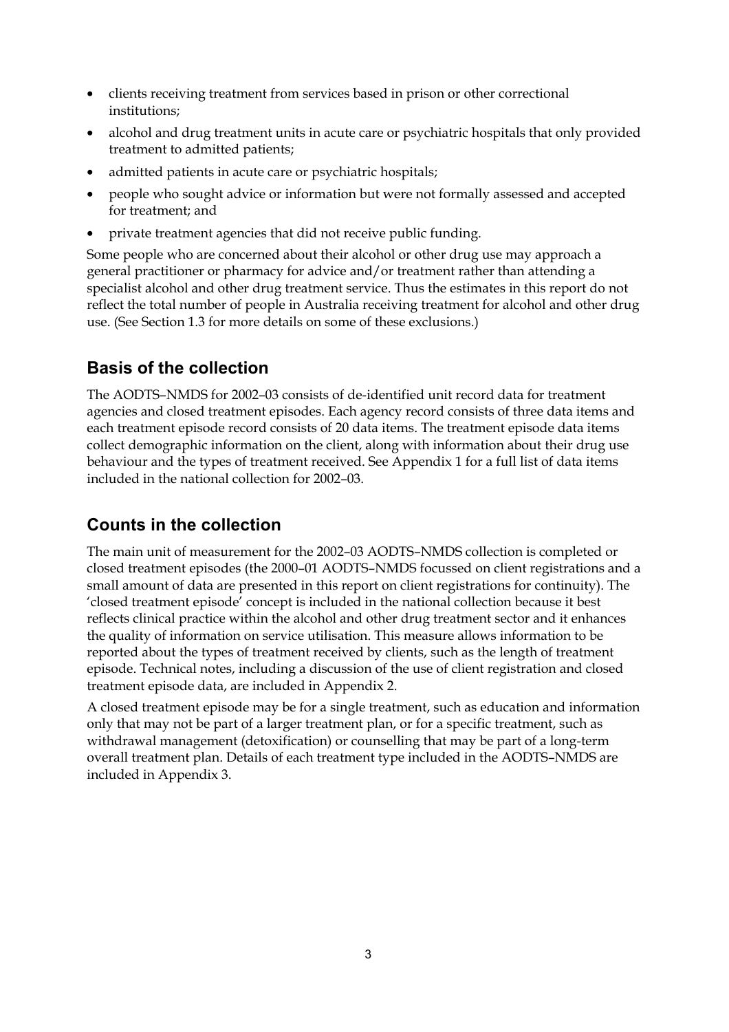- clients receiving treatment from services based in prison or other correctional institutions;
- alcohol and drug treatment units in acute care or psychiatric hospitals that only provided treatment to admitted patients;
- admitted patients in acute care or psychiatric hospitals;
- people who sought advice or information but were not formally assessed and accepted for treatment; and
- private treatment agencies that did not receive public funding.

Some people who are concerned about their alcohol or other drug use may approach a general practitioner or pharmacy for advice and/or treatment rather than attending a specialist alcohol and other drug treatment service. Thus the estimates in this report do not reflect the total number of people in Australia receiving treatment for alcohol and other drug use. (See Section 1.3 for more details on some of these exclusions.)

## Basis of the collection

The AODTS–NMDS for 2002–03 consists of de-identified unit record data for treatment agencies and closed treatment episodes. Each agency record consists of three data items and each treatment episode record consists of 20 data items. The treatment episode data items collect demographic information on the client, along with information about their drug use behaviour and the types of treatment received. See Appendix 1 for a full list of data items included in the national collection for 2002–03.

## Counts in the collection

The main unit of measurement for the 2002–03 AODTS–NMDS collection is completed or closed treatment episodes (the 2000–01 AODTS–NMDS focussed on client registrations and a small amount of data are presented in this report on client registrations for continuity). The 'closed treatment episode' concept is included in the national collection because it best reflects clinical practice within the alcohol and other drug treatment sector and it enhances the quality of information on service utilisation. This measure allows information to be reported about the types of treatment received by clients, such as the length of treatment episode. Technical notes, including a discussion of the use of client registration and closed treatment episode data, are included in Appendix 2.

A closed treatment episode may be for a single treatment, such as education and information only that may not be part of a larger treatment plan, or for a specific treatment, such as withdrawal management (detoxification) or counselling that may be part of a long-term overall treatment plan. Details of each treatment type included in the AODTS–NMDS are included in Appendix 3.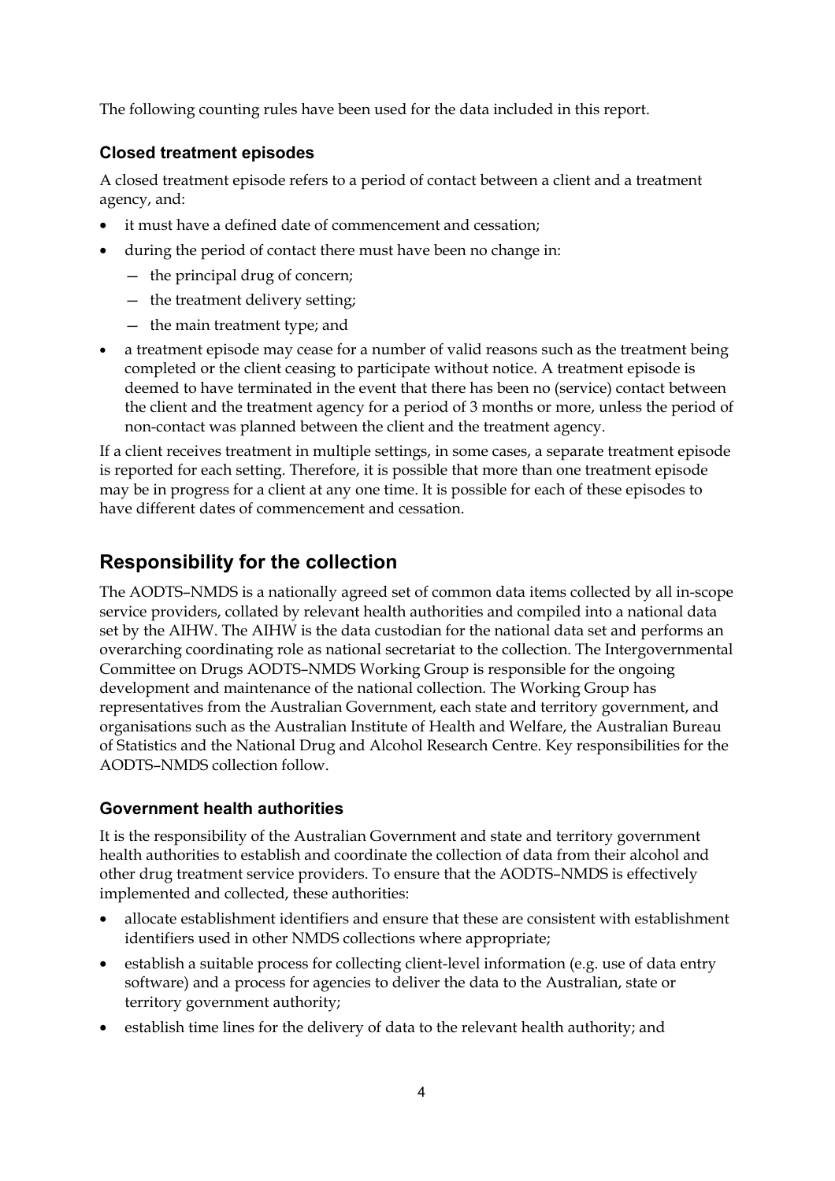The following counting rules have been used for the data included in this report.

### Closed treatment episodes

A closed treatment episode refers to a period of contact between a client and a treatment agency, and:

- it must have a defined date of commencement and cessation;
- during the period of contact there must have been no change in:
  - the principal drug of concern;
  - the treatment delivery setting;
  - the main treatment type; and
- a treatment episode may cease for a number of valid reasons such as the treatment being completed or the client ceasing to participate without notice. A treatment episode is deemed to have terminated in the event that there has been no (service) contact between the client and the treatment agency for a period of 3 months or more, unless the period of non-contact was planned between the client and the treatment agency.

If a client receives treatment in multiple settings, in some cases, a separate treatment episode is reported for each setting. Therefore, it is possible that more than one treatment episode may be in progress for a client at any one time. It is possible for each of these episodes to have different dates of commencement and cessation.

## Responsibility for the collection

The AODTS–NMDS is a nationally agreed set of common data items collected by all in-scope service providers, collated by relevant health authorities and compiled into a national data set by the AIHW. The AIHW is the data custodian for the national data set and performs an overarching coordinating role as national secretariat to the collection. The Intergovernmental Committee on Drugs AODTS–NMDS Working Group is responsible for the ongoing development and maintenance of the national collection. The Working Group has representatives from the Australian Government, each state and territory government, and organisations such as the Australian Institute of Health and Welfare, the Australian Bureau of Statistics and the National Drug and Alcohol Research Centre. Key responsibilities for the AODTS–NMDS collection follow.

### Government health authorities

It is the responsibility of the Australian Government and state and territory government health authorities to establish and coordinate the collection of data from their alcohol and other drug treatment service providers. To ensure that the AODTS–NMDS is effectively implemented and collected, these authorities:

- allocate establishment identifiers and ensure that these are consistent with establishment identifiers used in other NMDS collections where appropriate;
- establish a suitable process for collecting client-level information (e.g. use of data entry software) and a process for agencies to deliver the data to the Australian, state or territory government authority;
- establish time lines for the delivery of data to the relevant health authority; and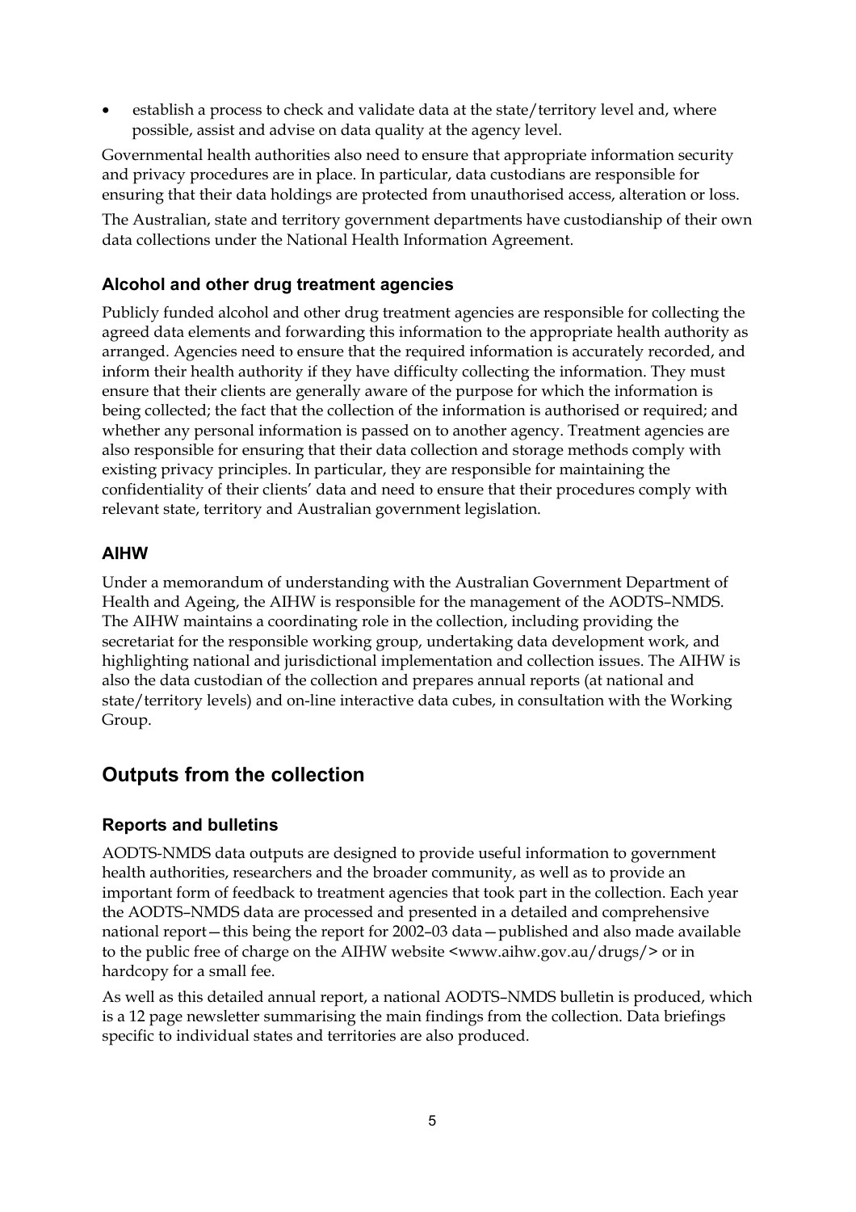- establish a process to check and validate data at the state/territory level and, where possible, assist and advise on data quality at the agency level.

Governmental health authorities also need to ensure that appropriate information security and privacy procedures are in place. In particular, data custodians are responsible for ensuring that their data holdings are protected from unauthorised access, alteration or loss.

The Australian, state and territory government departments have custodianship of their own data collections under the National Health Information Agreement.

### Alcohol and other drug treatment agencies

Publicly funded alcohol and other drug treatment agencies are responsible for collecting the agreed data elements and forwarding this information to the appropriate health authority as arranged. Agencies need to ensure that the required information is accurately recorded, and inform their health authority if they have difficulty collecting the information. They must ensure that their clients are generally aware of the purpose for which the information is being collected; the fact that the collection of the information is authorised or required; and whether any personal information is passed on to another agency. Treatment agencies are also responsible for ensuring that their data collection and storage methods comply with existing privacy principles. In particular, they are responsible for maintaining the confidentiality of their clients' data and need to ensure that their procedures comply with relevant state, territory and Australian government legislation.

### AIHW

Under a memorandum of understanding with the Australian Government Department of Health and Ageing, the AIHW is responsible for the management of the AODTS–NMDS. The AIHW maintains a coordinating role in the collection, including providing the secretariat for the responsible working group, undertaking data development work, and highlighting national and jurisdictional implementation and collection issues. The AIHW is also the data custodian of the collection and prepares annual reports (at national and state/territory levels) and on-line interactive data cubes, in consultation with the Working Group.

## Outputs from the collection

### Reports and bulletins

AODTS-NMDS data outputs are designed to provide useful information to government health authorities, researchers and the broader community, as well as to provide an important form of feedback to treatment agencies that took part in the collection. Each year the AODTS–NMDS data are processed and presented in a detailed and comprehensive national report—this being the report for 2002–03 data—published and also made available to the public free of charge on the AIHW website <www.aihw.gov.au/drugs/> or in hardcopy for a small fee.

As well as this detailed annual report, a national AODTS–NMDS bulletin is produced, which is a 12 page newsletter summarising the main findings from the collection. Data briefings specific to individual states and territories are also produced.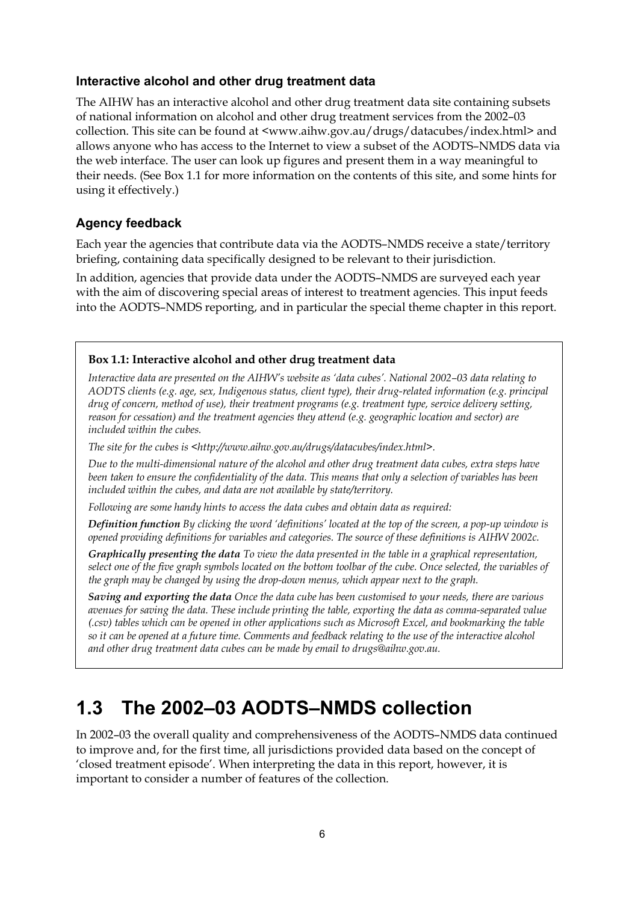### Interactive alcohol and other drug treatment data

The AIHW has an interactive alcohol and other drug treatment data site containing subsets of national information on alcohol and other drug treatment services from the 2002–03 collection. This site can be found at <www.aihw.gov.au/drugs/datacubes/index.html> and allows anyone who has access to the Internet to view a subset of the AODTS–NMDS data via the web interface. The user can look up figures and present them in a way meaningful to their needs. (See Box 1.1 for more information on the contents of this site, and some hints for using it effectively.)

### Agency feedback

Each year the agencies that contribute data via the AODTS–NMDS receive a state/territory briefing, containing data specifically designed to be relevant to their jurisdiction.

In addition, agencies that provide data under the AODTS–NMDS are surveyed each year with the aim of discovering special areas of interest to treatment agencies. This input feeds into the AODTS–NMDS reporting, and in particular the special theme chapter in this report.

**Box 1.1: Interactive alcohol and other drug treatment data**

*Interactive data are presented on the AIHW's website as 'data cubes'. National 2002–03 data relating to AODTS clients (e.g. age, sex, Indigenous status, client type), their drug-related information (e.g. principal drug of concern, method of use), their treatment programs (e.g. treatment type, service delivery setting, reason for cessation) and the treatment agencies they attend (e.g. geographic location and sector) are included within the cubes.*

*The site for the cubes is <http://www.aihw.gov.au/drugs/datacubes/index.html>.*

*Due to the multi-dimensional nature of the alcohol and other drug treatment data cubes, extra steps have been taken to ensure the confidentiality of the data. This means that only a selection of variables has been included within the cubes, and data are not available by state/territory.*

*Following are some handy hints to access the data cubes and obtain data as required:*

***Definition function*** *By clicking the word 'definitions' located at the top of the screen, a pop-up window is opened providing definitions for variables and categories. The source of these definitions is AIHW 2002c.*

***Graphically presenting the data*** *To view the data presented in the table in a graphical representation, select one of the five graph symbols located on the bottom toolbar of the cube. Once selected, the variables of the graph may be changed by using the drop-down menus, which appear next to the graph.*

***Saving and exporting the data*** *Once the data cube has been customised to your needs, there are various avenues for saving the data. These include printing the table, exporting the data as comma-separated value (.csv) tables which can be opened in other applications such as Microsoft Excel, and bookmarking the table so it can be opened at a future time. Comments and feedback relating to the use of the interactive alcohol and other drug treatment data cubes can be made by email to drugs@aihw.gov.au.*

## 1.3 The 2002–03 AODTS–NMDS collection

In 2002–03 the overall quality and comprehensiveness of the AODTS–NMDS data continued to improve and, for the first time, all jurisdictions provided data based on the concept of 'closed treatment episode'. When interpreting the data in this report, however, it is important to consider a number of features of the collection.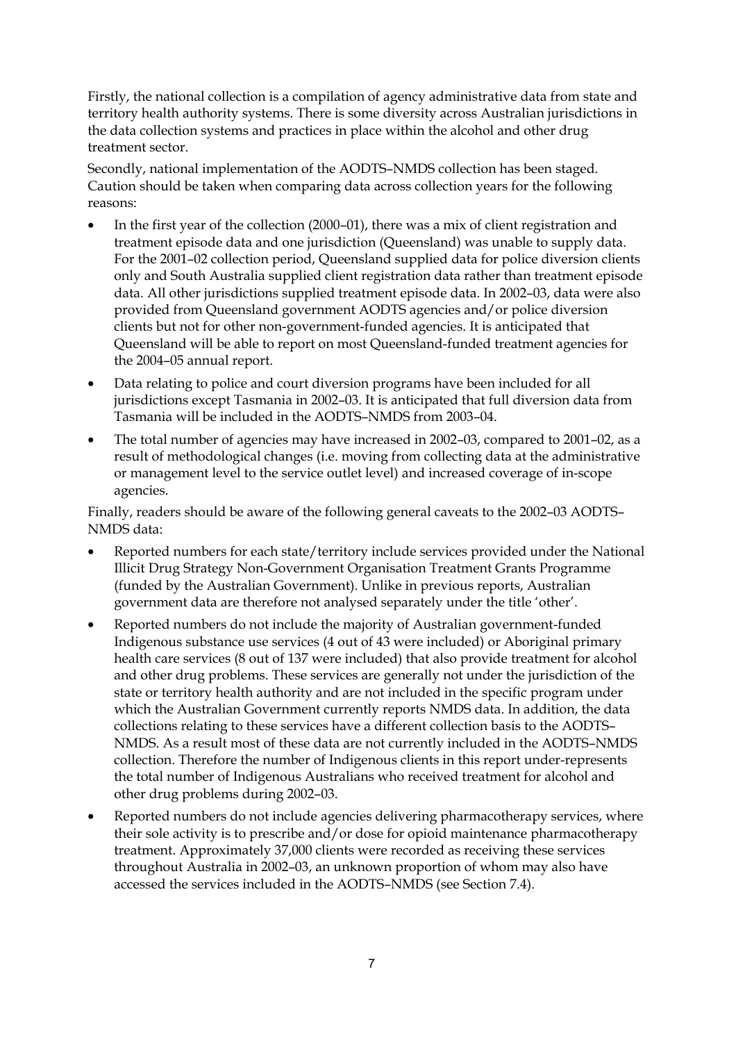Firstly, the national collection is a compilation of agency administrative data from state and territory health authority systems. There is some diversity across Australian jurisdictions in the data collection systems and practices in place within the alcohol and other drug treatment sector.

Secondly, national implementation of the AODTS–NMDS collection has been staged. Caution should be taken when comparing data across collection years for the following reasons:

- In the first year of the collection (2000–01), there was a mix of client registration and treatment episode data and one jurisdiction (Queensland) was unable to supply data. For the 2001–02 collection period, Queensland supplied data for police diversion clients only and South Australia supplied client registration data rather than treatment episode data. All other jurisdictions supplied treatment episode data. In 2002–03, data were also provided from Queensland government AODTS agencies and/or police diversion clients but not for other non-government-funded agencies. It is anticipated that Queensland will be able to report on most Queensland-funded treatment agencies for the 2004–05 annual report.
- Data relating to police and court diversion programs have been included for all jurisdictions except Tasmania in 2002–03. It is anticipated that full diversion data from Tasmania will be included in the AODTS–NMDS from 2003–04.
- The total number of agencies may have increased in 2002–03, compared to 2001–02, as a result of methodological changes (i.e. moving from collecting data at the administrative or management level to the service outlet level) and increased coverage of in-scope agencies.

Finally, readers should be aware of the following general caveats to the 2002–03 AODTS–NMDS data:

- Reported numbers for each state/territory include services provided under the National Illicit Drug Strategy Non-Government Organisation Treatment Grants Programme (funded by the Australian Government). Unlike in previous reports, Australian government data are therefore not analysed separately under the title 'other'.
- Reported numbers do not include the majority of Australian government-funded Indigenous substance use services (4 out of 43 were included) or Aboriginal primary health care services (8 out of 137 were included) that also provide treatment for alcohol and other drug problems. These services are generally not under the jurisdiction of the state or territory health authority and are not included in the specific program under which the Australian Government currently reports NMDS data. In addition, the data collections relating to these services have a different collection basis to the AODTS–NMDS. As a result most of these data are not currently included in the AODTS–NMDS collection. Therefore the number of Indigenous clients in this report under-represents the total number of Indigenous Australians who received treatment for alcohol and other drug problems during 2002–03.
- Reported numbers do not include agencies delivering pharmacotherapy services, where their sole activity is to prescribe and/or dose for opioid maintenance pharmacotherapy treatment. Approximately 37,000 clients were recorded as receiving these services throughout Australia in 2002–03, an unknown proportion of whom may also have accessed the services included in the AODTS–NMDS (see Section 7.4).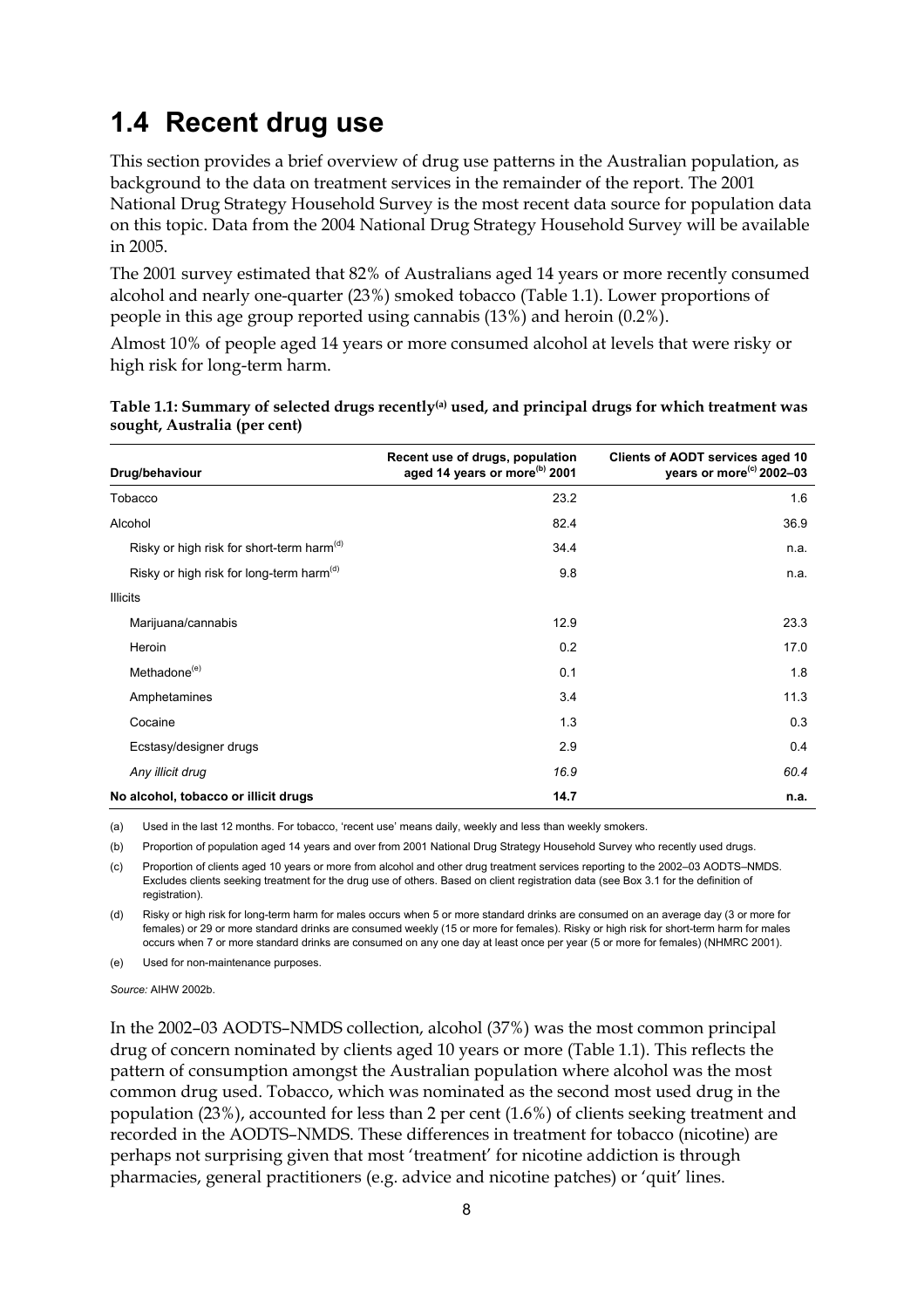## 1.4 Recent drug use

This section provides a brief overview of drug use patterns in the Australian population, as background to the data on treatment services in the remainder of the report. The 2001 National Drug Strategy Household Survey is the most recent data source for population data on this topic. Data from the 2004 National Drug Strategy Household Survey will be available in 2005.

The 2001 survey estimated that 82% of Australians aged 14 years or more recently consumed alcohol and nearly one-quarter (23%) smoked tobacco (Table 1.1). Lower proportions of people in this age group reported using cannabis (13%) and heroin (0.2%).

Almost 10% of people aged 14 years or more consumed alcohol at levels that were risky or high risk for long-term harm.

**Table 1.1: Summary of selected drugs recently[(a)] used, and principal drugs for which treatment was sought, Australia (per cent)**

| Drug/behaviour | Recent use of drugs, population aged 14 years or more[(b)] 2001 | Clients of AODT services aged 10 years or more[(c)] 2002–03 |
|---|---|---|
| Tobacco | 23.2 | 1.6 |
| Alcohol | 82.4 | 36.9 |
| Risky or high risk for short-term harm[(d)] | 34.4 | n.a. |
| Risky or high risk for long-term harm[(d)] | 9.8 | n.a. |
| Illicits | | |
| Marijuana/cannabis | 12.9 | 23.3 |
| Heroin | 0.2 | 17.0 |
| Methadone[(e)] | 0.1 | 1.8 |
| Amphetamines | 3.4 | 11.3 |
| Cocaine | 1.3 | 0.3 |
| Ecstasy/designer drugs | 2.9 | 0.4 |
| *Any illicit drug* | *16.9* | *60.4* |
| **No alcohol, tobacco or illicit drugs** | **14.7** | **n.a.** |

(a) Used in the last 12 months. For tobacco, 'recent use' means daily, weekly and less than weekly smokers.

(b) Proportion of population aged 14 years and over from 2001 National Drug Strategy Household Survey who recently used drugs.

(c) Proportion of clients aged 10 years or more from alcohol and other drug treatment services reporting to the 2002–03 AODTS–NMDS. Excludes clients seeking treatment for the drug use of others. Based on client registration data (see Box 3.1 for the definition of registration).

(d) Risky or high risk for long-term harm for males occurs when 5 or more standard drinks are consumed on an average day (3 or more for females) or 29 or more standard drinks are consumed weekly (15 or more for females). Risky or high risk for short-term harm for males occurs when 7 or more standard drinks are consumed on any one day at least once per year (5 or more for females) (NHMRC 2001).

(e) Used for non-maintenance purposes.

*Source:* AIHW 2002b.

In the 2002–03 AODTS–NMDS collection, alcohol (37%) was the most common principal drug of concern nominated by clients aged 10 years or more (Table 1.1). This reflects the pattern of consumption amongst the Australian population where alcohol was the most common drug used. Tobacco, which was nominated as the second most used drug in the population (23%), accounted for less than 2 per cent (1.6%) of clients seeking treatment and recorded in the AODTS–NMDS. These differences in treatment for tobacco (nicotine) are perhaps not surprising given that most 'treatment' for nicotine addiction is through pharmacies, general practitioners (e.g. advice and nicotine patches) or 'quit' lines.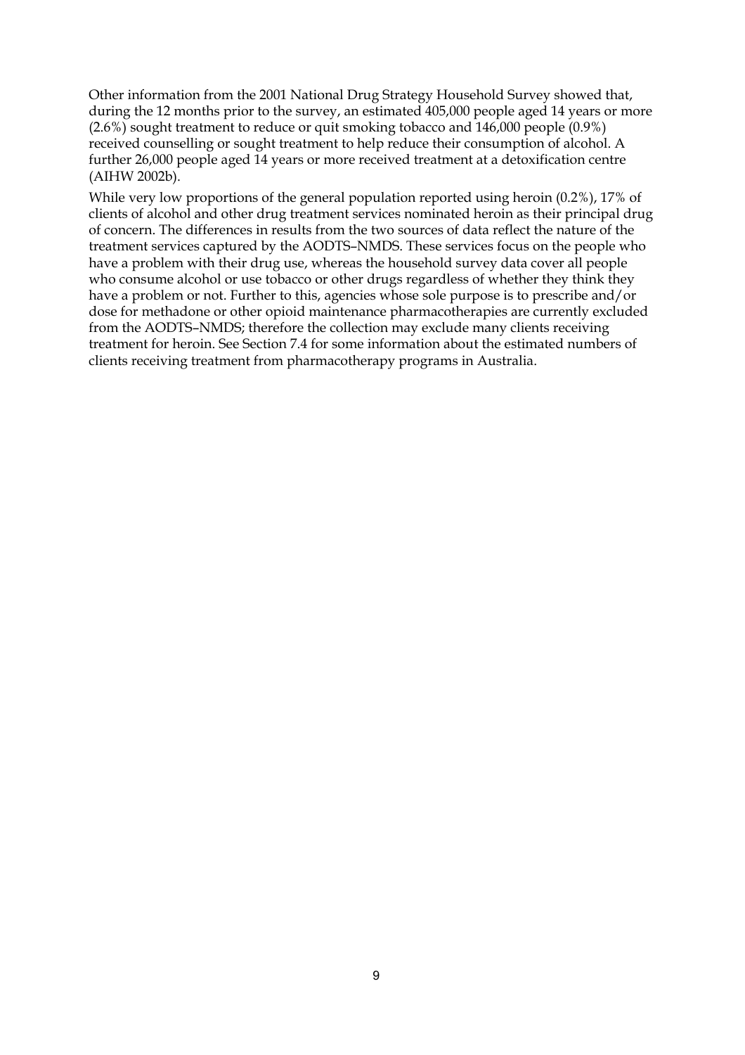Other information from the 2001 National Drug Strategy Household Survey showed that, during the 12 months prior to the survey, an estimated 405,000 people aged 14 years or more (2.6%) sought treatment to reduce or quit smoking tobacco and 146,000 people (0.9%) received counselling or sought treatment to help reduce their consumption of alcohol. A further 26,000 people aged 14 years or more received treatment at a detoxification centre (AIHW 2002b).

While very low proportions of the general population reported using heroin (0.2%), 17% of clients of alcohol and other drug treatment services nominated heroin as their principal drug of concern. The differences in results from the two sources of data reflect the nature of the treatment services captured by the AODTS–NMDS. These services focus on the people who have a problem with their drug use, whereas the household survey data cover all people who consume alcohol or use tobacco or other drugs regardless of whether they think they have a problem or not. Further to this, agencies whose sole purpose is to prescribe and/or dose for methadone or other opioid maintenance pharmacotherapies are currently excluded from the AODTS–NMDS; therefore the collection may exclude many clients receiving treatment for heroin. See Section 7.4 for some information about the estimated numbers of clients receiving treatment from pharmacotherapy programs in Australia.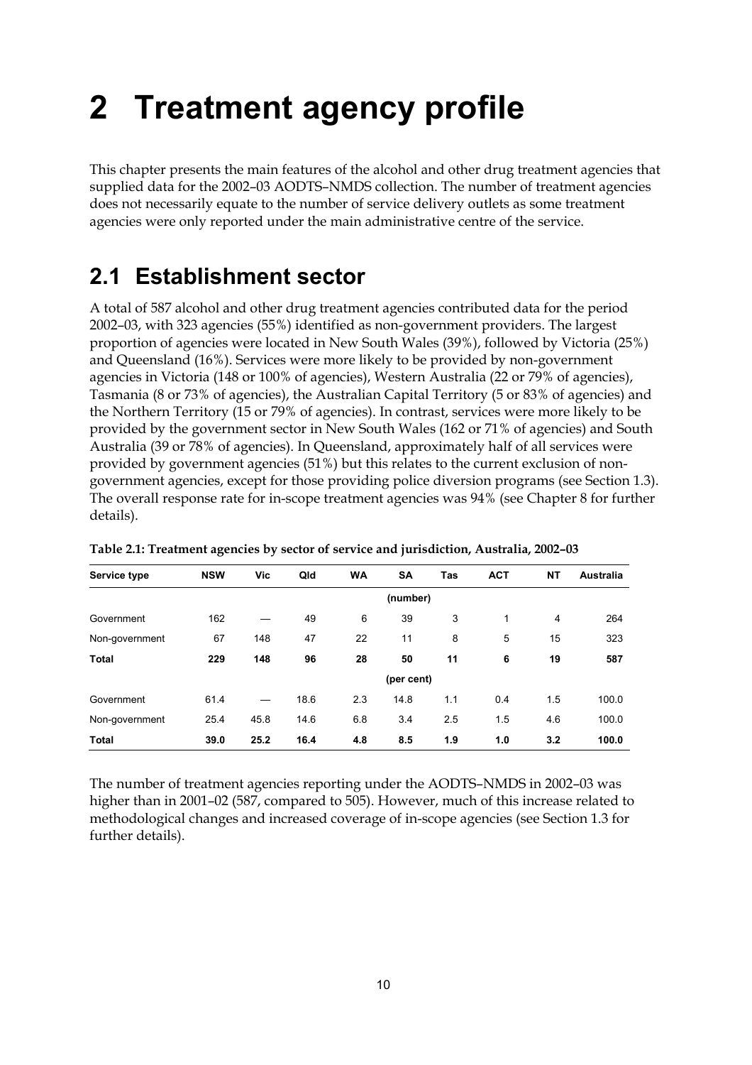// Page 26 transcription

# 2 Treatment agency profile

This chapter presents the main features of the alcohol and other drug treatment agencies that supplied data for the 2002–03 AODTS–NMDS collection. The number of treatment agencies does not necessarily equate to the number of service delivery outlets as some treatment agencies were only reported under the main administrative centre of the service.

## 2.1 Establishment sector

A total of 587 alcohol and other drug treatment agencies contributed data for the period 2002–03, with 323 agencies (55%) identified as non-government providers. The largest proportion of agencies were located in New South Wales (39%), followed by Victoria (25%) and Queensland (16%). Services were more likely to be provided by non-government agencies in Victoria (148 or 100% of agencies), Western Australia (22 or 79% of agencies), Tasmania (8 or 73% of agencies), the Australian Capital Territory (5 or 83% of agencies) and the Northern Territory (15 or 79% of agencies). In contrast, services were more likely to be provided by the government sector in New South Wales (162 or 71% of agencies) and South Australia (39 or 78% of agencies). In Queensland, approximately half of all services were provided by government agencies (51%) but this relates to the current exclusion of non-government agencies, except for those providing police diversion programs (see Section 1.3). The overall response rate for in-scope treatment agencies was 94% (see Chapter 8 for further details).

**Table 2.1: Treatment agencies by sector of service and jurisdiction, Australia, 2002–03**

| Service type | NSW | Vic | Qld | WA | SA | Tas | ACT | NT | Australia |
|---|---|---|---|---|---|---|---|---|---|
| | | | | | (number) | | | | |
| Government | 162 | — | 49 | 6 | 39 | 3 | 1 | 4 | 264 |
| Non-government | 67 | 148 | 47 | 22 | 11 | 8 | 5 | 15 | 323 |
| **Total** | **229** | **148** | **96** | **28** | **50** | **11** | **6** | **19** | **587** |
| | | | | | (per cent) | | | | |
| Government | 61.4 | — | 18.6 | 2.3 | 14.8 | 1.1 | 0.4 | 1.5 | 100.0 |
| Non-government | 25.4 | 45.8 | 14.6 | 6.8 | 3.4 | 2.5 | 1.5 | 4.6 | 100.0 |
| **Total** | **39.0** | **25.2** | **16.4** | **4.8** | **8.5** | **1.9** | **1.0** | **3.2** | **100.0** |

The number of treatment agencies reporting under the AODTS–NMDS in 2002–03 was higher than in 2001–02 (587, compared to 505). However, much of this increase related to methodological changes and increased coverage of in-scope agencies (see Section 1.3 for further details).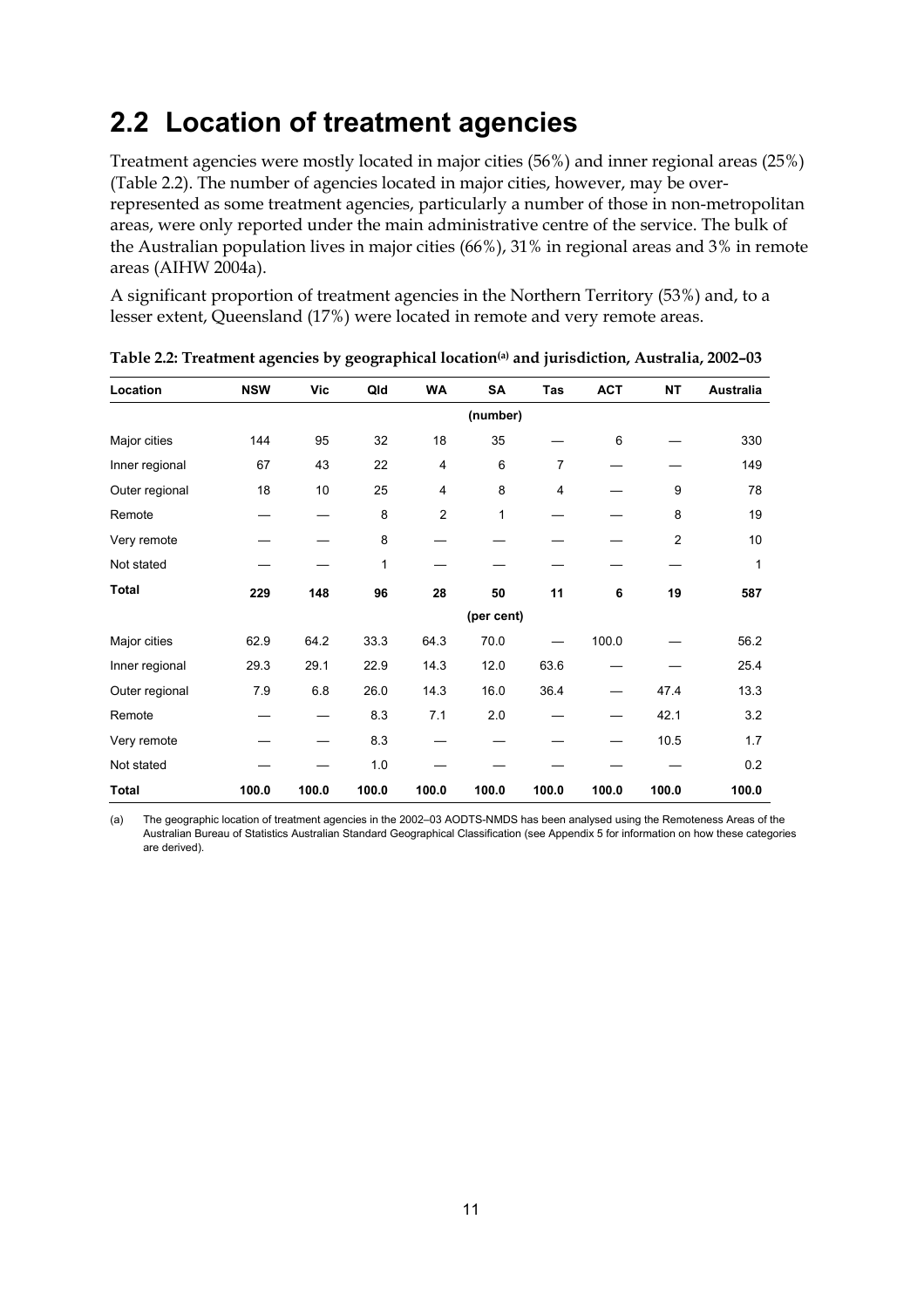## 2.2 Location of treatment agencies

Treatment agencies were mostly located in major cities (56%) and inner regional areas (25%) (Table 2.2). The number of agencies located in major cities, however, may be over-represented as some treatment agencies, particularly a number of those in non-metropolitan areas, were only reported under the main administrative centre of the service. The bulk of the Australian population lives in major cities (66%), 31% in regional areas and 3% in remote areas (AIHW 2004a).

A significant proportion of treatment agencies in the Northern Territory (53%) and, to a lesser extent, Queensland (17%) were located in remote and very remote areas.

**Table 2.2: Treatment agencies by geographical location[(a)] and jurisdiction, Australia, 2002–03**

| Location | NSW | Vic | Qld | WA | SA | Tas | ACT | NT | Australia |
|---|---|---|---|---|---|---|---|---|---|
| | | | | | (number) | | | | |
| Major cities | 144 | 95 | 32 | 18 | 35 | — | 6 | — | 330 |
| Inner regional | 67 | 43 | 22 | 4 | 6 | 7 | — | — | 149 |
| Outer regional | 18 | 10 | 25 | 4 | 8 | 4 | — | 9 | 78 |
| Remote | — | — | 8 | 2 | 1 | — | — | 8 | 19 |
| Very remote | — | — | 8 | — | — | — | — | 2 | 10 |
| Not stated | — | — | 1 | — | — | — | — | — | 1 |
| **Total** | **229** | **148** | **96** | **28** | **50** | **11** | **6** | **19** | **587** |
| | | | | | (per cent) | | | | |
| Major cities | 62.9 | 64.2 | 33.3 | 64.3 | 70.0 | — | 100.0 | — | 56.2 |
| Inner regional | 29.3 | 29.1 | 22.9 | 14.3 | 12.0 | 63.6 | — | — | 25.4 |
| Outer regional | 7.9 | 6.8 | 26.0 | 14.3 | 16.0 | 36.4 | — | 47.4 | 13.3 |
| Remote | — | — | 8.3 | 7.1 | 2.0 | — | — | 42.1 | 3.2 |
| Very remote | — | — | 8.3 | — | — | — | — | 10.5 | 1.7 |
| Not stated | — | — | 1.0 | — | — | — | — | — | 0.2 |
| **Total** | **100.0** | **100.0** | **100.0** | **100.0** | **100.0** | **100.0** | **100.0** | **100.0** | **100.0** |

(a) The geographic location of treatment agencies in the 2002–03 AODTS-NMDS has been analysed using the Remoteness Areas of the Australian Bureau of Statistics Australian Standard Geographical Classification (see Appendix 5 for information on how these categories are derived).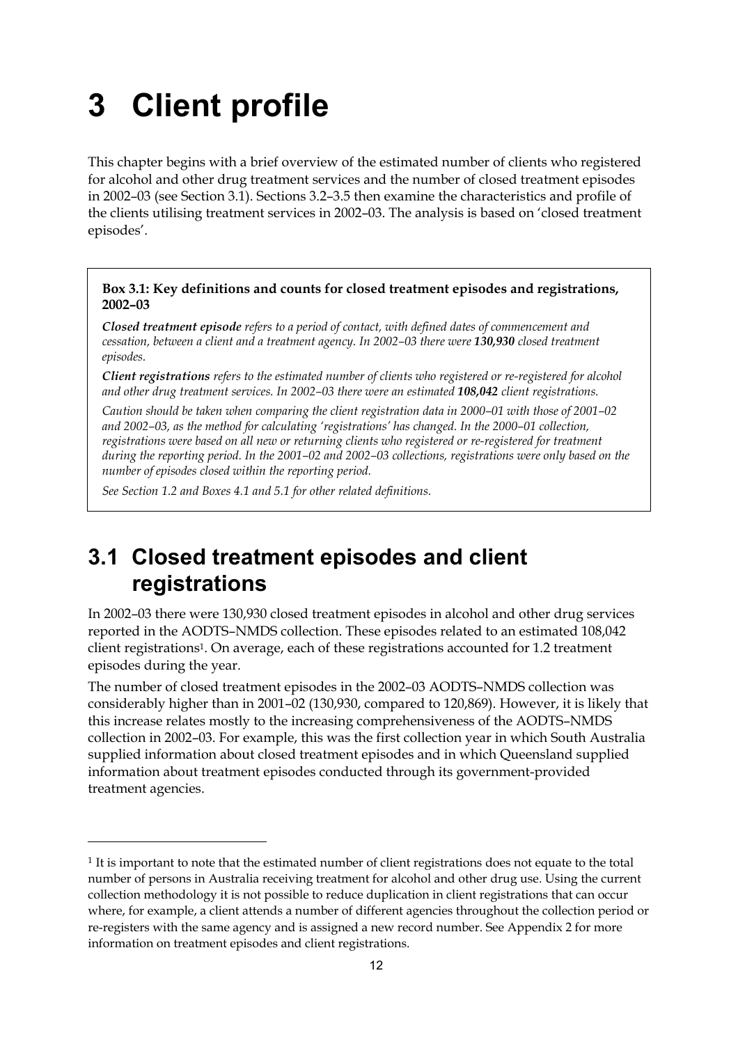# 3 Client profile

This chapter begins with a brief overview of the estimated number of clients who registered for alcohol and other drug treatment services and the number of closed treatment episodes in 2002–03 (see Section 3.1). Sections 3.2–3.5 then examine the characteristics and profile of the clients utilising treatment services in 2002–03. The analysis is based on 'closed treatment episodes'.

> **Box 3.1: Key definitions and counts for closed treatment episodes and registrations, 2002–03**
>
> ***Closed treatment episode*** *refers to a period of contact, with defined dates of commencement and cessation, between a client and a treatment agency. In 2002–03 there were* ***130,930*** *closed treatment episodes.*
>
> ***Client registrations*** *refers to the estimated number of clients who registered or re-registered for alcohol and other drug treatment services. In 2002–03 there were an estimated* ***108,042*** *client registrations.*
>
> *Caution should be taken when comparing the client registration data in 2000–01 with those of 2001–02 and 2002–03, as the method for calculating 'registrations' has changed. In the 2000–01 collection, registrations were based on all new or returning clients who registered or re-registered for treatment during the reporting period. In the 2001–02 and 2002–03 collections, registrations were only based on the number of episodes closed within the reporting period.*
>
> *See Section 1.2 and Boxes 4.1 and 5.1 for other related definitions.*

## 3.1 Closed treatment episodes and client registrations

In 2002–03 there were 130,930 closed treatment episodes in alcohol and other drug services reported in the AODTS–NMDS collection. These episodes related to an estimated 108,042 client registrations[1]. On average, each of these registrations accounted for 1.2 treatment episodes during the year.

The number of closed treatment episodes in the 2002–03 AODTS–NMDS collection was considerably higher than in 2001–02 (130,930, compared to 120,869). However, it is likely that this increase relates mostly to the increasing comprehensiveness of the AODTS–NMDS collection in 2002–03. For example, this was the first collection year in which South Australia supplied information about closed treatment episodes and in which Queensland supplied information about treatment episodes conducted through its government-provided treatment agencies.

---

[1] It is important to note that the estimated number of client registrations does not equate to the total number of persons in Australia receiving treatment for alcohol and other drug use. Using the current collection methodology it is not possible to reduce duplication in client registrations that can occur where, for example, a client attends a number of different agencies throughout the collection period or re-registers with the same agency and is assigned a new record number. See Appendix 2 for more information on treatment episodes and client registrations.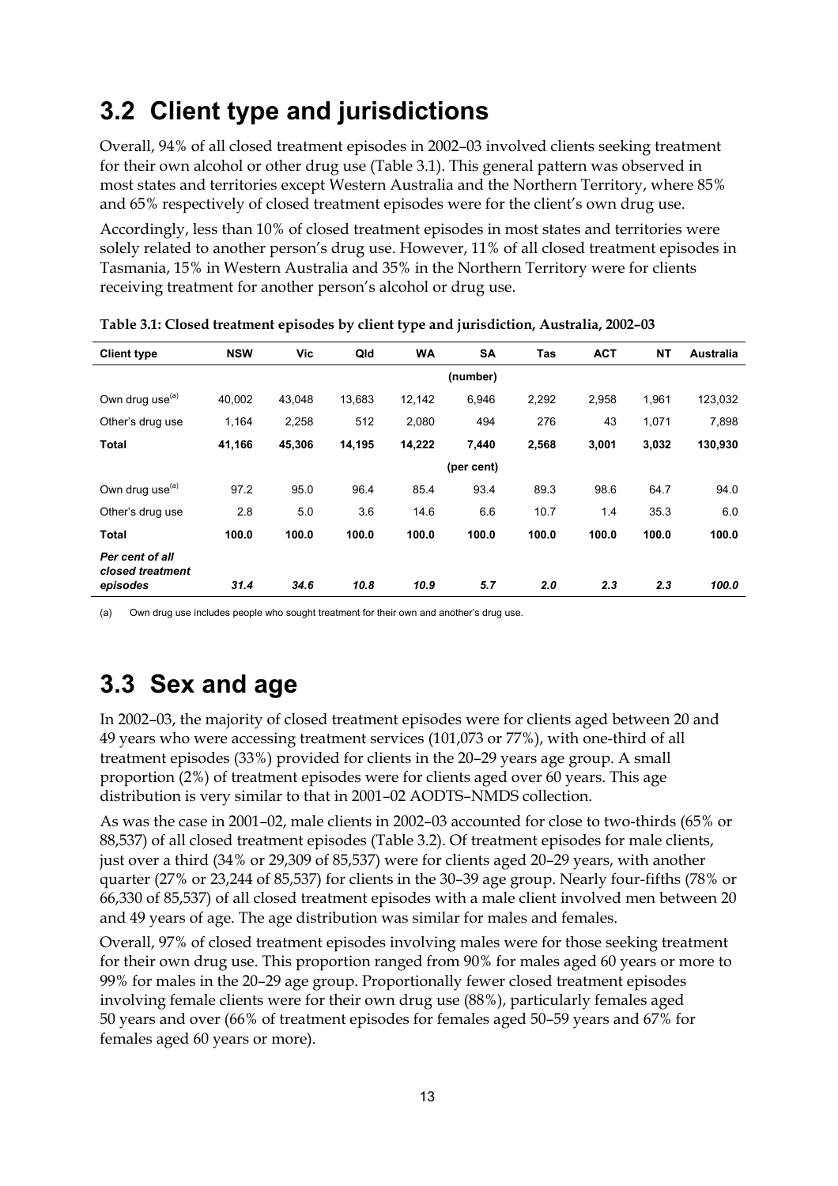## 3.2 Client type and jurisdictions

Overall, 94% of all closed treatment episodes in 2002–03 involved clients seeking treatment for their own alcohol or other drug use (Table 3.1). This general pattern was observed in most states and territories except Western Australia and the Northern Territory, where 85% and 65% respectively of closed treatment episodes were for the client's own drug use.

Accordingly, less than 10% of closed treatment episodes in most states and territories were solely related to another person's drug use. However, 11% of all closed treatment episodes in Tasmania, 15% in Western Australia and 35% in the Northern Territory were for clients receiving treatment for another person's alcohol or drug use.

**Table 3.1: Closed treatment episodes by client type and jurisdiction, Australia, 2002–03**

| Client type | NSW | Vic | Qld | WA | SA | Tas | ACT | NT | Australia |
|---|---|---|---|---|---|---|---|---|---|
| | | | | | (number) | | | | |
| Own drug use[(a)] | 40,002 | 43,048 | 13,683 | 12,142 | 6,946 | 2,292 | 2,958 | 1,961 | 123,032 |
| Other's drug use | 1,164 | 2,258 | 512 | 2,080 | 494 | 276 | 43 | 1,071 | 7,898 |
| **Total** | **41,166** | **45,306** | **14,195** | **14,222** | **7,440** | **2,568** | **3,001** | **3,032** | **130,930** |
| | | | | | (per cent) | | | | |
| Own drug use[(a)] | 97.2 | 95.0 | 96.4 | 85.4 | 93.4 | 89.3 | 98.6 | 64.7 | 94.0 |
| Other's drug use | 2.8 | 5.0 | 3.6 | 14.6 | 6.6 | 10.7 | 1.4 | 35.3 | 6.0 |
| **Total** | **100.0** | **100.0** | **100.0** | **100.0** | **100.0** | **100.0** | **100.0** | **100.0** | **100.0** |
| ***Per cent of all closed treatment episodes*** | ***31.4*** | ***34.6*** | ***10.8*** | ***10.9*** | ***5.7*** | ***2.0*** | ***2.3*** | ***2.3*** | ***100.0*** |

(a) Own drug use includes people who sought treatment for their own and another's drug use.

## 3.3 Sex and age

In 2002–03, the majority of closed treatment episodes were for clients aged between 20 and 49 years who were accessing treatment services (101,073 or 77%), with one-third of all treatment episodes (33%) provided for clients in the 20–29 years age group. A small proportion (2%) of treatment episodes were for clients aged over 60 years. This age distribution is very similar to that in 2001–02 AODTS–NMDS collection.

As was the case in 2001–02, male clients in 2002–03 accounted for close to two-thirds (65% or 88,537) of all closed treatment episodes (Table 3.2). Of treatment episodes for male clients, just over a third (34% or 29,309 of 85,537) were for clients aged 20–29 years, with another quarter (27% or 23,244 of 85,537) for clients in the 30–39 age group. Nearly four-fifths (78% or 66,330 of 85,537) of all closed treatment episodes with a male client involved men between 20 and 49 years of age. The age distribution was similar for males and females.

Overall, 97% of closed treatment episodes involving males were for those seeking treatment for their own drug use. This proportion ranged from 90% for males aged 60 years or more to 99% for males in the 20–29 age group. Proportionally fewer closed treatment episodes involving female clients were for their own drug use (88%), particularly females aged 50 years and over (66% of treatment episodes for females aged 50–59 years and 67% for females aged 60 years or more).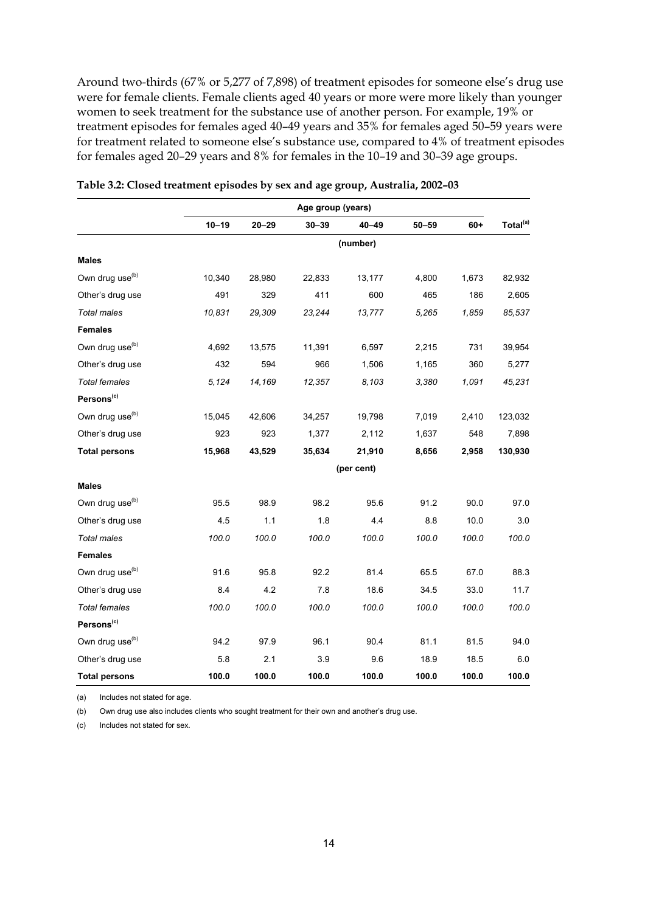Around two-thirds (67% or 5,277 of 7,898) of treatment episodes for someone else's drug use were for female clients. Female clients aged 40 years or more were more likely than younger women to seek treatment for the substance use of another person. For example, 19% or treatment episodes for females aged 40–49 years and 35% for females aged 50–59 years were for treatment related to someone else's substance use, compared to 4% of treatment episodes for females aged 20–29 years and 8% for females in the 10–19 and 30–39 age groups.

**Table 3.2: Closed treatment episodes by sex and age group, Australia, 2002–03**

| | Age group (years) | | | | | | |
|---|---|---|---|---|---|---|---|
| | 10–19 | 20–29 | 30–39 | 40–49 | 50–59 | 60+ | Total[(a)] |
| | | | | (number) | | | |
| **Males** | | | | | | | |
| Own drug use[(b)] | 10,340 | 28,980 | 22,833 | 13,177 | 4,800 | 1,673 | 82,932 |
| Other's drug use | 491 | 329 | 411 | 600 | 465 | 186 | 2,605 |
| *Total males* | *10,831* | *29,309* | *23,244* | *13,777* | *5,265* | *1,859* | *85,537* |
| **Females** | | | | | | | |
| Own drug use[(b)] | 4,692 | 13,575 | 11,391 | 6,597 | 2,215 | 731 | 39,954 |
| Other's drug use | 432 | 594 | 966 | 1,506 | 1,165 | 360 | 5,277 |
| *Total females* | *5,124* | *14,169* | *12,357* | *8,103* | *3,380* | *1,091* | *45,231* |
| **Persons[(c)]** | | | | | | | |
| Own drug use[(b)] | 15,045 | 42,606 | 34,257 | 19,798 | 7,019 | 2,410 | 123,032 |
| Other's drug use | 923 | 923 | 1,377 | 2,112 | 1,637 | 548 | 7,898 |
| **Total persons** | **15,968** | **43,529** | **35,634** | **21,910** | **8,656** | **2,958** | **130,930** |
| | | | | (per cent) | | | |
| **Males** | | | | | | | |
| Own drug use[(b)] | 95.5 | 98.9 | 98.2 | 95.6 | 91.2 | 90.0 | 97.0 |
| Other's drug use | 4.5 | 1.1 | 1.8 | 4.4 | 8.8 | 10.0 | 3.0 |
| *Total males* | *100.0* | *100.0* | *100.0* | *100.0* | *100.0* | *100.0* | *100.0* |
| **Females** | | | | | | | |
| Own drug use[(b)] | 91.6 | 95.8 | 92.2 | 81.4 | 65.5 | 67.0 | 88.3 |
| Other's drug use | 8.4 | 4.2 | 7.8 | 18.6 | 34.5 | 33.0 | 11.7 |
| *Total females* | *100.0* | *100.0* | *100.0* | *100.0* | *100.0* | *100.0* | *100.0* |
| **Persons[(c)]** | | | | | | | |
| Own drug use[(b)] | 94.2 | 97.9 | 96.1 | 90.4 | 81.1 | 81.5 | 94.0 |
| Other's drug use | 5.8 | 2.1 | 3.9 | 9.6 | 18.9 | 18.5 | 6.0 |
| **Total persons** | **100.0** | **100.0** | **100.0** | **100.0** | **100.0** | **100.0** | **100.0** |

(a) Includes not stated for age.

(b) Own drug use also includes clients who sought treatment for their own and another's drug use.

(c) Includes not stated for sex.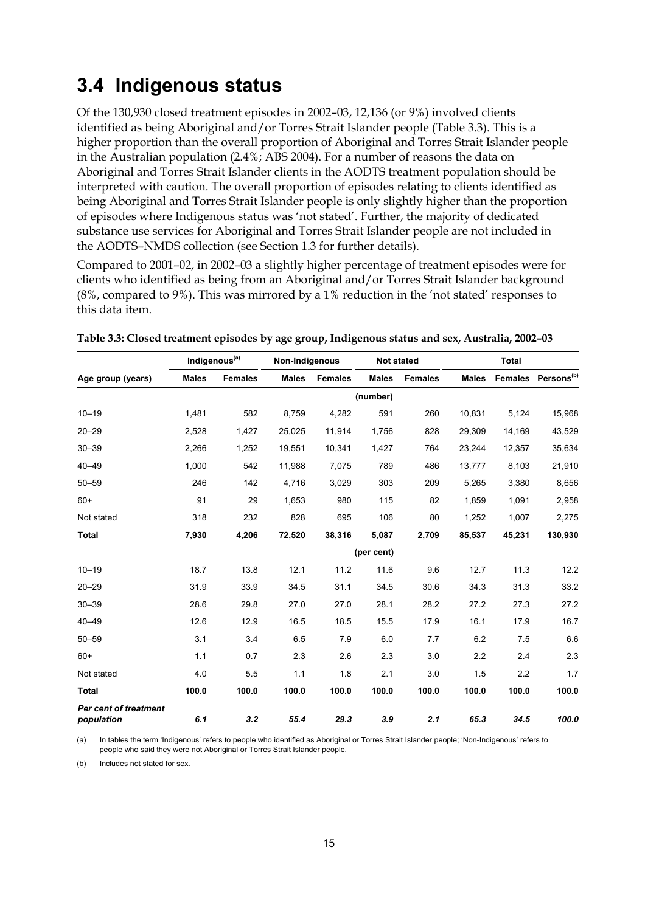## 3.4 Indigenous status

Of the 130,930 closed treatment episodes in 2002–03, 12,136 (or 9%) involved clients identified as being Aboriginal and/or Torres Strait Islander people (Table 3.3). This is a higher proportion than the overall proportion of Aboriginal and Torres Strait Islander people in the Australian population (2.4%; ABS 2004). For a number of reasons the data on Aboriginal and Torres Strait Islander clients in the AODTS treatment population should be interpreted with caution. The overall proportion of episodes relating to clients identified as being Aboriginal and Torres Strait Islander people is only slightly higher than the proportion of episodes where Indigenous status was 'not stated'. Further, the majority of dedicated substance use services for Aboriginal and Torres Strait Islander people are not included in the AODTS–NMDS collection (see Section 1.3 for further details).

Compared to 2001–02, in 2002–03 a slightly higher percentage of treatment episodes were for clients who identified as being from an Aboriginal and/or Torres Strait Islander background (8%, compared to 9%). This was mirrored by a 1% reduction in the 'not stated' responses to this data item.

**Table 3.3: Closed treatment episodes by age group, Indigenous status and sex, Australia, 2002–03**

| | Indigenous[(a)] | | Non-Indigenous | | Not stated | | Total | | |
|---|---|---|---|---|---|---|---|---|---|
| **Age group (years)** | **Males** | **Females** | **Males** | **Females** | **Males** | **Females** | **Males** | **Females** | **Persons[(b)]** |
| | | | | | (number) | | | | |
| 10–19 | 1,481 | 582 | 8,759 | 4,282 | 591 | 260 | 10,831 | 5,124 | 15,968 |
| 20–29 | 2,528 | 1,427 | 25,025 | 11,914 | 1,756 | 828 | 29,309 | 14,169 | 43,529 |
| 30–39 | 2,266 | 1,252 | 19,551 | 10,341 | 1,427 | 764 | 23,244 | 12,357 | 35,634 |
| 40–49 | 1,000 | 542 | 11,988 | 7,075 | 789 | 486 | 13,777 | 8,103 | 21,910 |
| 50–59 | 246 | 142 | 4,716 | 3,029 | 303 | 209 | 5,265 | 3,380 | 8,656 |
| 60+ | 91 | 29 | 1,653 | 980 | 115 | 82 | 1,859 | 1,091 | 2,958 |
| Not stated | 318 | 232 | 828 | 695 | 106 | 80 | 1,252 | 1,007 | 2,275 |
| **Total** | **7,930** | **4,206** | **72,520** | **38,316** | **5,087** | **2,709** | **85,537** | **45,231** | **130,930** |
| | | | | | (per cent) | | | | |
| 10–19 | 18.7 | 13.8 | 12.1 | 11.2 | 11.6 | 9.6 | 12.7 | 11.3 | 12.2 |
| 20–29 | 31.9 | 33.9 | 34.5 | 31.1 | 34.5 | 30.6 | 34.3 | 31.3 | 33.2 |
| 30–39 | 28.6 | 29.8 | 27.0 | 27.0 | 28.1 | 28.2 | 27.2 | 27.3 | 27.2 |
| 40–49 | 12.6 | 12.9 | 16.5 | 18.5 | 15.5 | 17.9 | 16.1 | 17.9 | 16.7 |
| 50–59 | 3.1 | 3.4 | 6.5 | 7.9 | 6.0 | 7.7 | 6.2 | 7.5 | 6.6 |
| 60+ | 1.1 | 0.7 | 2.3 | 2.6 | 2.3 | 3.0 | 2.2 | 2.4 | 2.3 |
| Not stated | 4.0 | 5.5 | 1.1 | 1.8 | 2.1 | 3.0 | 1.5 | 2.2 | 1.7 |
| **Total** | **100.0** | **100.0** | **100.0** | **100.0** | **100.0** | **100.0** | **100.0** | **100.0** | **100.0** |
| ***Per cent of treatment population*** | ***6.1*** | ***3.2*** | ***55.4*** | ***29.3*** | ***3.9*** | ***2.1*** | ***65.3*** | ***34.5*** | ***100.0*** |

(a) In tables the term 'Indigenous' refers to people who identified as Aboriginal or Torres Strait Islander people; 'Non-Indigenous' refers to people who said they were not Aboriginal or Torres Strait Islander people.

(b) Includes not stated for sex.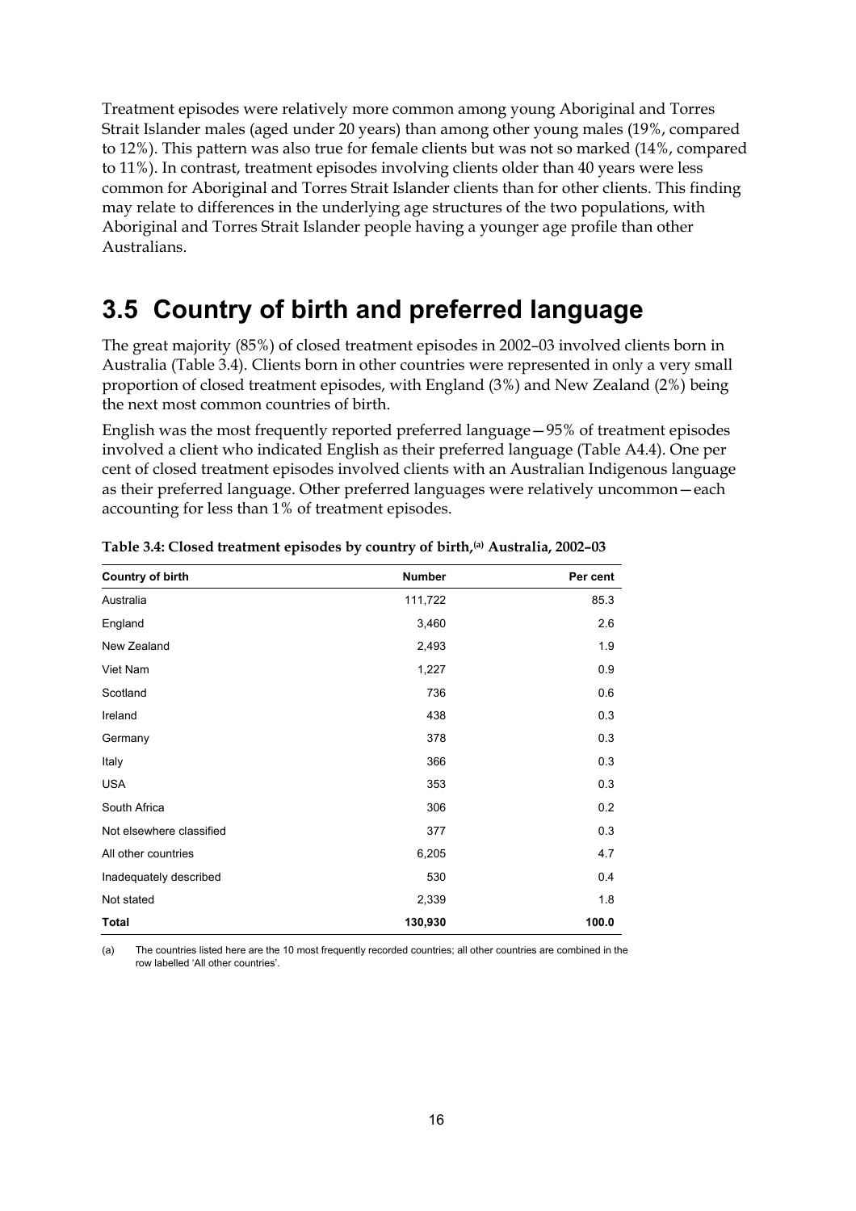Treatment episodes were relatively more common among young Aboriginal and Torres Strait Islander males (aged under 20 years) than among other young males (19%, compared to 12%). This pattern was also true for female clients but was not so marked (14%, compared to 11%). In contrast, treatment episodes involving clients older than 40 years were less common for Aboriginal and Torres Strait Islander clients than for other clients. This finding may relate to differences in the underlying age structures of the two populations, with Aboriginal and Torres Strait Islander people having a younger age profile than other Australians.

## 3.5 Country of birth and preferred language

The great majority (85%) of closed treatment episodes in 2002–03 involved clients born in Australia (Table 3.4). Clients born in other countries were represented in only a very small proportion of closed treatment episodes, with England (3%) and New Zealand (2%) being the next most common countries of birth.

English was the most frequently reported preferred language—95% of treatment episodes involved a client who indicated English as their preferred language (Table A4.4). One per cent of closed treatment episodes involved clients with an Australian Indigenous language as their preferred language. Other preferred languages were relatively uncommon—each accounting for less than 1% of treatment episodes.

**Table 3.4: Closed treatment episodes by country of birth,[a] Australia, 2002–03**

| Country of birth | Number | Per cent |
|---|---|---|
| Australia | 111,722 | 85.3 |
| England | 3,460 | 2.6 |
| New Zealand | 2,493 | 1.9 |
| Viet Nam | 1,227 | 0.9 |
| Scotland | 736 | 0.6 |
| Ireland | 438 | 0.3 |
| Germany | 378 | 0.3 |
| Italy | 366 | 0.3 |
| USA | 353 | 0.3 |
| South Africa | 306 | 0.2 |
| Not elsewhere classified | 377 | 0.3 |
| All other countries | 6,205 | 4.7 |
| Inadequately described | 530 | 0.4 |
| Not stated | 2,339 | 1.8 |
| **Total** | **130,930** | **100.0** |

(a) The countries listed here are the 10 most frequently recorded countries; all other countries are combined in the row labelled 'All other countries'.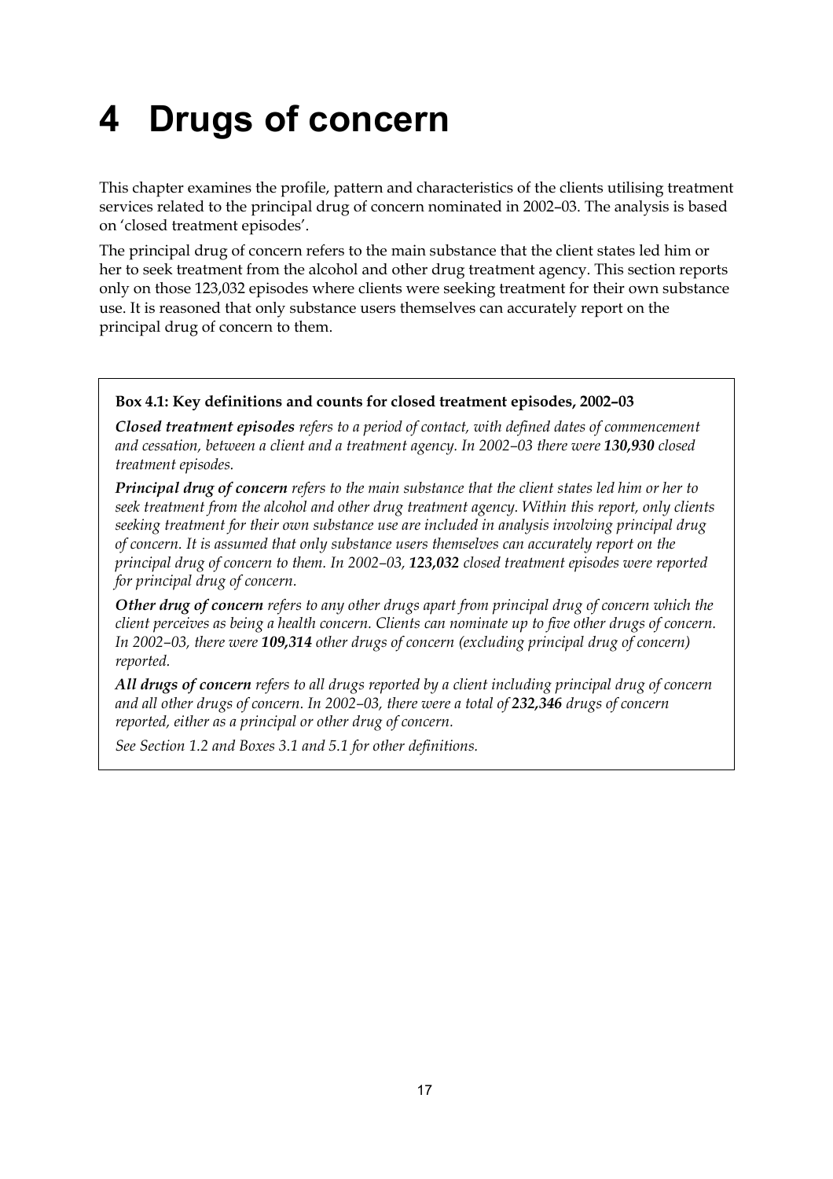# 4 Drugs of concern

This chapter examines the profile, pattern and characteristics of the clients utilising treatment services related to the principal drug of concern nominated in 2002–03. The analysis is based on 'closed treatment episodes'.

The principal drug of concern refers to the main substance that the client states led him or her to seek treatment from the alcohol and other drug treatment agency. This section reports only on those 123,032 episodes where clients were seeking treatment for their own substance use. It is reasoned that only substance users themselves can accurately report on the principal drug of concern to them.

**Box 4.1: Key definitions and counts for closed treatment episodes, 2002–03**

***Closed treatment episodes*** *refers to a period of contact, with defined dates of commencement and cessation, between a client and a treatment agency. In 2002–03 there were* ***130,930*** *closed treatment episodes.*

***Principal drug of concern*** *refers to the main substance that the client states led him or her to seek treatment from the alcohol and other drug treatment agency. Within this report, only clients seeking treatment for their own substance use are included in analysis involving principal drug of concern. It is assumed that only substance users themselves can accurately report on the principal drug of concern to them. In 2002–03,* ***123,032*** *closed treatment episodes were reported for principal drug of concern.*

***Other drug of concern*** *refers to any other drugs apart from principal drug of concern which the client perceives as being a health concern. Clients can nominate up to five other drugs of concern. In 2002–03, there were* ***109,314*** *other drugs of concern (excluding principal drug of concern) reported.*

***All drugs of concern*** *refers to all drugs reported by a client including principal drug of concern and all other drugs of concern. In 2002–03, there were a total of* ***232,346*** *drugs of concern reported, either as a principal or other drug of concern.*

*See Section 1.2 and Boxes 3.1 and 5.1 for other definitions.*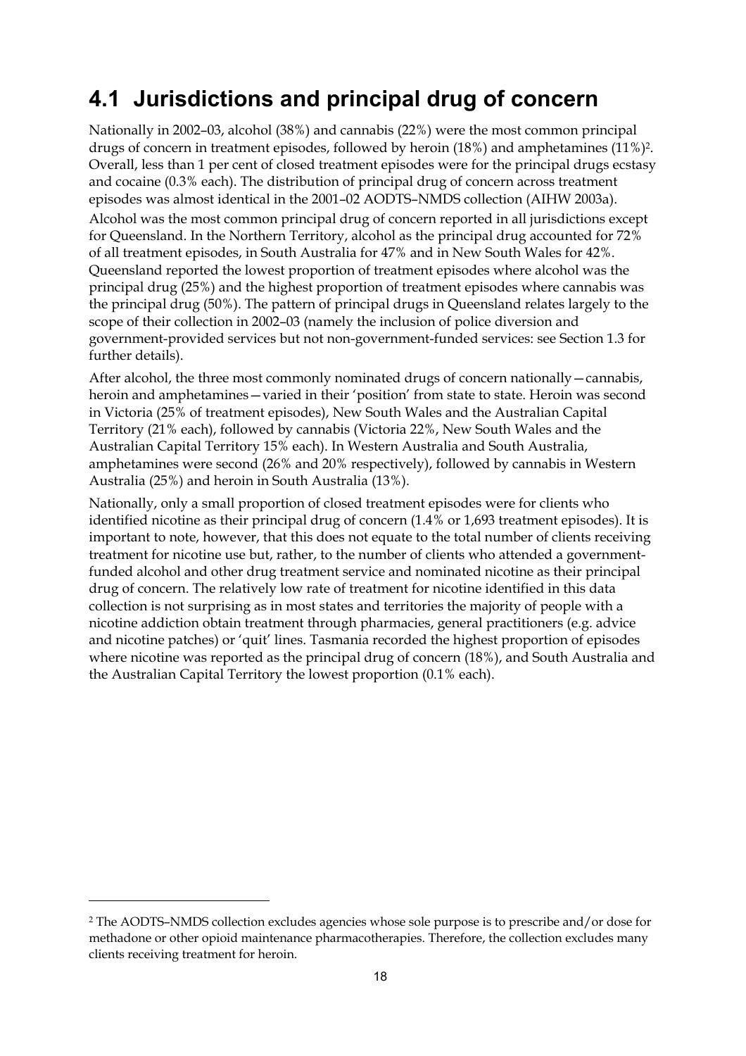## 4.1 Jurisdictions and principal drug of concern

Nationally in 2002–03, alcohol (38%) and cannabis (22%) were the most common principal drugs of concern in treatment episodes, followed by heroin (18%) and amphetamines (11%)[2]. Overall, less than 1 per cent of closed treatment episodes were for the principal drugs ecstasy and cocaine (0.3% each). The distribution of principal drug of concern across treatment episodes was almost identical in the 2001–02 AODTS–NMDS collection (AIHW 2003a).

Alcohol was the most common principal drug of concern reported in all jurisdictions except for Queensland. In the Northern Territory, alcohol as the principal drug accounted for 72% of all treatment episodes, in South Australia for 47% and in New South Wales for 42%. Queensland reported the lowest proportion of treatment episodes where alcohol was the principal drug (25%) and the highest proportion of treatment episodes where cannabis was the principal drug (50%). The pattern of principal drugs in Queensland relates largely to the scope of their collection in 2002–03 (namely the inclusion of police diversion and government-provided services but not non-government-funded services: see Section 1.3 for further details).

After alcohol, the three most commonly nominated drugs of concern nationally—cannabis, heroin and amphetamines—varied in their 'position' from state to state. Heroin was second in Victoria (25% of treatment episodes), New South Wales and the Australian Capital Territory (21% each), followed by cannabis (Victoria 22%, New South Wales and the Australian Capital Territory 15% each). In Western Australia and South Australia, amphetamines were second (26% and 20% respectively), followed by cannabis in Western Australia (25%) and heroin in South Australia (13%).

Nationally, only a small proportion of closed treatment episodes were for clients who identified nicotine as their principal drug of concern (1.4% or 1,693 treatment episodes). It is important to note, however, that this does not equate to the total number of clients receiving treatment for nicotine use but, rather, to the number of clients who attended a government-funded alcohol and other drug treatment service and nominated nicotine as their principal drug of concern. The relatively low rate of treatment for nicotine identified in this data collection is not surprising as in most states and territories the majority of people with a nicotine addiction obtain treatment through pharmacies, general practitioners (e.g. advice and nicotine patches) or 'quit' lines. Tasmania recorded the highest proportion of episodes where nicotine was reported as the principal drug of concern (18%), and South Australia and the Australian Capital Territory the lowest proportion (0.1% each).

---

[2] The AODTS–NMDS collection excludes agencies whose sole purpose is to prescribe and/or dose for methadone or other opioid maintenance pharmacotherapies. Therefore, the collection excludes many clients receiving treatment for heroin.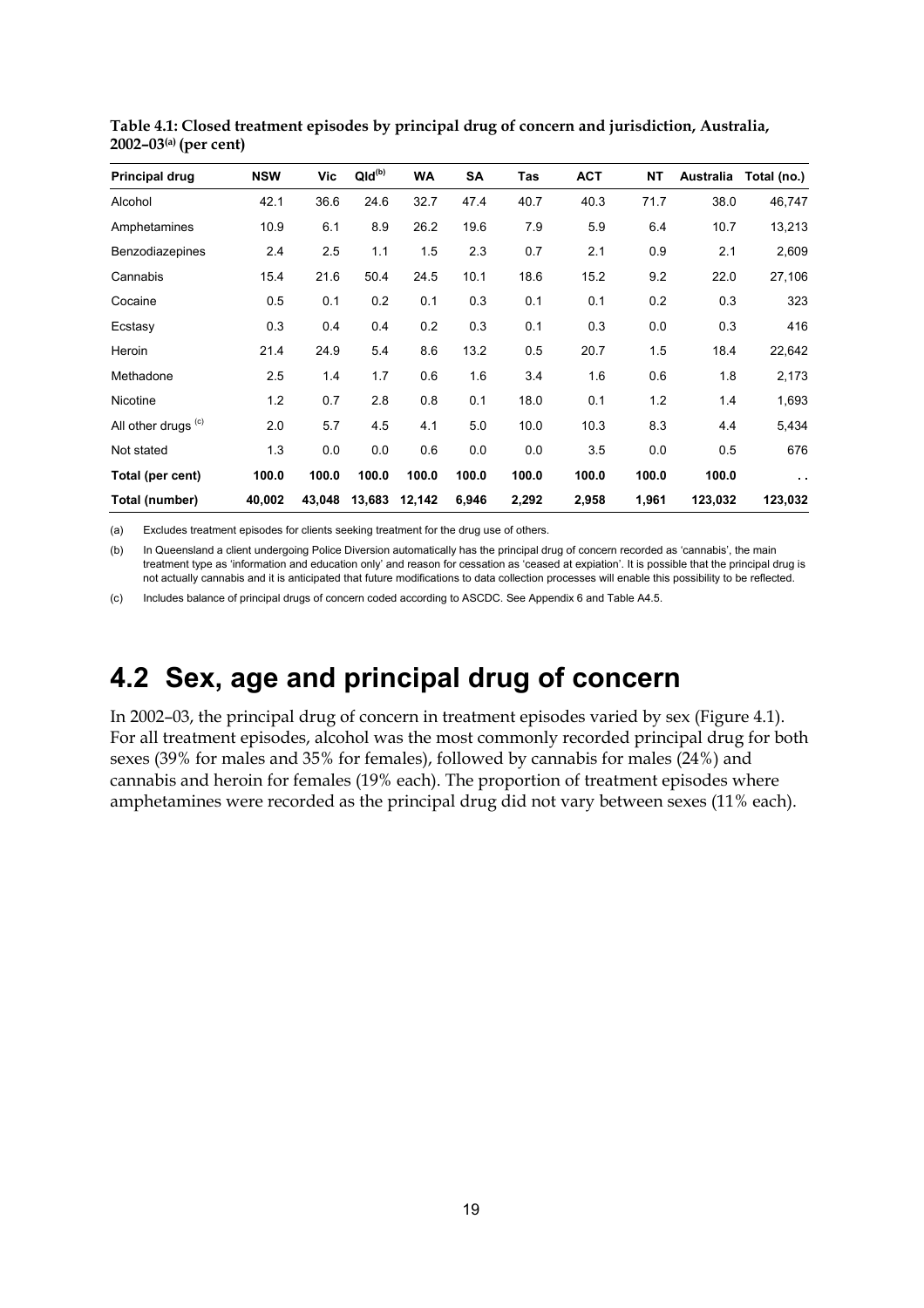**Table 4.1: Closed treatment episodes by principal drug of concern and jurisdiction, Australia, 2002–03[(a)] (per cent)**

| Principal drug | NSW | Vic | Qld[(b)] | WA | SA | Tas | ACT | NT | Australia | Total (no.) |
|---|---|---|---|---|---|---|---|---|---|---|
| Alcohol | 42.1 | 36.6 | 24.6 | 32.7 | 47.4 | 40.7 | 40.3 | 71.7 | 38.0 | 46,747 |
| Amphetamines | 10.9 | 6.1 | 8.9 | 26.2 | 19.6 | 7.9 | 5.9 | 6.4 | 10.7 | 13,213 |
| Benzodiazepines | 2.4 | 2.5 | 1.1 | 1.5 | 2.3 | 0.7 | 2.1 | 0.9 | 2.1 | 2,609 |
| Cannabis | 15.4 | 21.6 | 50.4 | 24.5 | 10.1 | 18.6 | 15.2 | 9.2 | 22.0 | 27,106 |
| Cocaine | 0.5 | 0.1 | 0.2 | 0.1 | 0.3 | 0.1 | 0.1 | 0.2 | 0.3 | 323 |
| Ecstasy | 0.3 | 0.4 | 0.4 | 0.2 | 0.3 | 0.1 | 0.3 | 0.0 | 0.3 | 416 |
| Heroin | 21.4 | 24.9 | 5.4 | 8.6 | 13.2 | 0.5 | 20.7 | 1.5 | 18.4 | 22,642 |
| Methadone | 2.5 | 1.4 | 1.7 | 0.6 | 1.6 | 3.4 | 1.6 | 0.6 | 1.8 | 2,173 |
| Nicotine | 1.2 | 0.7 | 2.8 | 0.8 | 0.1 | 18.0 | 0.1 | 1.2 | 1.4 | 1,693 |
| All other drugs [(c)] | 2.0 | 5.7 | 4.5 | 4.1 | 5.0 | 10.0 | 10.3 | 8.3 | 4.4 | 5,434 |
| Not stated | 1.3 | 0.0 | 0.0 | 0.6 | 0.0 | 0.0 | 3.5 | 0.0 | 0.5 | 676 |
| **Total (per cent)** | **100.0** | **100.0** | **100.0** | **100.0** | **100.0** | **100.0** | **100.0** | **100.0** | **100.0** | . . |
| **Total (number)** | **40,002** | **43,048** | **13,683** | **12,142** | **6,946** | **2,292** | **2,958** | **1,961** | **123,032** | **123,032** |

(a) Excludes treatment episodes for clients seeking treatment for the drug use of others.

(b) In Queensland a client undergoing Police Diversion automatically has the principal drug of concern recorded as 'cannabis', the main treatment type as 'information and education only' and reason for cessation as 'ceased at expiation'. It is possible that the principal drug is not actually cannabis and it is anticipated that future modifications to data collection processes will enable this possibility to be reflected.

(c) Includes balance of principal drugs of concern coded according to ASCDC. See Appendix 6 and Table A4.5.

## 4.2 Sex, age and principal drug of concern

In 2002–03, the principal drug of concern in treatment episodes varied by sex (Figure 4.1). For all treatment episodes, alcohol was the most commonly recorded principal drug for both sexes (39% for males and 35% for females), followed by cannabis for males (24%) and cannabis and heroin for females (19% each). The proportion of treatment episodes where amphetamines were recorded as the principal drug did not vary between sexes (11% each).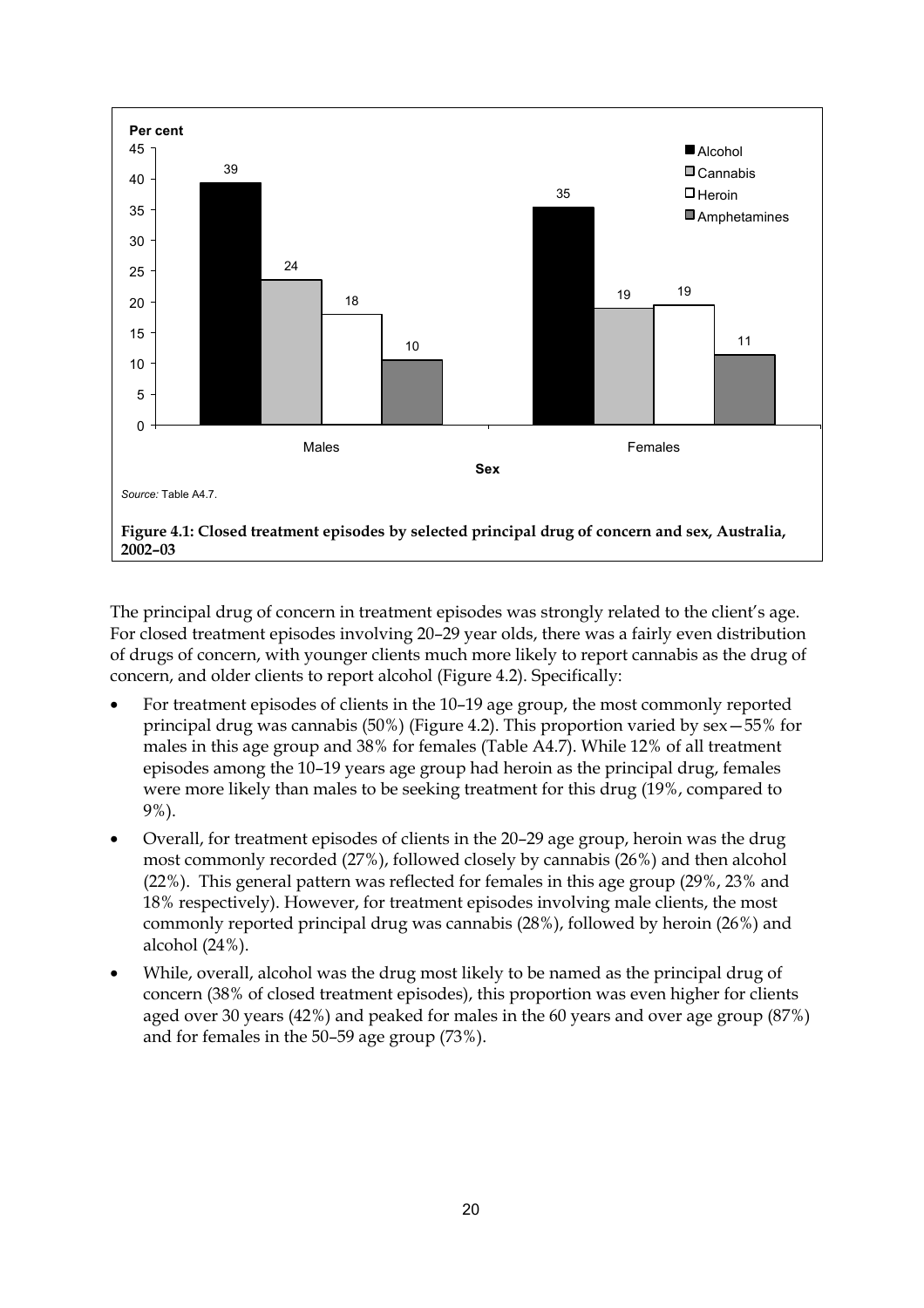Source: Table A4.7.

**Figure 4.1: Closed treatment episodes by selected principal drug of concern and sex, Australia, 2002–03**

| Sex | Alcohol | Cannabis | Heroin | Amphetamines |
| --- | --- | --- | --- | --- |
| Males | 39 | 24 | 18 | 10 |
| Females | 35 | 19 | 19 | 11 |

The principal drug of concern in treatment episodes was strongly related to the client's age. For closed treatment episodes involving 20–29 year olds, there was a fairly even distribution of drugs of concern, with younger clients much more likely to report cannabis as the drug of concern, and older clients to report alcohol (Figure 4.2). Specifically:

- For treatment episodes of clients in the 10–19 age group, the most commonly reported principal drug was cannabis (50%) (Figure 4.2). This proportion varied by sex—55% for males in this age group and 38% for females (Table A4.7). While 12% of all treatment episodes among the 10–19 years age group had heroin as the principal drug, females were more likely than males to be seeking treatment for this drug (19%, compared to 9%).
- Overall, for treatment episodes of clients in the 20–29 age group, heroin was the drug most commonly recorded (27%), followed closely by cannabis (26%) and then alcohol (22%). This general pattern was reflected for females in this age group (29%, 23% and 18% respectively). However, for treatment episodes involving male clients, the most commonly reported principal drug was cannabis (28%), followed by heroin (26%) and alcohol (24%).
- While, overall, alcohol was the drug most likely to be named as the principal drug of concern (38% of closed treatment episodes), this proportion was even higher for clients aged over 30 years (42%) and peaked for males in the 60 years and over age group (87%) and for females in the 50–59 age group (73%).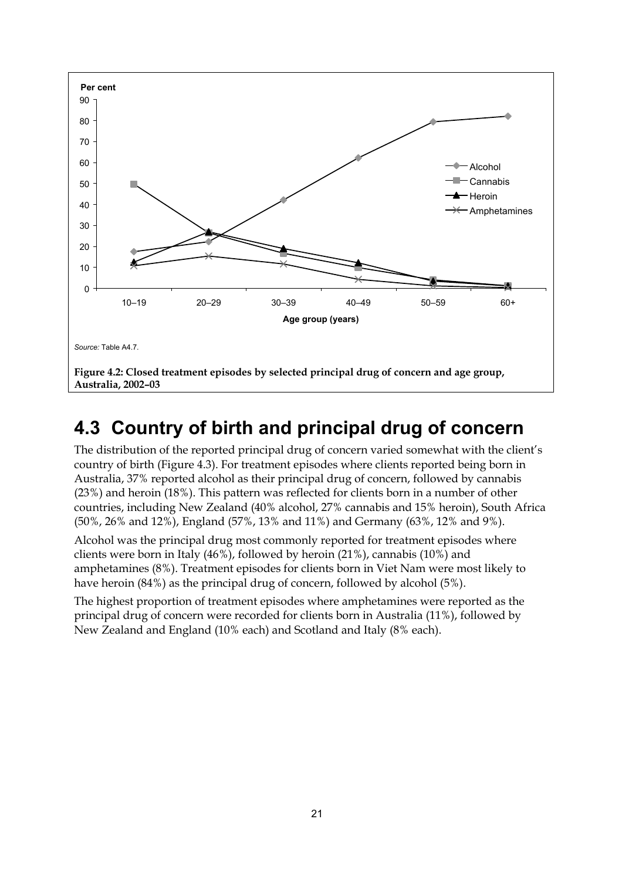Source: Table A4.7.

**Figure 4.2: Closed treatment episodes by selected principal drug of concern and age group, Australia, 2002–03**

## 4.3 Country of birth and principal drug of concern

The distribution of the reported principal drug of concern varied somewhat with the client's country of birth (Figure 4.3). For treatment episodes where clients reported being born in Australia, 37% reported alcohol as their principal drug of concern, followed by cannabis (23%) and heroin (18%). This pattern was reflected for clients born in a number of other countries, including New Zealand (40% alcohol, 27% cannabis and 15% heroin), South Africa (50%, 26% and 12%), England (57%, 13% and 11%) and Germany (63%, 12% and 9%).

Alcohol was the principal drug most commonly reported for treatment episodes where clients were born in Italy (46%), followed by heroin (21%), cannabis (10%) and amphetamines (8%). Treatment episodes for clients born in Viet Nam were most likely to have heroin (84%) as the principal drug of concern, followed by alcohol (5%).

The highest proportion of treatment episodes where amphetamines were reported as the principal drug of concern were recorded for clients born in Australia (11%), followed by New Zealand and England (10% each) and Scotland and Italy (8% each).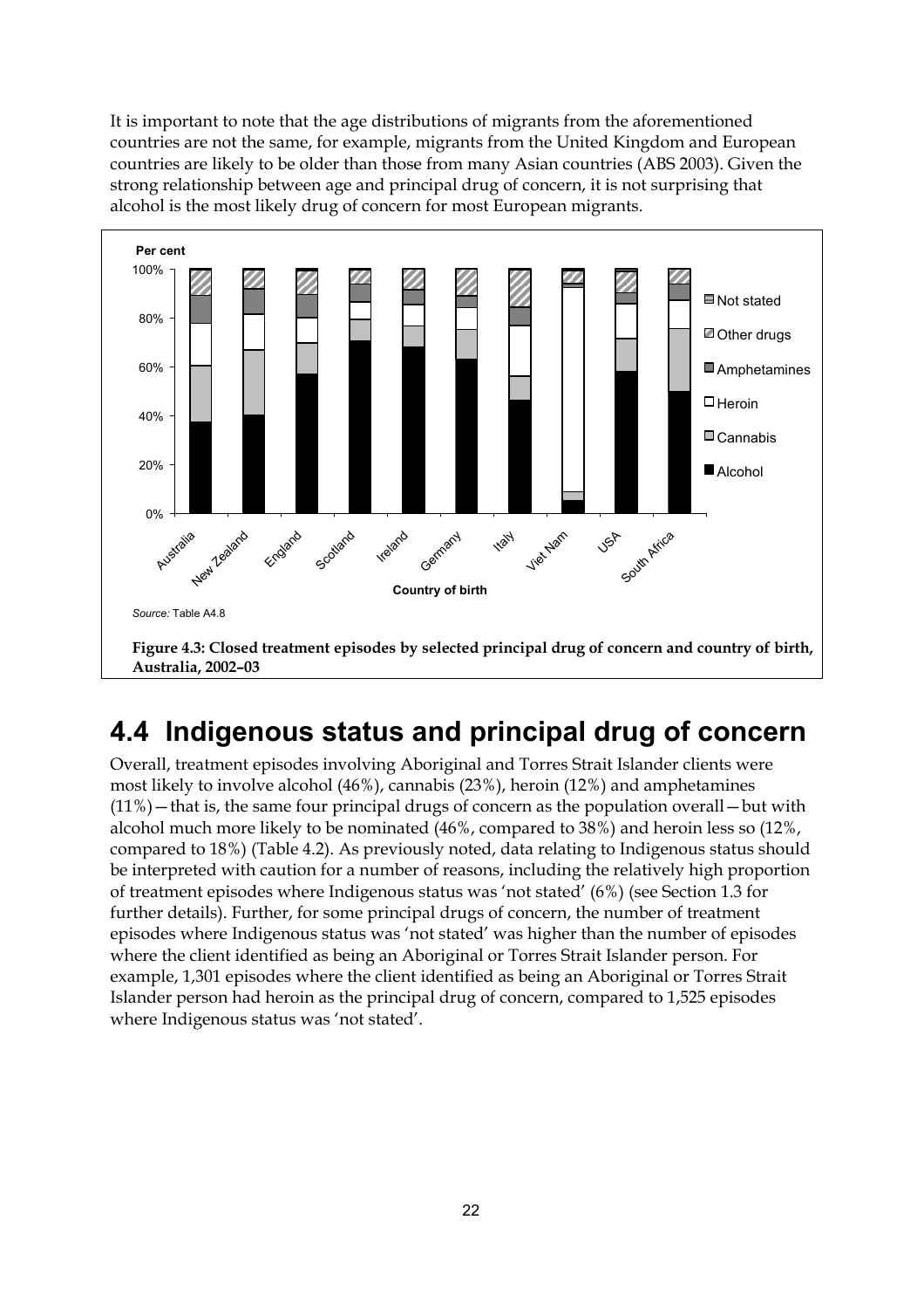It is important to note that the age distributions of migrants from the aforementioned countries are not the same, for example, migrants from the United Kingdom and European countries are likely to be older than those from many Asian countries (ABS 2003). Given the strong relationship between age and principal drug of concern, it is not surprising that alcohol is the most likely drug of concern for most European migrants.

*Source:* Table A4.8

**Figure 4.3: Closed treatment episodes by selected principal drug of concern and country of birth, Australia, 2002–03**

## 4.4 Indigenous status and principal drug of concern

Overall, treatment episodes involving Aboriginal and Torres Strait Islander clients were most likely to involve alcohol (46%), cannabis (23%), heroin (12%) and amphetamines (11%)—that is, the same four principal drugs of concern as the population overall—but with alcohol much more likely to be nominated (46%, compared to 38%) and heroin less so (12%, compared to 18%) (Table 4.2). As previously noted, data relating to Indigenous status should be interpreted with caution for a number of reasons, including the relatively high proportion of treatment episodes where Indigenous status was 'not stated' (6%) (see Section 1.3 for further details). Further, for some principal drugs of concern, the number of treatment episodes where Indigenous status was 'not stated' was higher than the number of episodes where the client identified as being an Aboriginal or Torres Strait Islander person. For example, 1,301 episodes where the client identified as being an Aboriginal or Torres Strait Islander person had heroin as the principal drug of concern, compared to 1,525 episodes where Indigenous status was 'not stated'.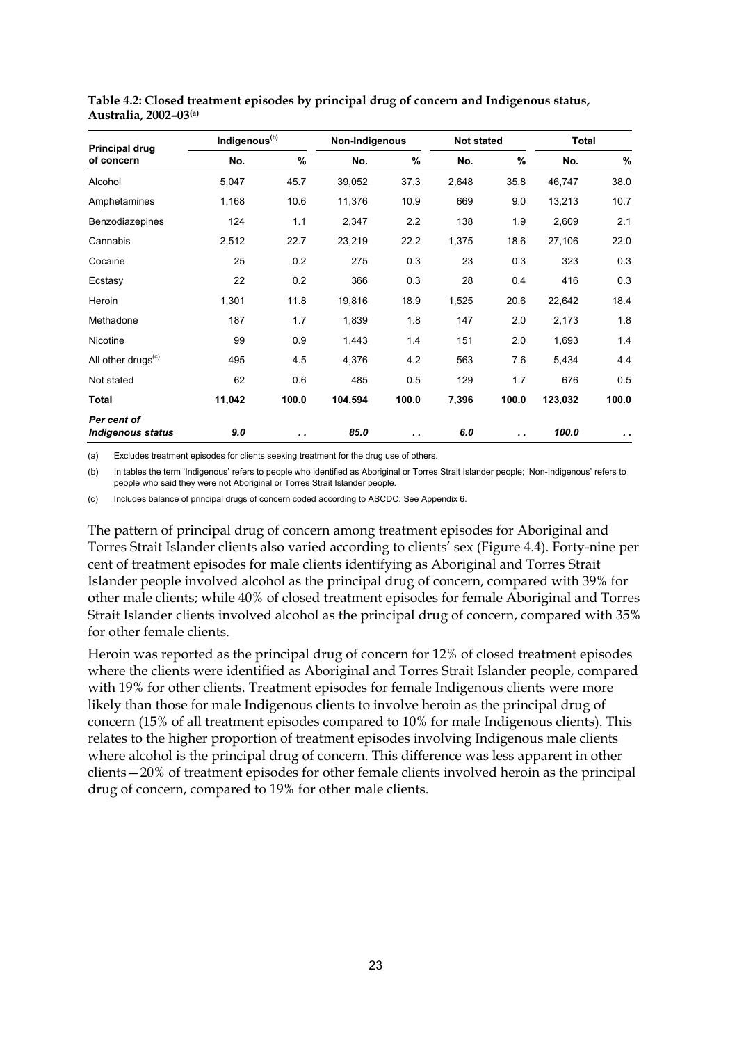**Table 4.2: Closed treatment episodes by principal drug of concern and Indigenous status, Australia, 2002–03[(a)]**

| Principal drug of concern | Indigenous[(b)] | | Non-Indigenous | | Not stated | | Total | |
|---|---|---|---|---|---|---|---|---|
| | No. | % | No. | % | No. | % | No. | % |
| Alcohol | 5,047 | 45.7 | 39,052 | 37.3 | 2,648 | 35.8 | 46,747 | 38.0 |
| Amphetamines | 1,168 | 10.6 | 11,376 | 10.9 | 669 | 9.0 | 13,213 | 10.7 |
| Benzodiazepines | 124 | 1.1 | 2,347 | 2.2 | 138 | 1.9 | 2,609 | 2.1 |
| Cannabis | 2,512 | 22.7 | 23,219 | 22.2 | 1,375 | 18.6 | 27,106 | 22.0 |
| Cocaine | 25 | 0.2 | 275 | 0.3 | 23 | 0.3 | 323 | 0.3 |
| Ecstasy | 22 | 0.2 | 366 | 0.3 | 28 | 0.4 | 416 | 0.3 |
| Heroin | 1,301 | 11.8 | 19,816 | 18.9 | 1,525 | 20.6 | 22,642 | 18.4 |
| Methadone | 187 | 1.7 | 1,839 | 1.8 | 147 | 2.0 | 2,173 | 1.8 |
| Nicotine | 99 | 0.9 | 1,443 | 1.4 | 151 | 2.0 | 1,693 | 1.4 |
| All other drugs[(c)] | 495 | 4.5 | 4,376 | 4.2 | 563 | 7.6 | 5,434 | 4.4 |
| Not stated | 62 | 0.6 | 485 | 0.5 | 129 | 1.7 | 676 | 0.5 |
| **Total** | **11,042** | **100.0** | **104,594** | **100.0** | **7,396** | **100.0** | **123,032** | **100.0** |
| ***Per cent of Indigenous status*** | ***9.0*** | . . | ***85.0*** | . . | ***6.0*** | . . | ***100.0*** | . . |

(a) Excludes treatment episodes for clients seeking treatment for the drug use of others.

(b) In tables the term 'Indigenous' refers to people who identified as Aboriginal or Torres Strait Islander people; 'Non-Indigenous' refers to people who said they were not Aboriginal or Torres Strait Islander people.

(c) Includes balance of principal drugs of concern coded according to ASCDC. See Appendix 6.

The pattern of principal drug of concern among treatment episodes for Aboriginal and Torres Strait Islander clients also varied according to clients' sex (Figure 4.4). Forty-nine per cent of treatment episodes for male clients identifying as Aboriginal and Torres Strait Islander people involved alcohol as the principal drug of concern, compared with 39% for other male clients; while 40% of closed treatment episodes for female Aboriginal and Torres Strait Islander clients involved alcohol as the principal drug of concern, compared with 35% for other female clients.

Heroin was reported as the principal drug of concern for 12% of closed treatment episodes where the clients were identified as Aboriginal and Torres Strait Islander people, compared with 19% for other clients. Treatment episodes for female Indigenous clients were more likely than those for male Indigenous clients to involve heroin as the principal drug of concern (15% of all treatment episodes compared to 10% for male Indigenous clients). This relates to the higher proportion of treatment episodes involving Indigenous male clients where alcohol is the principal drug of concern. This difference was less apparent in other clients—20% of treatment episodes for other female clients involved heroin as the principal drug of concern, compared to 19% for other male clients.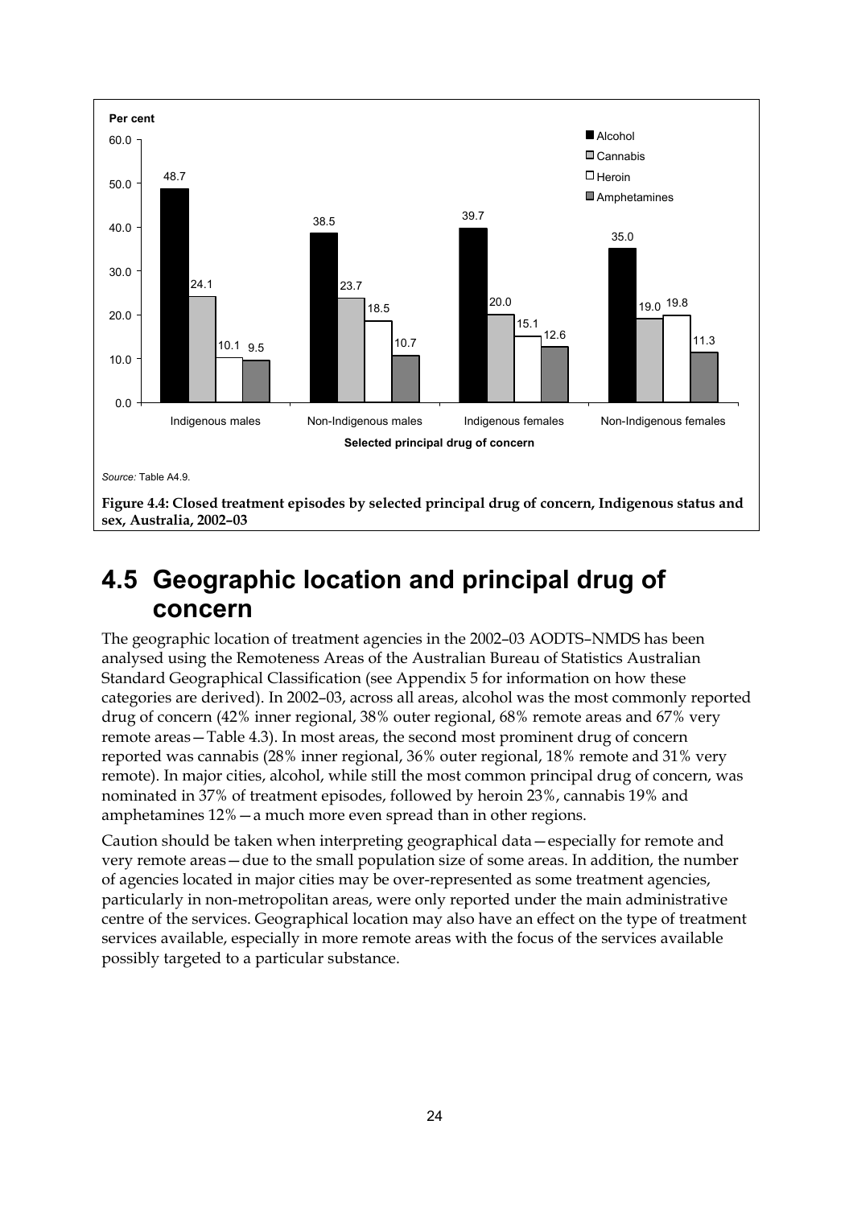Figure 4.4 (bar chart, values in per cent; selected principal drug of concern):

| | Alcohol | Cannabis | Heroin | Amphetamines |
|---|---|---|---|---|
| Indigenous males | 48.7 | 24.1 | 10.1 | 9.5 |
| Non-Indigenous males | 38.5 | 23.7 | 18.5 | 10.7 |
| Indigenous females | 39.7 | 20.0 | 15.1 | 12.6 |
| Non-Indigenous females | 35.0 | 19.0 | 19.8 | 11.3 |

*Source:* Table A4.9.

**Figure 4.4: Closed treatment episodes by selected principal drug of concern, Indigenous status and sex, Australia, 2002–03**

## 4.5 Geographic location and principal drug of concern

The geographic location of treatment agencies in the 2002–03 AODTS–NMDS has been analysed using the Remoteness Areas of the Australian Bureau of Statistics Australian Standard Geographical Classification (see Appendix 5 for information on how these categories are derived). In 2002–03, across all areas, alcohol was the most commonly reported drug of concern (42% inner regional, 38% outer regional, 68% remote areas and 67% very remote areas—Table 4.3). In most areas, the second most prominent drug of concern reported was cannabis (28% inner regional, 36% outer regional, 18% remote and 31% very remote). In major cities, alcohol, while still the most common principal drug of concern, was nominated in 37% of treatment episodes, followed by heroin 23%, cannabis 19% and amphetamines 12%—a much more even spread than in other regions.

Caution should be taken when interpreting geographical data—especially for remote and very remote areas—due to the small population size of some areas. In addition, the number of agencies located in major cities may be over-represented as some treatment agencies, particularly in non-metropolitan areas, were only reported under the main administrative centre of the services. Geographical location may also have an effect on the type of treatment services available, especially in more remote areas with the focus of the services available possibly targeted to a particular substance.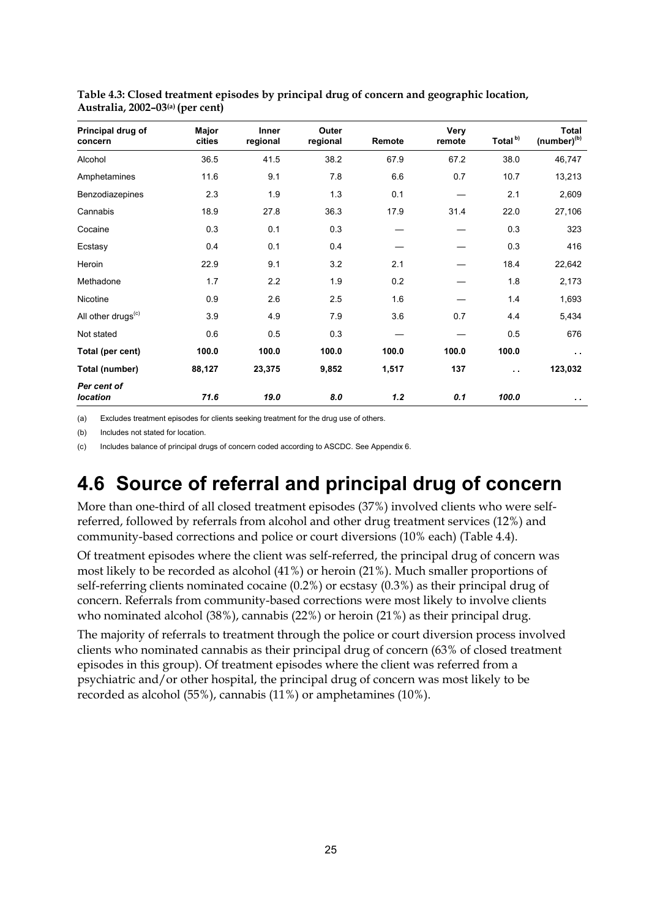**Table 4.3: Closed treatment episodes by principal drug of concern and geographic location, Australia, 2002–03(a) (per cent)**

| Principal drug of concern | Major cities | Inner regional | Outer regional | Remote | Very remote | Total (b) | Total (number)(b) |
|---|---|---|---|---|---|---|---|
| Alcohol | 36.5 | 41.5 | 38.2 | 67.9 | 67.2 | 38.0 | 46,747 |
| Amphetamines | 11.6 | 9.1 | 7.8 | 6.6 | 0.7 | 10.7 | 13,213 |
| Benzodiazepines | 2.3 | 1.9 | 1.3 | 0.1 | — | 2.1 | 2,609 |
| Cannabis | 18.9 | 27.8 | 36.3 | 17.9 | 31.4 | 22.0 | 27,106 |
| Cocaine | 0.3 | 0.1 | 0.3 | — | — | 0.3 | 323 |
| Ecstasy | 0.4 | 0.1 | 0.4 | — | — | 0.3 | 416 |
| Heroin | 22.9 | 9.1 | 3.2 | 2.1 | — | 18.4 | 22,642 |
| Methadone | 1.7 | 2.2 | 1.9 | 0.2 | — | 1.8 | 2,173 |
| Nicotine | 0.9 | 2.6 | 2.5 | 1.6 | — | 1.4 | 1,693 |
| All other drugs(c) | 3.9 | 4.9 | 7.9 | 3.6 | 0.7 | 4.4 | 5,434 |
| Not stated | 0.6 | 0.5 | 0.3 | — | — | 0.5 | 676 |
| **Total (per cent)** | **100.0** | **100.0** | **100.0** | **100.0** | **100.0** | **100.0** | . . |
| **Total (number)** | **88,127** | **23,375** | **9,852** | **1,517** | **137** | . . | **123,032** |
| ***Per cent of location*** | ***71.6*** | ***19.0*** | ***8.0*** | ***1.2*** | ***0.1*** | ***100.0*** | . . |

(a) Excludes treatment episodes for clients seeking treatment for the drug use of others.

(b) Includes not stated for location.

(c) Includes balance of principal drugs of concern coded according to ASCDC. See Appendix 6.

## 4.6 Source of referral and principal drug of concern

More than one-third of all closed treatment episodes (37%) involved clients who were self-referred, followed by referrals from alcohol and other drug treatment services (12%) and community-based corrections and police or court diversions (10% each) (Table 4.4).

Of treatment episodes where the client was self-referred, the principal drug of concern was most likely to be recorded as alcohol (41%) or heroin (21%). Much smaller proportions of self-referring clients nominated cocaine (0.2%) or ecstasy (0.3%) as their principal drug of concern. Referrals from community-based corrections were most likely to involve clients who nominated alcohol (38%), cannabis (22%) or heroin (21%) as their principal drug.

The majority of referrals to treatment through the police or court diversion process involved clients who nominated cannabis as their principal drug of concern (63% of closed treatment episodes in this group). Of treatment episodes where the client was referred from a psychiatric and/or other hospital, the principal drug of concern was most likely to be recorded as alcohol (55%), cannabis (11%) or amphetamines (10%).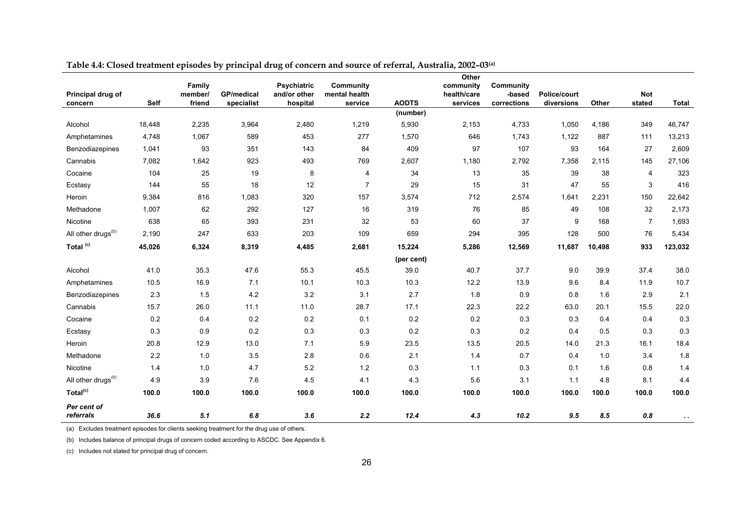**Table 4.4: Closed treatment episodes by principal drug of concern and source of referral, Australia, 2002–03[(a)]**

| Principal drug of concern | Self | Family member/ friend | GP/medical specialist | Psychiatric and/or other hospital | Community mental health service | AODTS | Other community health/care services | Community -based corrections | Police/court diversions | Other | Not stated | Total |
|---|---|---|---|---|---|---|---|---|---|---|---|---|
| | | | | | | (number) | | | | | | |
| Alcohol | 18,448 | 2,235 | 3,964 | 2,480 | 1,219 | 5,930 | 2,153 | 4,733 | 1,050 | 4,186 | 349 | 46,747 |
| Amphetamines | 4,748 | 1,067 | 589 | 453 | 277 | 1,570 | 646 | 1,743 | 1,122 | 887 | 111 | 13,213 |
| Benzodiazepines | 1,041 | 93 | 351 | 143 | 84 | 409 | 97 | 107 | 93 | 164 | 27 | 2,609 |
| Cannabis | 7,082 | 1,642 | 923 | 493 | 769 | 2,607 | 1,180 | 2,792 | 7,358 | 2,115 | 145 | 27,106 |
| Cocaine | 104 | 25 | 19 | 8 | 4 | 34 | 13 | 35 | 39 | 38 | 4 | 323 |
| Ecstasy | 144 | 55 | 18 | 12 | 7 | 29 | 15 | 31 | 47 | 55 | 3 | 416 |
| Heroin | 9,384 | 816 | 1,083 | 320 | 157 | 3,574 | 712 | 2,574 | 1,641 | 2,231 | 150 | 22,642 |
| Methadone | 1,007 | 62 | 292 | 127 | 16 | 319 | 76 | 85 | 49 | 108 | 32 | 2,173 |
| Nicotine | 638 | 65 | 393 | 231 | 32 | 53 | 60 | 37 | 9 | 168 | 7 | 1,693 |
| All other drugs[(b)] | 2,190 | 247 | 633 | 203 | 109 | 659 | 294 | 395 | 128 | 500 | 76 | 5,434 |
| **Total [(c)]** | **45,026** | **6,324** | **8,319** | **4,485** | **2,681** | **15,224** | **5,286** | **12,569** | **11,687** | **10,498** | **933** | **123,032** |
| | | | | | | (per cent) | | | | | | |
| Alcohol | 41.0 | 35.3 | 47.6 | 55.3 | 45.5 | 39.0 | 40.7 | 37.7 | 9.0 | 39.9 | 37.4 | 38.0 |
| Amphetamines | 10.5 | 16.9 | 7.1 | 10.1 | 10.3 | 10.3 | 12.2 | 13.9 | 9.6 | 8.4 | 11.9 | 10.7 |
| Benzodiazepines | 2.3 | 1.5 | 4.2 | 3.2 | 3.1 | 2.7 | 1.8 | 0.9 | 0.8 | 1.6 | 2.9 | 2.1 |
| Cannabis | 15.7 | 26.0 | 11.1 | 11.0 | 28.7 | 17.1 | 22.3 | 22.2 | 63.0 | 20.1 | 15.5 | 22.0 |
| Cocaine | 0.2 | 0.4 | 0.2 | 0.2 | 0.1 | 0.2 | 0.2 | 0.3 | 0.3 | 0.4 | 0.4 | 0.3 |
| Ecstasy | 0.3 | 0.9 | 0.2 | 0.3 | 0.3 | 0.2 | 0.3 | 0.2 | 0.4 | 0.5 | 0.3 | 0.3 |
| Heroin | 20.8 | 12.9 | 13.0 | 7.1 | 5.9 | 23.5 | 13.5 | 20.5 | 14.0 | 21.3 | 16.1 | 18.4 |
| Methadone | 2.2 | 1.0 | 3.5 | 2.8 | 0.6 | 2.1 | 1.4 | 0.7 | 0.4 | 1.0 | 3.4 | 1.8 |
| Nicotine | 1.4 | 1.0 | 4.7 | 5.2 | 1.2 | 0.3 | 1.1 | 0.3 | 0.1 | 1.6 | 0.8 | 1.4 |
| All other drugs[(b)] | 4.9 | 3.9 | 7.6 | 4.5 | 4.1 | 4.3 | 5.6 | 3.1 | 1.1 | 4.8 | 8.1 | 4.4 |
| **Total[(c)]** | **100.0** | **100.0** | **100.0** | **100.0** | **100.0** | **100.0** | **100.0** | **100.0** | **100.0** | **100.0** | **100.0** | **100.0** |
| ***Per cent of referrals*** | ***36.6*** | ***5.1*** | ***6.8*** | ***3.6*** | ***2.2*** | ***12.4*** | ***4.3*** | ***10.2*** | ***9.5*** | ***8.5*** | ***0.8*** | . . |

(a) Excludes treatment episodes for clients seeking treatment for the drug use of others.

(b) Includes balance of principal drugs of concern coded according to ASCDC. See Appendix 6.

(c) Includes not stated for principal drug of concern.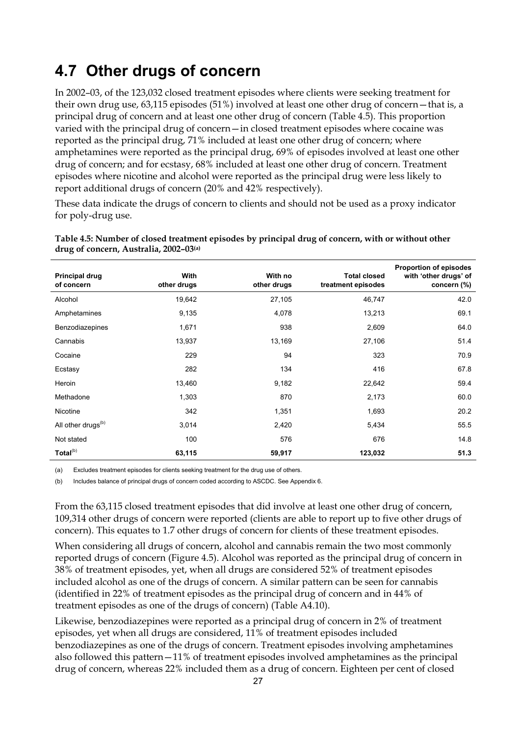## 4.7 Other drugs of concern

In 2002–03, of the 123,032 closed treatment episodes where clients were seeking treatment for their own drug use, 63,115 episodes (51%) involved at least one other drug of concern—that is, a principal drug of concern and at least one other drug of concern (Table 4.5). This proportion varied with the principal drug of concern—in closed treatment episodes where cocaine was reported as the principal drug, 71% included at least one other drug of concern; where amphetamines were reported as the principal drug, 69% of episodes involved at least one other drug of concern; and for ecstasy, 68% included at least one other drug of concern. Treatment episodes where nicotine and alcohol were reported as the principal drug were less likely to report additional drugs of concern (20% and 42% respectively).

These data indicate the drugs of concern to clients and should not be used as a proxy indicator for poly-drug use.

**Table 4.5: Number of closed treatment episodes by principal drug of concern, with or without other drug of concern, Australia, 2002–03(a)**

| Principal drug of concern | With other drugs | With no other drugs | Total closed treatment episodes | Proportion of episodes with 'other drugs' of concern (%) |
|---|---|---|---|---|
| Alcohol | 19,642 | 27,105 | 46,747 | 42.0 |
| Amphetamines | 9,135 | 4,078 | 13,213 | 69.1 |
| Benzodiazepines | 1,671 | 938 | 2,609 | 64.0 |
| Cannabis | 13,937 | 13,169 | 27,106 | 51.4 |
| Cocaine | 229 | 94 | 323 | 70.9 |
| Ecstasy | 282 | 134 | 416 | 67.8 |
| Heroin | 13,460 | 9,182 | 22,642 | 59.4 |
| Methadone | 1,303 | 870 | 2,173 | 60.0 |
| Nicotine | 342 | 1,351 | 1,693 | 20.2 |
| All other drugs(b) | 3,014 | 2,420 | 5,434 | 55.5 |
| Not stated | 100 | 576 | 676 | 14.8 |
| **Total(b)** | **63,115** | **59,917** | **123,032** | **51.3** |

(a) Excludes treatment episodes for clients seeking treatment for the drug use of others.

(b) Includes balance of principal drugs of concern coded according to ASCDC. See Appendix 6.

From the 63,115 closed treatment episodes that did involve at least one other drug of concern, 109,314 other drugs of concern were reported (clients are able to report up to five other drugs of concern). This equates to 1.7 other drugs of concern for clients of these treatment episodes.

When considering all drugs of concern, alcohol and cannabis remain the two most commonly reported drugs of concern (Figure 4.5). Alcohol was reported as the principal drug of concern in 38% of treatment episodes, yet, when all drugs are considered 52% of treatment episodes included alcohol as one of the drugs of concern. A similar pattern can be seen for cannabis (identified in 22% of treatment episodes as the principal drug of concern and in 44% of treatment episodes as one of the drugs of concern) (Table A4.10).

Likewise, benzodiazepines were reported as a principal drug of concern in 2% of treatment episodes, yet when all drugs are considered, 11% of treatment episodes included benzodiazepines as one of the drugs of concern. Treatment episodes involving amphetamines also followed this pattern—11% of treatment episodes involved amphetamines as the principal drug of concern, whereas 22% included them as a drug of concern. Eighteen per cent of closed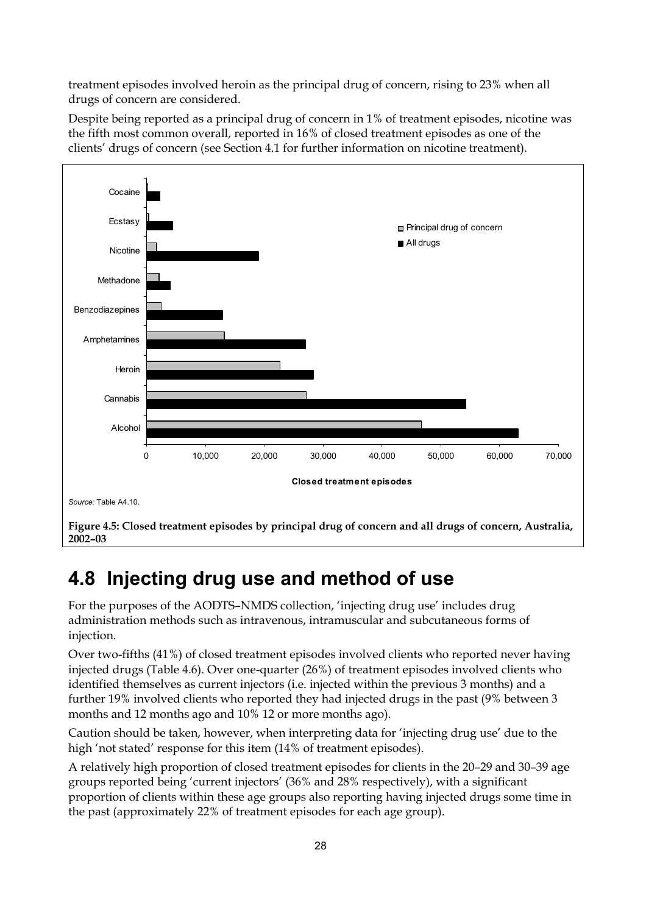treatment episodes involved heroin as the principal drug of concern, rising to 23% when all drugs of concern are considered.

Despite being reported as a principal drug of concern in 1% of treatment episodes, nicotine was the fifth most common overall, reported in 16% of closed treatment episodes as one of the clients' drugs of concern (see Section 4.1 for further information on nicotine treatment).

*Source:* Table A4.10.

**Figure 4.5: Closed treatment episodes by principal drug of concern and all drugs of concern, Australia, 2002–03**

## 4.8 Injecting drug use and method of use

For the purposes of the AODTS–NMDS collection, 'injecting drug use' includes drug administration methods such as intravenous, intramuscular and subcutaneous forms of injection.

Over two-fifths (41%) of closed treatment episodes involved clients who reported never having injected drugs (Table 4.6). Over one-quarter (26%) of treatment episodes involved clients who identified themselves as current injectors (i.e. injected within the previous 3 months) and a further 19% involved clients who reported they had injected drugs in the past (9% between 3 months and 12 months ago and 10% 12 or more months ago).

Caution should be taken, however, when interpreting data for 'injecting drug use' due to the high 'not stated' response for this item (14% of treatment episodes).

A relatively high proportion of closed treatment episodes for clients in the 20–29 and 30–39 age groups reported being 'current injectors' (36% and 28% respectively), with a significant proportion of clients within these age groups also reporting having injected drugs some time in the past (approximately 22% of treatment episodes for each age group).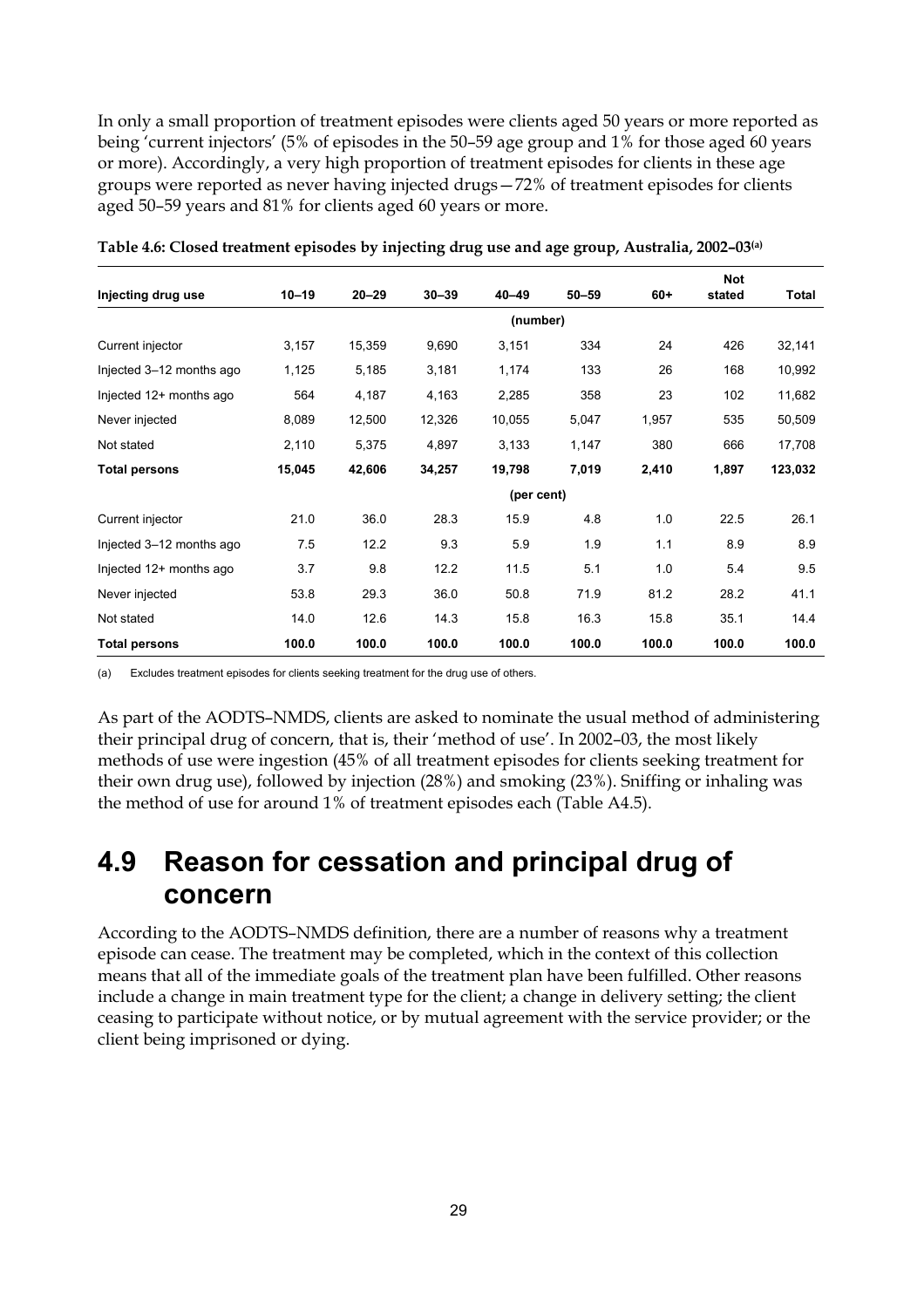In only a small proportion of treatment episodes were clients aged 50 years or more reported as being 'current injectors' (5% of episodes in the 50–59 age group and 1% for those aged 60 years or more). Accordingly, a very high proportion of treatment episodes for clients in these age groups were reported as never having injected drugs—72% of treatment episodes for clients aged 50–59 years and 81% for clients aged 60 years or more.

**Table 4.6: Closed treatment episodes by injecting drug use and age group, Australia, 2002–03[(a)]**

| Injecting drug use | 10–19 | 20–29 | 30–39 | 40–49 | 50–59 | 60+ | Not stated | Total |
|---|---|---|---|---|---|---|---|---|
| | | | | (number) | | | | |
| Current injector | 3,157 | 15,359 | 9,690 | 3,151 | 334 | 24 | 426 | 32,141 |
| Injected 3–12 months ago | 1,125 | 5,185 | 3,181 | 1,174 | 133 | 26 | 168 | 10,992 |
| Injected 12+ months ago | 564 | 4,187 | 4,163 | 2,285 | 358 | 23 | 102 | 11,682 |
| Never injected | 8,089 | 12,500 | 12,326 | 10,055 | 5,047 | 1,957 | 535 | 50,509 |
| Not stated | 2,110 | 5,375 | 4,897 | 3,133 | 1,147 | 380 | 666 | 17,708 |
| **Total persons** | **15,045** | **42,606** | **34,257** | **19,798** | **7,019** | **2,410** | **1,897** | **123,032** |
| | | | | (per cent) | | | | |
| Current injector | 21.0 | 36.0 | 28.3 | 15.9 | 4.8 | 1.0 | 22.5 | 26.1 |
| Injected 3–12 months ago | 7.5 | 12.2 | 9.3 | 5.9 | 1.9 | 1.1 | 8.9 | 8.9 |
| Injected 12+ months ago | 3.7 | 9.8 | 12.2 | 11.5 | 5.1 | 1.0 | 5.4 | 9.5 |
| Never injected | 53.8 | 29.3 | 36.0 | 50.8 | 71.9 | 81.2 | 28.2 | 41.1 |
| Not stated | 14.0 | 12.6 | 14.3 | 15.8 | 16.3 | 15.8 | 35.1 | 14.4 |
| **Total persons** | **100.0** | **100.0** | **100.0** | **100.0** | **100.0** | **100.0** | **100.0** | **100.0** |

(a) Excludes treatment episodes for clients seeking treatment for the drug use of others.

As part of the AODTS–NMDS, clients are asked to nominate the usual method of administering their principal drug of concern, that is, their 'method of use'. In 2002–03, the most likely methods of use were ingestion (45% of all treatment episodes for clients seeking treatment for their own drug use), followed by injection (28%) and smoking (23%). Sniffing or inhaling was the method of use for around 1% of treatment episodes each (Table A4.5).

## 4.9 Reason for cessation and principal drug of concern

According to the AODTS–NMDS definition, there are a number of reasons why a treatment episode can cease. The treatment may be completed, which in the context of this collection means that all of the immediate goals of the treatment plan have been fulfilled. Other reasons include a change in main treatment type for the client; a change in delivery setting; the client ceasing to participate without notice, or by mutual agreement with the service provider; or the client being imprisoned or dying.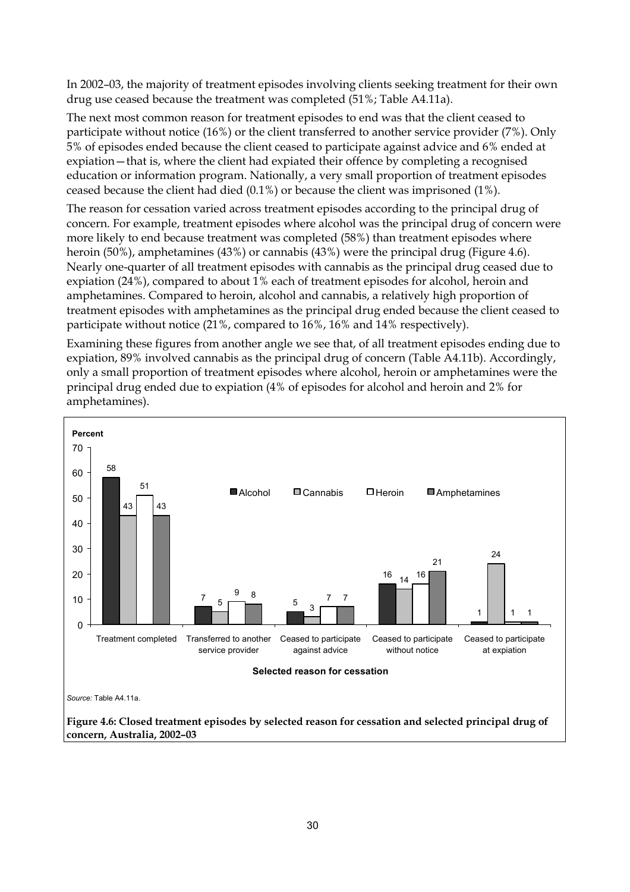In 2002–03, the majority of treatment episodes involving clients seeking treatment for their own drug use ceased because the treatment was completed (51%; Table A4.11a).

The next most common reason for treatment episodes to end was that the client ceased to participate without notice (16%) or the client transferred to another service provider (7%). Only 5% of episodes ended because the client ceased to participate against advice and 6% ended at expiation—that is, where the client had expiated their offence by completing a recognised education or information program. Nationally, a very small proportion of treatment episodes ceased because the client had died (0.1%) or because the client was imprisoned (1%).

The reason for cessation varied across treatment episodes according to the principal drug of concern. For example, treatment episodes where alcohol was the principal drug of concern were more likely to end because treatment was completed (58%) than treatment episodes where heroin (50%), amphetamines (43%) or cannabis (43%) were the principal drug (Figure 4.6). Nearly one-quarter of all treatment episodes with cannabis as the principal drug ceased due to expiation (24%), compared to about 1% each of treatment episodes for alcohol, heroin and amphetamines. Compared to heroin, alcohol and cannabis, a relatively high proportion of treatment episodes with amphetamines as the principal drug ended because the client ceased to participate without notice (21%, compared to 16%, 16% and 14% respectively).

Examining these figures from another angle we see that, of all treatment episodes ending due to expiation, 89% involved cannabis as the principal drug of concern (Table A4.11b). Accordingly, only a small proportion of treatment episodes where alcohol, heroin or amphetamines were the principal drug ended due to expiation (4% of episodes for alcohol and heroin and 2% for amphetamines).

| Selected reason for cessation (Percent) | Alcohol | Cannabis | Heroin | Amphetamines |
|---|---|---|---|---|
| Treatment completed | 58 | 43 | 51 | 43 |
| Transferred to another service provider | 7 | 5 | 9 | 8 |
| Ceased to participate against advice | 5 | 3 | 7 | 7 |
| Ceased to participate without notice | 16 | 14 | 16 | 21 |
| Ceased to participate at expiation | 1 | 24 | 1 | 1 |

*Source:* Table A4.11a.

**Figure 4.6: Closed treatment episodes by selected reason for cessation and selected principal drug of concern, Australia, 2002–03**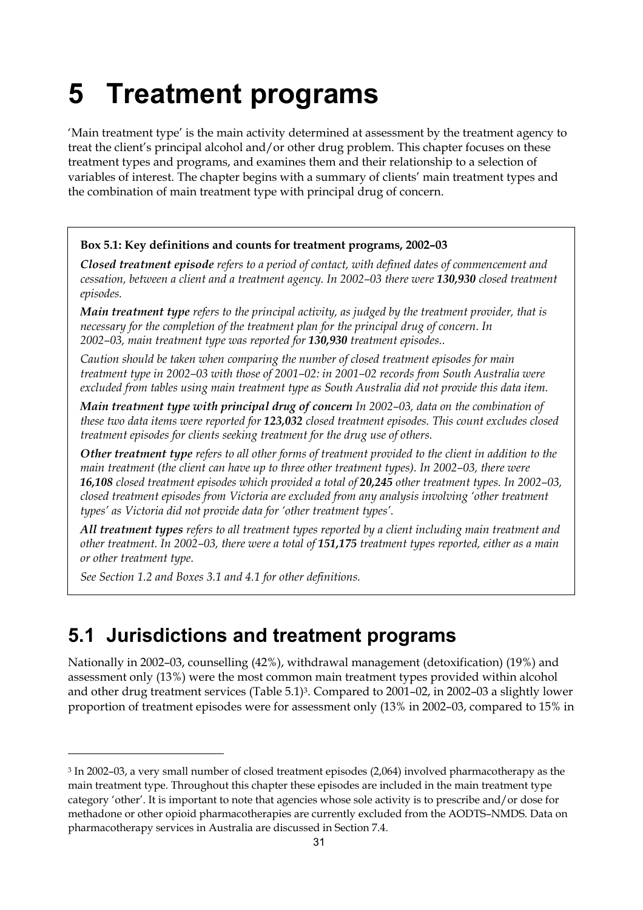# 5 Treatment programs

'Main treatment type' is the main activity determined at assessment by the treatment agency to treat the client's principal alcohol and/or other drug problem. This chapter focuses on these treatment types and programs, and examines them and their relationship to a selection of variables of interest. The chapter begins with a summary of clients' main treatment types and the combination of main treatment type with principal drug of concern.

> **Box 5.1: Key definitions and counts for treatment programs, 2002–03**
>
> ***Closed treatment episode*** *refers to a period of contact, with defined dates of commencement and cessation, between a client and a treatment agency. In 2002–03 there were* ***130,930*** *closed treatment episodes.*
>
> ***Main treatment type*** *refers to the principal activity, as judged by the treatment provider, that is necessary for the completion of the treatment plan for the principal drug of concern. In 2002–03, main treatment type was reported for* ***130,930*** *treatment episodes..*
>
> *Caution should be taken when comparing the number of closed treatment episodes for main treatment type in 2002–03 with those of 2001–02: in 2001–02 records from South Australia were excluded from tables using main treatment type as South Australia did not provide this data item.*
>
> ***Main treatment type with principal drug of concern*** *In 2002–03, data on the combination of these two data items were reported for* ***123,032*** *closed treatment episodes. This count excludes closed treatment episodes for clients seeking treatment for the drug use of others.*
>
> ***Other treatment type*** *refers to all other forms of treatment provided to the client in addition to the main treatment (the client can have up to three other treatment types). In 2002–03, there were* ***16,108*** *closed treatment episodes which provided a total of* ***20,245*** *other treatment types. In 2002–03, closed treatment episodes from Victoria are excluded from any analysis involving 'other treatment types' as Victoria did not provide data for 'other treatment types'.*
>
> ***All treatment types*** *refers to all treatment types reported by a client including main treatment and other treatment. In 2002–03, there were a total of* ***151,175*** *treatment types reported, either as a main or other treatment type.*
>
> *See Section 1.2 and Boxes 3.1 and 4.1 for other definitions.*

## 5.1 Jurisdictions and treatment programs

Nationally in 2002–03, counselling (42%), withdrawal management (detoxification) (19%) and assessment only (13%) were the most common main treatment types provided within alcohol and other drug treatment services (Table 5.1)[3]. Compared to 2001–02, in 2002–03 a slightly lower proportion of treatment episodes were for assessment only (13% in 2002–03, compared to 15% in

---

[3] In 2002–03, a very small number of closed treatment episodes (2,064) involved pharmacotherapy as the main treatment type. Throughout this chapter these episodes are included in the main treatment type category 'other'. It is important to note that agencies whose sole activity is to prescribe and/or dose for methadone or other opioid pharmacotherapies are currently excluded from the AODTS–NMDS. Data on pharmacotherapy services in Australia are discussed in Section 7.4.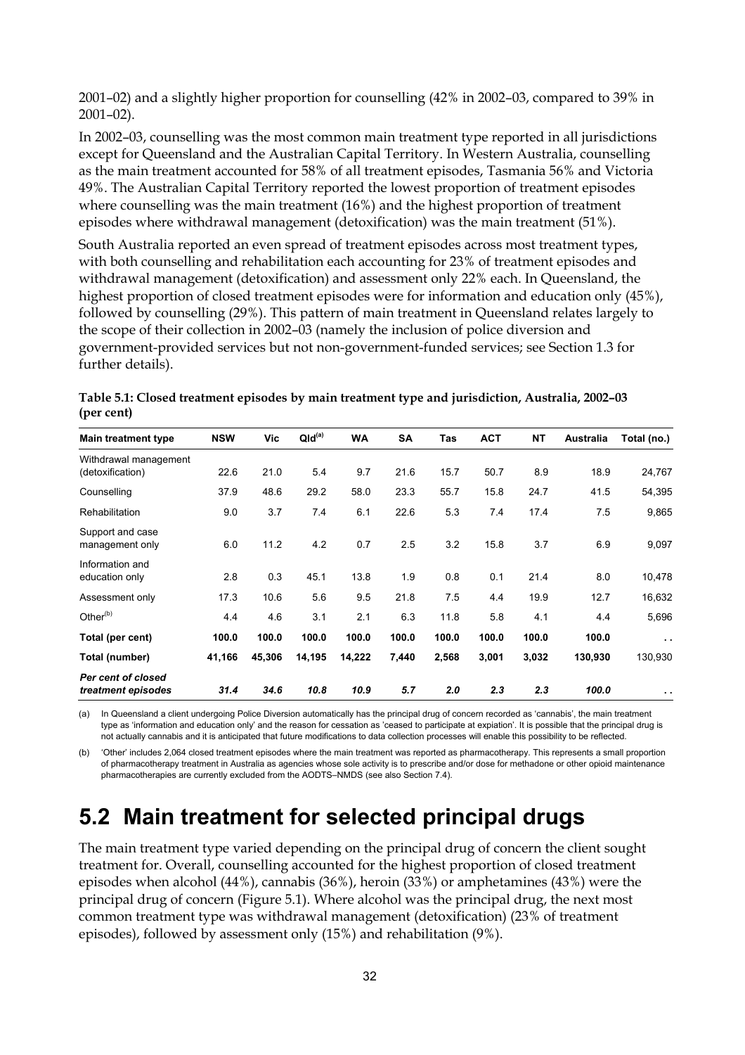2001–02) and a slightly higher proportion for counselling (42% in 2002–03, compared to 39% in 2001–02).

In 2002–03, counselling was the most common main treatment type reported in all jurisdictions except for Queensland and the Australian Capital Territory. In Western Australia, counselling as the main treatment accounted for 58% of all treatment episodes, Tasmania 56% and Victoria 49%. The Australian Capital Territory reported the lowest proportion of treatment episodes where counselling was the main treatment (16%) and the highest proportion of treatment episodes where withdrawal management (detoxification) was the main treatment (51%).

South Australia reported an even spread of treatment episodes across most treatment types, with both counselling and rehabilitation each accounting for 23% of treatment episodes and withdrawal management (detoxification) and assessment only 22% each. In Queensland, the highest proportion of closed treatment episodes were for information and education only (45%), followed by counselling (29%). This pattern of main treatment in Queensland relates largely to the scope of their collection in 2002–03 (namely the inclusion of police diversion and government-provided services but not non-government-funded services; see Section 1.3 for further details).

**Table 5.1: Closed treatment episodes by main treatment type and jurisdiction, Australia, 2002–03 (per cent)**

| Main treatment type | NSW | Vic | Qld[(a)] | WA | SA | Tas | ACT | NT | Australia | Total (no.) |
|---|---|---|---|---|---|---|---|---|---|---|
| Withdrawal management (detoxification) | 22.6 | 21.0 | 5.4 | 9.7 | 21.6 | 15.7 | 50.7 | 8.9 | 18.9 | 24,767 |
| Counselling | 37.9 | 48.6 | 29.2 | 58.0 | 23.3 | 55.7 | 15.8 | 24.7 | 41.5 | 54,395 |
| Rehabilitation | 9.0 | 3.7 | 7.4 | 6.1 | 22.6 | 5.3 | 7.4 | 17.4 | 7.5 | 9,865 |
| Support and case management only | 6.0 | 11.2 | 4.2 | 0.7 | 2.5 | 3.2 | 15.8 | 3.7 | 6.9 | 9,097 |
| Information and education only | 2.8 | 0.3 | 45.1 | 13.8 | 1.9 | 0.8 | 0.1 | 21.4 | 8.0 | 10,478 |
| Assessment only | 17.3 | 10.6 | 5.6 | 9.5 | 21.8 | 7.5 | 4.4 | 19.9 | 12.7 | 16,632 |
| Other[(b)] | 4.4 | 4.6 | 3.1 | 2.1 | 6.3 | 11.8 | 5.8 | 4.1 | 4.4 | 5,696 |
| **Total (per cent)** | **100.0** | **100.0** | **100.0** | **100.0** | **100.0** | **100.0** | **100.0** | **100.0** | **100.0** | . . |
| **Total (number)** | **41,166** | **45,306** | **14,195** | **14,222** | **7,440** | **2,568** | **3,001** | **3,032** | **130,930** | 130,930 |
| ***Per cent of closed treatment episodes*** | ***31.4*** | ***34.6*** | ***10.8*** | ***10.9*** | ***5.7*** | ***2.0*** | ***2.3*** | ***2.3*** | ***100.0*** | . . |

(a) In Queensland a client undergoing Police Diversion automatically has the principal drug of concern recorded as 'cannabis', the main treatment type as 'information and education only' and the reason for cessation as 'ceased to participate at expiation'. It is possible that the principal drug is not actually cannabis and it is anticipated that future modifications to data collection processes will enable this possibility to be reflected.

(b) 'Other' includes 2,064 closed treatment episodes where the main treatment was reported as pharmacotherapy. This represents a small proportion of pharmacotherapy treatment in Australia as agencies whose sole activity is to prescribe and/or dose for methadone or other opioid maintenance pharmacotherapies are currently excluded from the AODTS–NMDS (see also Section 7.4).

# 5.2 Main treatment for selected principal drugs

The main treatment type varied depending on the principal drug of concern the client sought treatment for. Overall, counselling accounted for the highest proportion of closed treatment episodes when alcohol (44%), cannabis (36%), heroin (33%) or amphetamines (43%) were the principal drug of concern (Figure 5.1). Where alcohol was the principal drug, the next most common treatment type was withdrawal management (detoxification) (23% of treatment episodes), followed by assessment only (15%) and rehabilitation (9%).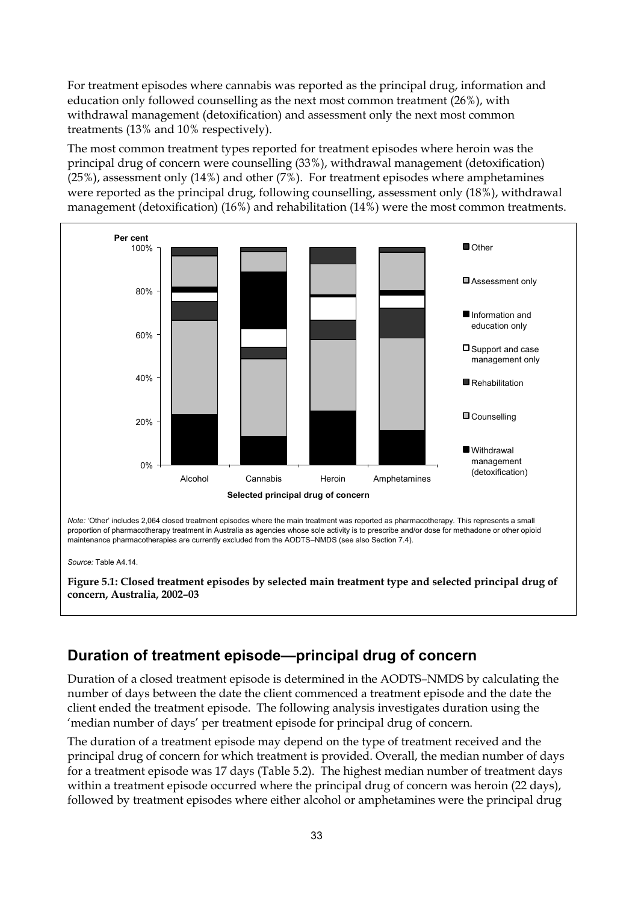For treatment episodes where cannabis was reported as the principal drug, information and education only followed counselling as the next most common treatment (26%), with withdrawal management (detoxification) and assessment only the next most common treatments (13% and 10% respectively).

The most common treatment types reported for treatment episodes where heroin was the principal drug of concern were counselling (33%), withdrawal management (detoxification) (25%), assessment only (14%) and other (7%). For treatment episodes where amphetamines were reported as the principal drug, following counselling, assessment only (18%), withdrawal management (detoxification) (16%) and rehabilitation (14%) were the most common treatments.

*Note:* 'Other' includes 2,064 closed treatment episodes where the main treatment was reported as pharmacotherapy. This represents a small proportion of pharmacotherapy treatment in Australia as agencies whose sole activity is to prescribe and/or dose for methadone or other opioid maintenance pharmacotherapies are currently excluded from the AODTS–NMDS (see also Section 7.4).

*Source:* Table A4.14.

**Figure 5.1: Closed treatment episodes by selected main treatment type and selected principal drug of concern, Australia, 2002–03**

## Duration of treatment episode—principal drug of concern

Duration of a closed treatment episode is determined in the AODTS–NMDS by calculating the number of days between the date the client commenced a treatment episode and the date the client ended the treatment episode. The following analysis investigates duration using the 'median number of days' per treatment episode for principal drug of concern.

The duration of a treatment episode may depend on the type of treatment received and the principal drug of concern for which treatment is provided. Overall, the median number of days for a treatment episode was 17 days (Table 5.2). The highest median number of treatment days within a treatment episode occurred where the principal drug of concern was heroin (22 days), followed by treatment episodes where either alcohol or amphetamines were the principal drug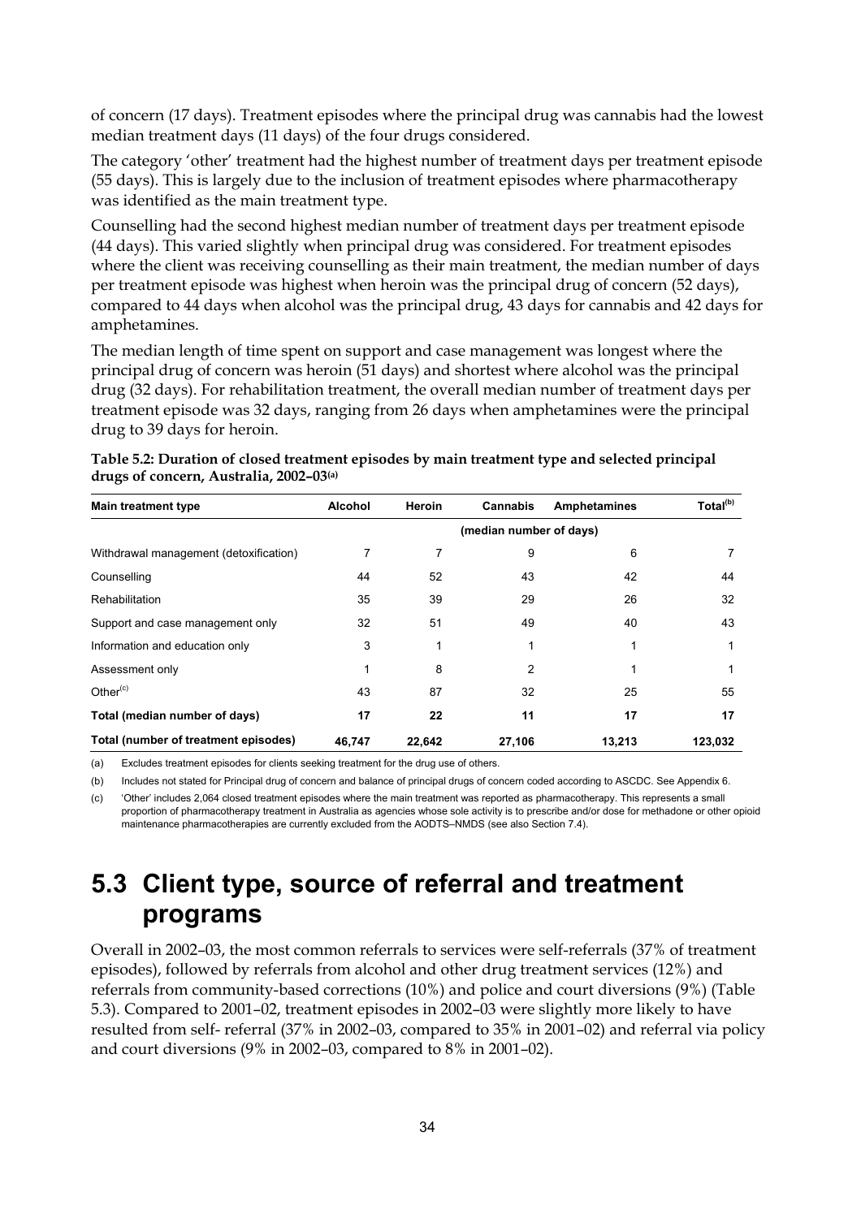of concern (17 days). Treatment episodes where the principal drug was cannabis had the lowest median treatment days (11 days) of the four drugs considered.

The category 'other' treatment had the highest number of treatment days per treatment episode (55 days). This is largely due to the inclusion of treatment episodes where pharmacotherapy was identified as the main treatment type.

Counselling had the second highest median number of treatment days per treatment episode (44 days). This varied slightly when principal drug was considered. For treatment episodes where the client was receiving counselling as their main treatment, the median number of days per treatment episode was highest when heroin was the principal drug of concern (52 days), compared to 44 days when alcohol was the principal drug, 43 days for cannabis and 42 days for amphetamines.

The median length of time spent on support and case management was longest where the principal drug of concern was heroin (51 days) and shortest where alcohol was the principal drug (32 days). For rehabilitation treatment, the overall median number of treatment days per treatment episode was 32 days, ranging from 26 days when amphetamines were the principal drug to 39 days for heroin.

**Table 5.2: Duration of closed treatment episodes by main treatment type and selected principal drugs of concern, Australia, 2002–03(a)**

| Main treatment type | Alcohol | Heroin | Cannabis | Amphetamines | Total(b) |
|---|---|---|---|---|---|
| | (median number of days) | | | | |
| Withdrawal management (detoxification) | 7 | 7 | 9 | 6 | 7 |
| Counselling | 44 | 52 | 43 | 42 | 44 |
| Rehabilitation | 35 | 39 | 29 | 26 | 32 |
| Support and case management only | 32 | 51 | 49 | 40 | 43 |
| Information and education only | 3 | 1 | 1 | 1 | 1 |
| Assessment only | 1 | 8 | 2 | 1 | 1 |
| Other(c) | 43 | 87 | 32 | 25 | 55 |
| **Total (median number of days)** | **17** | **22** | **11** | **17** | **17** |
| **Total (number of treatment episodes)** | **46,747** | **22,642** | **27,106** | **13,213** | **123,032** |

(a) Excludes treatment episodes for clients seeking treatment for the drug use of others.

(b) Includes not stated for Principal drug of concern and balance of principal drugs of concern coded according to ASCDC. See Appendix 6.

(c) 'Other' includes 2,064 closed treatment episodes where the main treatment was reported as pharmacotherapy. This represents a small proportion of pharmacotherapy treatment in Australia as agencies whose sole activity is to prescribe and/or dose for methadone or other opioid maintenance pharmacotherapies are currently excluded from the AODTS–NMDS (see also Section 7.4).

## 5.3 Client type, source of referral and treatment programs

Overall in 2002–03, the most common referrals to services were self-referrals (37% of treatment episodes), followed by referrals from alcohol and other drug treatment services (12%) and referrals from community-based corrections (10%) and police and court diversions (9%) (Table 5.3). Compared to 2001–02, treatment episodes in 2002–03 were slightly more likely to have resulted from self- referral (37% in 2002–03, compared to 35% in 2001–02) and referral via policy and court diversions (9% in 2002–03, compared to 8% in 2001–02).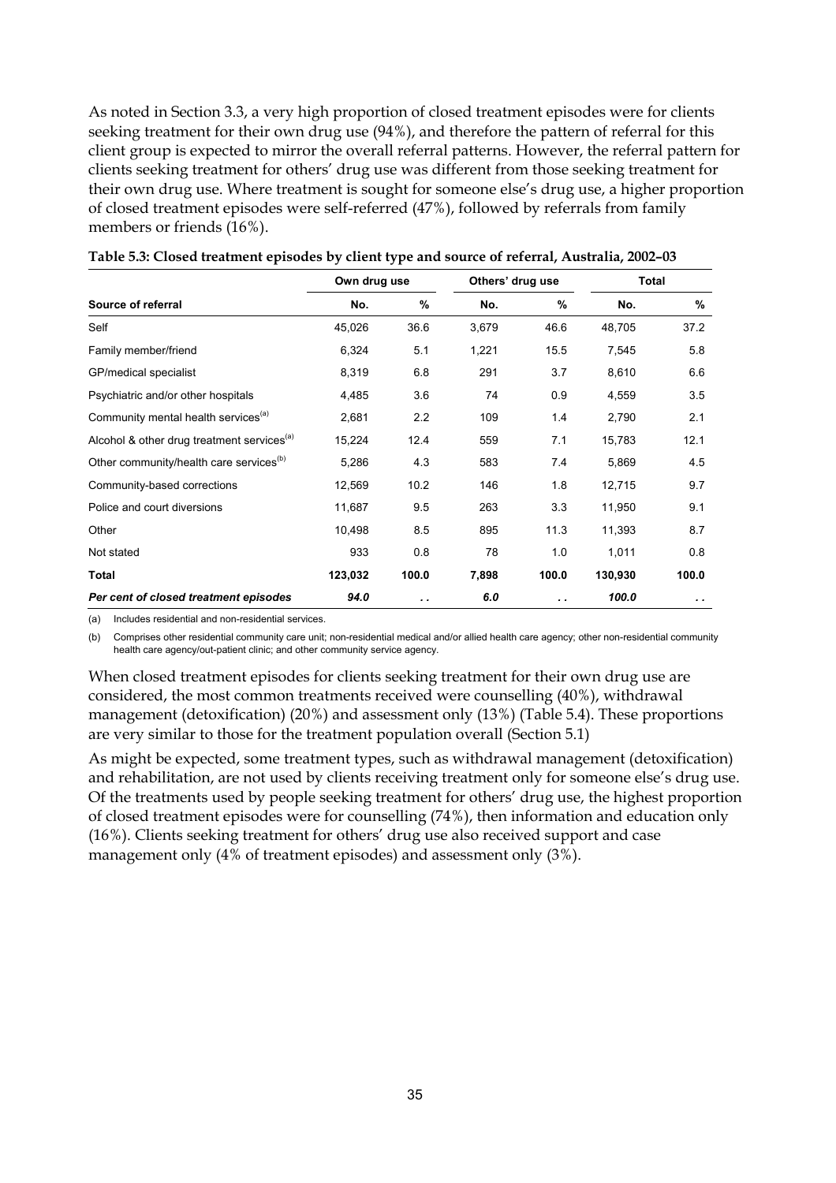As noted in Section 3.3, a very high proportion of closed treatment episodes were for clients seeking treatment for their own drug use (94%), and therefore the pattern of referral for this client group is expected to mirror the overall referral patterns. However, the referral pattern for clients seeking treatment for others' drug use was different from those seeking treatment for their own drug use. Where treatment is sought for someone else's drug use, a higher proportion of closed treatment episodes were self-referred (47%), followed by referrals from family members or friends (16%).

**Table 5.3: Closed treatment episodes by client type and source of referral, Australia, 2002–03**

| | Own drug use | | Others' drug use | | Total | |
|---|---|---|---|---|---|---|
| **Source of referral** | **No.** | **%** | **No.** | **%** | **No.** | **%** |
| Self | 45,026 | 36.6 | 3,679 | 46.6 | 48,705 | 37.2 |
| Family member/friend | 6,324 | 5.1 | 1,221 | 15.5 | 7,545 | 5.8 |
| GP/medical specialist | 8,319 | 6.8 | 291 | 3.7 | 8,610 | 6.6 |
| Psychiatric and/or other hospitals | 4,485 | 3.6 | 74 | 0.9 | 4,559 | 3.5 |
| Community mental health services[(a)] | 2,681 | 2.2 | 109 | 1.4 | 2,790 | 2.1 |
| Alcohol & other drug treatment services[(a)] | 15,224 | 12.4 | 559 | 7.1 | 15,783 | 12.1 |
| Other community/health care services[(b)] | 5,286 | 4.3 | 583 | 7.4 | 5,869 | 4.5 |
| Community-based corrections | 12,569 | 10.2 | 146 | 1.8 | 12,715 | 9.7 |
| Police and court diversions | 11,687 | 9.5 | 263 | 3.3 | 11,950 | 9.1 |
| Other | 10,498 | 8.5 | 895 | 11.3 | 11,393 | 8.7 |
| Not stated | 933 | 0.8 | 78 | 1.0 | 1,011 | 0.8 |
| **Total** | **123,032** | **100.0** | **7,898** | **100.0** | **130,930** | **100.0** |
| ***Per cent of closed treatment episodes*** | ***94.0*** | . . | ***6.0*** | . . | ***100.0*** | . . |

(a) Includes residential and non-residential services.

(b) Comprises other residential community care unit; non-residential medical and/or allied health care agency; other non-residential community health care agency/out-patient clinic; and other community service agency.

When closed treatment episodes for clients seeking treatment for their own drug use are considered, the most common treatments received were counselling (40%), withdrawal management (detoxification) (20%) and assessment only (13%) (Table 5.4). These proportions are very similar to those for the treatment population overall (Section 5.1)

As might be expected, some treatment types, such as withdrawal management (detoxification) and rehabilitation, are not used by clients receiving treatment only for someone else's drug use. Of the treatments used by people seeking treatment for others' drug use, the highest proportion of closed treatment episodes were for counselling (74%), then information and education only (16%). Clients seeking treatment for others' drug use also received support and case management only (4% of treatment episodes) and assessment only (3%).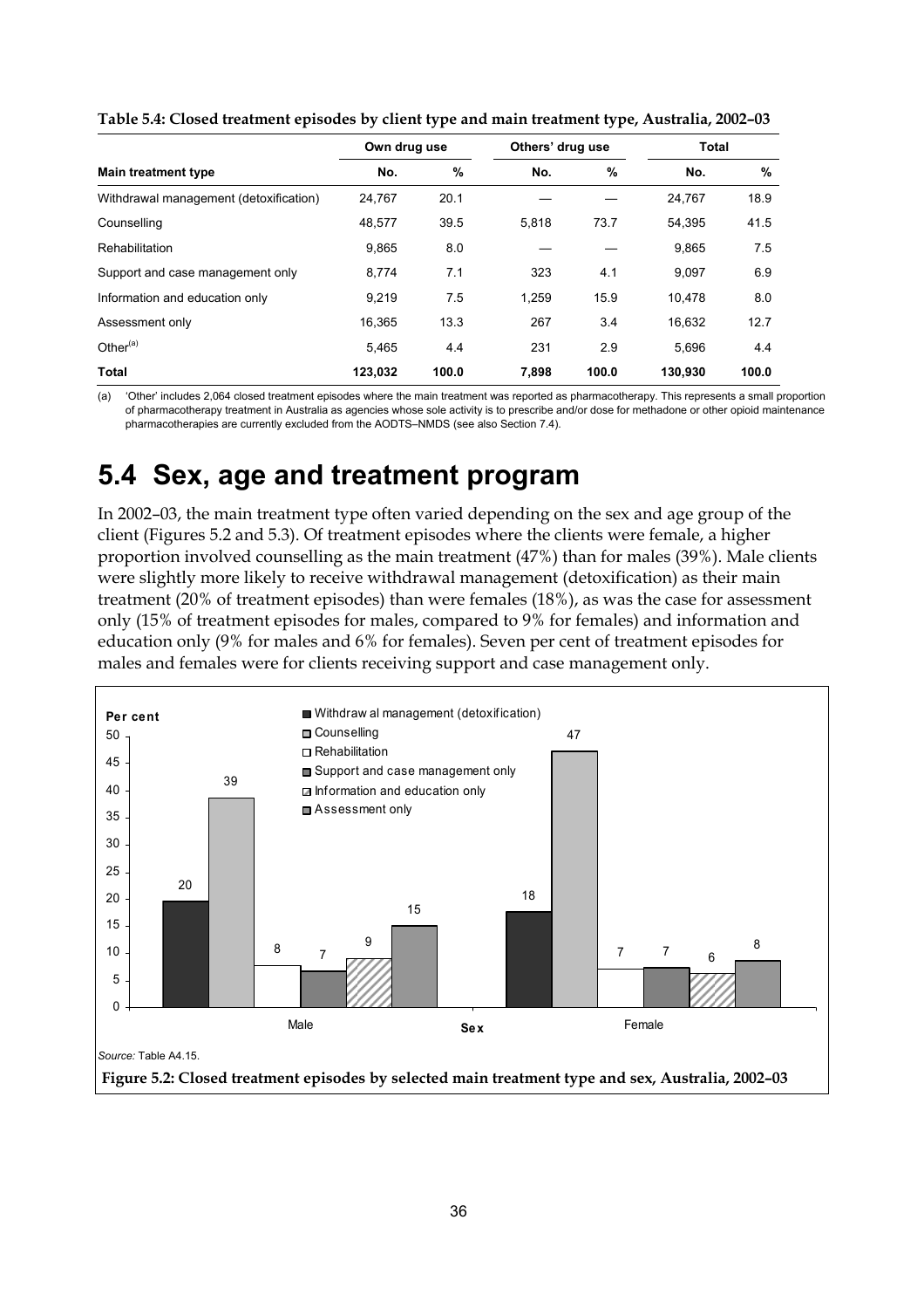**Table 5.4: Closed treatment episodes by client type and main treatment type, Australia, 2002–03**

| | Own drug use | | Others' drug use | | Total | |
|---|---|---|---|---|---|---|
| **Main treatment type** | **No.** | **%** | **No.** | **%** | **No.** | **%** |
| Withdrawal management (detoxification) | 24,767 | 20.1 | — | — | 24,767 | 18.9 |
| Counselling | 48,577 | 39.5 | 5,818 | 73.7 | 54,395 | 41.5 |
| Rehabilitation | 9,865 | 8.0 | — | — | 9,865 | 7.5 |
| Support and case management only | 8,774 | 7.1 | 323 | 4.1 | 9,097 | 6.9 |
| Information and education only | 9,219 | 7.5 | 1,259 | 15.9 | 10,478 | 8.0 |
| Assessment only | 16,365 | 13.3 | 267 | 3.4 | 16,632 | 12.7 |
| Other[(a)] | 5,465 | 4.4 | 231 | 2.9 | 5,696 | 4.4 |
| **Total** | **123,032** | **100.0** | **7,898** | **100.0** | **130,930** | **100.0** |

(a) 'Other' includes 2,064 closed treatment episodes where the main treatment was reported as pharmacotherapy. This represents a small proportion of pharmacotherapy treatment in Australia as agencies whose sole activity is to prescribe and/or dose for methadone or other opioid maintenance pharmacotherapies are currently excluded from the AODTS–NMDS (see also Section 7.4).

# 5.4 Sex, age and treatment program

In 2002–03, the main treatment type often varied depending on the sex and age group of the client (Figures 5.2 and 5.3). Of treatment episodes where the clients were female, a higher proportion involved counselling as the main treatment (47%) than for males (39%). Male clients were slightly more likely to receive withdrawal management (detoxification) as their main treatment (20% of treatment episodes) than were females (18%), as was the case for assessment only (15% of treatment episodes for males, compared to 9% for females) and information and education only (9% for males and 6% for females). Seven per cent of treatment episodes for males and females were for clients receiving support and case management only.

| Sex | Withdrawal management (detoxification) | Counselling | Rehabilitation | Support and case management only | Information and education only | Assessment only |
|---|---|---|---|---|---|---|
| Male | 20 | 39 | 8 | 7 | 9 | 15 |
| Female | 18 | 47 | 7 | 7 | 6 | 8 |

*Source:* Table A4.15.

**Figure 5.2: Closed treatment episodes by selected main treatment type and sex, Australia, 2002–03**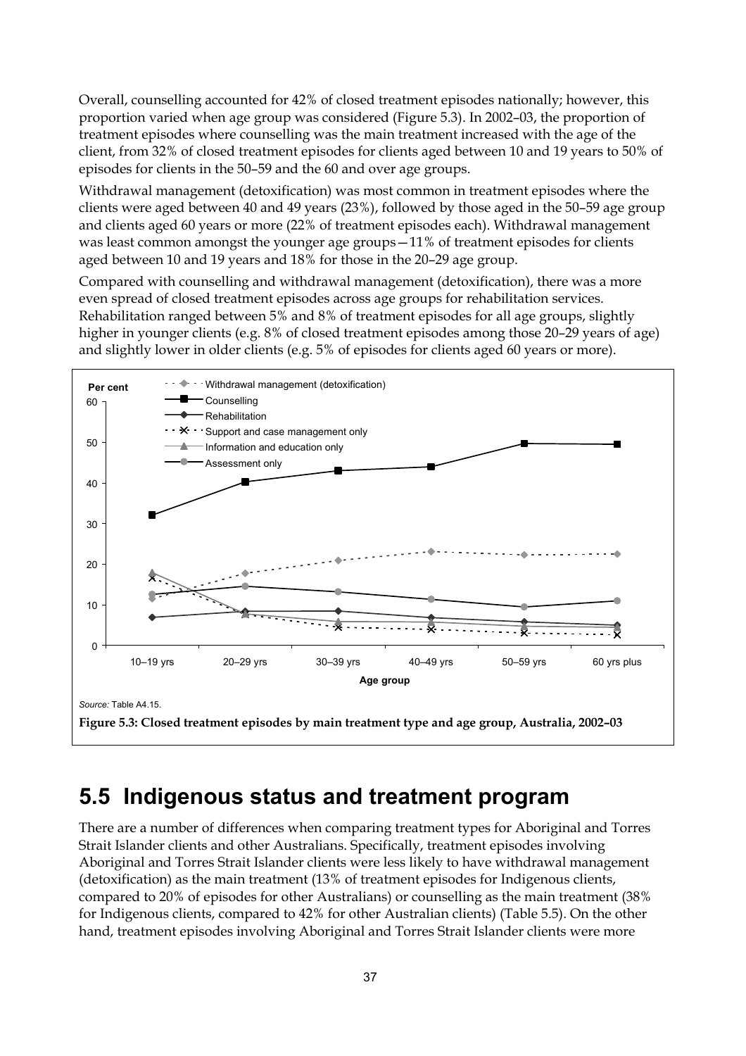Overall, counselling accounted for 42% of closed treatment episodes nationally; however, this proportion varied when age group was considered (Figure 5.3). In 2002–03, the proportion of treatment episodes where counselling was the main treatment increased with the age of the client, from 32% of closed treatment episodes for clients aged between 10 and 19 years to 50% of episodes for clients in the 50–59 and the 60 and over age groups.

Withdrawal management (detoxification) was most common in treatment episodes where the clients were aged between 40 and 49 years (23%), followed by those aged in the 50–59 age group and clients aged 60 years or more (22% of treatment episodes each). Withdrawal management was least common amongst the younger age groups—11% of treatment episodes for clients aged between 10 and 19 years and 18% for those in the 20–29 age group.

Compared with counselling and withdrawal management (detoxification), there was a more even spread of closed treatment episodes across age groups for rehabilitation services. Rehabilitation ranged between 5% and 8% of treatment episodes for all age groups, slightly higher in younger clients (e.g. 8% of closed treatment episodes among those 20–29 years of age) and slightly lower in older clients (e.g. 5% of episodes for clients aged 60 years or more).

*Source:* Table A4.15.

**Figure 5.3: Closed treatment episodes by main treatment type and age group, Australia, 2002–03**

## 5.5 Indigenous status and treatment program

There are a number of differences when comparing treatment types for Aboriginal and Torres Strait Islander clients and other Australians. Specifically, treatment episodes involving Aboriginal and Torres Strait Islander clients were less likely to have withdrawal management (detoxification) as the main treatment (13% of treatment episodes for Indigenous clients, compared to 20% of episodes for other Australians) or counselling as the main treatment (38% for Indigenous clients, compared to 42% for other Australian clients) (Table 5.5). On the other hand, treatment episodes involving Aboriginal and Torres Strait Islander clients were more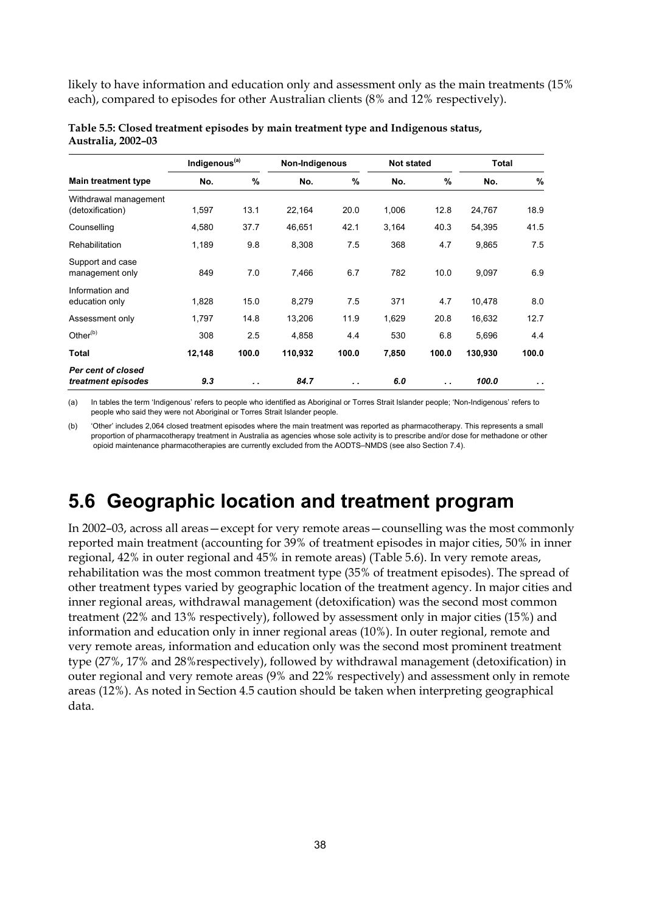likely to have information and education only and assessment only as the main treatments (15% each), compared to episodes for other Australian clients (8% and 12% respectively).

**Table 5.5: Closed treatment episodes by main treatment type and Indigenous status, Australia, 2002–03**

| | Indigenous[(a)] | | Non-Indigenous | | Not stated | | Total | |
|---|---|---|---|---|---|---|---|---|
| **Main treatment type** | **No.** | **%** | **No.** | **%** | **No.** | **%** | **No.** | **%** |
| Withdrawal management (detoxification) | 1,597 | 13.1 | 22,164 | 20.0 | 1,006 | 12.8 | 24,767 | 18.9 |
| Counselling | 4,580 | 37.7 | 46,651 | 42.1 | 3,164 | 40.3 | 54,395 | 41.5 |
| Rehabilitation | 1,189 | 9.8 | 8,308 | 7.5 | 368 | 4.7 | 9,865 | 7.5 |
| Support and case management only | 849 | 7.0 | 7,466 | 6.7 | 782 | 10.0 | 9,097 | 6.9 |
| Information and education only | 1,828 | 15.0 | 8,279 | 7.5 | 371 | 4.7 | 10,478 | 8.0 |
| Assessment only | 1,797 | 14.8 | 13,206 | 11.9 | 1,629 | 20.8 | 16,632 | 12.7 |
| Other[(b)] | 308 | 2.5 | 4,858 | 4.4 | 530 | 6.8 | 5,696 | 4.4 |
| **Total** | **12,148** | **100.0** | **110,932** | **100.0** | **7,850** | **100.0** | **130,930** | **100.0** |
| ***Per cent of closed treatment episodes*** | ***9.3*** | . . | ***84.7*** | . . | ***6.0*** | . . | ***100.0*** | . . |

(a) In tables the term 'Indigenous' refers to people who identified as Aboriginal or Torres Strait Islander people; 'Non-Indigenous' refers to people who said they were not Aboriginal or Torres Strait Islander people.

(b) 'Other' includes 2,064 closed treatment episodes where the main treatment was reported as pharmacotherapy. This represents a small proportion of pharmacotherapy treatment in Australia as agencies whose sole activity is to prescribe and/or dose for methadone or other opioid maintenance pharmacotherapies are currently excluded from the AODTS–NMDS (see also Section 7.4).

# 5.6 Geographic location and treatment program

In 2002–03, across all areas—except for very remote areas—counselling was the most commonly reported main treatment (accounting for 39% of treatment episodes in major cities, 50% in inner regional, 42% in outer regional and 45% in remote areas) (Table 5.6). In very remote areas, rehabilitation was the most common treatment type (35% of treatment episodes). The spread of other treatment types varied by geographic location of the treatment agency. In major cities and inner regional areas, withdrawal management (detoxification) was the second most common treatment (22% and 13% respectively), followed by assessment only in major cities (15%) and information and education only in inner regional areas (10%). In outer regional, remote and very remote areas, information and education only was the second most prominent treatment type (27%, 17% and 28%respectively), followed by withdrawal management (detoxification) in outer regional and very remote areas (9% and 22% respectively) and assessment only in remote areas (12%). As noted in Section 4.5 caution should be taken when interpreting geographical data.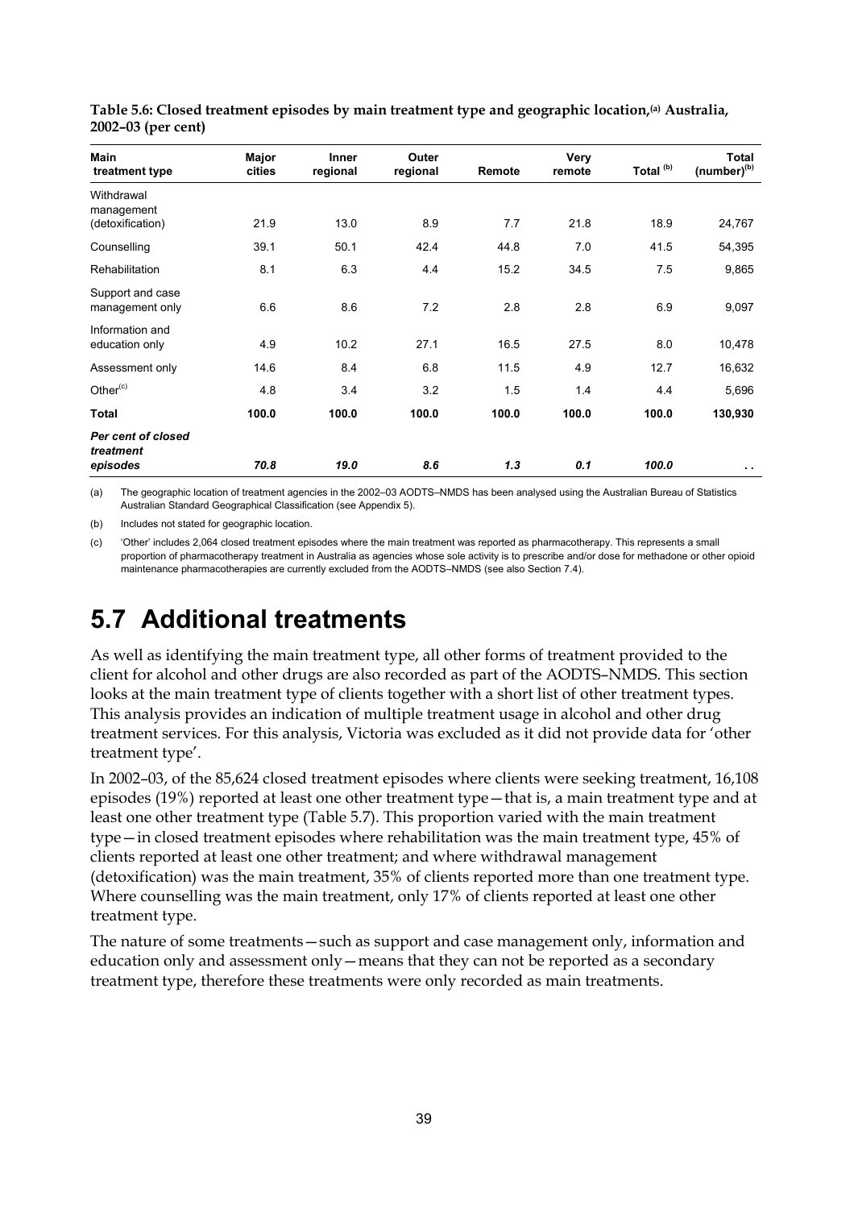**Table 5.6: Closed treatment episodes by main treatment type and geographic location,[a] Australia, 2002–03 (per cent)**

| Main treatment type | Major cities | Inner regional | Outer regional | Remote | Very remote | Total [b] | Total (number)[b] |
|---|---|---|---|---|---|---|---|
| Withdrawal management (detoxification) | 21.9 | 13.0 | 8.9 | 7.7 | 21.8 | 18.9 | 24,767 |
| Counselling | 39.1 | 50.1 | 42.4 | 44.8 | 7.0 | 41.5 | 54,395 |
| Rehabilitation | 8.1 | 6.3 | 4.4 | 15.2 | 34.5 | 7.5 | 9,865 |
| Support and case management only | 6.6 | 8.6 | 7.2 | 2.8 | 2.8 | 6.9 | 9,097 |
| Information and education only | 4.9 | 10.2 | 27.1 | 16.5 | 27.5 | 8.0 | 10,478 |
| Assessment only | 14.6 | 8.4 | 6.8 | 11.5 | 4.9 | 12.7 | 16,632 |
| Other[c] | 4.8 | 3.4 | 3.2 | 1.5 | 1.4 | 4.4 | 5,696 |
| **Total** | **100.0** | **100.0** | **100.0** | **100.0** | **100.0** | **100.0** | **130,930** |
| ***Per cent of closed treatment episodes*** | ***70.8*** | ***19.0*** | ***8.6*** | ***1.3*** | ***0.1*** | ***100.0*** | . . |

(a) The geographic location of treatment agencies in the 2002–03 AODTS–NMDS has been analysed using the Australian Bureau of Statistics Australian Standard Geographical Classification (see Appendix 5).

(b) Includes not stated for geographic location.

(c) 'Other' includes 2,064 closed treatment episodes where the main treatment was reported as pharmacotherapy. This represents a small proportion of pharmacotherapy treatment in Australia as agencies whose sole activity is to prescribe and/or dose for methadone or other opioid maintenance pharmacotherapies are currently excluded from the AODTS–NMDS (see also Section 7.4).

# 5.7 Additional treatments

As well as identifying the main treatment type, all other forms of treatment provided to the client for alcohol and other drugs are also recorded as part of the AODTS–NMDS. This section looks at the main treatment type of clients together with a short list of other treatment types. This analysis provides an indication of multiple treatment usage in alcohol and other drug treatment services. For this analysis, Victoria was excluded as it did not provide data for 'other treatment type'.

In 2002–03, of the 85,624 closed treatment episodes where clients were seeking treatment, 16,108 episodes (19%) reported at least one other treatment type—that is, a main treatment type and at least one other treatment type (Table 5.7). This proportion varied with the main treatment type—in closed treatment episodes where rehabilitation was the main treatment type, 45% of clients reported at least one other treatment; and where withdrawal management (detoxification) was the main treatment, 35% of clients reported more than one treatment type. Where counselling was the main treatment, only 17% of clients reported at least one other treatment type.

The nature of some treatments—such as support and case management only, information and education only and assessment only—means that they can not be reported as a secondary treatment type, therefore these treatments were only recorded as main treatments.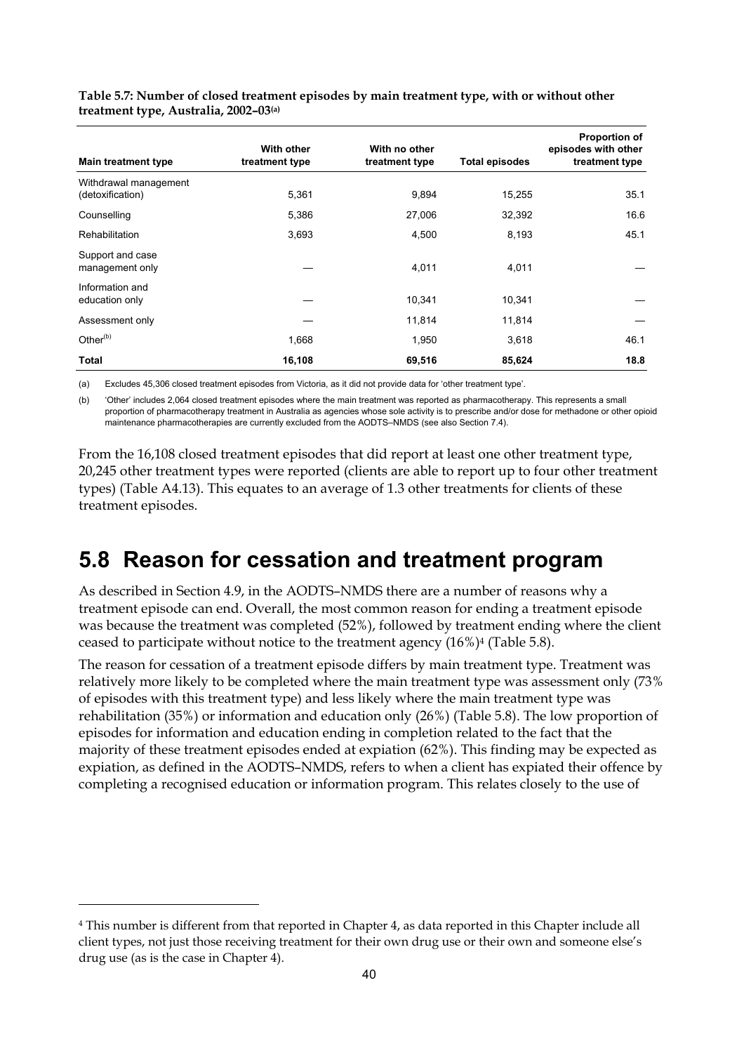**Table 5.7: Number of closed treatment episodes by main treatment type, with or without other treatment type, Australia, 2002–03[(a)]**

| Main treatment type | With other treatment type | With no other treatment type | Total episodes | Proportion of episodes with other treatment type |
|---|---|---|---|---|
| Withdrawal management (detoxification) | 5,361 | 9,894 | 15,255 | 35.1 |
| Counselling | 5,386 | 27,006 | 32,392 | 16.6 |
| Rehabilitation | 3,693 | 4,500 | 8,193 | 45.1 |
| Support and case management only | — | 4,011 | 4,011 | — |
| Information and education only | — | 10,341 | 10,341 | — |
| Assessment only | — | 11,814 | 11,814 | — |
| Other[(b)] | 1,668 | 1,950 | 3,618 | 46.1 |
| **Total** | **16,108** | **69,516** | **85,624** | **18.8** |

(a) Excludes 45,306 closed treatment episodes from Victoria, as it did not provide data for 'other treatment type'.

(b) 'Other' includes 2,064 closed treatment episodes where the main treatment was reported as pharmacotherapy. This represents a small proportion of pharmacotherapy treatment in Australia as agencies whose sole activity is to prescribe and/or dose for methadone or other opioid maintenance pharmacotherapies are currently excluded from the AODTS–NMDS (see also Section 7.4).

From the 16,108 closed treatment episodes that did report at least one other treatment type, 20,245 other treatment types were reported (clients are able to report up to four other treatment types) (Table A4.13). This equates to an average of 1.3 other treatments for clients of these treatment episodes.

## 5.8 Reason for cessation and treatment program

As described in Section 4.9, in the AODTS–NMDS there are a number of reasons why a treatment episode can end. Overall, the most common reason for ending a treatment episode was because the treatment was completed (52%), followed by treatment ending where the client ceased to participate without notice to the treatment agency (16%)[4] (Table 5.8).

The reason for cessation of a treatment episode differs by main treatment type. Treatment was relatively more likely to be completed where the main treatment type was assessment only (73% of episodes with this treatment type) and less likely where the main treatment type was rehabilitation (35%) or information and education only (26%) (Table 5.8). The low proportion of episodes for information and education ending in completion related to the fact that the majority of these treatment episodes ended at expiation (62%). This finding may be expected as expiation, as defined in the AODTS–NMDS, refers to when a client has expiated their offence by completing a recognised education or information program. This relates closely to the use of

[4] This number is different from that reported in Chapter 4, as data reported in this Chapter include all client types, not just those receiving treatment for their own drug use or their own and someone else's drug use (as is the case in Chapter 4).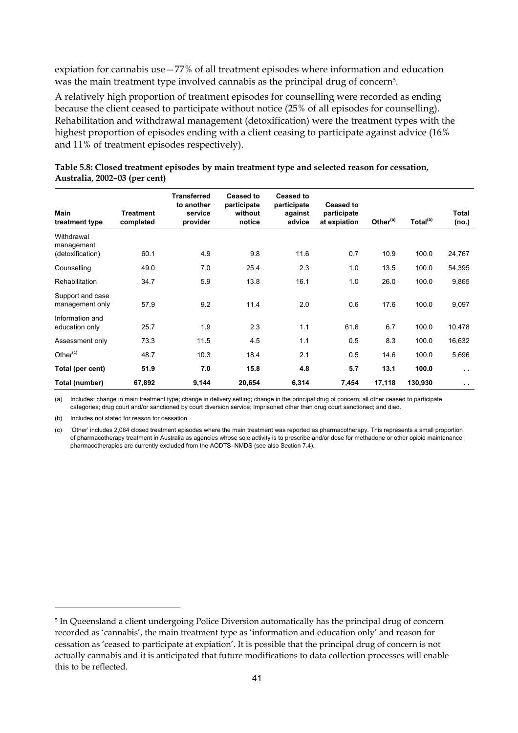expiation for cannabis use—77% of all treatment episodes where information and education was the main treatment type involved cannabis as the principal drug of concern[5].

A relatively high proportion of treatment episodes for counselling were recorded as ending because the client ceased to participate without notice (25% of all episodes for counselling). Rehabilitation and withdrawal management (detoxification) were the treatment types with the highest proportion of episodes ending with a client ceasing to participate against advice (16% and 11% of treatment episodes respectively).

**Table 5.8: Closed treatment episodes by main treatment type and selected reason for cessation, Australia, 2002–03 (per cent)**

| Main treatment type | Treatment completed | Transferred to another service provider | Ceased to participate without notice | Ceased to participate against advice | Ceased to participate at expiation | Other[(a)] | Total[(b)] | Total (no.) |
|---|---|---|---|---|---|---|---|---|
| Withdrawal management (detoxification) | 60.1 | 4.9 | 9.8 | 11.6 | 0.7 | 10.9 | 100.0 | 24,767 |
| Counselling | 49.0 | 7.0 | 25.4 | 2.3 | 1.0 | 13.5 | 100.0 | 54,395 |
| Rehabilitation | 34.7 | 5.9 | 13.8 | 16.1 | 1.0 | 26.0 | 100.0 | 9,865 |
| Support and case management only | 57.9 | 9.2 | 11.4 | 2.0 | 0.6 | 17.6 | 100.0 | 9,097 |
| Information and education only | 25.7 | 1.9 | 2.3 | 1.1 | 61.6 | 6.7 | 100.0 | 10,478 |
| Assessment only | 73.3 | 11.5 | 4.5 | 1.1 | 0.5 | 8.3 | 100.0 | 16,632 |
| Other[(c)] | 48.7 | 10.3 | 18.4 | 2.1 | 0.5 | 14.6 | 100.0 | 5,696 |
| **Total (per cent)** | **51.9** | **7.0** | **15.8** | **4.8** | **5.7** | **13.1** | **100.0** | . . |
| **Total (number)** | **67,892** | **9,144** | **20,654** | **6,314** | **7,454** | **17,118** | **130,930** | . . |

(a) Includes: change in main treatment type; change in delivery setting; change in the principal drug of concern; all other ceased to participate categories; drug court and/or sanctioned by court diversion service; Imprisoned other than drug court sanctioned; and died.

(b) Includes not stated for reason for cessation.

(c) 'Other' includes 2,064 closed treatment episodes where the main treatment was reported as pharmacotherapy. This represents a small proportion of pharmacotherapy treatment in Australia as agencies whose sole activity is to prescribe and/or dose for methadone or other opioid maintenance pharmacotherapies are currently excluded from the AODTS–NMDS (see also Section 7.4).

---

[5] In Queensland a client undergoing Police Diversion automatically has the principal drug of concern recorded as 'cannabis', the main treatment type as 'information and education only' and reason for cessation as 'ceased to participate at expiation'. It is possible that the principal drug of concern is not actually cannabis and it is anticipated that future modifications to data collection processes will enable this to be reflected.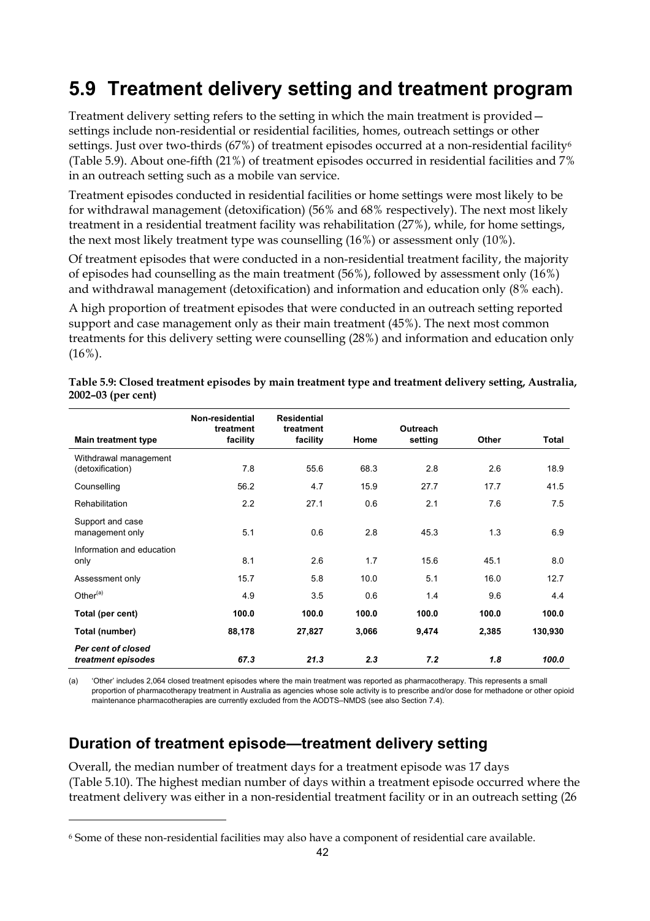## 5.9 Treatment delivery setting and treatment program

Treatment delivery setting refers to the setting in which the main treatment is provided—settings include non-residential or residential facilities, homes, outreach settings or other settings. Just over two-thirds (67%) of treatment episodes occurred at a non-residential facility[6] (Table 5.9). About one-fifth (21%) of treatment episodes occurred in residential facilities and 7% in an outreach setting such as a mobile van service.

Treatment episodes conducted in residential facilities or home settings were most likely to be for withdrawal management (detoxification) (56% and 68% respectively). The next most likely treatment in a residential treatment facility was rehabilitation (27%), while, for home settings, the next most likely treatment type was counselling (16%) or assessment only (10%).

Of treatment episodes that were conducted in a non-residential treatment facility, the majority of episodes had counselling as the main treatment (56%), followed by assessment only (16%) and withdrawal management (detoxification) and information and education only (8% each).

A high proportion of treatment episodes that were conducted in an outreach setting reported support and case management only as their main treatment (45%). The next most common treatments for this delivery setting were counselling (28%) and information and education only (16%).

**Table 5.9: Closed treatment episodes by main treatment type and treatment delivery setting, Australia, 2002–03 (per cent)**

| Main treatment type | Non-residential treatment facility | Residential treatment facility | Home | Outreach setting | Other | Total |
|---|---|---|---|---|---|---|
| Withdrawal management (detoxification) | 7.8 | 55.6 | 68.3 | 2.8 | 2.6 | 18.9 |
| Counselling | 56.2 | 4.7 | 15.9 | 27.7 | 17.7 | 41.5 |
| Rehabilitation | 2.2 | 27.1 | 0.6 | 2.1 | 7.6 | 7.5 |
| Support and case management only | 5.1 | 0.6 | 2.8 | 45.3 | 1.3 | 6.9 |
| Information and education only | 8.1 | 2.6 | 1.7 | 15.6 | 45.1 | 8.0 |
| Assessment only | 15.7 | 5.8 | 10.0 | 5.1 | 16.0 | 12.7 |
| Other[(a)] | 4.9 | 3.5 | 0.6 | 1.4 | 9.6 | 4.4 |
| **Total (per cent)** | **100.0** | **100.0** | **100.0** | **100.0** | **100.0** | **100.0** |
| **Total (number)** | **88,178** | **27,827** | **3,066** | **9,474** | **2,385** | **130,930** |
| ***Per cent of closed treatment episodes*** | ***67.3*** | ***21.3*** | ***2.3*** | ***7.2*** | ***1.8*** | ***100.0*** |

(a) 'Other' includes 2,064 closed treatment episodes where the main treatment was reported as pharmacotherapy. This represents a small proportion of pharmacotherapy treatment in Australia as agencies whose sole activity is to prescribe and/or dose for methadone or other opioid maintenance pharmacotherapies are currently excluded from the AODTS–NMDS (see also Section 7.4).

### Duration of treatment episode—treatment delivery setting

Overall, the median number of treatment days for a treatment episode was 17 days (Table 5.10). The highest median number of days within a treatment episode occurred where the treatment delivery was either in a non-residential treatment facility or in an outreach setting (26

---

[6] Some of these non-residential facilities may also have a component of residential care available.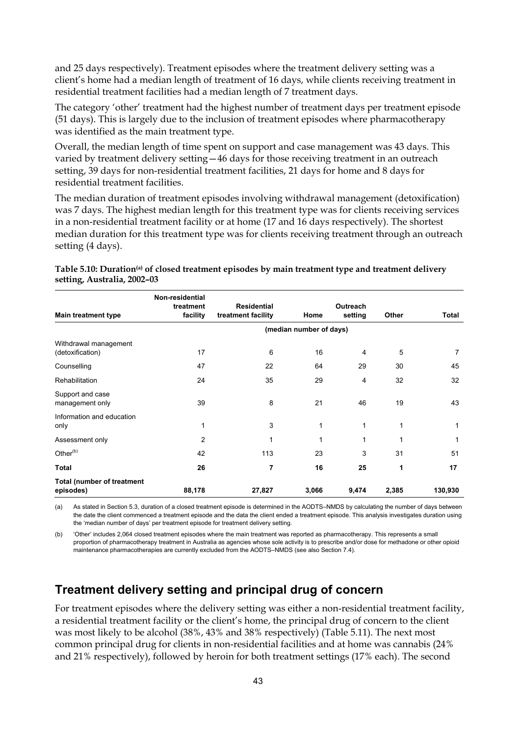and 25 days respectively). Treatment episodes where the treatment delivery setting was a client's home had a median length of treatment of 16 days, while clients receiving treatment in residential treatment facilities had a median length of 7 treatment days.

The category 'other' treatment had the highest number of treatment days per treatment episode (51 days). This is largely due to the inclusion of treatment episodes where pharmacotherapy was identified as the main treatment type.

Overall, the median length of time spent on support and case management was 43 days. This varied by treatment delivery setting—46 days for those receiving treatment in an outreach setting, 39 days for non-residential treatment facilities, 21 days for home and 8 days for residential treatment facilities.

The median duration of treatment episodes involving withdrawal management (detoxification) was 7 days. The highest median length for this treatment type was for clients receiving services in a non-residential treatment facility or at home (17 and 16 days respectively). The shortest median duration for this treatment type was for clients receiving treatment through an outreach setting (4 days).

**Table 5.10: Duration[(a)] of closed treatment episodes by main treatment type and treatment delivery setting, Australia, 2002–03**

| Main treatment type | Non-residential treatment facility | Residential treatment facility | Home | Outreach setting | Other | Total |
|---|---|---|---|---|---|---|
| | (median number of days) | | | | | |
| Withdrawal management (detoxification) | 17 | 6 | 16 | 4 | 5 | 7 |
| Counselling | 47 | 22 | 64 | 29 | 30 | 45 |
| Rehabilitation | 24 | 35 | 29 | 4 | 32 | 32 |
| Support and case management only | 39 | 8 | 21 | 46 | 19 | 43 |
| Information and education only | 1 | 3 | 1 | 1 | 1 | 1 |
| Assessment only | 2 | 1 | 1 | 1 | 1 | 1 |
| Other[(b)] | 42 | 113 | 23 | 3 | 31 | 51 |
| **Total** | **26** | **7** | **16** | **25** | **1** | **17** |
| **Total (number of treatment episodes)** | **88,178** | **27,827** | **3,066** | **9,474** | **2,385** | **130,930** |

(a) As stated in Section 5.3, duration of a closed treatment episode is determined in the AODTS–NMDS by calculating the number of days between the date the client commenced a treatment episode and the data the client ended a treatment episode. This analysis investigates duration using the 'median number of days' per treatment episode for treatment delivery setting.

(b) 'Other' includes 2,064 closed treatment episodes where the main treatment was reported as pharmacotherapy. This represents a small proportion of pharmacotherapy treatment in Australia as agencies whose sole activity is to prescribe and/or dose for methadone or other opioid maintenance pharmacotherapies are currently excluded from the AODTS–NMDS (see also Section 7.4).

## Treatment delivery setting and principal drug of concern

For treatment episodes where the delivery setting was either a non-residential treatment facility, a residential treatment facility or the client's home, the principal drug of concern to the client was most likely to be alcohol (38%, 43% and 38% respectively) (Table 5.11). The next most common principal drug for clients in non-residential facilities and at home was cannabis (24% and 21% respectively), followed by heroin for both treatment settings (17% each). The second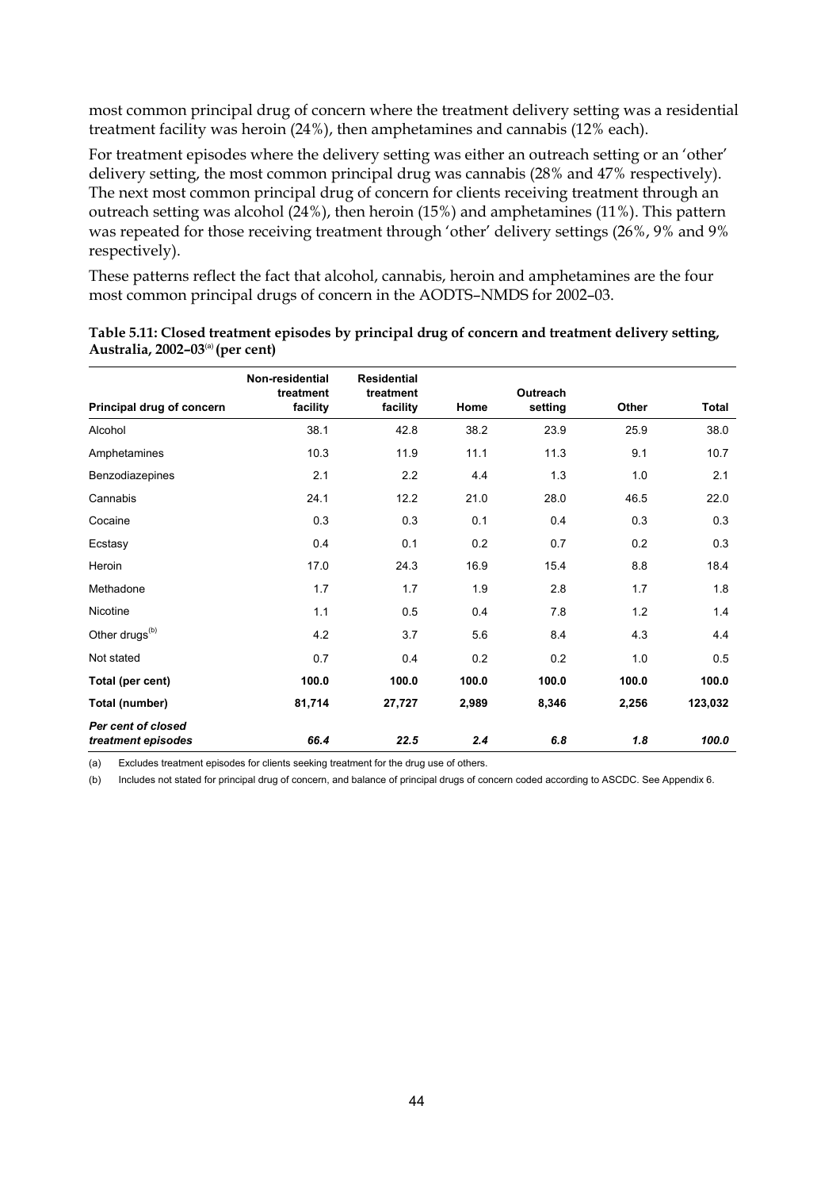most common principal drug of concern where the treatment delivery setting was a residential treatment facility was heroin (24%), then amphetamines and cannabis (12% each).

For treatment episodes where the delivery setting was either an outreach setting or an 'other' delivery setting, the most common principal drug was cannabis (28% and 47% respectively). The next most common principal drug of concern for clients receiving treatment through an outreach setting was alcohol (24%), then heroin (15%) and amphetamines (11%). This pattern was repeated for those receiving treatment through 'other' delivery settings (26%, 9% and 9% respectively).

These patterns reflect the fact that alcohol, cannabis, heroin and amphetamines are the four most common principal drugs of concern in the AODTS–NMDS for 2002–03.

**Table 5.11: Closed treatment episodes by principal drug of concern and treatment delivery setting, Australia, 2002–03[(a)] (per cent)**

| Principal drug of concern | Non-residential treatment facility | Residential treatment facility | Home | Outreach setting | Other | Total |
|---|---|---|---|---|---|---|
| Alcohol | 38.1 | 42.8 | 38.2 | 23.9 | 25.9 | 38.0 |
| Amphetamines | 10.3 | 11.9 | 11.1 | 11.3 | 9.1 | 10.7 |
| Benzodiazepines | 2.1 | 2.2 | 4.4 | 1.3 | 1.0 | 2.1 |
| Cannabis | 24.1 | 12.2 | 21.0 | 28.0 | 46.5 | 22.0 |
| Cocaine | 0.3 | 0.3 | 0.1 | 0.4 | 0.3 | 0.3 |
| Ecstasy | 0.4 | 0.1 | 0.2 | 0.7 | 0.2 | 0.3 |
| Heroin | 17.0 | 24.3 | 16.9 | 15.4 | 8.8 | 18.4 |
| Methadone | 1.7 | 1.7 | 1.9 | 2.8 | 1.7 | 1.8 |
| Nicotine | 1.1 | 0.5 | 0.4 | 7.8 | 1.2 | 1.4 |
| Other drugs[(b)] | 4.2 | 3.7 | 5.6 | 8.4 | 4.3 | 4.4 |
| Not stated | 0.7 | 0.4 | 0.2 | 0.2 | 1.0 | 0.5 |
| **Total (per cent)** | **100.0** | **100.0** | **100.0** | **100.0** | **100.0** | **100.0** |
| **Total (number)** | **81,714** | **27,727** | **2,989** | **8,346** | **2,256** | **123,032** |
| ***Per cent of closed treatment episodes*** | ***66.4*** | ***22.5*** | ***2.4*** | ***6.8*** | ***1.8*** | ***100.0*** |

(a) Excludes treatment episodes for clients seeking treatment for the drug use of others.

(b) Includes not stated for principal drug of concern, and balance of principal drugs of concern coded according to ASCDC. See Appendix 6.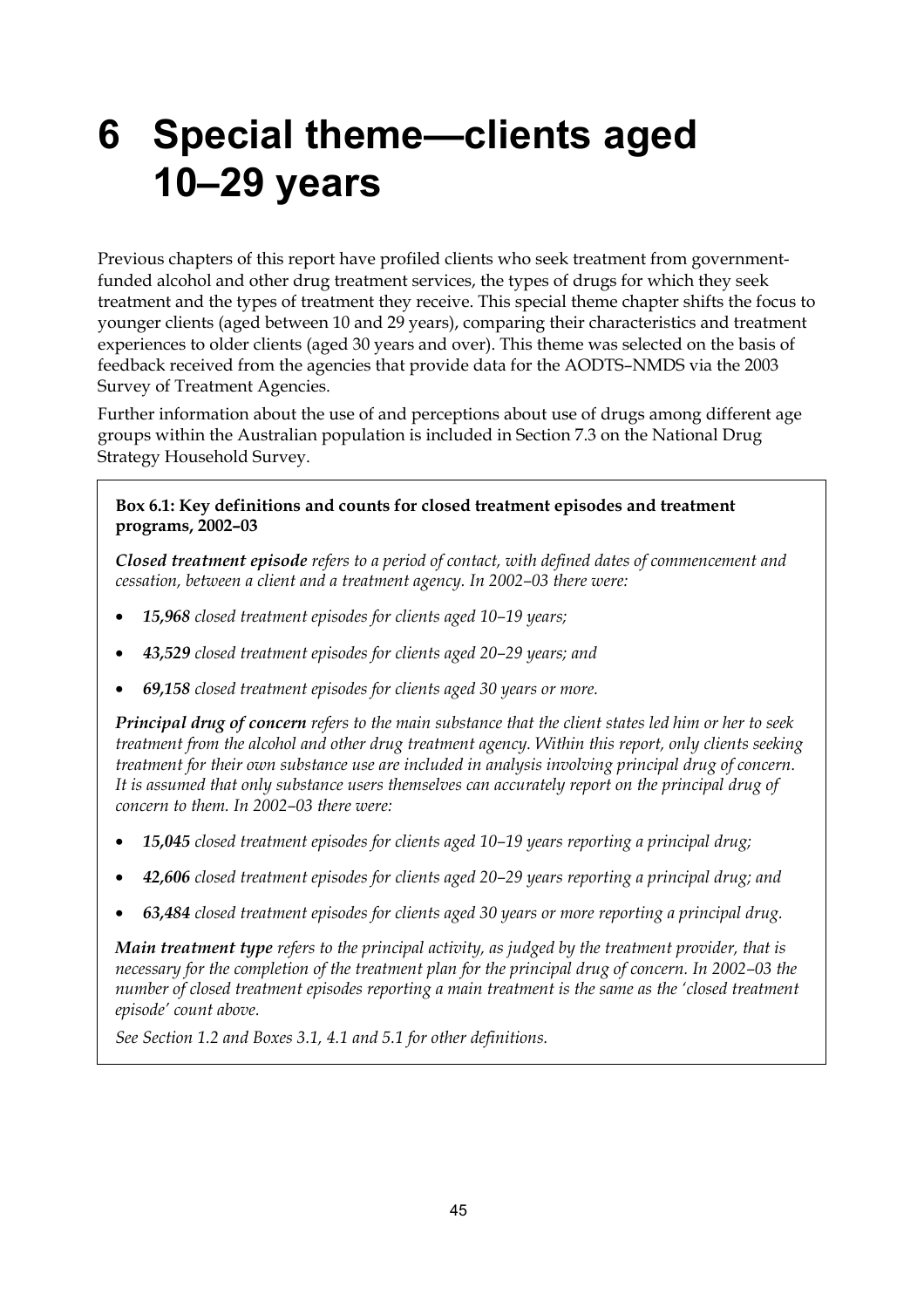# 6 Special theme—clients aged 10–29 years

Previous chapters of this report have profiled clients who seek treatment from government-funded alcohol and other drug treatment services, the types of drugs for which they seek treatment and the types of treatment they receive. This special theme chapter shifts the focus to younger clients (aged between 10 and 29 years), comparing their characteristics and treatment experiences to older clients (aged 30 years and over). This theme was selected on the basis of feedback received from the agencies that provide data for the AODTS–NMDS via the 2003 Survey of Treatment Agencies.

Further information about the use of and perceptions about use of drugs among different age groups within the Australian population is included in Section 7.3 on the National Drug Strategy Household Survey.

**Box 6.1: Key definitions and counts for closed treatment episodes and treatment programs, 2002–03**

***Closed treatment episode*** *refers to a period of contact, with defined dates of commencement and cessation, between a client and a treatment agency. In 2002–03 there were:*

- ***15,968*** *closed treatment episodes for clients aged 10–19 years;*
- ***43,529*** *closed treatment episodes for clients aged 20–29 years; and*
- ***69,158*** *closed treatment episodes for clients aged 30 years or more.*

***Principal drug of concern*** *refers to the main substance that the client states led him or her to seek treatment from the alcohol and other drug treatment agency. Within this report, only clients seeking treatment for their own substance use are included in analysis involving principal drug of concern. It is assumed that only substance users themselves can accurately report on the principal drug of concern to them. In 2002–03 there were:*

- ***15,045*** *closed treatment episodes for clients aged 10–19 years reporting a principal drug;*
- ***42,606*** *closed treatment episodes for clients aged 20–29 years reporting a principal drug; and*
- ***63,484*** *closed treatment episodes for clients aged 30 years or more reporting a principal drug.*

***Main treatment type*** *refers to the principal activity, as judged by the treatment provider, that is necessary for the completion of the treatment plan for the principal drug of concern. In 2002–03 the number of closed treatment episodes reporting a main treatment is the same as the 'closed treatment episode' count above.*

*See Section 1.2 and Boxes 3.1, 4.1 and 5.1 for other definitions.*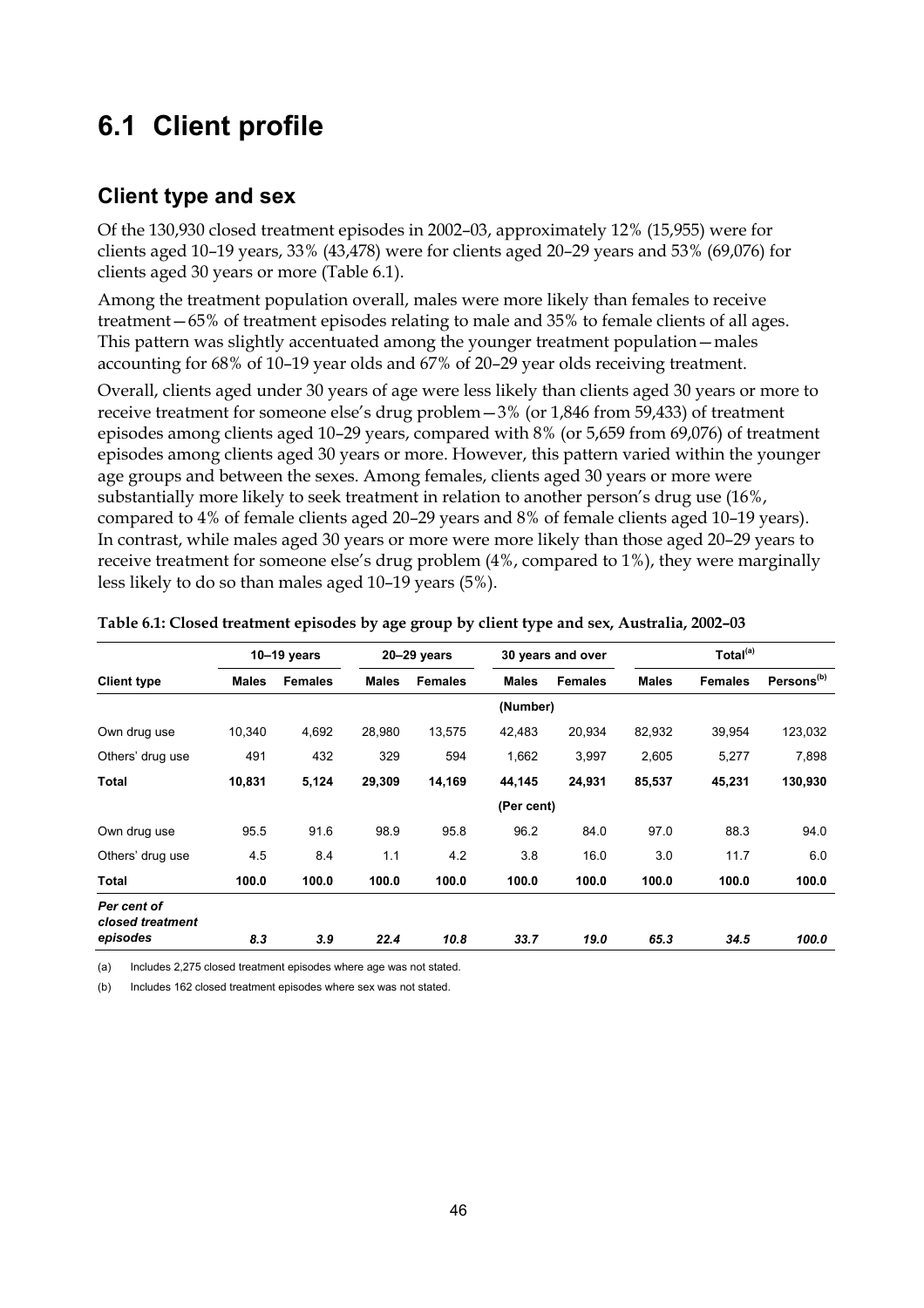# 6.1 Client profile

## Client type and sex

Of the 130,930 closed treatment episodes in 2002–03, approximately 12% (15,955) were for clients aged 10–19 years, 33% (43,478) were for clients aged 20–29 years and 53% (69,076) for clients aged 30 years or more (Table 6.1).

Among the treatment population overall, males were more likely than females to receive treatment—65% of treatment episodes relating to male and 35% to female clients of all ages. This pattern was slightly accentuated among the younger treatment population—males accounting for 68% of 10–19 year olds and 67% of 20–29 year olds receiving treatment.

Overall, clients aged under 30 years of age were less likely than clients aged 30 years or more to receive treatment for someone else's drug problem—3% (or 1,846 from 59,433) of treatment episodes among clients aged 10–29 years, compared with 8% (or 5,659 from 69,076) of treatment episodes among clients aged 30 years or more. However, this pattern varied within the younger age groups and between the sexes. Among females, clients aged 30 years or more were substantially more likely to seek treatment in relation to another person's drug use (16%, compared to 4% of female clients aged 20–29 years and 8% of female clients aged 10–19 years). In contrast, while males aged 30 years or more were more likely than those aged 20–29 years to receive treatment for someone else's drug problem (4%, compared to 1%), they were marginally less likely to do so than males aged 10–19 years (5%).

**Table 6.1: Closed treatment episodes by age group by client type and sex, Australia, 2002–03**

| | 10–19 years | | 20–29 years | | 30 years and over | | Total[(a)] | | |
|---|---|---|---|---|---|---|---|---|---|
| **Client type** | **Males** | **Females** | **Males** | **Females** | **Males** | **Females** | **Males** | **Females** | **Persons[(b)]** |
| | | | | | (Number) | | | | |
| Own drug use | 10,340 | 4,692 | 28,980 | 13,575 | 42,483 | 20,934 | 82,932 | 39,954 | 123,032 |
| Others' drug use | 491 | 432 | 329 | 594 | 1,662 | 3,997 | 2,605 | 5,277 | 7,898 |
| **Total** | **10,831** | **5,124** | **29,309** | **14,169** | **44,145** | **24,931** | **85,537** | **45,231** | **130,930** |
| | | | | | (Per cent) | | | | |
| Own drug use | 95.5 | 91.6 | 98.9 | 95.8 | 96.2 | 84.0 | 97.0 | 88.3 | 94.0 |
| Others' drug use | 4.5 | 8.4 | 1.1 | 4.2 | 3.8 | 16.0 | 3.0 | 11.7 | 6.0 |
| **Total** | **100.0** | **100.0** | **100.0** | **100.0** | **100.0** | **100.0** | **100.0** | **100.0** | **100.0** |
| ***Per cent of closed treatment episodes*** | ***8.3*** | ***3.9*** | ***22.4*** | ***10.8*** | ***33.7*** | ***19.0*** | ***65.3*** | ***34.5*** | ***100.0*** |

(a) Includes 2,275 closed treatment episodes where age was not stated.

(b) Includes 162 closed treatment episodes where sex was not stated.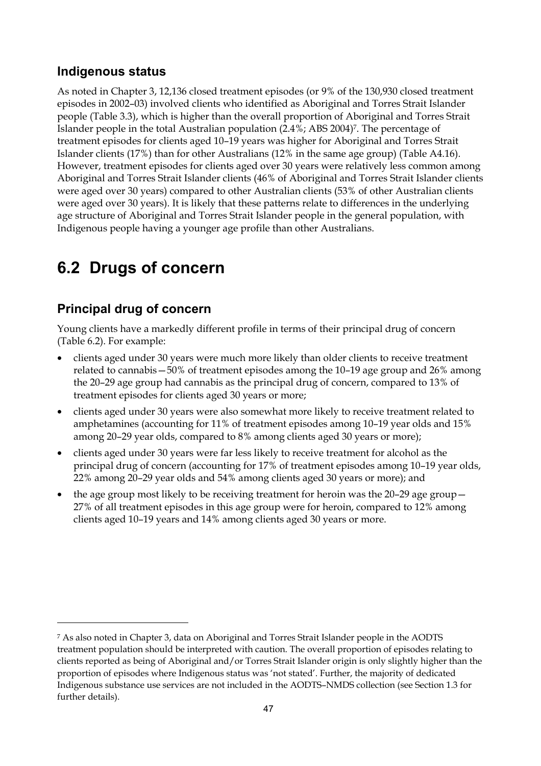### Indigenous status

As noted in Chapter 3, 12,136 closed treatment episodes (or 9% of the 130,930 closed treatment episodes in 2002–03) involved clients who identified as Aboriginal and Torres Strait Islander people (Table 3.3), which is higher than the overall proportion of Aboriginal and Torres Strait Islander people in the total Australian population (2.4%; ABS 2004)[7]. The percentage of treatment episodes for clients aged 10–19 years was higher for Aboriginal and Torres Strait Islander clients (17%) than for other Australians (12% in the same age group) (Table A4.16). However, treatment episodes for clients aged over 30 years were relatively less common among Aboriginal and Torres Strait Islander clients (46% of Aboriginal and Torres Strait Islander clients were aged over 30 years) compared to other Australian clients (53% of other Australian clients were aged over 30 years). It is likely that these patterns relate to differences in the underlying age structure of Aboriginal and Torres Strait Islander people in the general population, with Indigenous people having a younger age profile than other Australians.

## 6.2 Drugs of concern

### Principal drug of concern

Young clients have a markedly different profile in terms of their principal drug of concern (Table 6.2). For example:

- clients aged under 30 years were much more likely than older clients to receive treatment related to cannabis—50% of treatment episodes among the 10–19 age group and 26% among the 20–29 age group had cannabis as the principal drug of concern, compared to 13% of treatment episodes for clients aged 30 years or more;
- clients aged under 30 years were also somewhat more likely to receive treatment related to amphetamines (accounting for 11% of treatment episodes among 10–19 year olds and 15% among 20–29 year olds, compared to 8% among clients aged 30 years or more);
- clients aged under 30 years were far less likely to receive treatment for alcohol as the principal drug of concern (accounting for 17% of treatment episodes among 10–19 year olds, 22% among 20–29 year olds and 54% among clients aged 30 years or more); and
- the age group most likely to be receiving treatment for heroin was the 20–29 age group—27% of all treatment episodes in this age group were for heroin, compared to 12% among clients aged 10–19 years and 14% among clients aged 30 years or more.

---

[7] As also noted in Chapter 3, data on Aboriginal and Torres Strait Islander people in the AODTS treatment population should be interpreted with caution. The overall proportion of episodes relating to clients reported as being of Aboriginal and/or Torres Strait Islander origin is only slightly higher than the proportion of episodes where Indigenous status was 'not stated'. Further, the majority of dedicated Indigenous substance use services are not included in the AODTS–NMDS collection (see Section 1.3 for further details).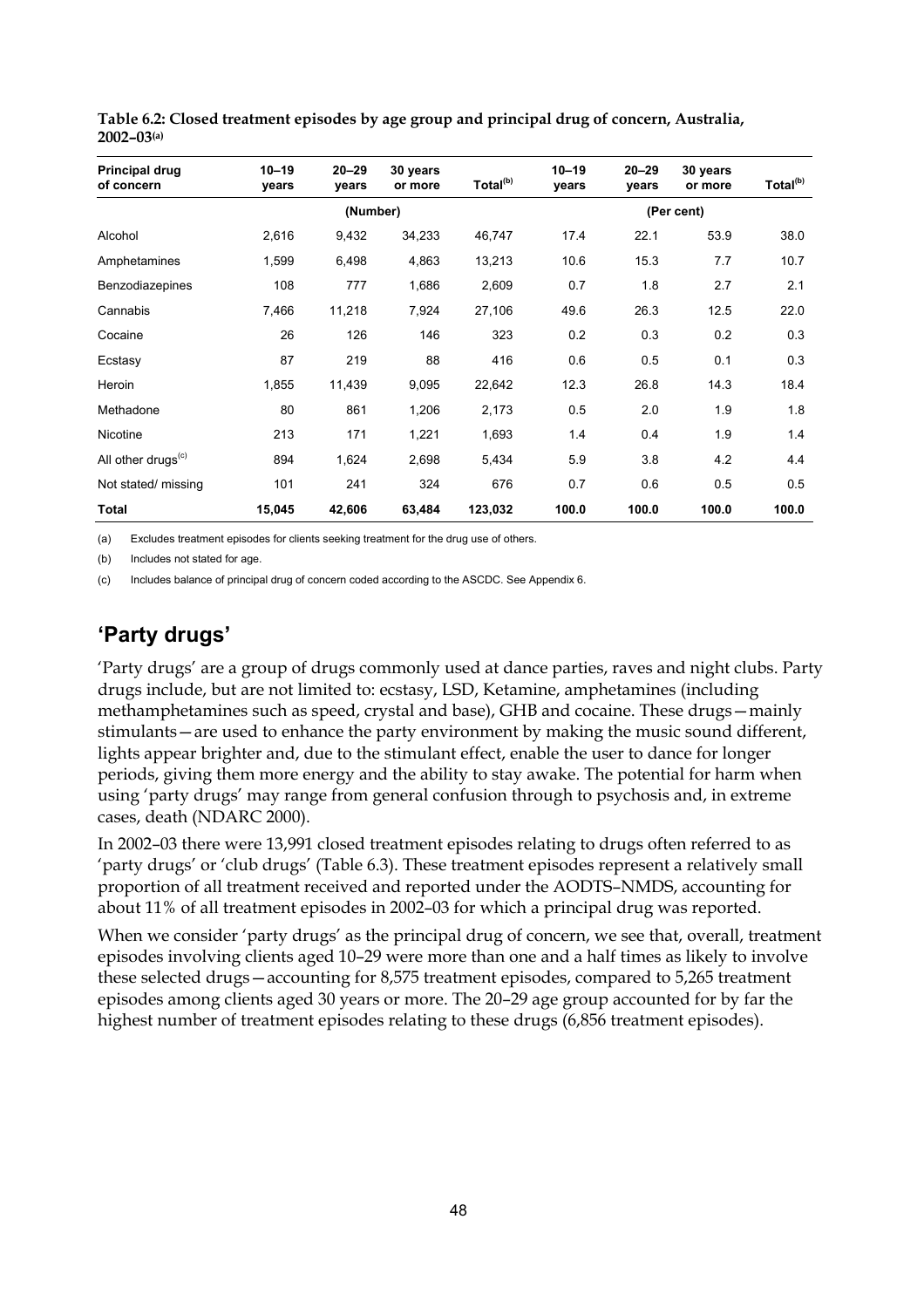**Table 6.2: Closed treatment episodes by age group and principal drug of concern, Australia, 2002–03[(a)]**

| Principal drug of concern | 10–19 years | 20–29 years | 30 years or more | Total[(b)] | 10–19 years | 20–29 years | 30 years or more | Total[(b)] |
|---|---|---|---|---|---|---|---|---|
| | (Number) | | | | (Per cent) | | | |
| Alcohol | 2,616 | 9,432 | 34,233 | 46,747 | 17.4 | 22.1 | 53.9 | 38.0 |
| Amphetamines | 1,599 | 6,498 | 4,863 | 13,213 | 10.6 | 15.3 | 7.7 | 10.7 |
| Benzodiazepines | 108 | 777 | 1,686 | 2,609 | 0.7 | 1.8 | 2.7 | 2.1 |
| Cannabis | 7,466 | 11,218 | 7,924 | 27,106 | 49.6 | 26.3 | 12.5 | 22.0 |
| Cocaine | 26 | 126 | 146 | 323 | 0.2 | 0.3 | 0.2 | 0.3 |
| Ecstasy | 87 | 219 | 88 | 416 | 0.6 | 0.5 | 0.1 | 0.3 |
| Heroin | 1,855 | 11,439 | 9,095 | 22,642 | 12.3 | 26.8 | 14.3 | 18.4 |
| Methadone | 80 | 861 | 1,206 | 2,173 | 0.5 | 2.0 | 1.9 | 1.8 |
| Nicotine | 213 | 171 | 1,221 | 1,693 | 1.4 | 0.4 | 1.9 | 1.4 |
| All other drugs[(c)] | 894 | 1,624 | 2,698 | 5,434 | 5.9 | 3.8 | 4.2 | 4.4 |
| Not stated/ missing | 101 | 241 | 324 | 676 | 0.7 | 0.6 | 0.5 | 0.5 |
| **Total** | **15,045** | **42,606** | **63,484** | **123,032** | **100.0** | **100.0** | **100.0** | **100.0** |

(a) Excludes treatment episodes for clients seeking treatment for the drug use of others.

(b) Includes not stated for age.

(c) Includes balance of principal drug of concern coded according to the ASCDC. See Appendix 6.

## 'Party drugs'

'Party drugs' are a group of drugs commonly used at dance parties, raves and night clubs. Party drugs include, but are not limited to: ecstasy, LSD, Ketamine, amphetamines (including methamphetamines such as speed, crystal and base), GHB and cocaine. These drugs—mainly stimulants—are used to enhance the party environment by making the music sound different, lights appear brighter and, due to the stimulant effect, enable the user to dance for longer periods, giving them more energy and the ability to stay awake. The potential for harm when using 'party drugs' may range from general confusion through to psychosis and, in extreme cases, death (NDARC 2000).

In 2002–03 there were 13,991 closed treatment episodes relating to drugs often referred to as 'party drugs' or 'club drugs' (Table 6.3). These treatment episodes represent a relatively small proportion of all treatment received and reported under the AODTS–NMDS, accounting for about 11% of all treatment episodes in 2002–03 for which a principal drug was reported.

When we consider 'party drugs' as the principal drug of concern, we see that, overall, treatment episodes involving clients aged 10–29 were more than one and a half times as likely to involve these selected drugs—accounting for 8,575 treatment episodes, compared to 5,265 treatment episodes among clients aged 30 years or more. The 20–29 age group accounted for by far the highest number of treatment episodes relating to these drugs (6,856 treatment episodes).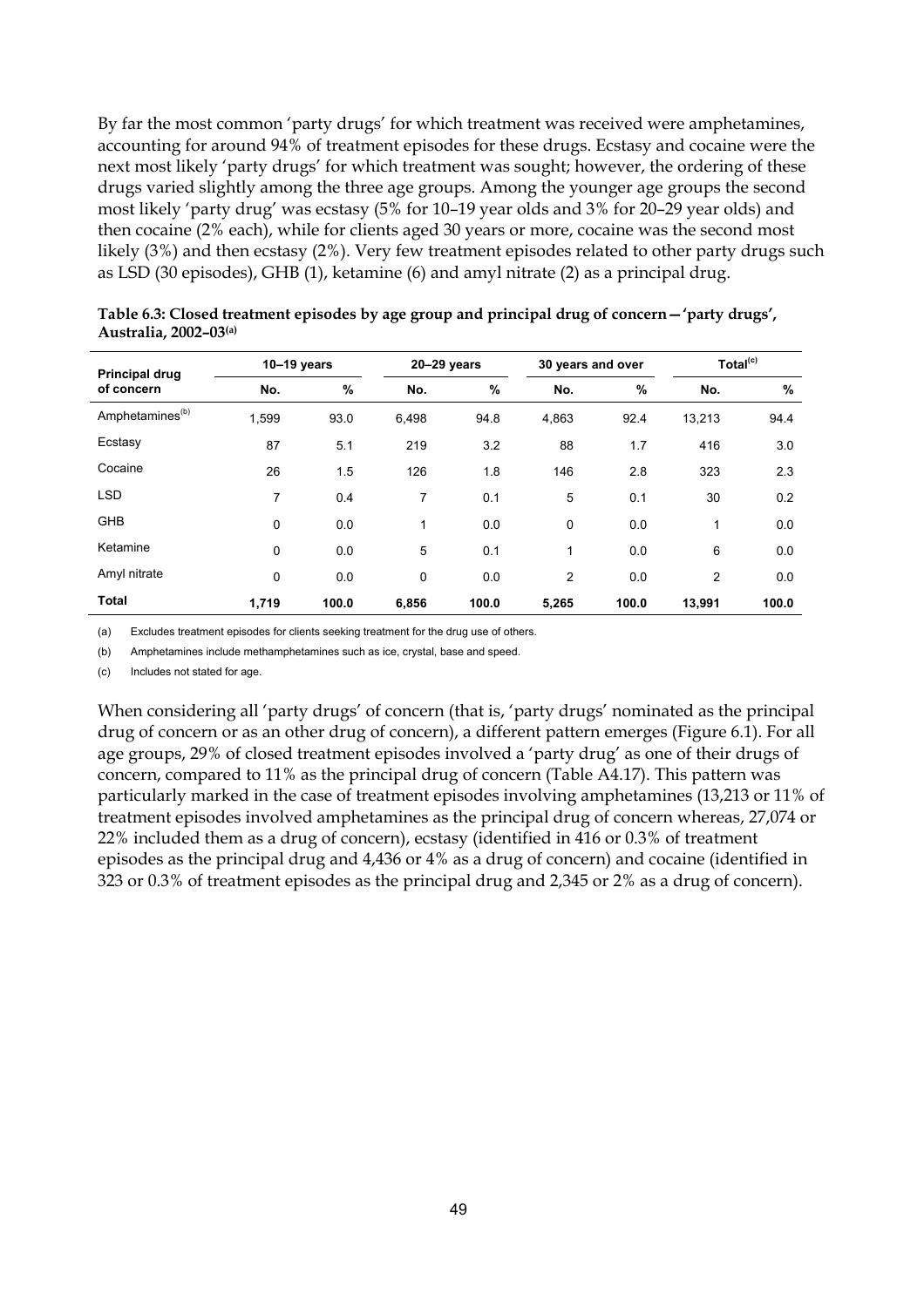By far the most common 'party drugs' for which treatment was received were amphetamines, accounting for around 94% of treatment episodes for these drugs. Ecstasy and cocaine were the next most likely 'party drugs' for which treatment was sought; however, the ordering of these drugs varied slightly among the three age groups. Among the younger age groups the second most likely 'party drug' was ecstasy (5% for 10–19 year olds and 3% for 20–29 year olds) and then cocaine (2% each), while for clients aged 30 years or more, cocaine was the second most likely (3%) and then ecstasy (2%). Very few treatment episodes related to other party drugs such as LSD (30 episodes), GHB (1), ketamine (6) and amyl nitrate (2) as a principal drug.

**Table 6.3: Closed treatment episodes by age group and principal drug of concern—'party drugs', Australia, 2002–03[(a)]**

| Principal drug of concern | 10–19 years | | 20–29 years | | 30 years and over | | Total[(c)] | |
|---|---|---|---|---|---|---|---|---|
| | No. | % | No. | % | No. | % | No. | % |
| Amphetamines[(b)] | 1,599 | 93.0 | 6,498 | 94.8 | 4,863 | 92.4 | 13,213 | 94.4 |
| Ecstasy | 87 | 5.1 | 219 | 3.2 | 88 | 1.7 | 416 | 3.0 |
| Cocaine | 26 | 1.5 | 126 | 1.8 | 146 | 2.8 | 323 | 2.3 |
| LSD | 7 | 0.4 | 7 | 0.1 | 5 | 0.1 | 30 | 0.2 |
| GHB | 0 | 0.0 | 1 | 0.0 | 0 | 0.0 | 1 | 0.0 |
| Ketamine | 0 | 0.0 | 5 | 0.1 | 1 | 0.0 | 6 | 0.0 |
| Amyl nitrate | 0 | 0.0 | 0 | 0.0 | 2 | 0.0 | 2 | 0.0 |
| **Total** | **1,719** | **100.0** | **6,856** | **100.0** | **5,265** | **100.0** | **13,991** | **100.0** |

(a) Excludes treatment episodes for clients seeking treatment for the drug use of others.

(b) Amphetamines include methamphetamines such as ice, crystal, base and speed.

(c) Includes not stated for age.

When considering all 'party drugs' of concern (that is, 'party drugs' nominated as the principal drug of concern or as an other drug of concern), a different pattern emerges (Figure 6.1). For all age groups, 29% of closed treatment episodes involved a 'party drug' as one of their drugs of concern, compared to 11% as the principal drug of concern (Table A4.17). This pattern was particularly marked in the case of treatment episodes involving amphetamines (13,213 or 11% of treatment episodes involved amphetamines as the principal drug of concern whereas, 27,074 or 22% included them as a drug of concern), ecstasy (identified in 416 or 0.3% of treatment episodes as the principal drug and 4,436 or 4% as a drug of concern) and cocaine (identified in 323 or 0.3% of treatment episodes as the principal drug and 2,345 or 2% as a drug of concern).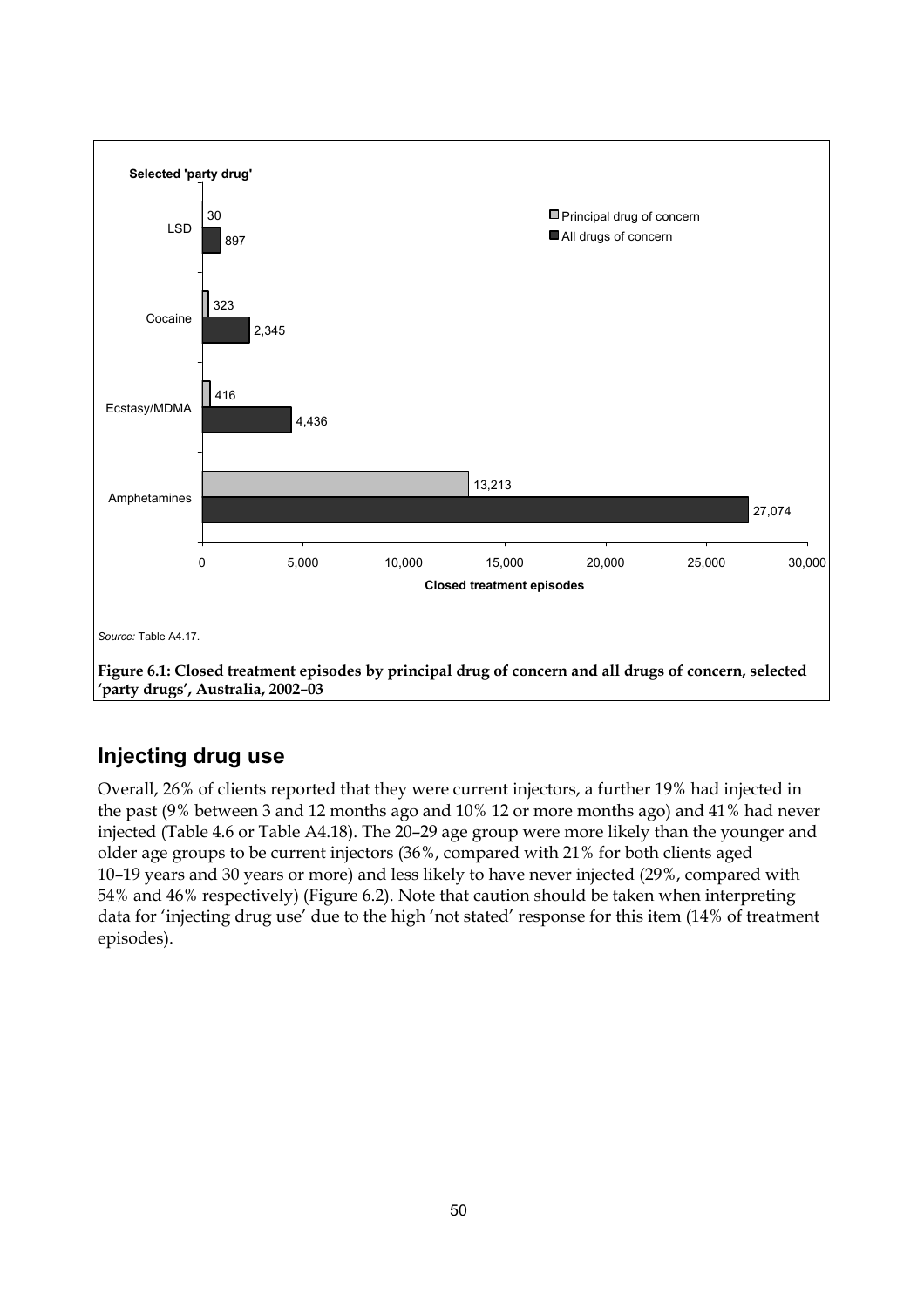Selected 'party drug'

| Selected 'party drug' | Principal drug of concern | All drugs of concern |
| --- | --- | --- |
| LSD | 30 | 897 |
| Cocaine | 323 | 2,345 |
| Ecstasy/MDMA | 416 | 4,436 |
| Amphetamines | 13,213 | 27,074 |

Closed treatment episodes

*Source:* Table A4.17.

**Figure 6.1: Closed treatment episodes by principal drug of concern and all drugs of concern, selected 'party drugs', Australia, 2002–03**

## Injecting drug use

Overall, 26% of clients reported that they were current injectors, a further 19% had injected in the past (9% between 3 and 12 months ago and 10% 12 or more months ago) and 41% had never injected (Table 4.6 or Table A4.18). The 20–29 age group were more likely than the younger and older age groups to be current injectors (36%, compared with 21% for both clients aged 10–19 years and 30 years or more) and less likely to have never injected (29%, compared with 54% and 46% respectively) (Figure 6.2). Note that caution should be taken when interpreting data for 'injecting drug use' due to the high 'not stated' response for this item (14% of treatment episodes).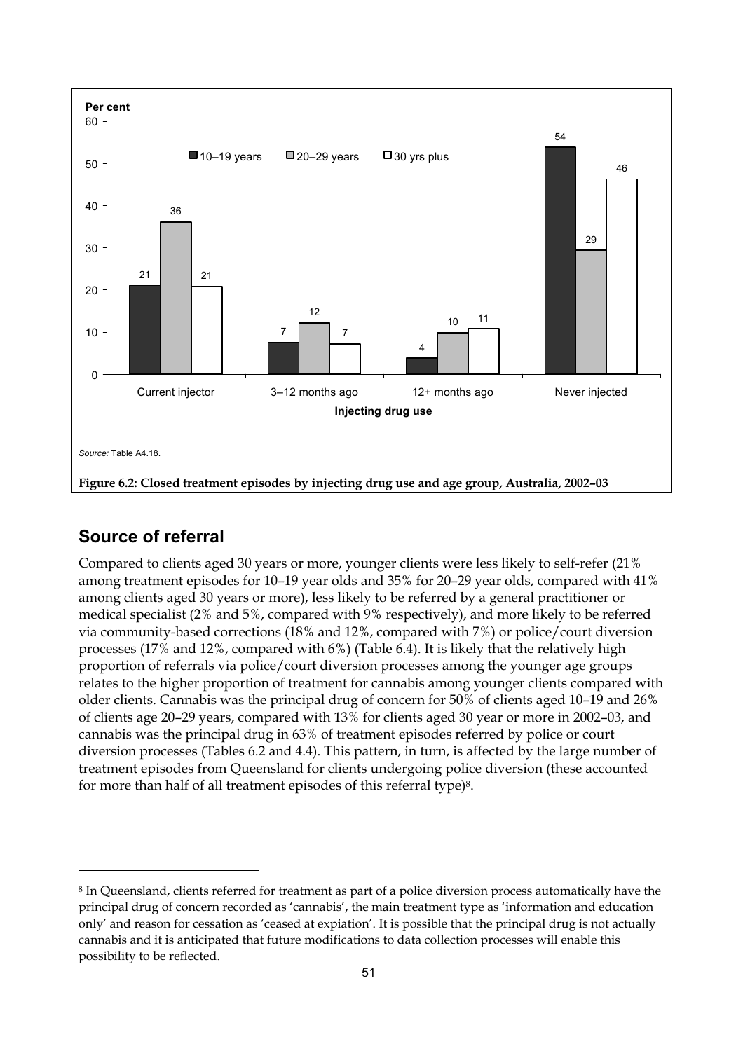Figure 6.2: Closed treatment episodes by injecting drug use and age group, Australia, 2002–03

| Injecting drug use | 10–19 years | 20–29 years | 30 yrs plus |
| --- | --- | --- | --- |
| Current injector | 21 | 36 | 21 |
| 3–12 months ago | 7 | 12 | 7 |
| 12+ months ago | 4 | 10 | 11 |
| Never injected | 54 | 29 | 46 |

*Source:* Table A4.18.

## Source of referral

Compared to clients aged 30 years or more, younger clients were less likely to self-refer (21% among treatment episodes for 10–19 year olds and 35% for 20–29 year olds, compared with 41% among clients aged 30 years or more), less likely to be referred by a general practitioner or medical specialist (2% and 5%, compared with 9% respectively), and more likely to be referred via community-based corrections (18% and 12%, compared with 7%) or police/court diversion processes (17% and 12%, compared with 6%) (Table 6.4). It is likely that the relatively high proportion of referrals via police/court diversion processes among the younger age groups relates to the higher proportion of treatment for cannabis among younger clients compared with older clients. Cannabis was the principal drug of concern for 50% of clients aged 10–19 and 26% of clients age 20–29 years, compared with 13% for clients aged 30 year or more in 2002–03, and cannabis was the principal drug in 63% of treatment episodes referred by police or court diversion processes (Tables 6.2 and 4.4). This pattern, in turn, is affected by the large number of treatment episodes from Queensland for clients undergoing police diversion (these accounted for more than half of all treatment episodes of this referral type)[8].

---

[8] In Queensland, clients referred for treatment as part of a police diversion process automatically have the principal drug of concern recorded as 'cannabis', the main treatment type as 'information and education only' and reason for cessation as 'ceased at expiation'. It is possible that the principal drug is not actually cannabis and it is anticipated that future modifications to data collection processes will enable this possibility to be reflected.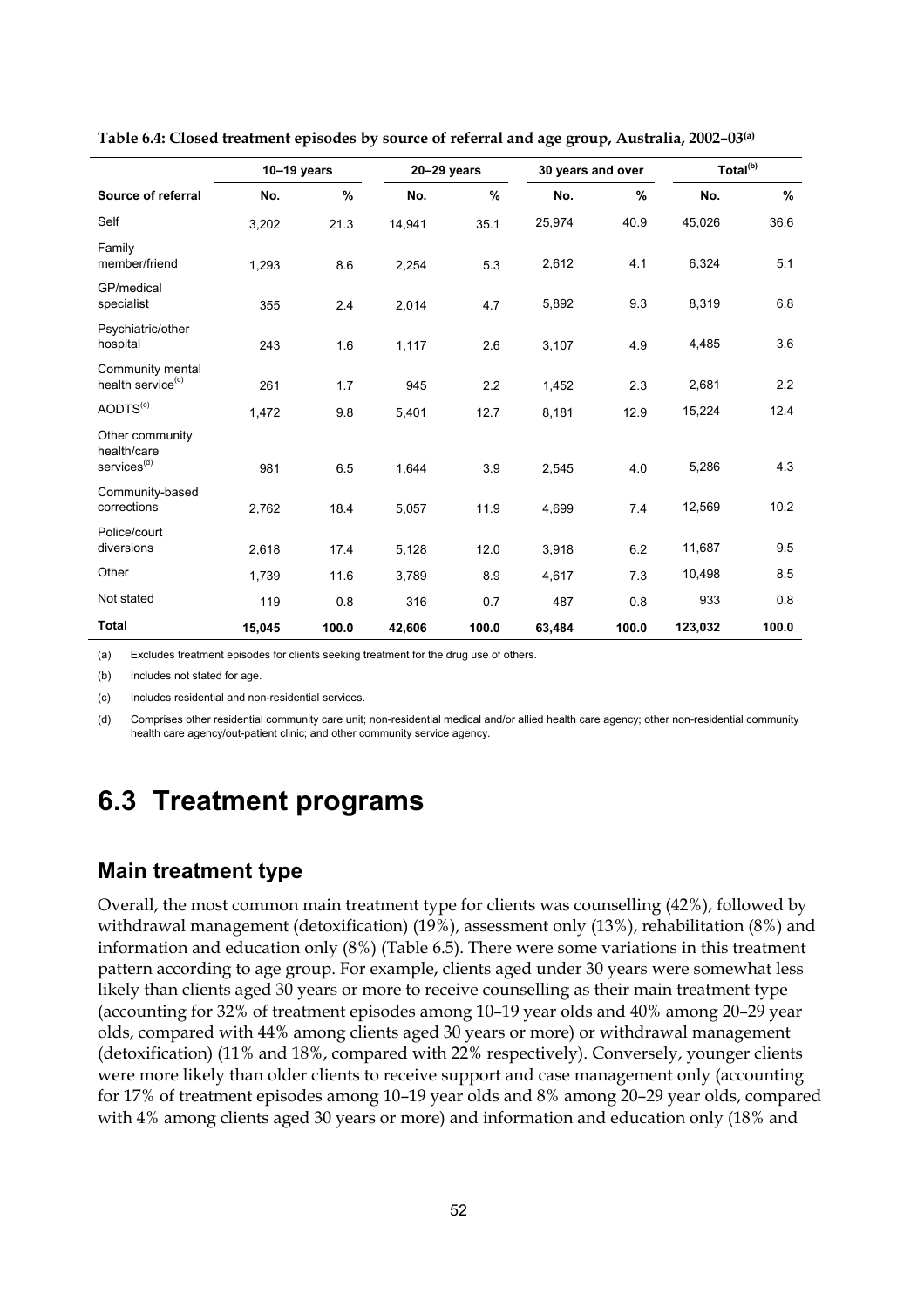**Table 6.4: Closed treatment episodes by source of referral and age group, Australia, 2002–03[(a)]**

| | 10–19 years | | 20–29 years | | 30 years and over | | Total[(b)] | |
|---|---|---|---|---|---|---|---|---|
| **Source of referral** | **No.** | **%** | **No.** | **%** | **No.** | **%** | **No.** | **%** |
| Self | 3,202 | 21.3 | 14,941 | 35.1 | 25,974 | 40.9 | 45,026 | 36.6 |
| Family member/friend | 1,293 | 8.6 | 2,254 | 5.3 | 2,612 | 4.1 | 6,324 | 5.1 |
| GP/medical specialist | 355 | 2.4 | 2,014 | 4.7 | 5,892 | 9.3 | 8,319 | 6.8 |
| Psychiatric/other hospital | 243 | 1.6 | 1,117 | 2.6 | 3,107 | 4.9 | 4,485 | 3.6 |
| Community mental health service[(c)] | 261 | 1.7 | 945 | 2.2 | 1,452 | 2.3 | 2,681 | 2.2 |
| AODTS[(c)] | 1,472 | 9.8 | 5,401 | 12.7 | 8,181 | 12.9 | 15,224 | 12.4 |
| Other community health/care services[(d)] | 981 | 6.5 | 1,644 | 3.9 | 2,545 | 4.0 | 5,286 | 4.3 |
| Community-based corrections | 2,762 | 18.4 | 5,057 | 11.9 | 4,699 | 7.4 | 12,569 | 10.2 |
| Police/court diversions | 2,618 | 17.4 | 5,128 | 12.0 | 3,918 | 6.2 | 11,687 | 9.5 |
| Other | 1,739 | 11.6 | 3,789 | 8.9 | 4,617 | 7.3 | 10,498 | 8.5 |
| Not stated | 119 | 0.8 | 316 | 0.7 | 487 | 0.8 | 933 | 0.8 |
| **Total** | **15,045** | **100.0** | **42,606** | **100.0** | **63,484** | **100.0** | **123,032** | **100.0** |

(a) Excludes treatment episodes for clients seeking treatment for the drug use of others.

(b) Includes not stated for age.

(c) Includes residential and non-residential services.

(d) Comprises other residential community care unit; non-residential medical and/or allied health care agency; other non-residential community health care agency/out-patient clinic; and other community service agency.

# 6.3 Treatment programs

## Main treatment type

Overall, the most common main treatment type for clients was counselling (42%), followed by withdrawal management (detoxification) (19%), assessment only (13%), rehabilitation (8%) and information and education only (8%) (Table 6.5). There were some variations in this treatment pattern according to age group. For example, clients aged under 30 years were somewhat less likely than clients aged 30 years or more to receive counselling as their main treatment type (accounting for 32% of treatment episodes among 10–19 year olds and 40% among 20–29 year olds, compared with 44% among clients aged 30 years or more) or withdrawal management (detoxification) (11% and 18%, compared with 22% respectively). Conversely, younger clients were more likely than older clients to receive support and case management only (accounting for 17% of treatment episodes among 10–19 year olds and 8% among 20–29 year olds, compared with 4% among clients aged 30 years or more) and information and education only (18% and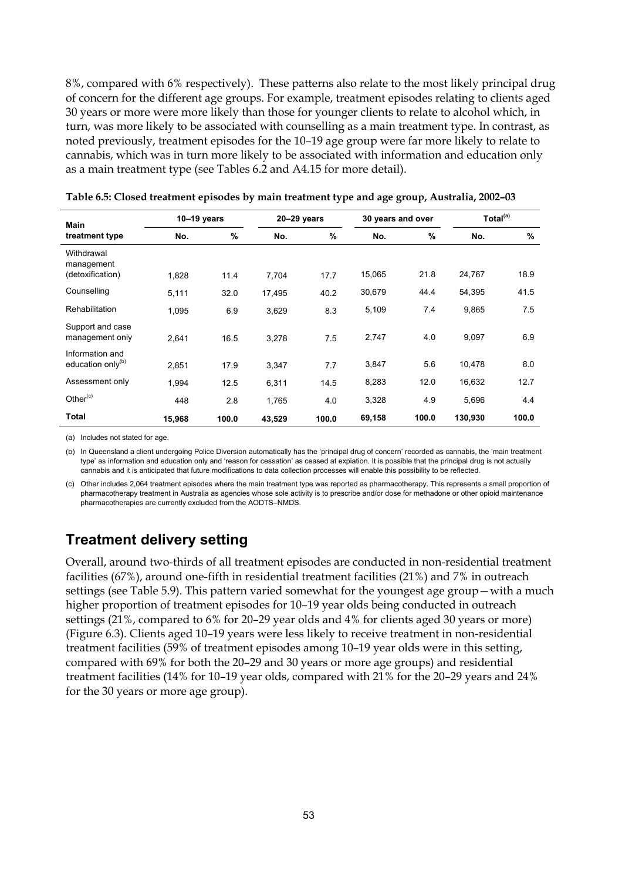8%, compared with 6% respectively). These patterns also relate to the most likely principal drug of concern for the different age groups. For example, treatment episodes relating to clients aged 30 years or more were more likely than those for younger clients to relate to alcohol which, in turn, was more likely to be associated with counselling as a main treatment type. In contrast, as noted previously, treatment episodes for the 10–19 age group were far more likely to relate to cannabis, which was in turn more likely to be associated with information and education only as a main treatment type (see Tables 6.2 and A4.15 for more detail).

**Table 6.5: Closed treatment episodes by main treatment type and age group, Australia, 2002–03**

| Main treatment type | 10–19 years | | 20–29 years | | 30 years and over | | Total[(a)] | |
|---|---|---|---|---|---|---|---|---|
| | No. | % | No. | % | No. | % | No. | % |
| Withdrawal management (detoxification) | 1,828 | 11.4 | 7,704 | 17.7 | 15,065 | 21.8 | 24,767 | 18.9 |
| Counselling | 5,111 | 32.0 | 17,495 | 40.2 | 30,679 | 44.4 | 54,395 | 41.5 |
| Rehabilitation | 1,095 | 6.9 | 3,629 | 8.3 | 5,109 | 7.4 | 9,865 | 7.5 |
| Support and case management only | 2,641 | 16.5 | 3,278 | 7.5 | 2,747 | 4.0 | 9,097 | 6.9 |
| Information and education only[(b)] | 2,851 | 17.9 | 3,347 | 7.7 | 3,847 | 5.6 | 10,478 | 8.0 |
| Assessment only | 1,994 | 12.5 | 6,311 | 14.5 | 8,283 | 12.0 | 16,632 | 12.7 |
| Other[(c)] | 448 | 2.8 | 1,765 | 4.0 | 3,328 | 4.9 | 5,696 | 4.4 |
| **Total** | **15,968** | **100.0** | **43,529** | **100.0** | **69,158** | **100.0** | **130,930** | **100.0** |

(a) Includes not stated for age.

(b) In Queensland a client undergoing Police Diversion automatically has the 'principal drug of concern' recorded as cannabis, the 'main treatment type' as information and education only and 'reason for cessation' as ceased at expiation. It is possible that the principal drug is not actually cannabis and it is anticipated that future modifications to data collection processes will enable this possibility to be reflected.

(c) Other includes 2,064 treatment episodes where the main treatment type was reported as pharmacotherapy. This represents a small proportion of pharmacotherapy treatment in Australia as agencies whose sole activity is to prescribe and/or dose for methadone or other opioid maintenance pharmacotherapies are currently excluded from the AODTS–NMDS.

## Treatment delivery setting

Overall, around two-thirds of all treatment episodes are conducted in non-residential treatment facilities (67%), around one-fifth in residential treatment facilities (21%) and 7% in outreach settings (see Table 5.9). This pattern varied somewhat for the youngest age group—with a much higher proportion of treatment episodes for 10–19 year olds being conducted in outreach settings (21%, compared to 6% for 20–29 year olds and 4% for clients aged 30 years or more) (Figure 6.3). Clients aged 10–19 years were less likely to receive treatment in non-residential treatment facilities (59% of treatment episodes among 10–19 year olds were in this setting, compared with 69% for both the 20–29 and 30 years or more age groups) and residential treatment facilities (14% for 10–19 year olds, compared with 21% for the 20–29 years and 24% for the 30 years or more age group).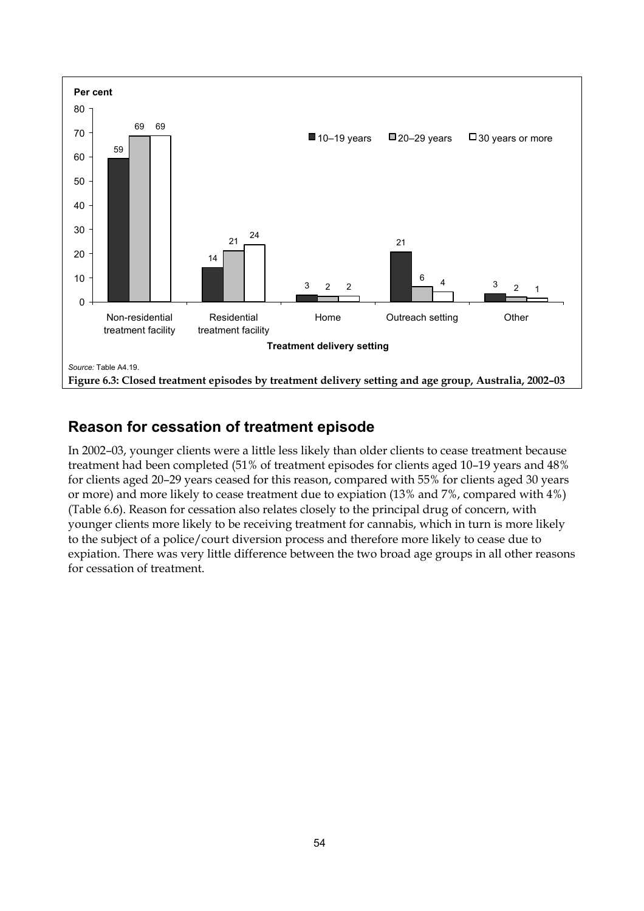| Treatment delivery setting | 10–19 years | 20–29 years | 30 years or more |
|---|---|---|---|
| Non-residential treatment facility | 59 | 69 | 69 |
| Residential treatment facility | 14 | 21 | 24 |
| Home | 3 | 2 | 2 |
| Outreach setting | 21 | 6 | 4 |
| Other | 3 | 2 | 1 |

Per cent

*Source:* Table A4.19.

**Figure 6.3: Closed treatment episodes by treatment delivery setting and age group, Australia, 2002–03**

## Reason for cessation of treatment episode

In 2002–03, younger clients were a little less likely than older clients to cease treatment because treatment had been completed (51% of treatment episodes for clients aged 10–19 years and 48% for clients aged 20–29 years ceased for this reason, compared with 55% for clients aged 30 years or more) and more likely to cease treatment due to expiation (13% and 7%, compared with 4%) (Table 6.6). Reason for cessation also relates closely to the principal drug of concern, with younger clients more likely to be receiving treatment for cannabis, which in turn is more likely to the subject of a police/court diversion process and therefore more likely to cease due to expiation. There was very little difference between the two broad age groups in all other reasons for cessation of treatment.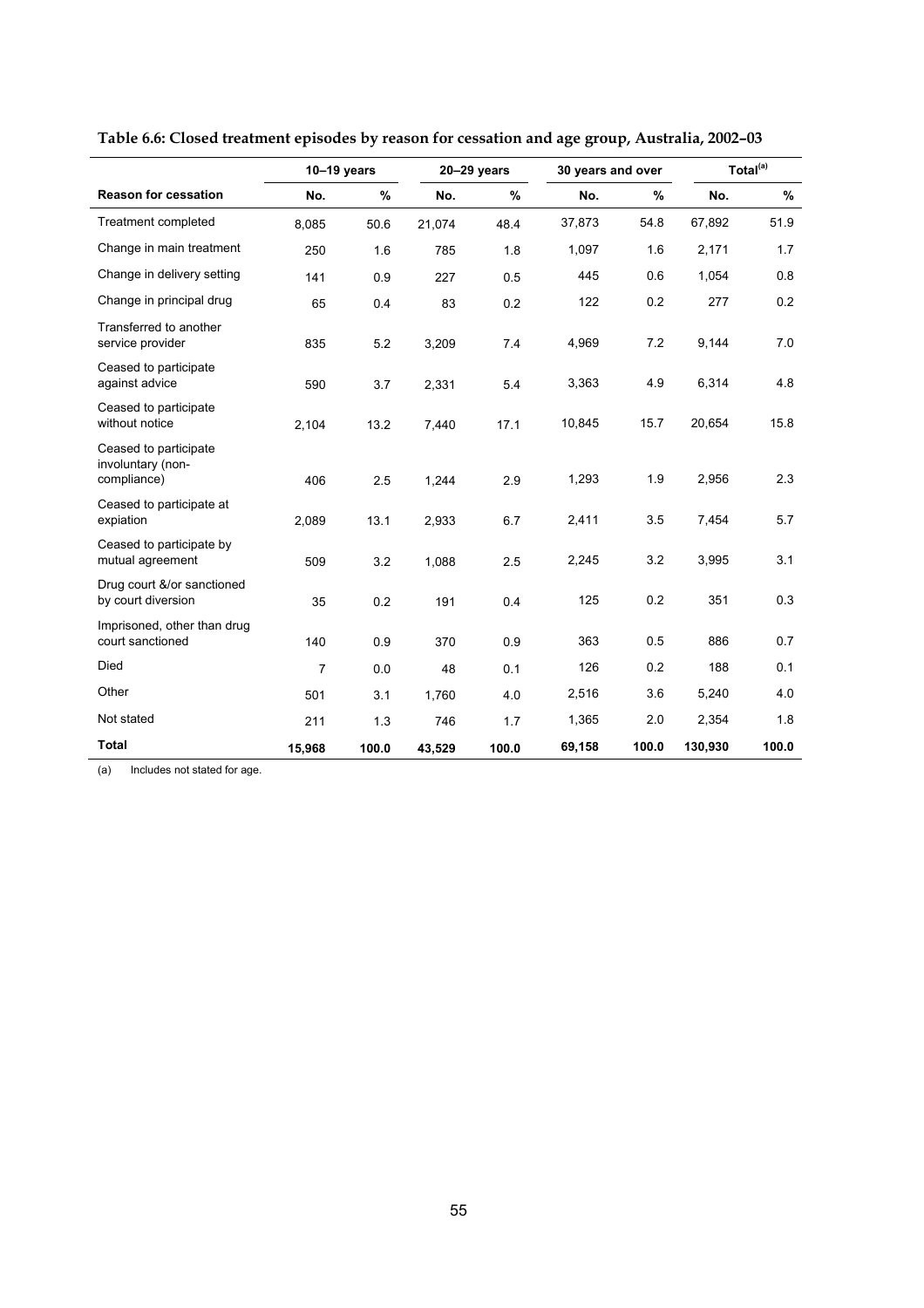**Table 6.6: Closed treatment episodes by reason for cessation and age group, Australia, 2002–03**

| | 10–19 years | | 20–29 years | | 30 years and over | | Total[(a)] | |
|---|---|---|---|---|---|---|---|---|
| **Reason for cessation** | **No.** | **%** | **No.** | **%** | **No.** | **%** | **No.** | **%** |
| Treatment completed | 8,085 | 50.6 | 21,074 | 48.4 | 37,873 | 54.8 | 67,892 | 51.9 |
| Change in main treatment | 250 | 1.6 | 785 | 1.8 | 1,097 | 1.6 | 2,171 | 1.7 |
| Change in delivery setting | 141 | 0.9 | 227 | 0.5 | 445 | 0.6 | 1,054 | 0.8 |
| Change in principal drug | 65 | 0.4 | 83 | 0.2 | 122 | 0.2 | 277 | 0.2 |
| Transferred to another service provider | 835 | 5.2 | 3,209 | 7.4 | 4,969 | 7.2 | 9,144 | 7.0 |
| Ceased to participate against advice | 590 | 3.7 | 2,331 | 5.4 | 3,363 | 4.9 | 6,314 | 4.8 |
| Ceased to participate without notice | 2,104 | 13.2 | 7,440 | 17.1 | 10,845 | 15.7 | 20,654 | 15.8 |
| Ceased to participate involuntary (non-compliance) | 406 | 2.5 | 1,244 | 2.9 | 1,293 | 1.9 | 2,956 | 2.3 |
| Ceased to participate at expiation | 2,089 | 13.1 | 2,933 | 6.7 | 2,411 | 3.5 | 7,454 | 5.7 |
| Ceased to participate by mutual agreement | 509 | 3.2 | 1,088 | 2.5 | 2,245 | 3.2 | 3,995 | 3.1 |
| Drug court &/or sanctioned by court diversion | 35 | 0.2 | 191 | 0.4 | 125 | 0.2 | 351 | 0.3 |
| Imprisoned, other than drug court sanctioned | 140 | 0.9 | 370 | 0.9 | 363 | 0.5 | 886 | 0.7 |
| Died | 7 | 0.0 | 48 | 0.1 | 126 | 0.2 | 188 | 0.1 |
| Other | 501 | 3.1 | 1,760 | 4.0 | 2,516 | 3.6 | 5,240 | 4.0 |
| Not stated | 211 | 1.3 | 746 | 1.7 | 1,365 | 2.0 | 2,354 | 1.8 |
| **Total** | **15,968** | **100.0** | **43,529** | **100.0** | **69,158** | **100.0** | **130,930** | **100.0** |

(a) Includes not stated for age.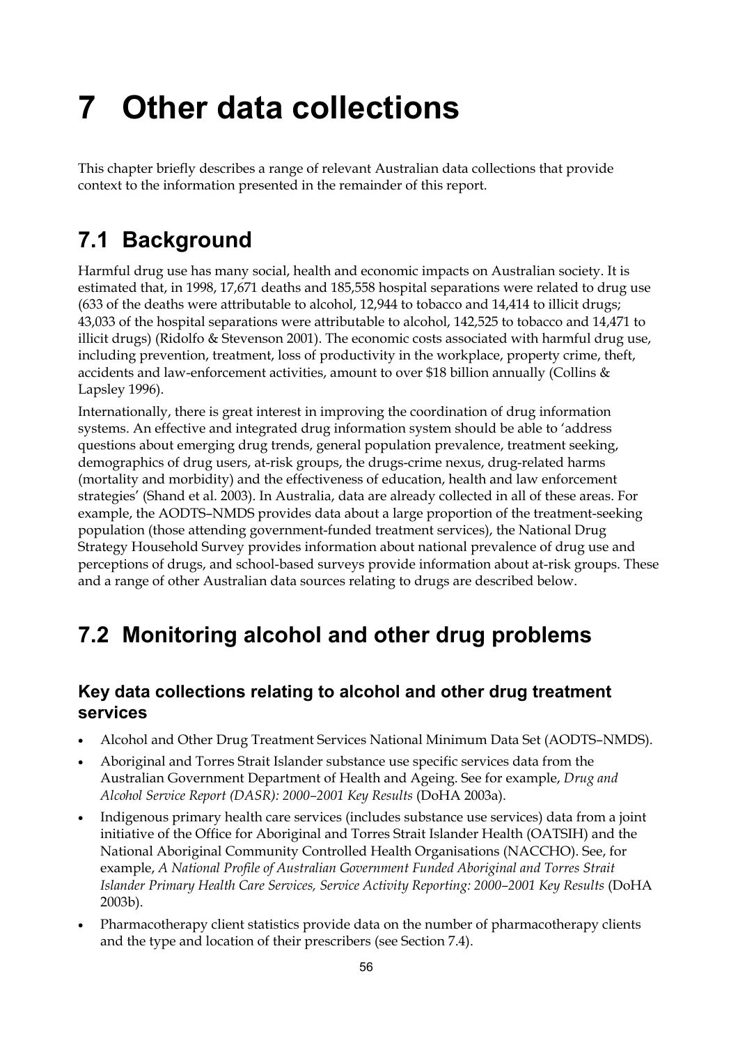# 7 Other data collections

This chapter briefly describes a range of relevant Australian data collections that provide context to the information presented in the remainder of this report.

## 7.1 Background

Harmful drug use has many social, health and economic impacts on Australian society. It is estimated that, in 1998, 17,671 deaths and 185,558 hospital separations were related to drug use (633 of the deaths were attributable to alcohol, 12,944 to tobacco and 14,414 to illicit drugs; 43,033 of the hospital separations were attributable to alcohol, 142,525 to tobacco and 14,471 to illicit drugs) (Ridolfo & Stevenson 2001). The economic costs associated with harmful drug use, including prevention, treatment, loss of productivity in the workplace, property crime, theft, accidents and law-enforcement activities, amount to over $18 billion annually (Collins & Lapsley 1996).

Internationally, there is great interest in improving the coordination of drug information systems. An effective and integrated drug information system should be able to 'address questions about emerging drug trends, general population prevalence, treatment seeking, demographics of drug users, at-risk groups, the drugs-crime nexus, drug-related harms (mortality and morbidity) and the effectiveness of education, health and law enforcement strategies' (Shand et al. 2003). In Australia, data are already collected in all of these areas. For example, the AODTS–NMDS provides data about a large proportion of the treatment-seeking population (those attending government-funded treatment services), the National Drug Strategy Household Survey provides information about national prevalence of drug use and perceptions of drugs, and school-based surveys provide information about at-risk groups. These and a range of other Australian data sources relating to drugs are described below.

## 7.2 Monitoring alcohol and other drug problems

### Key data collections relating to alcohol and other drug treatment services

- Alcohol and Other Drug Treatment Services National Minimum Data Set (AODTS–NMDS).
- Aboriginal and Torres Strait Islander substance use specific services data from the Australian Government Department of Health and Ageing. See for example, *Drug and Alcohol Service Report (DASR): 2000–2001 Key Results* (DoHA 2003a).
- Indigenous primary health care services (includes substance use services) data from a joint initiative of the Office for Aboriginal and Torres Strait Islander Health (OATSIH) and the National Aboriginal Community Controlled Health Organisations (NACCHO). See, for example, *A National Profile of Australian Government Funded Aboriginal and Torres Strait Islander Primary Health Care Services, Service Activity Reporting: 2000–2001 Key Results* (DoHA 2003b).
- Pharmacotherapy client statistics provide data on the number of pharmacotherapy clients and the type and location of their prescribers (see Section 7.4).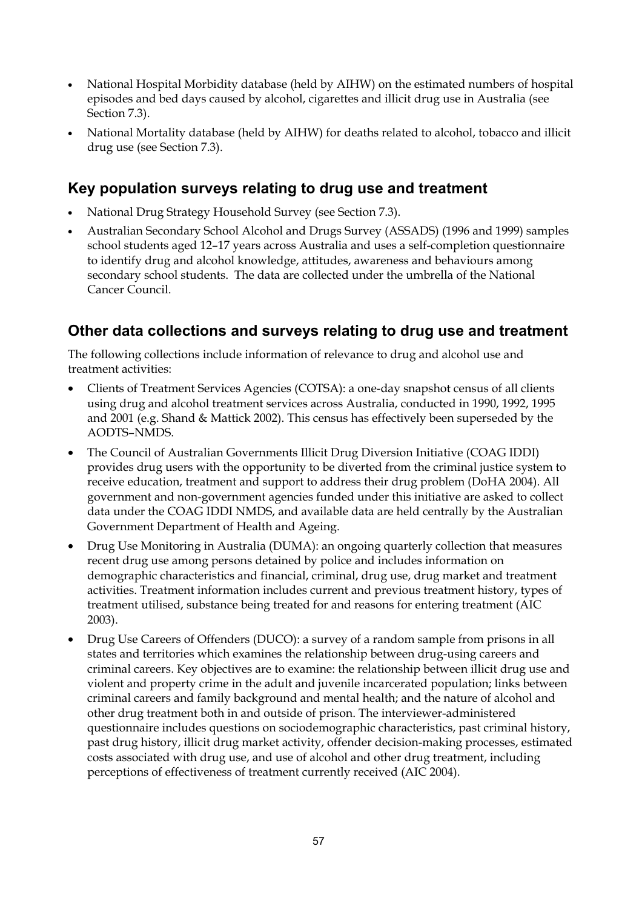- National Hospital Morbidity database (held by AIHW) on the estimated numbers of hospital episodes and bed days caused by alcohol, cigarettes and illicit drug use in Australia (see Section 7.3).
- National Mortality database (held by AIHW) for deaths related to alcohol, tobacco and illicit drug use (see Section 7.3).

## Key population surveys relating to drug use and treatment

- National Drug Strategy Household Survey (see Section 7.3).
- Australian Secondary School Alcohol and Drugs Survey (ASSADS) (1996 and 1999) samples school students aged 12–17 years across Australia and uses a self-completion questionnaire to identify drug and alcohol knowledge, attitudes, awareness and behaviours among secondary school students. The data are collected under the umbrella of the National Cancer Council.

## Other data collections and surveys relating to drug use and treatment

The following collections include information of relevance to drug and alcohol use and treatment activities:

- Clients of Treatment Services Agencies (COTSA): a one-day snapshot census of all clients using drug and alcohol treatment services across Australia, conducted in 1990, 1992, 1995 and 2001 (e.g. Shand & Mattick 2002). This census has effectively been superseded by the AODTS–NMDS.
- The Council of Australian Governments Illicit Drug Diversion Initiative (COAG IDDI) provides drug users with the opportunity to be diverted from the criminal justice system to receive education, treatment and support to address their drug problem (DoHA 2004). All government and non-government agencies funded under this initiative are asked to collect data under the COAG IDDI NMDS, and available data are held centrally by the Australian Government Department of Health and Ageing.
- Drug Use Monitoring in Australia (DUMA): an ongoing quarterly collection that measures recent drug use among persons detained by police and includes information on demographic characteristics and financial, criminal, drug use, drug market and treatment activities. Treatment information includes current and previous treatment history, types of treatment utilised, substance being treated for and reasons for entering treatment (AIC 2003).
- Drug Use Careers of Offenders (DUCO): a survey of a random sample from prisons in all states and territories which examines the relationship between drug-using careers and criminal careers. Key objectives are to examine: the relationship between illicit drug use and violent and property crime in the adult and juvenile incarcerated population; links between criminal careers and family background and mental health; and the nature of alcohol and other drug treatment both in and outside of prison. The interviewer-administered questionnaire includes questions on sociodemographic characteristics, past criminal history, past drug history, illicit drug market activity, offender decision-making processes, estimated costs associated with drug use, and use of alcohol and other drug treatment, including perceptions of effectiveness of treatment currently received (AIC 2004).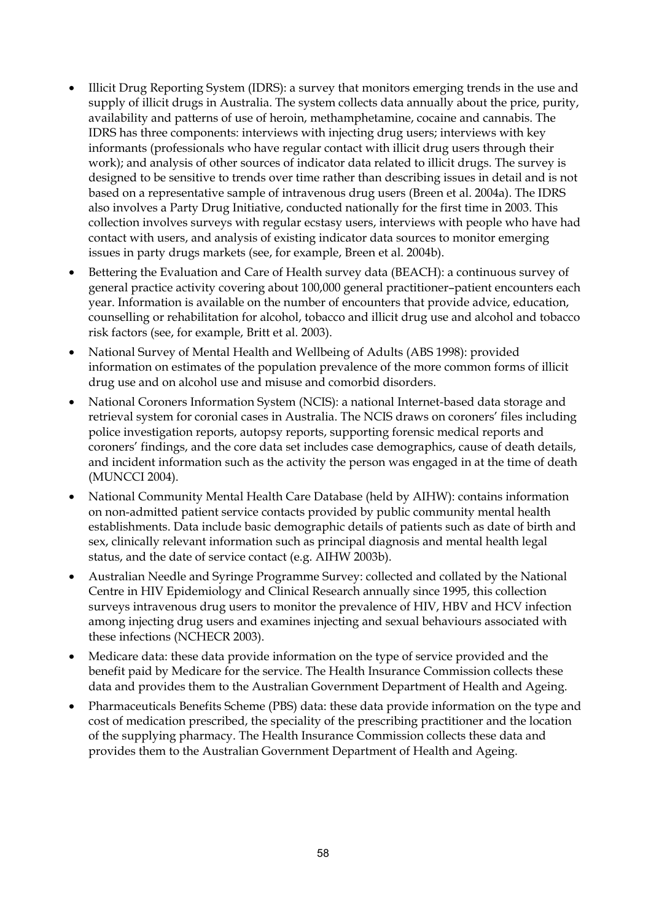- Illicit Drug Reporting System (IDRS): a survey that monitors emerging trends in the use and supply of illicit drugs in Australia. The system collects data annually about the price, purity, availability and patterns of use of heroin, methamphetamine, cocaine and cannabis. The IDRS has three components: interviews with injecting drug users; interviews with key informants (professionals who have regular contact with illicit drug users through their work); and analysis of other sources of indicator data related to illicit drugs. The survey is designed to be sensitive to trends over time rather than describing issues in detail and is not based on a representative sample of intravenous drug users (Breen et al. 2004a). The IDRS also involves a Party Drug Initiative, conducted nationally for the first time in 2003. This collection involves surveys with regular ecstasy users, interviews with people who have had contact with users, and analysis of existing indicator data sources to monitor emerging issues in party drugs markets (see, for example, Breen et al. 2004b).
- Bettering the Evaluation and Care of Health survey data (BEACH): a continuous survey of general practice activity covering about 100,000 general practitioner–patient encounters each year. Information is available on the number of encounters that provide advice, education, counselling or rehabilitation for alcohol, tobacco and illicit drug use and alcohol and tobacco risk factors (see, for example, Britt et al. 2003).
- National Survey of Mental Health and Wellbeing of Adults (ABS 1998): provided information on estimates of the population prevalence of the more common forms of illicit drug use and on alcohol use and misuse and comorbid disorders.
- National Coroners Information System (NCIS): a national Internet-based data storage and retrieval system for coronial cases in Australia. The NCIS draws on coroners' files including police investigation reports, autopsy reports, supporting forensic medical reports and coroners' findings, and the core data set includes case demographics, cause of death details, and incident information such as the activity the person was engaged in at the time of death (MUNCCI 2004).
- National Community Mental Health Care Database (held by AIHW): contains information on non-admitted patient service contacts provided by public community mental health establishments. Data include basic demographic details of patients such as date of birth and sex, clinically relevant information such as principal diagnosis and mental health legal status, and the date of service contact (e.g. AIHW 2003b).
- Australian Needle and Syringe Programme Survey: collected and collated by the National Centre in HIV Epidemiology and Clinical Research annually since 1995, this collection surveys intravenous drug users to monitor the prevalence of HIV, HBV and HCV infection among injecting drug users and examines injecting and sexual behaviours associated with these infections (NCHECR 2003).
- Medicare data: these data provide information on the type of service provided and the benefit paid by Medicare for the service. The Health Insurance Commission collects these data and provides them to the Australian Government Department of Health and Ageing.
- Pharmaceuticals Benefits Scheme (PBS) data: these data provide information on the type and cost of medication prescribed, the speciality of the prescribing practitioner and the location of the supplying pharmacy. The Health Insurance Commission collects these data and provides them to the Australian Government Department of Health and Ageing.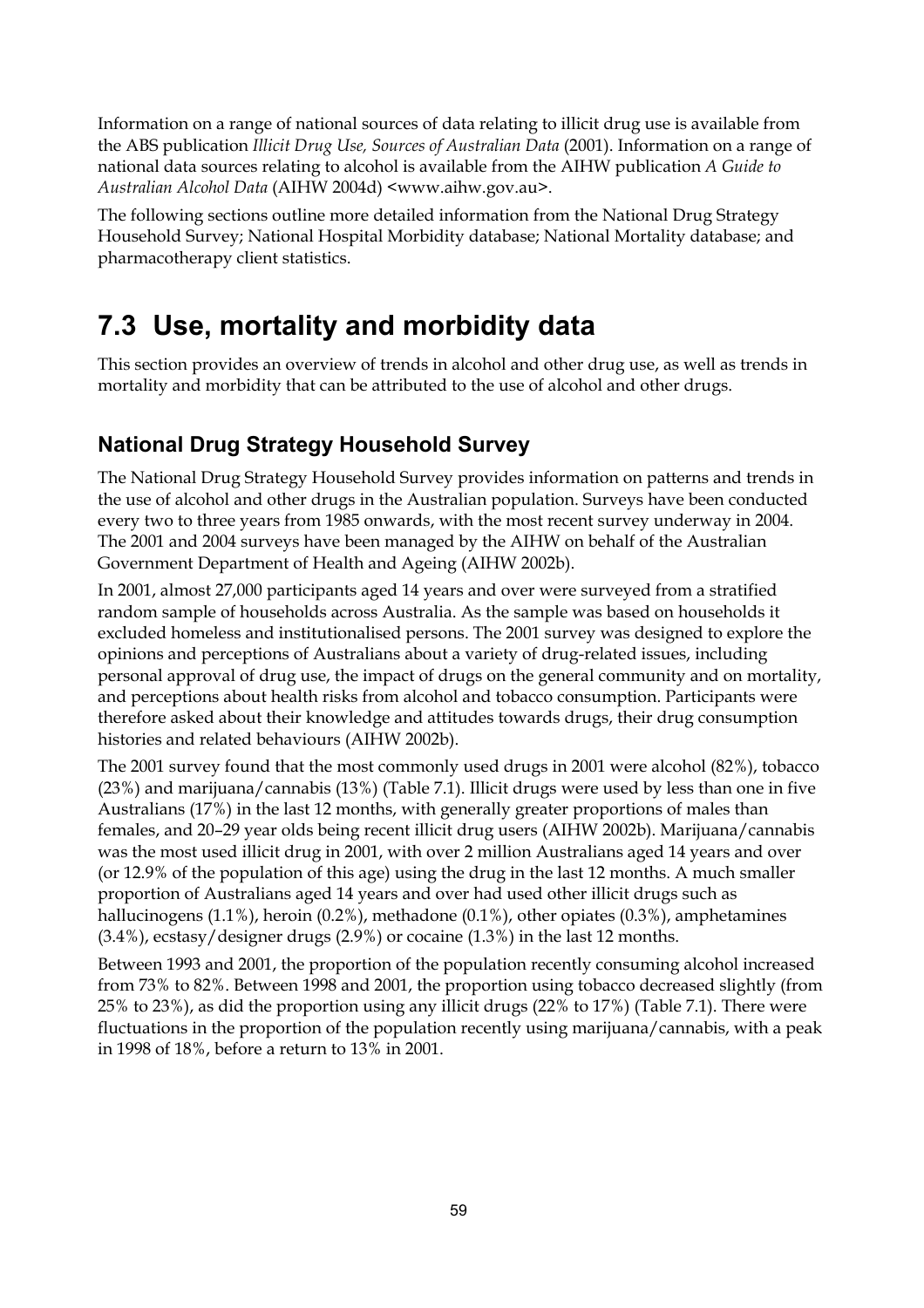Information on a range of national sources of data relating to illicit drug use is available from the ABS publication *Illicit Drug Use, Sources of Australian Data* (2001). Information on a range of national data sources relating to alcohol is available from the AIHW publication *A Guide to Australian Alcohol Data* (AIHW 2004d) <www.aihw.gov.au>.

The following sections outline more detailed information from the National Drug Strategy Household Survey; National Hospital Morbidity database; National Mortality database; and pharmacotherapy client statistics.

# 7.3 Use, mortality and morbidity data

This section provides an overview of trends in alcohol and other drug use, as well as trends in mortality and morbidity that can be attributed to the use of alcohol and other drugs.

## National Drug Strategy Household Survey

The National Drug Strategy Household Survey provides information on patterns and trends in the use of alcohol and other drugs in the Australian population. Surveys have been conducted every two to three years from 1985 onwards, with the most recent survey underway in 2004. The 2001 and 2004 surveys have been managed by the AIHW on behalf of the Australian Government Department of Health and Ageing (AIHW 2002b).

In 2001, almost 27,000 participants aged 14 years and over were surveyed from a stratified random sample of households across Australia. As the sample was based on households it excluded homeless and institutionalised persons. The 2001 survey was designed to explore the opinions and perceptions of Australians about a variety of drug-related issues, including personal approval of drug use, the impact of drugs on the general community and on mortality, and perceptions about health risks from alcohol and tobacco consumption. Participants were therefore asked about their knowledge and attitudes towards drugs, their drug consumption histories and related behaviours (AIHW 2002b).

The 2001 survey found that the most commonly used drugs in 2001 were alcohol (82%), tobacco (23%) and marijuana/cannabis (13%) (Table 7.1). Illicit drugs were used by less than one in five Australians (17%) in the last 12 months, with generally greater proportions of males than females, and 20–29 year olds being recent illicit drug users (AIHW 2002b). Marijuana/cannabis was the most used illicit drug in 2001, with over 2 million Australians aged 14 years and over (or 12.9% of the population of this age) using the drug in the last 12 months. A much smaller proportion of Australians aged 14 years and over had used other illicit drugs such as hallucinogens (1.1%), heroin (0.2%), methadone (0.1%), other opiates (0.3%), amphetamines (3.4%), ecstasy/designer drugs (2.9%) or cocaine (1.3%) in the last 12 months.

Between 1993 and 2001, the proportion of the population recently consuming alcohol increased from 73% to 82%. Between 1998 and 2001, the proportion using tobacco decreased slightly (from 25% to 23%), as did the proportion using any illicit drugs (22% to 17%) (Table 7.1). There were fluctuations in the proportion of the population recently using marijuana/cannabis, with a peak in 1998 of 18%, before a return to 13% in 2001.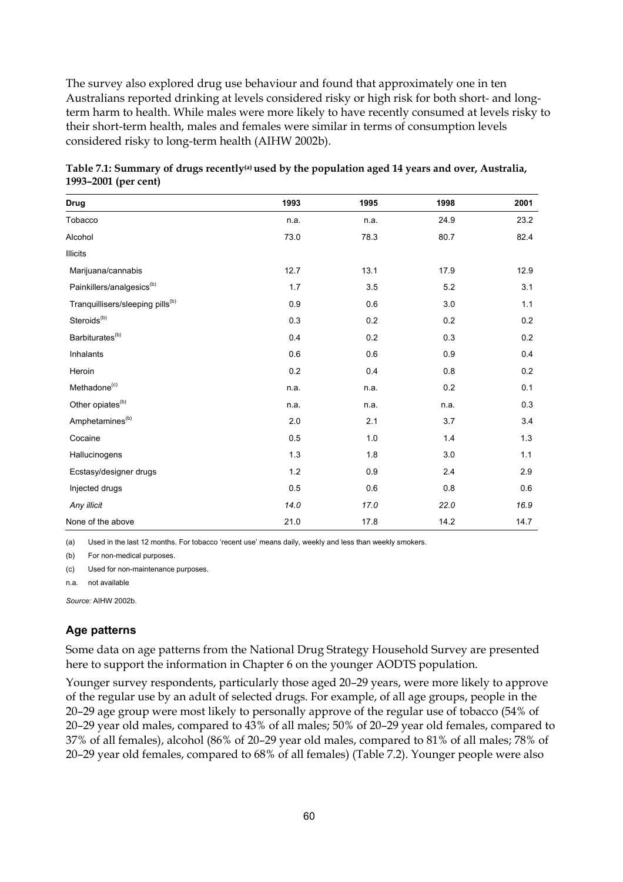The survey also explored drug use behaviour and found that approximately one in ten Australians reported drinking at levels considered risky or high risk for both short- and long-term harm to health. While males were more likely to have recently consumed at levels risky to their short-term health, males and females were similar in terms of consumption levels considered risky to long-term health (AIHW 2002b).

**Table 7.1: Summary of drugs recently[(a)] used by the population aged 14 years and over, Australia, 1993–2001 (per cent)**

| Drug | 1993 | 1995 | 1998 | 2001 |
|---|---|---|---|---|
| Tobacco | n.a. | n.a. | 24.9 | 23.2 |
| Alcohol | 73.0 | 78.3 | 80.7 | 82.4 |
| Illicits | | | | |
| Marijuana/cannabis | 12.7 | 13.1 | 17.9 | 12.9 |
| Painkillers/analgesics[(b)] | 1.7 | 3.5 | 5.2 | 3.1 |
| Tranquillisers/sleeping pills[(b)] | 0.9 | 0.6 | 3.0 | 1.1 |
| Steroids[(b)] | 0.3 | 0.2 | 0.2 | 0.2 |
| Barbiturates[(b)] | 0.4 | 0.2 | 0.3 | 0.2 |
| Inhalants | 0.6 | 0.6 | 0.9 | 0.4 |
| Heroin | 0.2 | 0.4 | 0.8 | 0.2 |
| Methadone[(c)] | n.a. | n.a. | 0.2 | 0.1 |
| Other opiates[(b)] | n.a. | n.a. | n.a. | 0.3 |
| Amphetamines[(b)] | 2.0 | 2.1 | 3.7 | 3.4 |
| Cocaine | 0.5 | 1.0 | 1.4 | 1.3 |
| Hallucinogens | 1.3 | 1.8 | 3.0 | 1.1 |
| Ecstasy/designer drugs | 1.2 | 0.9 | 2.4 | 2.9 |
| Injected drugs | 0.5 | 0.6 | 0.8 | 0.6 |
| *Any illicit* | *14.0* | *17.0* | *22.0* | *16.9* |
| None of the above | 21.0 | 17.8 | 14.2 | 14.7 |

(a) Used in the last 12 months. For tobacco 'recent use' means daily, weekly and less than weekly smokers.

(b) For non-medical purposes.

(c) Used for non-maintenance purposes.

n.a. not available

*Source:* AIHW 2002b.

### Age patterns

Some data on age patterns from the National Drug Strategy Household Survey are presented here to support the information in Chapter 6 on the younger AODTS population.

Younger survey respondents, particularly those aged 20–29 years, were more likely to approve of the regular use by an adult of selected drugs. For example, of all age groups, people in the 20–29 age group were most likely to personally approve of the regular use of tobacco (54% of 20–29 year old males, compared to 43% of all males; 50% of 20–29 year old females, compared to 37% of all females), alcohol (86% of 20–29 year old males, compared to 81% of all males; 78% of 20–29 year old females, compared to 68% of all females) (Table 7.2). Younger people were also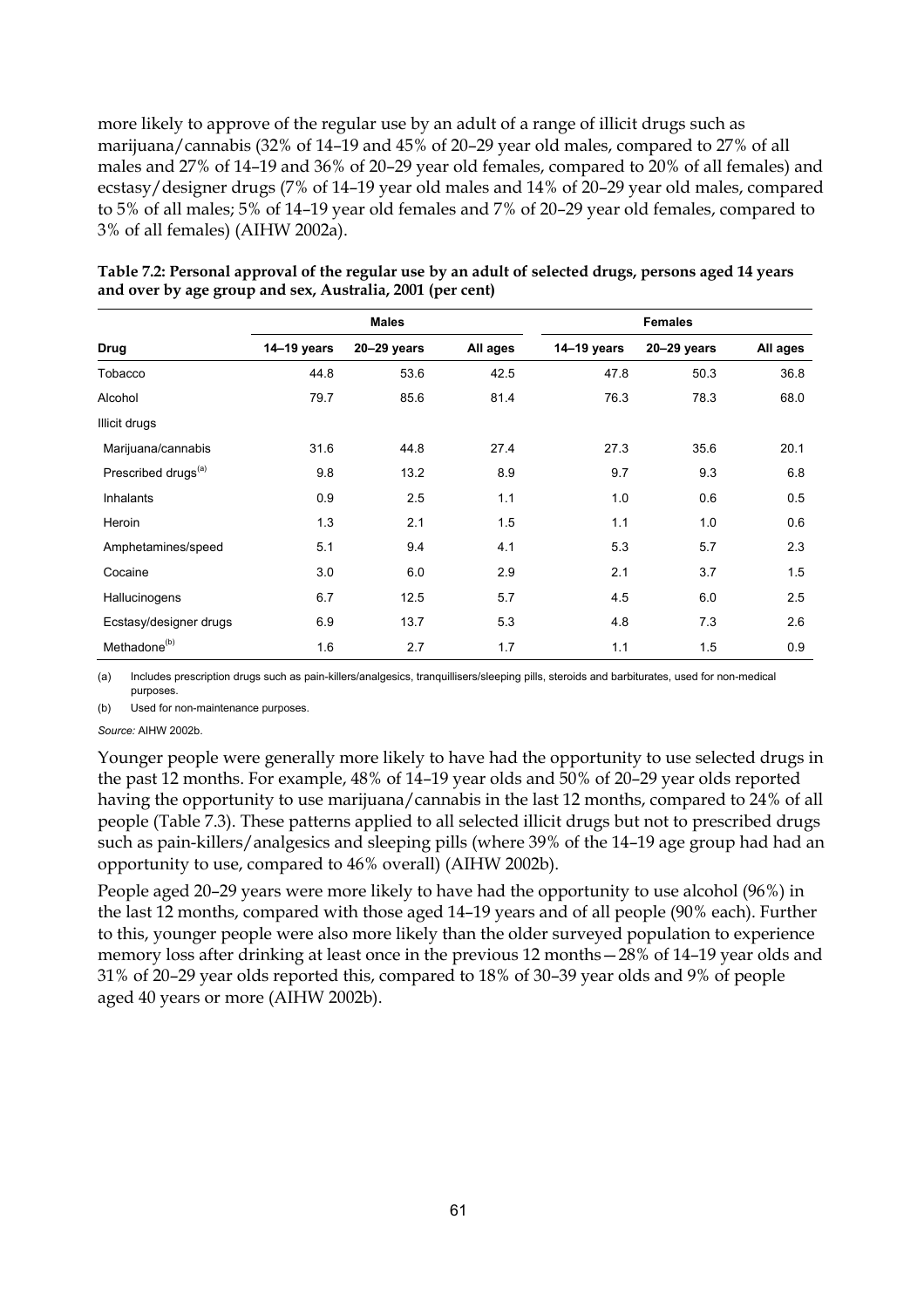more likely to approve of the regular use by an adult of a range of illicit drugs such as marijuana/cannabis (32% of 14–19 and 45% of 20–29 year old males, compared to 27% of all males and 27% of 14–19 and 36% of 20–29 year old females, compared to 20% of all females) and ecstasy/designer drugs (7% of 14–19 year old males and 14% of 20–29 year old males, compared to 5% of all males; 5% of 14–19 year old females and 7% of 20–29 year old females, compared to 3% of all females) (AIHW 2002a).

**Table 7.2: Personal approval of the regular use by an adult of selected drugs, persons aged 14 years and over by age group and sex, Australia, 2001 (per cent)**

| | Males | | | Females | | |
|---|---|---|---|---|---|---|
| Drug | 14–19 years | 20–29 years | All ages | 14–19 years | 20–29 years | All ages |
| Tobacco | 44.8 | 53.6 | 42.5 | 47.8 | 50.3 | 36.8 |
| Alcohol | 79.7 | 85.6 | 81.4 | 76.3 | 78.3 | 68.0 |
| Illicit drugs | | | | | | |
| Marijuana/cannabis | 31.6 | 44.8 | 27.4 | 27.3 | 35.6 | 20.1 |
| Prescribed drugs[(a)] | 9.8 | 13.2 | 8.9 | 9.7 | 9.3 | 6.8 |
| Inhalants | 0.9 | 2.5 | 1.1 | 1.0 | 0.6 | 0.5 |
| Heroin | 1.3 | 2.1 | 1.5 | 1.1 | 1.0 | 0.6 |
| Amphetamines/speed | 5.1 | 9.4 | 4.1 | 5.3 | 5.7 | 2.3 |
| Cocaine | 3.0 | 6.0 | 2.9 | 2.1 | 3.7 | 1.5 |
| Hallucinogens | 6.7 | 12.5 | 5.7 | 4.5 | 6.0 | 2.5 |
| Ecstasy/designer drugs | 6.9 | 13.7 | 5.3 | 4.8 | 7.3 | 2.6 |
| Methadone[(b)] | 1.6 | 2.7 | 1.7 | 1.1 | 1.5 | 0.9 |

(a) Includes prescription drugs such as pain-killers/analgesics, tranquillisers/sleeping pills, steroids and barbiturates, used for non-medical purposes.

(b) Used for non-maintenance purposes.

*Source:* AIHW 2002b.

Younger people were generally more likely to have had the opportunity to use selected drugs in the past 12 months. For example, 48% of 14–19 year olds and 50% of 20–29 year olds reported having the opportunity to use marijuana/cannabis in the last 12 months, compared to 24% of all people (Table 7.3). These patterns applied to all selected illicit drugs but not to prescribed drugs such as pain-killers/analgesics and sleeping pills (where 39% of the 14–19 age group had had an opportunity to use, compared to 46% overall) (AIHW 2002b).

People aged 20–29 years were more likely to have had the opportunity to use alcohol (96%) in the last 12 months, compared with those aged 14–19 years and of all people (90% each). Further to this, younger people were also more likely than the older surveyed population to experience memory loss after drinking at least once in the previous 12 months—28% of 14–19 year olds and 31% of 20–29 year olds reported this, compared to 18% of 30–39 year olds and 9% of people aged 40 years or more (AIHW 2002b).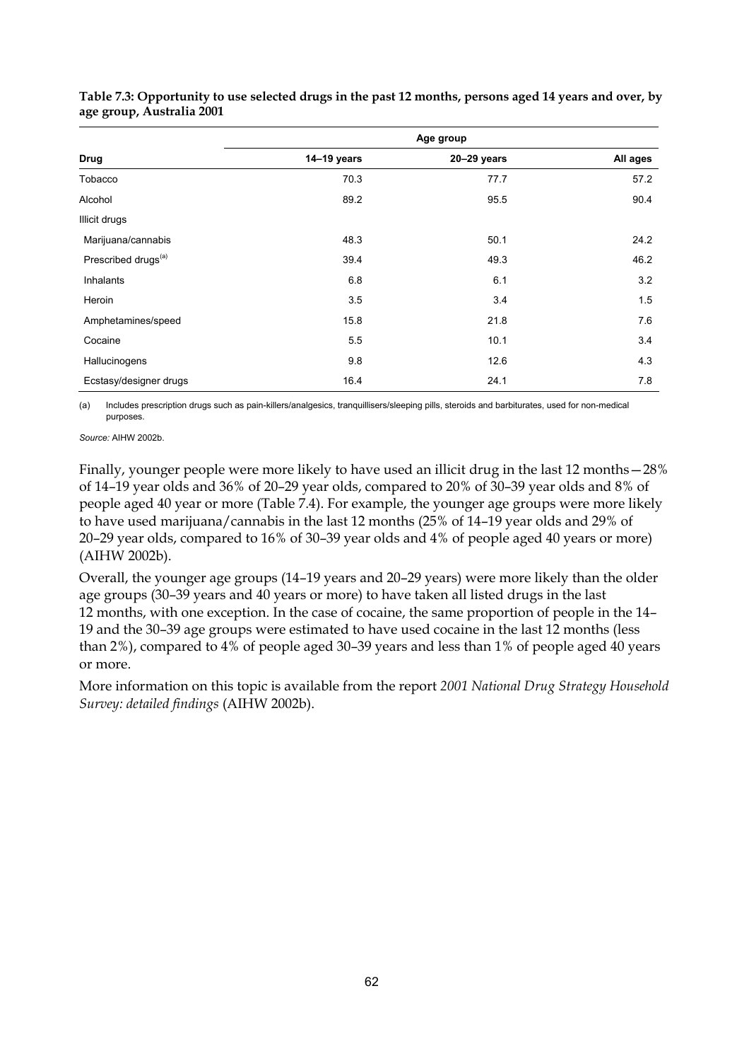**Table 7.3: Opportunity to use selected drugs in the past 12 months, persons aged 14 years and over, by age group, Australia 2001**

| | Age group | | |
|---|---|---|---|
| **Drug** | **14–19 years** | **20–29 years** | **All ages** |
| Tobacco | 70.3 | 77.7 | 57.2 |
| Alcohol | 89.2 | 95.5 | 90.4 |
| Illicit drugs | | | |
| Marijuana/cannabis | 48.3 | 50.1 | 24.2 |
| Prescribed drugs[(a)] | 39.4 | 49.3 | 46.2 |
| Inhalants | 6.8 | 6.1 | 3.2 |
| Heroin | 3.5 | 3.4 | 1.5 |
| Amphetamines/speed | 15.8 | 21.8 | 7.6 |
| Cocaine | 5.5 | 10.1 | 3.4 |
| Hallucinogens | 9.8 | 12.6 | 4.3 |
| Ecstasy/designer drugs | 16.4 | 24.1 | 7.8 |

(a) Includes prescription drugs such as pain-killers/analgesics, tranquillisers/sleeping pills, steroids and barbiturates, used for non-medical purposes.

*Source:* AIHW 2002b.

Finally, younger people were more likely to have used an illicit drug in the last 12 months—28% of 14–19 year olds and 36% of 20–29 year olds, compared to 20% of 30–39 year olds and 8% of people aged 40 year or more (Table 7.4). For example, the younger age groups were more likely to have used marijuana/cannabis in the last 12 months (25% of 14–19 year olds and 29% of 20–29 year olds, compared to 16% of 30–39 year olds and 4% of people aged 40 years or more) (AIHW 2002b).

Overall, the younger age groups (14–19 years and 20–29 years) were more likely than the older age groups (30–39 years and 40 years or more) to have taken all listed drugs in the last 12 months, with one exception. In the case of cocaine, the same proportion of people in the 14–19 and the 30–39 age groups were estimated to have used cocaine in the last 12 months (less than 2%), compared to 4% of people aged 30–39 years and less than 1% of people aged 40 years or more.

More information on this topic is available from the report *2001 National Drug Strategy Household Survey: detailed findings* (AIHW 2002b).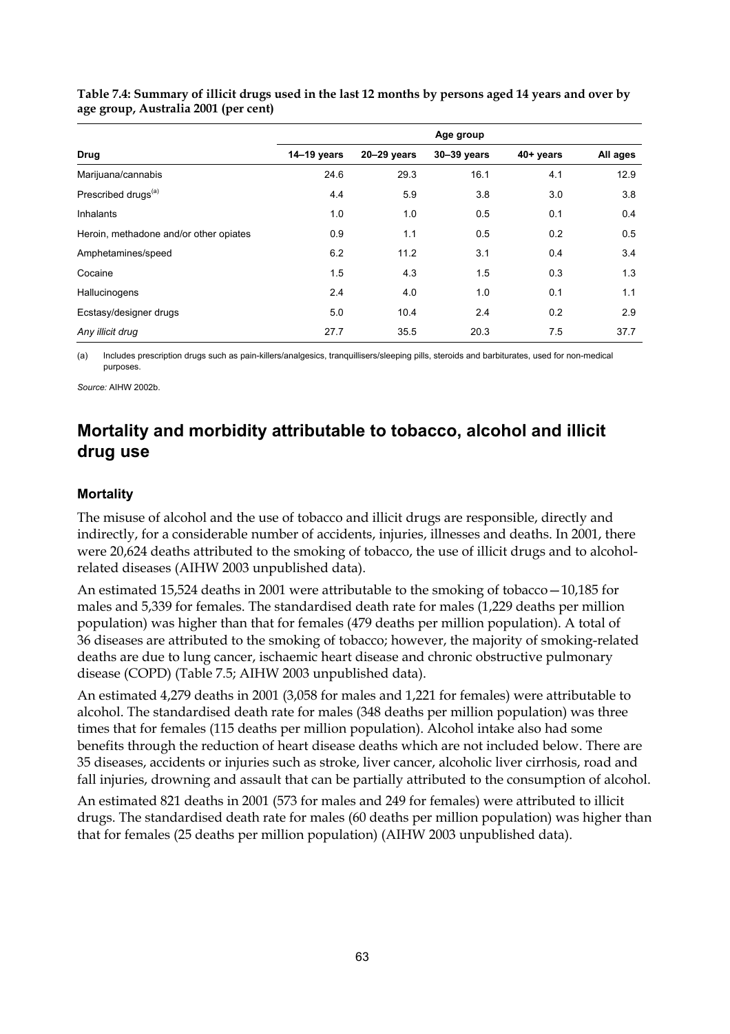**Table 7.4: Summary of illicit drugs used in the last 12 months by persons aged 14 years and over by age group, Australia 2001 (per cent)**

| | Age group | | | | |
|---|---|---|---|---|---|
| **Drug** | **14–19 years** | **20–29 years** | **30–39 years** | **40+ years** | **All ages** |
| Marijuana/cannabis | 24.6 | 29.3 | 16.1 | 4.1 | 12.9 |
| Prescribed drugs[(a)] | 4.4 | 5.9 | 3.8 | 3.0 | 3.8 |
| Inhalants | 1.0 | 1.0 | 0.5 | 0.1 | 0.4 |
| Heroin, methadone and/or other opiates | 0.9 | 1.1 | 0.5 | 0.2 | 0.5 |
| Amphetamines/speed | 6.2 | 11.2 | 3.1 | 0.4 | 3.4 |
| Cocaine | 1.5 | 4.3 | 1.5 | 0.3 | 1.3 |
| Hallucinogens | 2.4 | 4.0 | 1.0 | 0.1 | 1.1 |
| Ecstasy/designer drugs | 5.0 | 10.4 | 2.4 | 0.2 | 2.9 |
| *Any illicit drug* | 27.7 | 35.5 | 20.3 | 7.5 | 37.7 |

(a) Includes prescription drugs such as pain-killers/analgesics, tranquillisers/sleeping pills, steroids and barbiturates, used for non-medical purposes.

*Source:* AIHW 2002b.

## Mortality and morbidity attributable to tobacco, alcohol and illicit drug use

### Mortality

The misuse of alcohol and the use of tobacco and illicit drugs are responsible, directly and indirectly, for a considerable number of accidents, injuries, illnesses and deaths. In 2001, there were 20,624 deaths attributed to the smoking of tobacco, the use of illicit drugs and to alcohol-related diseases (AIHW 2003 unpublished data).

An estimated 15,524 deaths in 2001 were attributable to the smoking of tobacco—10,185 for males and 5,339 for females. The standardised death rate for males (1,229 deaths per million population) was higher than that for females (479 deaths per million population). A total of 36 diseases are attributed to the smoking of tobacco; however, the majority of smoking-related deaths are due to lung cancer, ischaemic heart disease and chronic obstructive pulmonary disease (COPD) (Table 7.5; AIHW 2003 unpublished data).

An estimated 4,279 deaths in 2001 (3,058 for males and 1,221 for females) were attributable to alcohol. The standardised death rate for males (348 deaths per million population) was three times that for females (115 deaths per million population). Alcohol intake also had some benefits through the reduction of heart disease deaths which are not included below. There are 35 diseases, accidents or injuries such as stroke, liver cancer, alcoholic liver cirrhosis, road and fall injuries, drowning and assault that can be partially attributed to the consumption of alcohol.

An estimated 821 deaths in 2001 (573 for males and 249 for females) were attributed to illicit drugs. The standardised death rate for males (60 deaths per million population) was higher than that for females (25 deaths per million population) (AIHW 2003 unpublished data).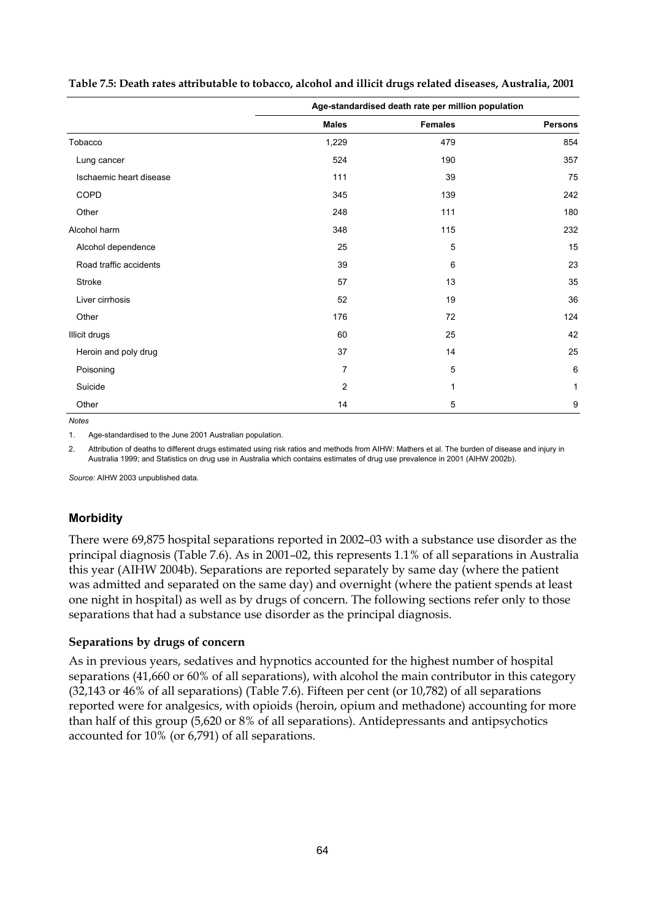**Table 7.5: Death rates attributable to tobacco, alcohol and illicit drugs related diseases, Australia, 2001**

| | Age-standardised death rate per million population | | |
|---|---|---|---|
| | **Males** | **Females** | **Persons** |
| Tobacco | 1,229 | 479 | 854 |
| Lung cancer | 524 | 190 | 357 |
| Ischaemic heart disease | 111 | 39 | 75 |
| COPD | 345 | 139 | 242 |
| Other | 248 | 111 | 180 |
| Alcohol harm | 348 | 115 | 232 |
| Alcohol dependence | 25 | 5 | 15 |
| Road traffic accidents | 39 | 6 | 23 |
| Stroke | 57 | 13 | 35 |
| Liver cirrhosis | 52 | 19 | 36 |
| Other | 176 | 72 | 124 |
| Illicit drugs | 60 | 25 | 42 |
| Heroin and poly drug | 37 | 14 | 25 |
| Poisoning | 7 | 5 | 6 |
| Suicide | 2 | 1 | 1 |
| Other | 14 | 5 | 9 |

*Notes*

1. Age-standardised to the June 2001 Australian population.
2. Attribution of deaths to different drugs estimated using risk ratios and methods from AIHW: Mathers et al. The burden of disease and injury in Australia 1999; and Statistics on drug use in Australia which contains estimates of drug use prevalence in 2001 (AIHW 2002b).

*Source:* AIHW 2003 unpublished data.

### Morbidity

There were 69,875 hospital separations reported in 2002–03 with a substance use disorder as the principal diagnosis (Table 7.6). As in 2001–02, this represents 1.1% of all separations in Australia this year (AIHW 2004b). Separations are reported separately by same day (where the patient was admitted and separated on the same day) and overnight (where the patient spends at least one night in hospital) as well as by drugs of concern. The following sections refer only to those separations that had a substance use disorder as the principal diagnosis.

#### Separations by drugs of concern

As in previous years, sedatives and hypnotics accounted for the highest number of hospital separations (41,660 or 60% of all separations), with alcohol the main contributor in this category (32,143 or 46% of all separations) (Table 7.6). Fifteen per cent (or 10,782) of all separations reported were for analgesics, with opioids (heroin, opium and methadone) accounting for more than half of this group (5,620 or 8% of all separations). Antidepressants and antipsychotics accounted for 10% (or 6,791) of all separations.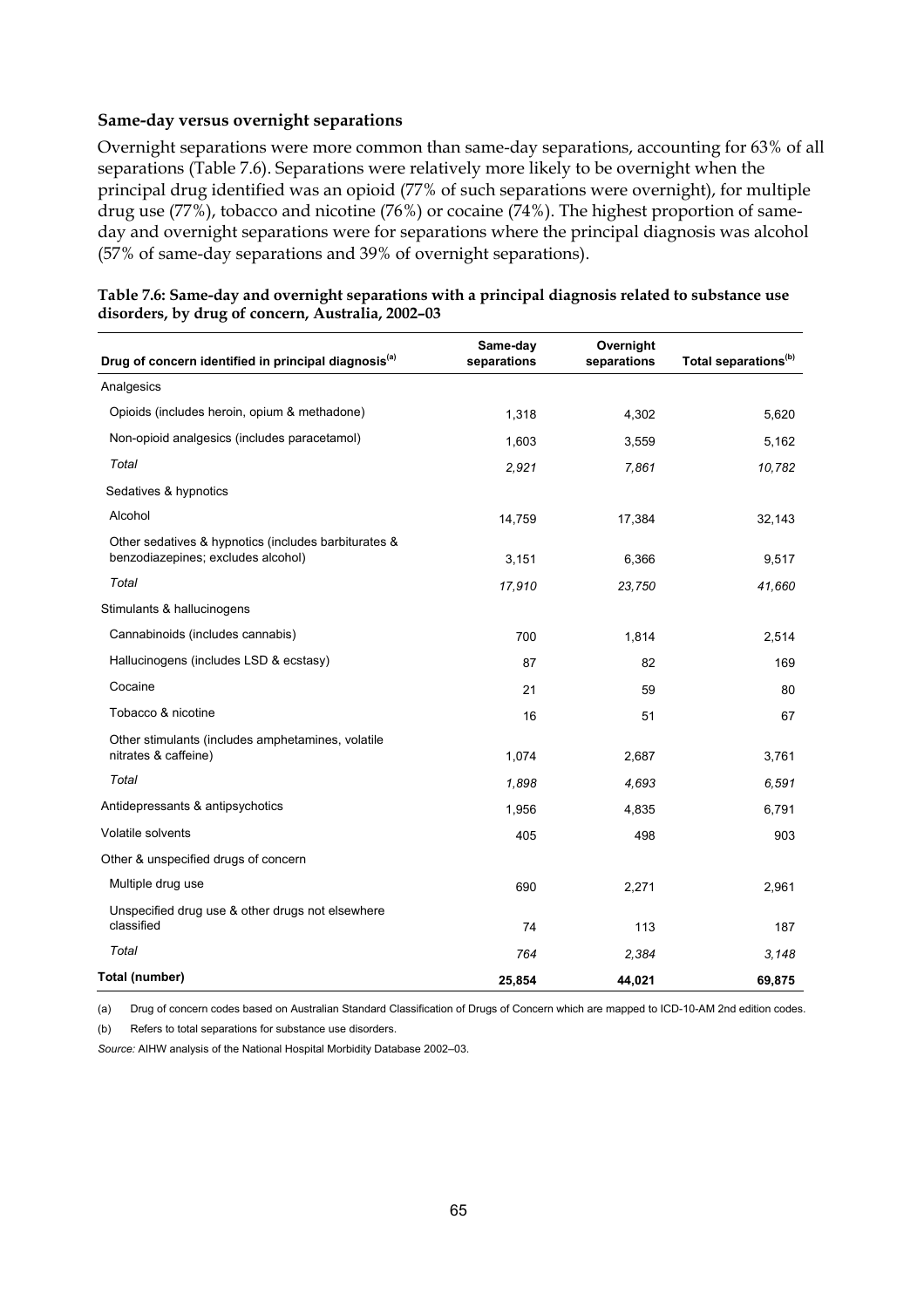### Same-day versus overnight separations

Overnight separations were more common than same-day separations, accounting for 63% of all separations (Table 7.6). Separations were relatively more likely to be overnight when the principal drug identified was an opioid (77% of such separations were overnight), for multiple drug use (77%), tobacco and nicotine (76%) or cocaine (74%). The highest proportion of same-day and overnight separations were for separations where the principal diagnosis was alcohol (57% of same-day separations and 39% of overnight separations).

**Table 7.6: Same-day and overnight separations with a principal diagnosis related to substance use disorders, by drug of concern, Australia, 2002–03**

| Drug of concern identified in principal diagnosis[(a)] | Same-day separations | Overnight separations | Total separations[(b)] |
|---|---|---|---|
| Analgesics | | | |
| Opioids (includes heroin, opium & methadone) | 1,318 | 4,302 | 5,620 |
| Non-opioid analgesics (includes paracetamol) | 1,603 | 3,559 | 5,162 |
| *Total* | *2,921* | *7,861* | *10,782* |
| Sedatives & hypnotics | | | |
| Alcohol | 14,759 | 17,384 | 32,143 |
| Other sedatives & hypnotics (includes barbiturates & benzodiazepines; excludes alcohol) | 3,151 | 6,366 | 9,517 |
| *Total* | *17,910* | *23,750* | *41,660* |
| Stimulants & hallucinogens | | | |
| Cannabinoids (includes cannabis) | 700 | 1,814 | 2,514 |
| Hallucinogens (includes LSD & ecstasy) | 87 | 82 | 169 |
| Cocaine | 21 | 59 | 80 |
| Tobacco & nicotine | 16 | 51 | 67 |
| Other stimulants (includes amphetamines, volatile nitrates & caffeine) | 1,074 | 2,687 | 3,761 |
| *Total* | *1,898* | *4,693* | *6,591* |
| Antidepressants & antipsychotics | 1,956 | 4,835 | 6,791 |
| Volatile solvents | 405 | 498 | 903 |
| Other & unspecified drugs of concern | | | |
| Multiple drug use | 690 | 2,271 | 2,961 |
| Unspecified drug use & other drugs not elsewhere classified | 74 | 113 | 187 |
| *Total* | *764* | *2,384* | *3,148* |
| **Total (number)** | **25,854** | **44,021** | **69,875** |

(a) Drug of concern codes based on Australian Standard Classification of Drugs of Concern which are mapped to ICD-10-AM 2nd edition codes.

(b) Refers to total separations for substance use disorders.

*Source:* AIHW analysis of the National Hospital Morbidity Database 2002–03.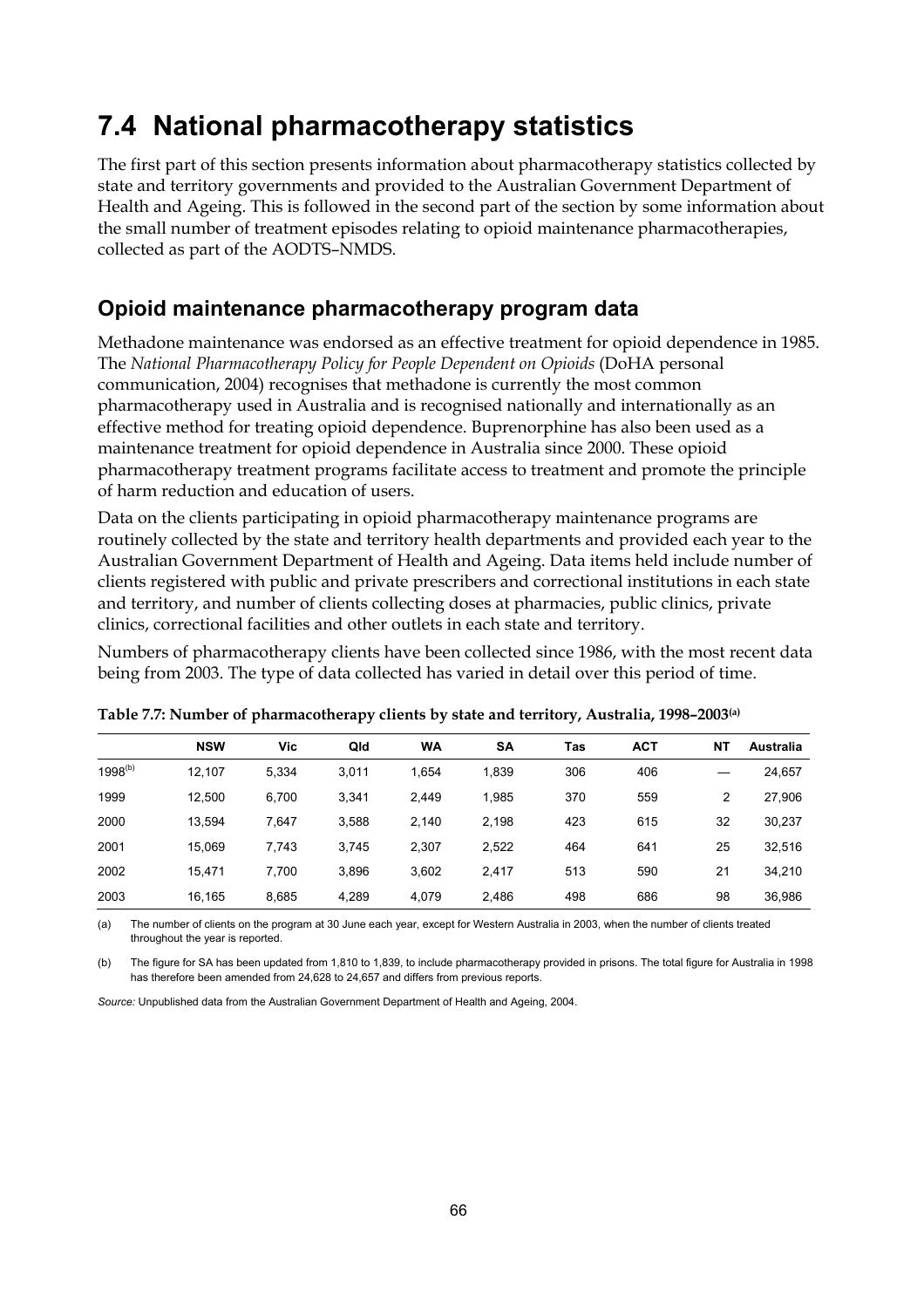## 7.4 National pharmacotherapy statistics

The first part of this section presents information about pharmacotherapy statistics collected by state and territory governments and provided to the Australian Government Department of Health and Ageing. This is followed in the second part of the section by some information about the small number of treatment episodes relating to opioid maintenance pharmacotherapies, collected as part of the AODTS–NMDS.

### Opioid maintenance pharmacotherapy program data

Methadone maintenance was endorsed as an effective treatment for opioid dependence in 1985. The *National Pharmacotherapy Policy for People Dependent on Opioids* (DoHA personal communication, 2004) recognises that methadone is currently the most common pharmacotherapy used in Australia and is recognised nationally and internationally as an effective method for treating opioid dependence. Buprenorphine has also been used as a maintenance treatment for opioid dependence in Australia since 2000. These opioid pharmacotherapy treatment programs facilitate access to treatment and promote the principle of harm reduction and education of users.

Data on the clients participating in opioid pharmacotherapy maintenance programs are routinely collected by the state and territory health departments and provided each year to the Australian Government Department of Health and Ageing. Data items held include number of clients registered with public and private prescribers and correctional institutions in each state and territory, and number of clients collecting doses at pharmacies, public clinics, private clinics, correctional facilities and other outlets in each state and territory.

Numbers of pharmacotherapy clients have been collected since 1986, with the most recent data being from 2003. The type of data collected has varied in detail over this period of time.

**Table 7.7: Number of pharmacotherapy clients by state and territory, Australia, 1998–2003[(a)]**

| | NSW | Vic | Qld | WA | SA | Tas | ACT | NT | Australia |
|---|---|---|---|---|---|---|---|---|---|
| 1998[(b)] | 12,107 | 5,334 | 3,011 | 1,654 | 1,839 | 306 | 406 | — | 24,657 |
| 1999 | 12,500 | 6,700 | 3,341 | 2,449 | 1,985 | 370 | 559 | 2 | 27,906 |
| 2000 | 13,594 | 7,647 | 3,588 | 2,140 | 2,198 | 423 | 615 | 32 | 30,237 |
| 2001 | 15,069 | 7,743 | 3,745 | 2,307 | 2,522 | 464 | 641 | 25 | 32,516 |
| 2002 | 15,471 | 7,700 | 3,896 | 3,602 | 2,417 | 513 | 590 | 21 | 34,210 |
| 2003 | 16,165 | 8,685 | 4,289 | 4,079 | 2,486 | 498 | 686 | 98 | 36,986 |

(a) The number of clients on the program at 30 June each year, except for Western Australia in 2003, when the number of clients treated throughout the year is reported.

(b) The figure for SA has been updated from 1,810 to 1,839, to include pharmacotherapy provided in prisons. The total figure for Australia in 1998 has therefore been amended from 24,628 to 24,657 and differs from previous reports.

*Source:* Unpublished data from the Australian Government Department of Health and Ageing, 2004.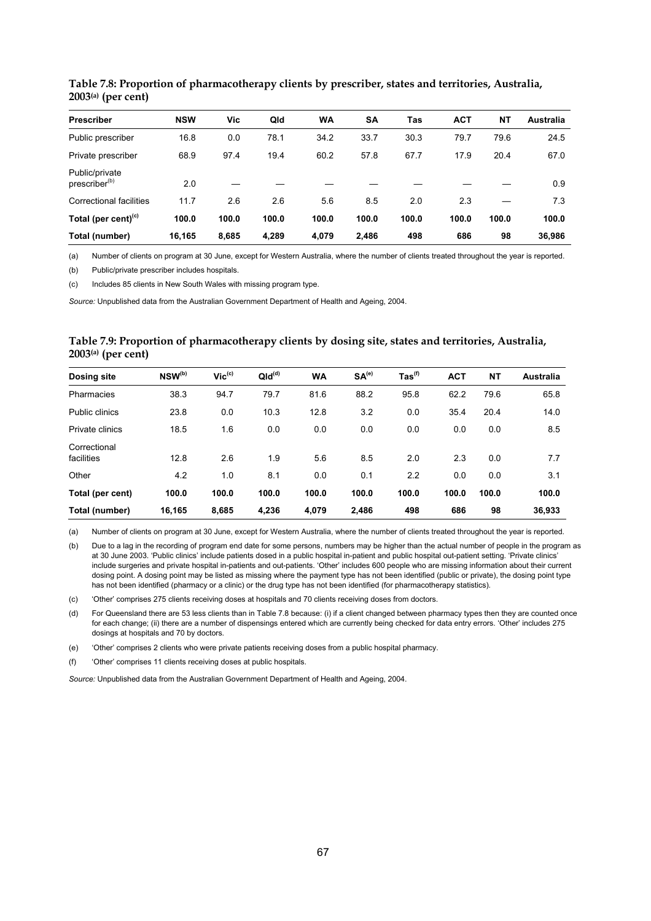**Table 7.8: Proportion of pharmacotherapy clients by prescriber, states and territories, Australia, 2003[(a)] (per cent)**

| Prescriber | NSW | Vic | Qld | WA | SA | Tas | ACT | NT | Australia |
|---|---|---|---|---|---|---|---|---|---|
| Public prescriber | 16.8 | 0.0 | 78.1 | 34.2 | 33.7 | 30.3 | 79.7 | 79.6 | 24.5 |
| Private prescriber | 68.9 | 97.4 | 19.4 | 60.2 | 57.8 | 67.7 | 17.9 | 20.4 | 67.0 |
| Public/private prescriber[(b)] | 2.0 | — | — | — | — | — | — | — | 0.9 |
| Correctional facilities | 11.7 | 2.6 | 2.6 | 5.6 | 8.5 | 2.0 | 2.3 | — | 7.3 |
| **Total (per cent)[(c)]** | **100.0** | **100.0** | **100.0** | **100.0** | **100.0** | **100.0** | **100.0** | **100.0** | **100.0** |
| **Total (number)** | **16,165** | **8,685** | **4,289** | **4,079** | **2,486** | **498** | **686** | **98** | **36,986** |

(a) Number of clients on program at 30 June, except for Western Australia, where the number of clients treated throughout the year is reported.

(b) Public/private prescriber includes hospitals.

(c) Includes 85 clients in New South Wales with missing program type.

*Source:* Unpublished data from the Australian Government Department of Health and Ageing, 2004.

**Table 7.9: Proportion of pharmacotherapy clients by dosing site, states and territories, Australia, 2003[(a)] (per cent)**

| Dosing site | NSW[(b)] | Vic[(c)] | Qld[(d)] | WA | SA[(e)] | Tas[(f)] | ACT | NT | Australia |
|---|---|---|---|---|---|---|---|---|---|
| Pharmacies | 38.3 | 94.7 | 79.7 | 81.6 | 88.2 | 95.8 | 62.2 | 79.6 | 65.8 |
| Public clinics | 23.8 | 0.0 | 10.3 | 12.8 | 3.2 | 0.0 | 35.4 | 20.4 | 14.0 |
| Private clinics | 18.5 | 1.6 | 0.0 | 0.0 | 0.0 | 0.0 | 0.0 | 0.0 | 8.5 |
| Correctional facilities | 12.8 | 2.6 | 1.9 | 5.6 | 8.5 | 2.0 | 2.3 | 0.0 | 7.7 |
| Other | 4.2 | 1.0 | 8.1 | 0.0 | 0.1 | 2.2 | 0.0 | 0.0 | 3.1 |
| **Total (per cent)** | **100.0** | **100.0** | **100.0** | **100.0** | **100.0** | **100.0** | **100.0** | **100.0** | **100.0** |
| **Total (number)** | **16,165** | **8,685** | **4,236** | **4,079** | **2,486** | **498** | **686** | **98** | **36,933** |

(a) Number of clients on program at 30 June, except for Western Australia, where the number of clients treated throughout the year is reported.

(b) Due to a lag in the recording of program end date for some persons, numbers may be higher than the actual number of people in the program as at 30 June 2003. 'Public clinics' include patients dosed in a public hospital in-patient and public hospital out-patient setting. 'Private clinics' include surgeries and private hospital in-patients and out-patients. 'Other' includes 600 people who are missing information about their current dosing point. A dosing point may be listed as missing where the payment type has not been identified (public or private), the dosing point type has not been identified (pharmacy or a clinic) or the drug type has not been identified (for pharmacotherapy statistics).

(c) 'Other' comprises 275 clients receiving doses at hospitals and 70 clients receiving doses from doctors.

(d) For Queensland there are 53 less clients than in Table 7.8 because: (i) if a client changed between pharmacy types then they are counted once for each change; (ii) there are a number of dispensings entered which are currently being checked for data entry errors. 'Other' includes 275 dosings at hospitals and 70 by doctors.

(e) 'Other' comprises 2 clients who were private patients receiving doses from a public hospital pharmacy.

(f) 'Other' comprises 11 clients receiving doses at public hospitals.

*Source:* Unpublished data from the Australian Government Department of Health and Ageing, 2004.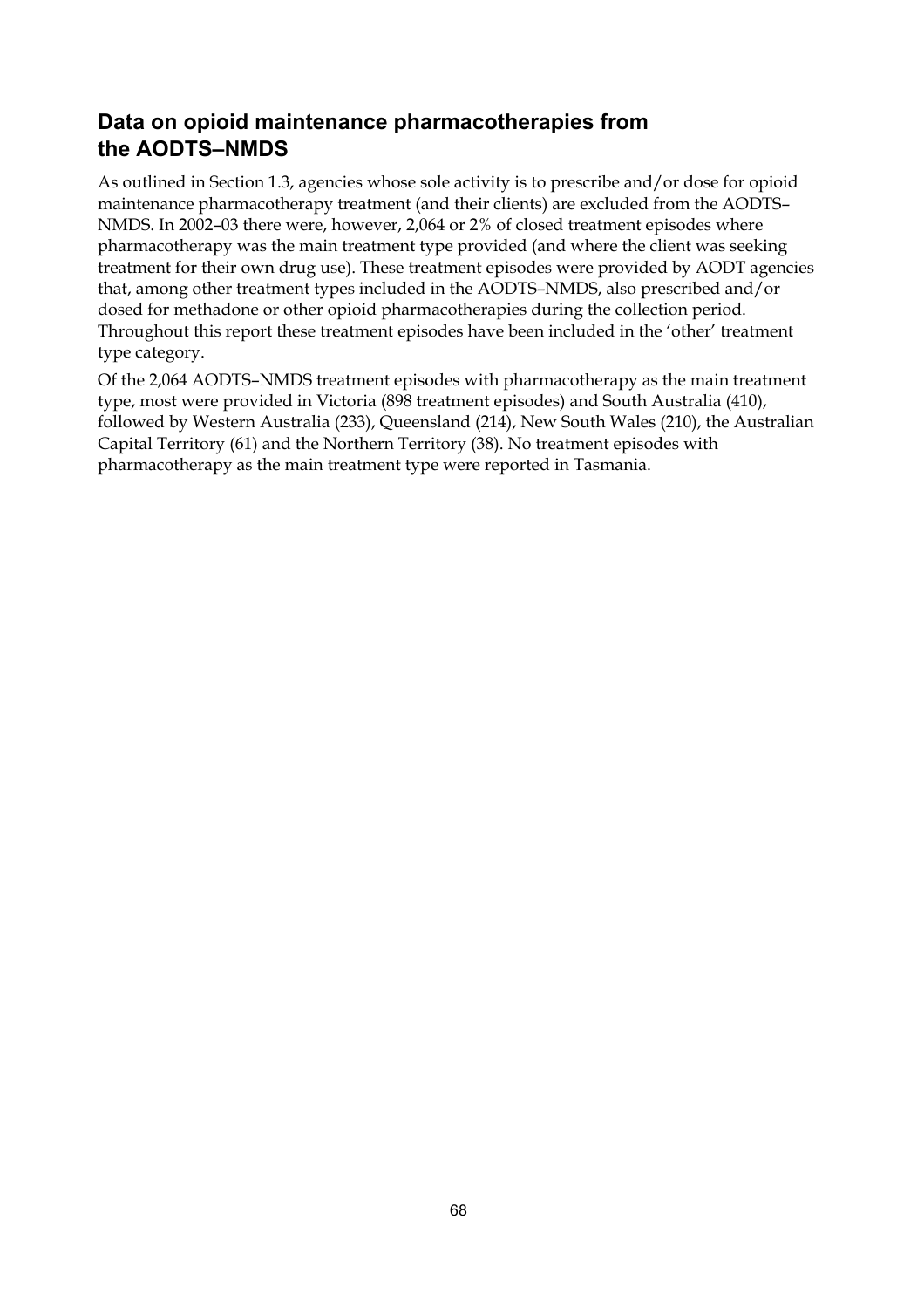## Data on opioid maintenance pharmacotherapies from the AODTS–NMDS

As outlined in Section 1.3, agencies whose sole activity is to prescribe and/or dose for opioid maintenance pharmacotherapy treatment (and their clients) are excluded from the AODTS–NMDS. In 2002–03 there were, however, 2,064 or 2% of closed treatment episodes where pharmacotherapy was the main treatment type provided (and where the client was seeking treatment for their own drug use). These treatment episodes were provided by AODT agencies that, among other treatment types included in the AODTS–NMDS, also prescribed and/or dosed for methadone or other opioid pharmacotherapies during the collection period. Throughout this report these treatment episodes have been included in the 'other' treatment type category.

Of the 2,064 AODTS–NMDS treatment episodes with pharmacotherapy as the main treatment type, most were provided in Victoria (898 treatment episodes) and South Australia (410), followed by Western Australia (233), Queensland (214), New South Wales (210), the Australian Capital Territory (61) and the Northern Territory (38). No treatment episodes with pharmacotherapy as the main treatment type were reported in Tasmania.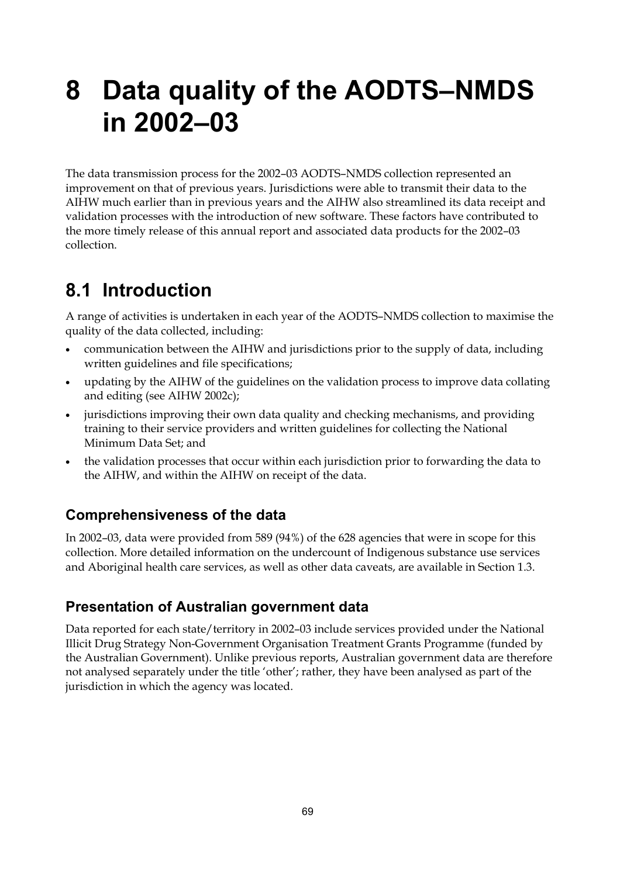# 8 Data quality of the AODTS–NMDS in 2002–03

The data transmission process for the 2002–03 AODTS–NMDS collection represented an improvement on that of previous years. Jurisdictions were able to transmit their data to the AIHW much earlier than in previous years and the AIHW also streamlined its data receipt and validation processes with the introduction of new software. These factors have contributed to the more timely release of this annual report and associated data products for the 2002–03 collection.

## 8.1 Introduction

A range of activities is undertaken in each year of the AODTS–NMDS collection to maximise the quality of the data collected, including:

- communication between the AIHW and jurisdictions prior to the supply of data, including written guidelines and file specifications;
- updating by the AIHW of the guidelines on the validation process to improve data collating and editing (see AIHW 2002c);
- jurisdictions improving their own data quality and checking mechanisms, and providing training to their service providers and written guidelines for collecting the National Minimum Data Set; and
- the validation processes that occur within each jurisdiction prior to forwarding the data to the AIHW, and within the AIHW on receipt of the data.

### Comprehensiveness of the data

In 2002–03, data were provided from 589 (94%) of the 628 agencies that were in scope for this collection. More detailed information on the undercount of Indigenous substance use services and Aboriginal health care services, as well as other data caveats, are available in Section 1.3.

### Presentation of Australian government data

Data reported for each state/territory in 2002–03 include services provided under the National Illicit Drug Strategy Non-Government Organisation Treatment Grants Programme (funded by the Australian Government). Unlike previous reports, Australian government data are therefore not analysed separately under the title 'other'; rather, they have been analysed as part of the jurisdiction in which the agency was located.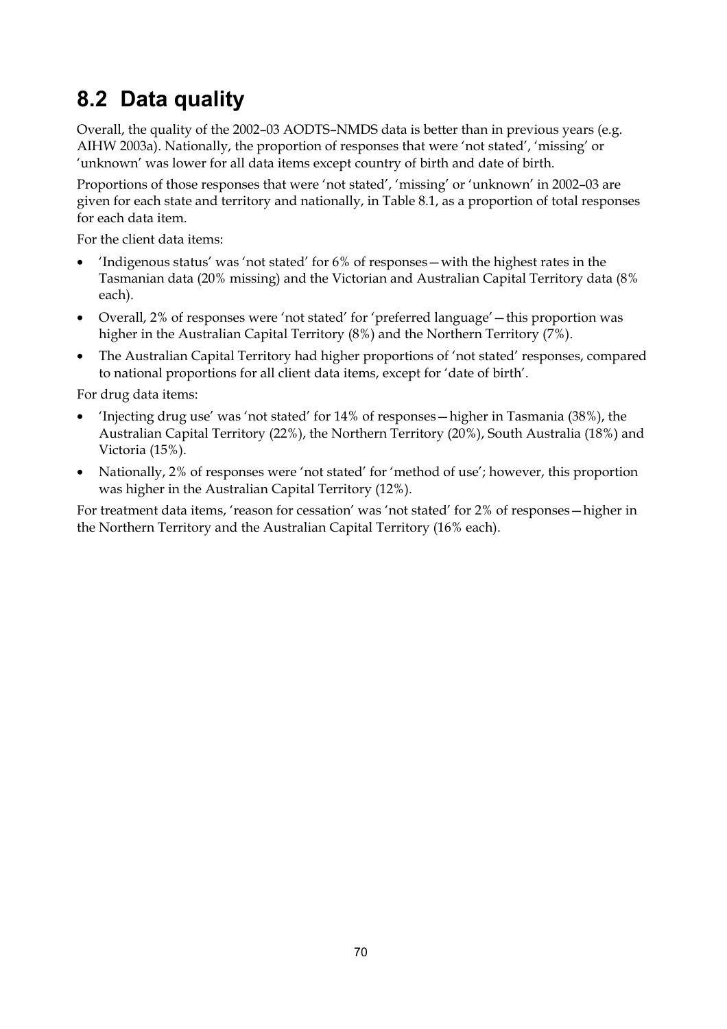## 8.2 Data quality

Overall, the quality of the 2002–03 AODTS–NMDS data is better than in previous years (e.g. AIHW 2003a). Nationally, the proportion of responses that were 'not stated', 'missing' or 'unknown' was lower for all data items except country of birth and date of birth.

Proportions of those responses that were 'not stated', 'missing' or 'unknown' in 2002–03 are given for each state and territory and nationally, in Table 8.1, as a proportion of total responses for each data item.

For the client data items:

- 'Indigenous status' was 'not stated' for 6% of responses—with the highest rates in the Tasmanian data (20% missing) and the Victorian and Australian Capital Territory data (8% each).
- Overall, 2% of responses were 'not stated' for 'preferred language'—this proportion was higher in the Australian Capital Territory (8%) and the Northern Territory (7%).
- The Australian Capital Territory had higher proportions of 'not stated' responses, compared to national proportions for all client data items, except for 'date of birth'.

For drug data items:

- 'Injecting drug use' was 'not stated' for 14% of responses—higher in Tasmania (38%), the Australian Capital Territory (22%), the Northern Territory (20%), South Australia (18%) and Victoria (15%).
- Nationally, 2% of responses were 'not stated' for 'method of use'; however, this proportion was higher in the Australian Capital Territory (12%).

For treatment data items, 'reason for cessation' was 'not stated' for 2% of responses—higher in the Northern Territory and the Australian Capital Territory (16% each).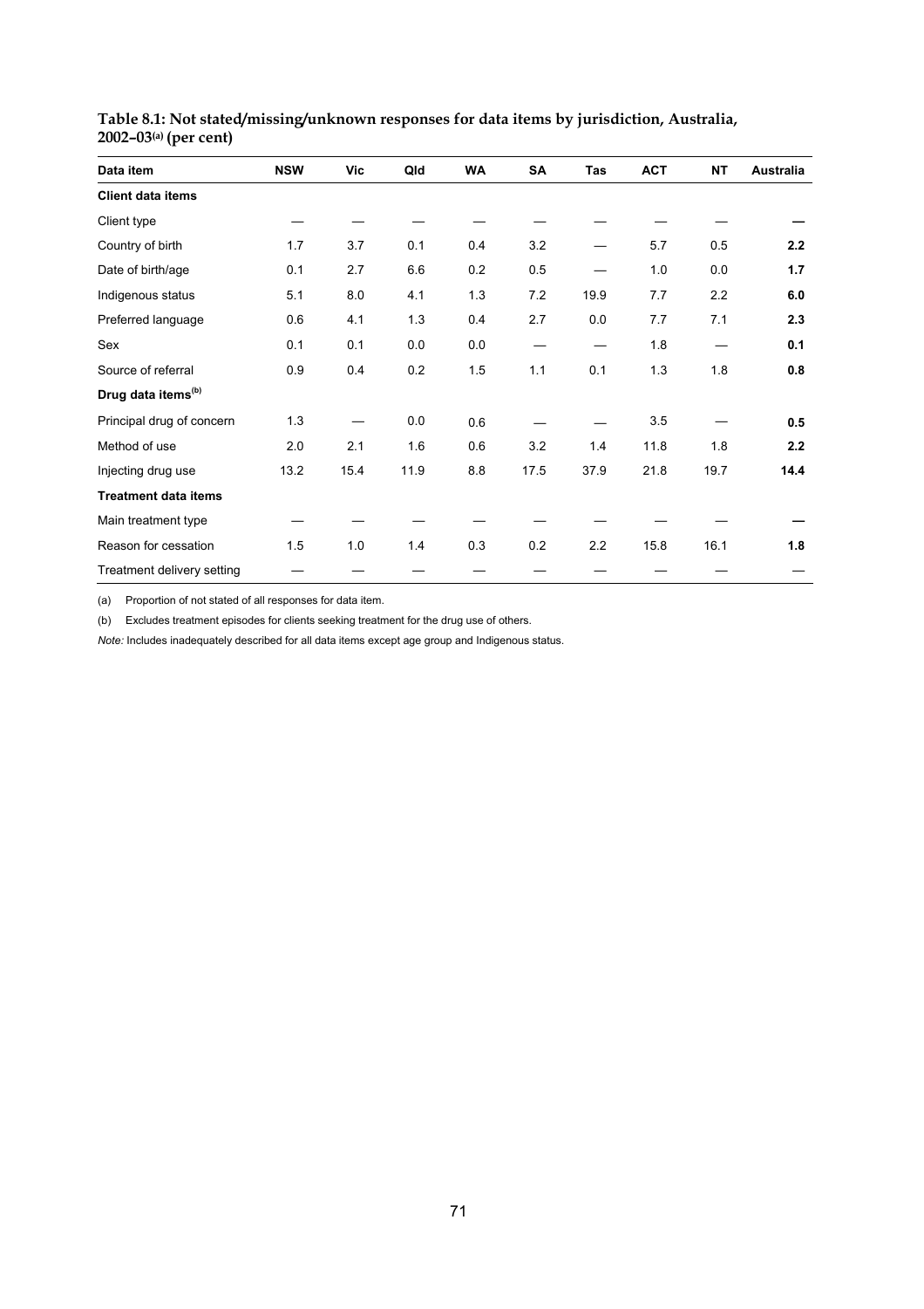**Table 8.1: Not stated/missing/unknown responses for data items by jurisdiction, Australia, 2002–03[(a)] (per cent)**

| Data item | NSW | Vic | Qld | WA | SA | Tas | ACT | NT | Australia |
|---|---|---|---|---|---|---|---|---|---|
| **Client data items** | | | | | | | | | |
| Client type | — | — | — | — | — | — | — | — | **—** |
| Country of birth | 1.7 | 3.7 | 0.1 | 0.4 | 3.2 | — | 5.7 | 0.5 | **2.2** |
| Date of birth/age | 0.1 | 2.7 | 6.6 | 0.2 | 0.5 | — | 1.0 | 0.0 | **1.7** |
| Indigenous status | 5.1 | 8.0 | 4.1 | 1.3 | 7.2 | 19.9 | 7.7 | 2.2 | **6.0** |
| Preferred language | 0.6 | 4.1 | 1.3 | 0.4 | 2.7 | 0.0 | 7.7 | 7.1 | **2.3** |
| Sex | 0.1 | 0.1 | 0.0 | 0.0 | — | — | 1.8 | — | **0.1** |
| Source of referral | 0.9 | 0.4 | 0.2 | 1.5 | 1.1 | 0.1 | 1.3 | 1.8 | **0.8** |
| **Drug data items[(b)]** | | | | | | | | | |
| Principal drug of concern | 1.3 | — | 0.0 | 0.6 | — | — | 3.5 | — | **0.5** |
| Method of use | 2.0 | 2.1 | 1.6 | 0.6 | 3.2 | 1.4 | 11.8 | 1.8 | **2.2** |
| Injecting drug use | 13.2 | 15.4 | 11.9 | 8.8 | 17.5 | 37.9 | 21.8 | 19.7 | **14.4** |
| **Treatment data items** | | | | | | | | | |
| Main treatment type | — | — | — | — | — | — | — | — | **—** |
| Reason for cessation | 1.5 | 1.0 | 1.4 | 0.3 | 0.2 | 2.2 | 15.8 | 16.1 | **1.8** |
| Treatment delivery setting | — | — | — | — | — | — | — | — | — |

(a) Proportion of not stated of all responses for data item.

(b) Excludes treatment episodes for clients seeking treatment for the drug use of others.

*Note:* Includes inadequately described for all data items except age group and Indigenous status.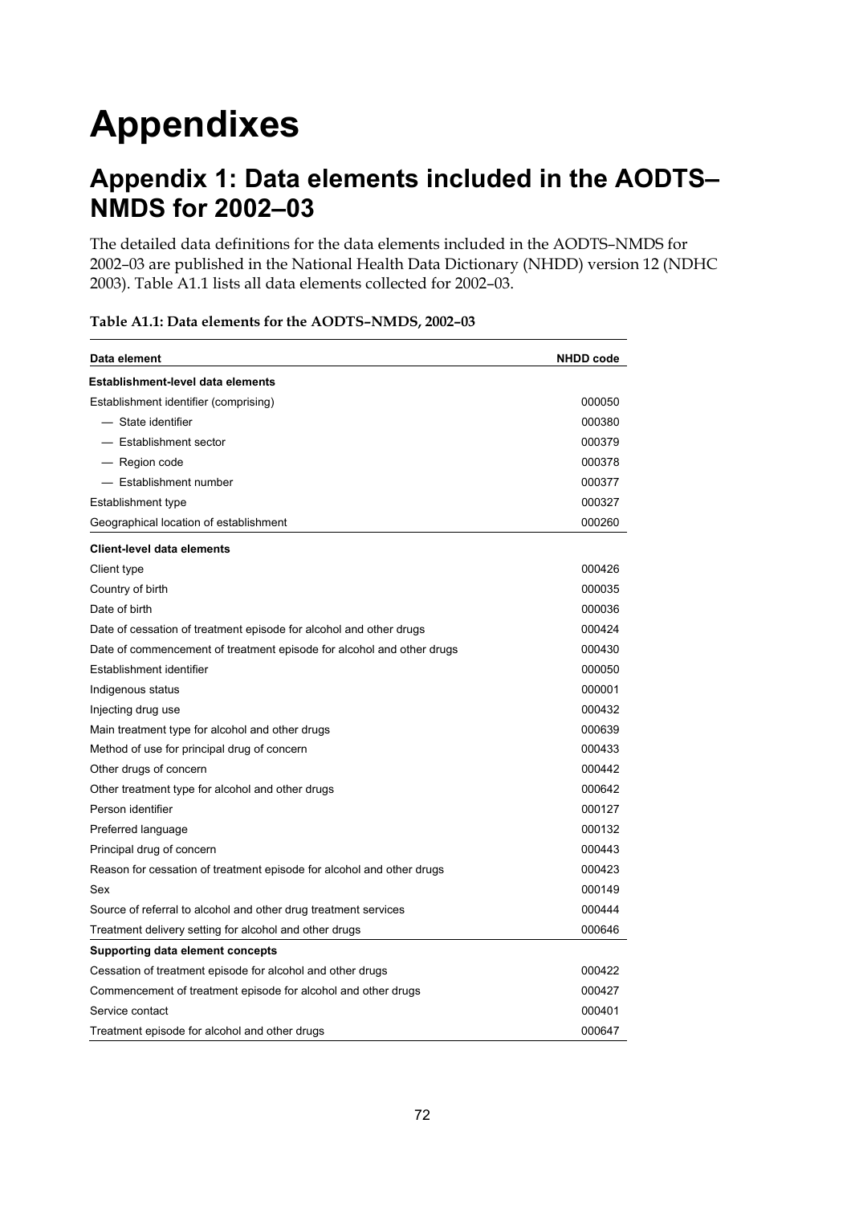# Appendixes

## Appendix 1: Data elements included in the AODTS–NMDS for 2002–03

The detailed data definitions for the data elements included in the AODTS–NMDS for 2002–03 are published in the National Health Data Dictionary (NHDD) version 12 (NDHC 2003). Table A1.1 lists all data elements collected for 2002–03.

**Table A1.1: Data elements for the AODTS–NMDS, 2002–03**

| Data element | NHDD code |
|---|---|
| **Establishment-level data elements** | |
| Establishment identifier (comprising) | 000050 |
| — State identifier | 000380 |
| — Establishment sector | 000379 |
| — Region code | 000378 |
| — Establishment number | 000377 |
| Establishment type | 000327 |
| Geographical location of establishment | 000260 |
| **Client-level data elements** | |
| Client type | 000426 |
| Country of birth | 000035 |
| Date of birth | 000036 |
| Date of cessation of treatment episode for alcohol and other drugs | 000424 |
| Date of commencement of treatment episode for alcohol and other drugs | 000430 |
| Establishment identifier | 000050 |
| Indigenous status | 000001 |
| Injecting drug use | 000432 |
| Main treatment type for alcohol and other drugs | 000639 |
| Method of use for principal drug of concern | 000433 |
| Other drugs of concern | 000442 |
| Other treatment type for alcohol and other drugs | 000642 |
| Person identifier | 000127 |
| Preferred language | 000132 |
| Principal drug of concern | 000443 |
| Reason for cessation of treatment episode for alcohol and other drugs | 000423 |
| Sex | 000149 |
| Source of referral to alcohol and other drug treatment services | 000444 |
| Treatment delivery setting for alcohol and other drugs | 000646 |
| **Supporting data element concepts** | |
| Cessation of treatment episode for alcohol and other drugs | 000422 |
| Commencement of treatment episode for alcohol and other drugs | 000427 |
| Service contact | 000401 |
| Treatment episode for alcohol and other drugs | 000647 |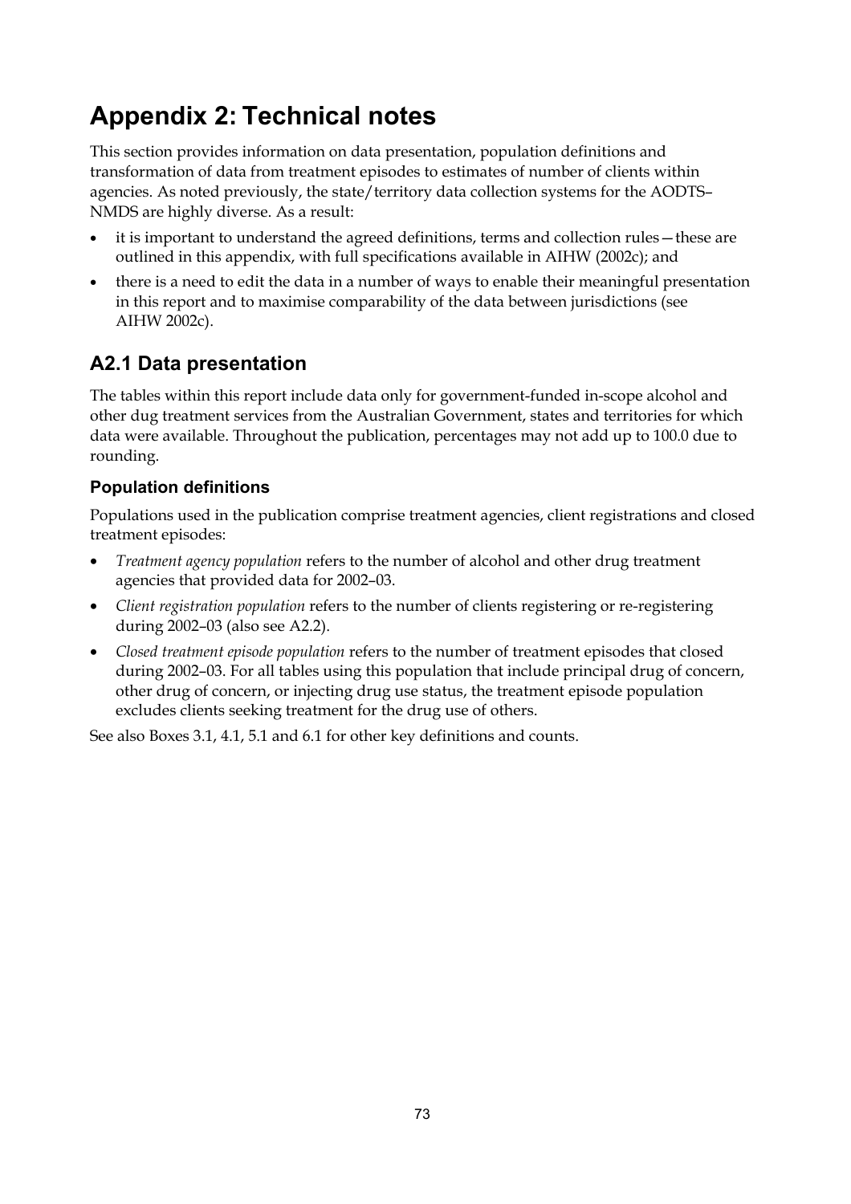# Appendix 2: Technical notes

This section provides information on data presentation, population definitions and transformation of data from treatment episodes to estimates of number of clients within agencies. As noted previously, the state/territory data collection systems for the AODTS–NMDS are highly diverse. As a result:

- it is important to understand the agreed definitions, terms and collection rules—these are outlined in this appendix, with full specifications available in AIHW (2002c); and
- there is a need to edit the data in a number of ways to enable their meaningful presentation in this report and to maximise comparability of the data between jurisdictions (see AIHW 2002c).

## A2.1 Data presentation

The tables within this report include data only for government-funded in-scope alcohol and other dug treatment services from the Australian Government, states and territories for which data were available. Throughout the publication, percentages may not add up to 100.0 due to rounding.

### Population definitions

Populations used in the publication comprise treatment agencies, client registrations and closed treatment episodes:

- *Treatment agency population* refers to the number of alcohol and other drug treatment agencies that provided data for 2002–03.
- *Client registration population* refers to the number of clients registering or re-registering during 2002–03 (also see A2.2).
- *Closed treatment episode population* refers to the number of treatment episodes that closed during 2002–03. For all tables using this population that include principal drug of concern, other drug of concern, or injecting drug use status, the treatment episode population excludes clients seeking treatment for the drug use of others.

See also Boxes 3.1, 4.1, 5.1 and 6.1 for other key definitions and counts.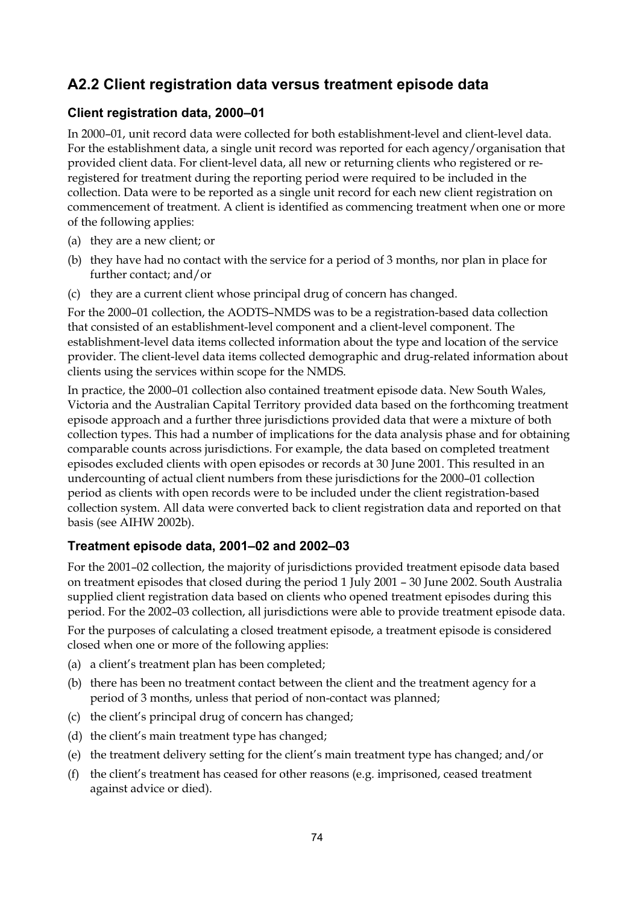## A2.2 Client registration data versus treatment episode data

### Client registration data, 2000–01

In 2000–01, unit record data were collected for both establishment-level and client-level data. For the establishment data, a single unit record was reported for each agency/organisation that provided client data. For client-level data, all new or returning clients who registered or re-registered for treatment during the reporting period were required to be included in the collection. Data were to be reported as a single unit record for each new client registration on commencement of treatment. A client is identified as commencing treatment when one or more of the following applies:

(a) they are a new client; or

(b) they have had no contact with the service for a period of 3 months, nor plan in place for further contact; and/or

(c) they are a current client whose principal drug of concern has changed.

For the 2000–01 collection, the AODTS–NMDS was to be a registration-based data collection that consisted of an establishment-level component and a client-level component. The establishment-level data items collected information about the type and location of the service provider. The client-level data items collected demographic and drug-related information about clients using the services within scope for the NMDS.

In practice, the 2000–01 collection also contained treatment episode data. New South Wales, Victoria and the Australian Capital Territory provided data based on the forthcoming treatment episode approach and a further three jurisdictions provided data that were a mixture of both collection types. This had a number of implications for the data analysis phase and for obtaining comparable counts across jurisdictions. For example, the data based on completed treatment episodes excluded clients with open episodes or records at 30 June 2001. This resulted in an undercounting of actual client numbers from these jurisdictions for the 2000–01 collection period as clients with open records were to be included under the client registration-based collection system. All data were converted back to client registration data and reported on that basis (see AIHW 2002b).

### Treatment episode data, 2001–02 and 2002–03

For the 2001–02 collection, the majority of jurisdictions provided treatment episode data based on treatment episodes that closed during the period 1 July 2001 – 30 June 2002. South Australia supplied client registration data based on clients who opened treatment episodes during this period. For the 2002–03 collection, all jurisdictions were able to provide treatment episode data.

For the purposes of calculating a closed treatment episode, a treatment episode is considered closed when one or more of the following applies:

(a) a client's treatment plan has been completed;

(b) there has been no treatment contact between the client and the treatment agency for a period of 3 months, unless that period of non-contact was planned;

(c) the client's principal drug of concern has changed;

(d) the client's main treatment type has changed;

(e) the treatment delivery setting for the client's main treatment type has changed; and/or

(f) the client's treatment has ceased for other reasons (e.g. imprisoned, ceased treatment against advice or died).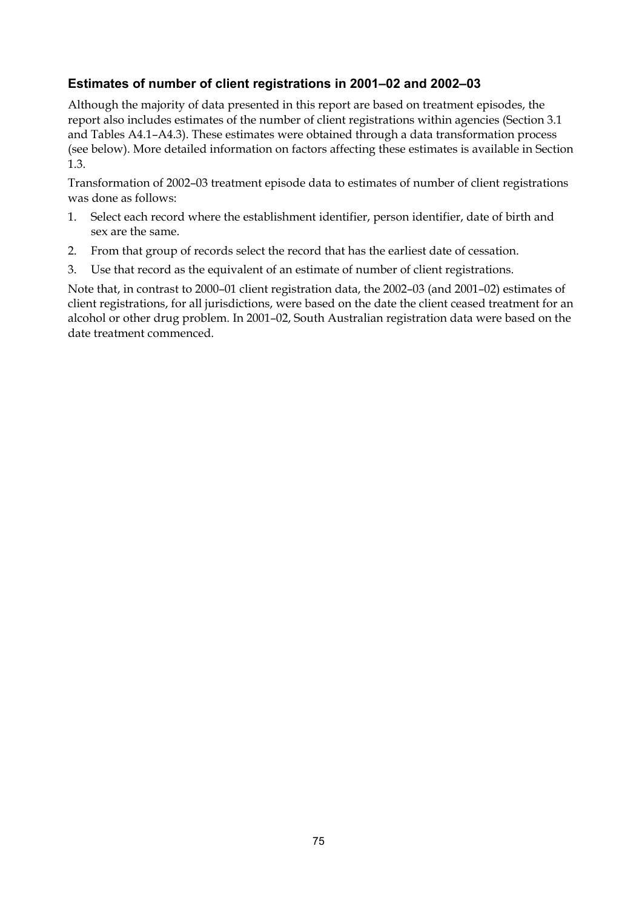### Estimates of number of client registrations in 2001–02 and 2002–03

Although the majority of data presented in this report are based on treatment episodes, the report also includes estimates of the number of client registrations within agencies (Section 3.1 and Tables A4.1–A4.3). These estimates were obtained through a data transformation process (see below). More detailed information on factors affecting these estimates is available in Section 1.3.

Transformation of 2002–03 treatment episode data to estimates of number of client registrations was done as follows:

1. Select each record where the establishment identifier, person identifier, date of birth and sex are the same.
2. From that group of records select the record that has the earliest date of cessation.
3. Use that record as the equivalent of an estimate of number of client registrations.

Note that, in contrast to 2000–01 client registration data, the 2002–03 (and 2001–02) estimates of client registrations, for all jurisdictions, were based on the date the client ceased treatment for an alcohol or other drug problem. In 2001–02, South Australian registration data were based on the date treatment commenced.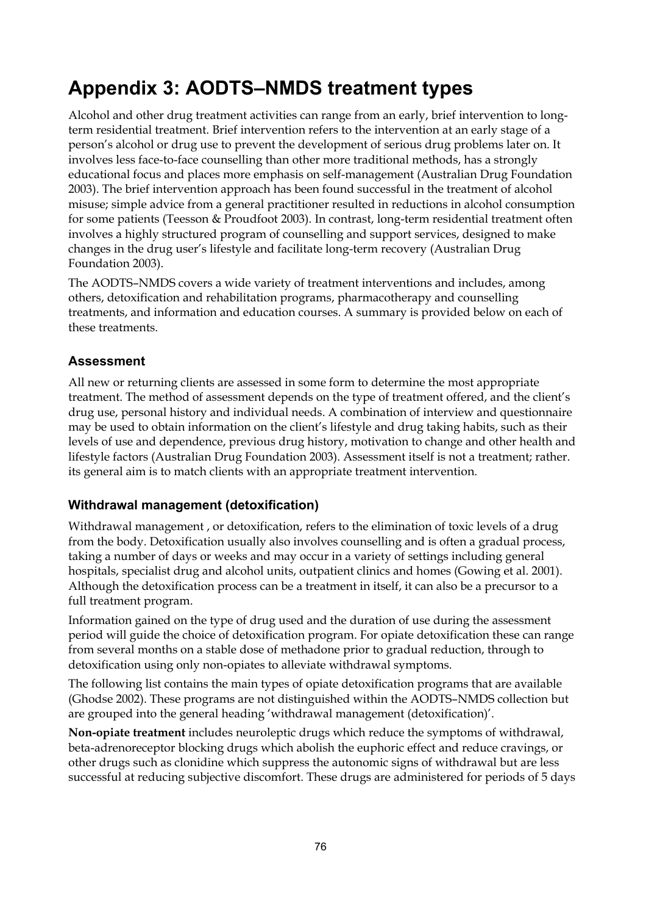# Appendix 3: AODTS–NMDS treatment types

Alcohol and other drug treatment activities can range from an early, brief intervention to long-term residential treatment. Brief intervention refers to the intervention at an early stage of a person's alcohol or drug use to prevent the development of serious drug problems later on. It involves less face-to-face counselling than other more traditional methods, has a strongly educational focus and places more emphasis on self-management (Australian Drug Foundation 2003). The brief intervention approach has been found successful in the treatment of alcohol misuse; simple advice from a general practitioner resulted in reductions in alcohol consumption for some patients (Teesson & Proudfoot 2003). In contrast, long-term residential treatment often involves a highly structured program of counselling and support services, designed to make changes in the drug user's lifestyle and facilitate long-term recovery (Australian Drug Foundation 2003).

The AODTS–NMDS covers a wide variety of treatment interventions and includes, among others, detoxification and rehabilitation programs, pharmacotherapy and counselling treatments, and information and education courses. A summary is provided below on each of these treatments.

### Assessment

All new or returning clients are assessed in some form to determine the most appropriate treatment. The method of assessment depends on the type of treatment offered, and the client's drug use, personal history and individual needs. A combination of interview and questionnaire may be used to obtain information on the client's lifestyle and drug taking habits, such as their levels of use and dependence, previous drug history, motivation to change and other health and lifestyle factors (Australian Drug Foundation 2003). Assessment itself is not a treatment; rather. its general aim is to match clients with an appropriate treatment intervention.

### Withdrawal management (detoxification)

Withdrawal management , or detoxification, refers to the elimination of toxic levels of a drug from the body. Detoxification usually also involves counselling and is often a gradual process, taking a number of days or weeks and may occur in a variety of settings including general hospitals, specialist drug and alcohol units, outpatient clinics and homes (Gowing et al. 2001). Although the detoxification process can be a treatment in itself, it can also be a precursor to a full treatment program.

Information gained on the type of drug used and the duration of use during the assessment period will guide the choice of detoxification program. For opiate detoxification these can range from several months on a stable dose of methadone prior to gradual reduction, through to detoxification using only non-opiates to alleviate withdrawal symptoms.

The following list contains the main types of opiate detoxification programs that are available (Ghodse 2002). These programs are not distinguished within the AODTS–NMDS collection but are grouped into the general heading 'withdrawal management (detoxification)'.

**Non-opiate treatment** includes neuroleptic drugs which reduce the symptoms of withdrawal, beta-adrenoreceptor blocking drugs which abolish the euphoric effect and reduce cravings, or other drugs such as clonidine which suppress the autonomic signs of withdrawal but are less successful at reducing subjective discomfort. These drugs are administered for periods of 5 days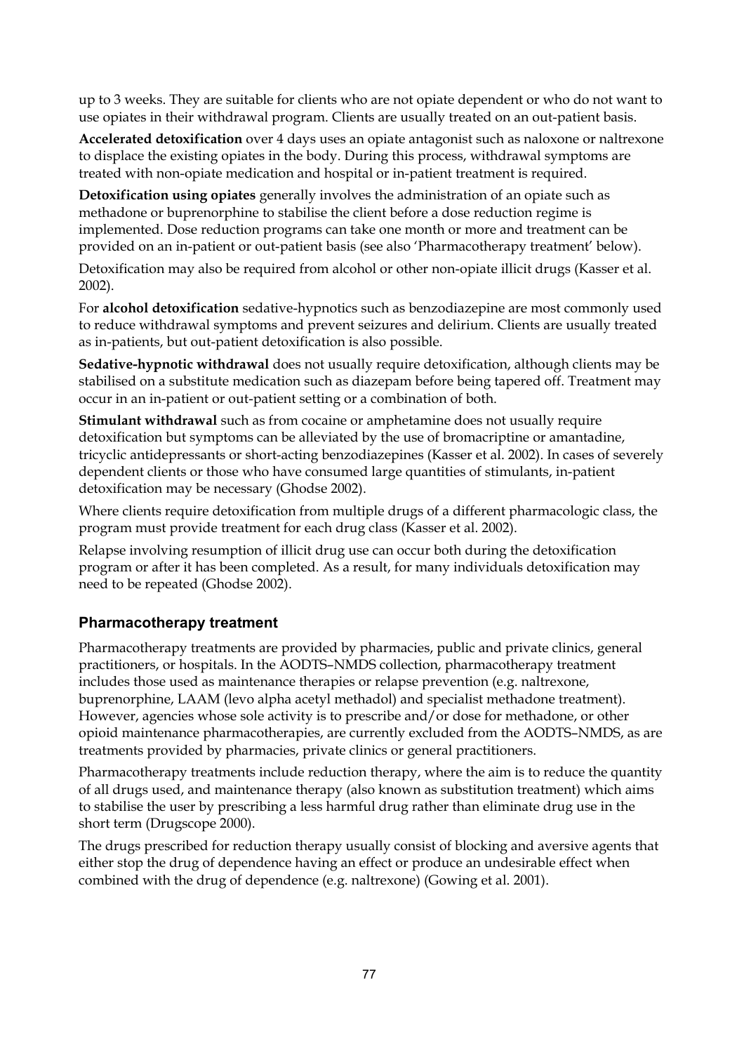up to 3 weeks. They are suitable for clients who are not opiate dependent or who do not want to use opiates in their withdrawal program. Clients are usually treated on an out-patient basis.

**Accelerated detoxification** over 4 days uses an opiate antagonist such as naloxone or naltrexone to displace the existing opiates in the body. During this process, withdrawal symptoms are treated with non-opiate medication and hospital or in-patient treatment is required.

**Detoxification using opiates** generally involves the administration of an opiate such as methadone or buprenorphine to stabilise the client before a dose reduction regime is implemented. Dose reduction programs can take one month or more and treatment can be provided on an in-patient or out-patient basis (see also 'Pharmacotherapy treatment' below).

Detoxification may also be required from alcohol or other non-opiate illicit drugs (Kasser et al. 2002).

For **alcohol detoxification** sedative-hypnotics such as benzodiazepine are most commonly used to reduce withdrawal symptoms and prevent seizures and delirium. Clients are usually treated as in-patients, but out-patient detoxification is also possible.

**Sedative-hypnotic withdrawal** does not usually require detoxification, although clients may be stabilised on a substitute medication such as diazepam before being tapered off. Treatment may occur in an in-patient or out-patient setting or a combination of both.

**Stimulant withdrawal** such as from cocaine or amphetamine does not usually require detoxification but symptoms can be alleviated by the use of bromacriptine or amantadine, tricyclic antidepressants or short-acting benzodiazepines (Kasser et al. 2002). In cases of severely dependent clients or those who have consumed large quantities of stimulants, in-patient detoxification may be necessary (Ghodse 2002).

Where clients require detoxification from multiple drugs of a different pharmacologic class, the program must provide treatment for each drug class (Kasser et al. 2002).

Relapse involving resumption of illicit drug use can occur both during the detoxification program or after it has been completed. As a result, for many individuals detoxification may need to be repeated (Ghodse 2002).

### Pharmacotherapy treatment

Pharmacotherapy treatments are provided by pharmacies, public and private clinics, general practitioners, or hospitals. In the AODTS–NMDS collection, pharmacotherapy treatment includes those used as maintenance therapies or relapse prevention (e.g. naltrexone, buprenorphine, LAAM (levo alpha acetyl methadol) and specialist methadone treatment). However, agencies whose sole activity is to prescribe and/or dose for methadone, or other opioid maintenance pharmacotherapies, are currently excluded from the AODTS–NMDS, as are treatments provided by pharmacies, private clinics or general practitioners.

Pharmacotherapy treatments include reduction therapy, where the aim is to reduce the quantity of all drugs used, and maintenance therapy (also known as substitution treatment) which aims to stabilise the user by prescribing a less harmful drug rather than eliminate drug use in the short term (Drugscope 2000).

The drugs prescribed for reduction therapy usually consist of blocking and aversive agents that either stop the drug of dependence having an effect or produce an undesirable effect when combined with the drug of dependence (e.g. naltrexone) (Gowing et al. 2001).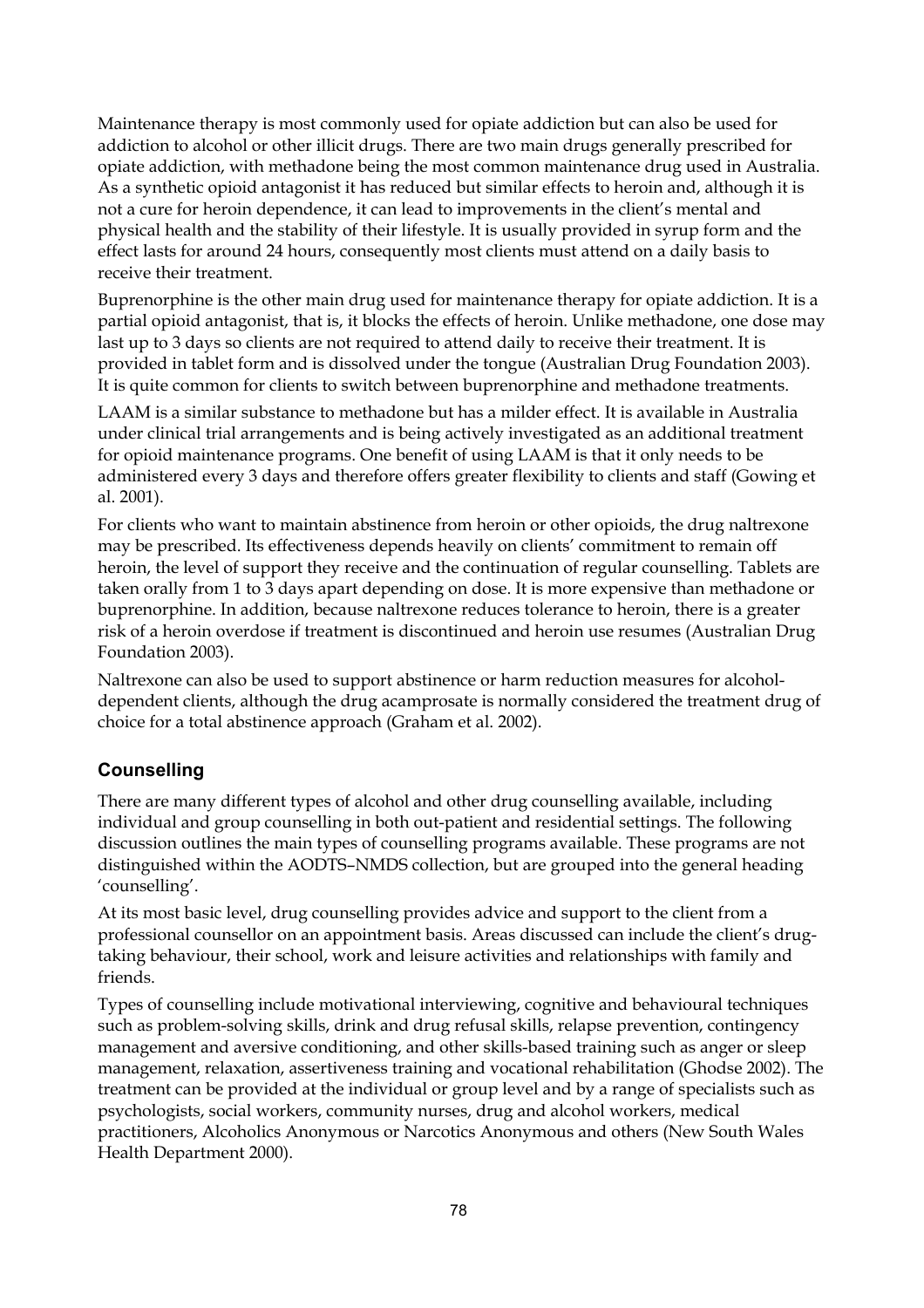Maintenance therapy is most commonly used for opiate addiction but can also be used for addiction to alcohol or other illicit drugs. There are two main drugs generally prescribed for opiate addiction, with methadone being the most common maintenance drug used in Australia. As a synthetic opioid antagonist it has reduced but similar effects to heroin and, although it is not a cure for heroin dependence, it can lead to improvements in the client's mental and physical health and the stability of their lifestyle. It is usually provided in syrup form and the effect lasts for around 24 hours, consequently most clients must attend on a daily basis to receive their treatment.

Buprenorphine is the other main drug used for maintenance therapy for opiate addiction. It is a partial opioid antagonist, that is, it blocks the effects of heroin. Unlike methadone, one dose may last up to 3 days so clients are not required to attend daily to receive their treatment. It is provided in tablet form and is dissolved under the tongue (Australian Drug Foundation 2003). It is quite common for clients to switch between buprenorphine and methadone treatments.

LAAM is a similar substance to methadone but has a milder effect. It is available in Australia under clinical trial arrangements and is being actively investigated as an additional treatment for opioid maintenance programs. One benefit of using LAAM is that it only needs to be administered every 3 days and therefore offers greater flexibility to clients and staff (Gowing et al. 2001).

For clients who want to maintain abstinence from heroin or other opioids, the drug naltrexone may be prescribed. Its effectiveness depends heavily on clients' commitment to remain off heroin, the level of support they receive and the continuation of regular counselling. Tablets are taken orally from 1 to 3 days apart depending on dose. It is more expensive than methadone or buprenorphine. In addition, because naltrexone reduces tolerance to heroin, there is a greater risk of a heroin overdose if treatment is discontinued and heroin use resumes (Australian Drug Foundation 2003).

Naltrexone can also be used to support abstinence or harm reduction measures for alcohol-dependent clients, although the drug acamprosate is normally considered the treatment drug of choice for a total abstinence approach (Graham et al. 2002).

## Counselling

There are many different types of alcohol and other drug counselling available, including individual and group counselling in both out-patient and residential settings. The following discussion outlines the main types of counselling programs available. These programs are not distinguished within the AODTS–NMDS collection, but are grouped into the general heading 'counselling'.

At its most basic level, drug counselling provides advice and support to the client from a professional counsellor on an appointment basis. Areas discussed can include the client's drug-taking behaviour, their school, work and leisure activities and relationships with family and friends.

Types of counselling include motivational interviewing, cognitive and behavioural techniques such as problem-solving skills, drink and drug refusal skills, relapse prevention, contingency management and aversive conditioning, and other skills-based training such as anger or sleep management, relaxation, assertiveness training and vocational rehabilitation (Ghodse 2002). The treatment can be provided at the individual or group level and by a range of specialists such as psychologists, social workers, community nurses, drug and alcohol workers, medical practitioners, Alcoholics Anonymous or Narcotics Anonymous and others (New South Wales Health Department 2000).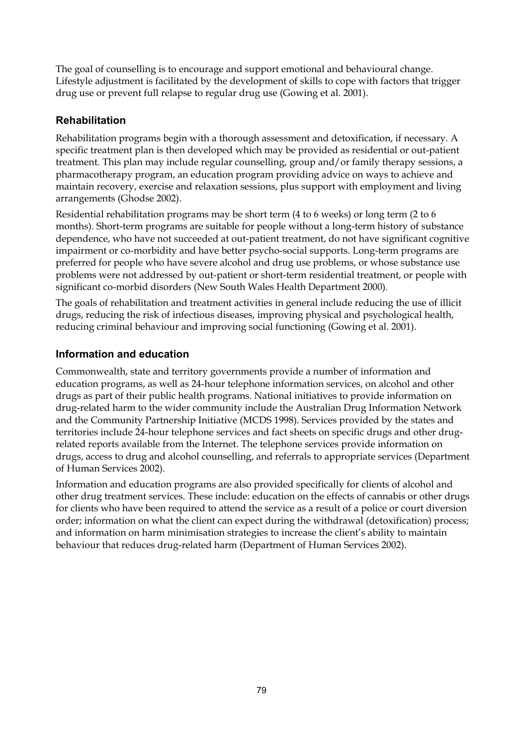The goal of counselling is to encourage and support emotional and behavioural change. Lifestyle adjustment is facilitated by the development of skills to cope with factors that trigger drug use or prevent full relapse to regular drug use (Gowing et al. 2001).

### Rehabilitation

Rehabilitation programs begin with a thorough assessment and detoxification, if necessary. A specific treatment plan is then developed which may be provided as residential or out-patient treatment. This plan may include regular counselling, group and/or family therapy sessions, a pharmacotherapy program, an education program providing advice on ways to achieve and maintain recovery, exercise and relaxation sessions, plus support with employment and living arrangements (Ghodse 2002).

Residential rehabilitation programs may be short term (4 to 6 weeks) or long term (2 to 6 months). Short-term programs are suitable for people without a long-term history of substance dependence, who have not succeeded at out-patient treatment, do not have significant cognitive impairment or co-morbidity and have better psycho-social supports. Long-term programs are preferred for people who have severe alcohol and drug use problems, or whose substance use problems were not addressed by out-patient or short-term residential treatment, or people with significant co-morbid disorders (New South Wales Health Department 2000).

The goals of rehabilitation and treatment activities in general include reducing the use of illicit drugs, reducing the risk of infectious diseases, improving physical and psychological health, reducing criminal behaviour and improving social functioning (Gowing et al. 2001).

### Information and education

Commonwealth, state and territory governments provide a number of information and education programs, as well as 24-hour telephone information services, on alcohol and other drugs as part of their public health programs. National initiatives to provide information on drug-related harm to the wider community include the Australian Drug Information Network and the Community Partnership Initiative (MCDS 1998). Services provided by the states and territories include 24-hour telephone services and fact sheets on specific drugs and other drug-related reports available from the Internet. The telephone services provide information on drugs, access to drug and alcohol counselling, and referrals to appropriate services (Department of Human Services 2002).

Information and education programs are also provided specifically for clients of alcohol and other drug treatment services. These include: education on the effects of cannabis or other drugs for clients who have been required to attend the service as a result of a police or court diversion order; information on what the client can expect during the withdrawal (detoxification) process; and information on harm minimisation strategies to increase the client's ability to maintain behaviour that reduces drug-related harm (Department of Human Services 2002).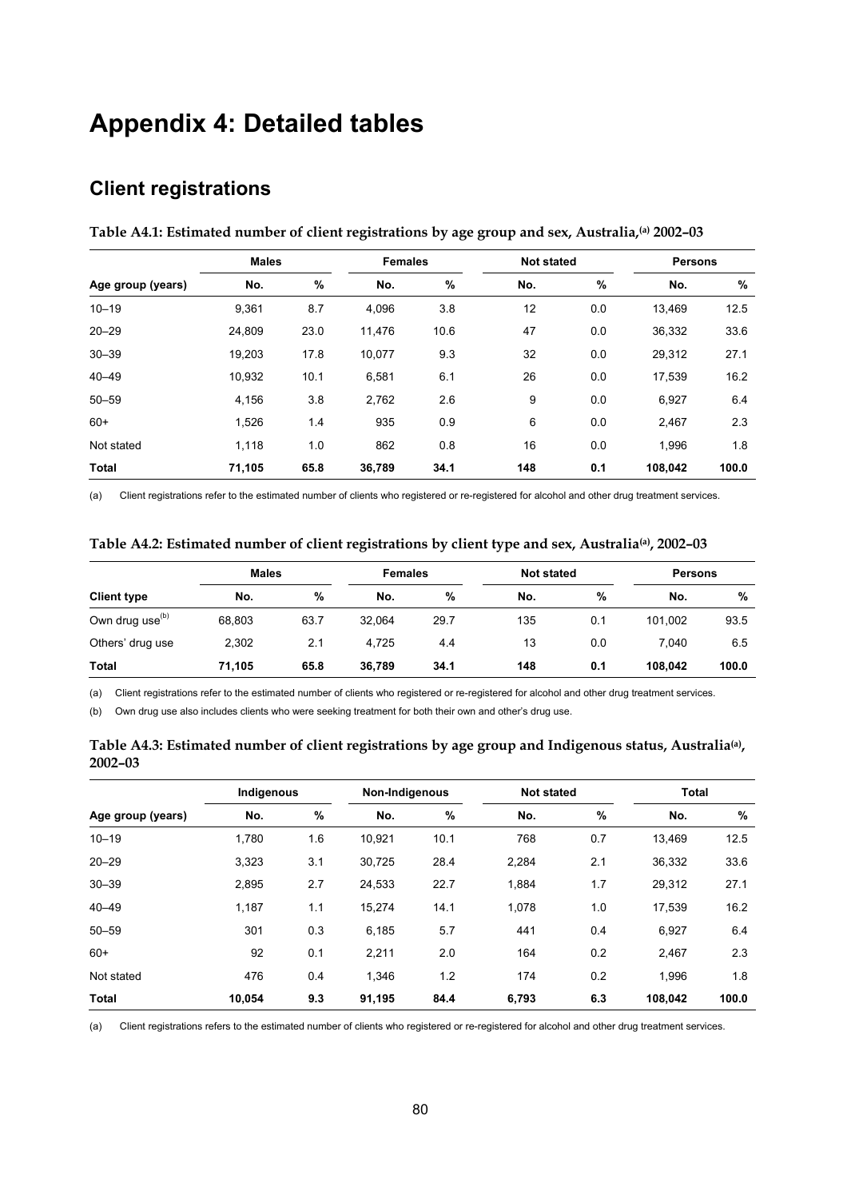// Appendix 4: Detailed tables

# Appendix 4: Detailed tables

## Client registrations

**Table A4.1: Estimated number of client registrations by age group and sex, Australia,[(a)] 2002–03**

| | Males | | Females | | Not stated | | Persons | |
|---|---|---|---|---|---|---|---|---|
| Age group (years) | No. | % | No. | % | No. | % | No. | % |
| 10–19 | 9,361 | 8.7 | 4,096 | 3.8 | 12 | 0.0 | 13,469 | 12.5 |
| 20–29 | 24,809 | 23.0 | 11,476 | 10.6 | 47 | 0.0 | 36,332 | 33.6 |
| 30–39 | 19,203 | 17.8 | 10,077 | 9.3 | 32 | 0.0 | 29,312 | 27.1 |
| 40–49 | 10,932 | 10.1 | 6,581 | 6.1 | 26 | 0.0 | 17,539 | 16.2 |
| 50–59 | 4,156 | 3.8 | 2,762 | 2.6 | 9 | 0.0 | 6,927 | 6.4 |
| 60+ | 1,526 | 1.4 | 935 | 0.9 | 6 | 0.0 | 2,467 | 2.3 |
| Not stated | 1,118 | 1.0 | 862 | 0.8 | 16 | 0.0 | 1,996 | 1.8 |
| **Total** | **71,105** | **65.8** | **36,789** | **34.1** | **148** | **0.1** | **108,042** | **100.0** |

(a) Client registrations refer to the estimated number of clients who registered or re-registered for alcohol and other drug treatment services.

**Table A4.2: Estimated number of client registrations by client type and sex, Australia[(a)], 2002–03**

| | Males | | Females | | Not stated | | Persons | |
|---|---|---|---|---|---|---|---|---|
| Client type | No. | % | No. | % | No. | % | No. | % |
| Own drug use[(b)] | 68,803 | 63.7 | 32,064 | 29.7 | 135 | 0.1 | 101,002 | 93.5 |
| Others' drug use | 2,302 | 2.1 | 4,725 | 4.4 | 13 | 0.0 | 7,040 | 6.5 |
| **Total** | **71,105** | **65.8** | **36,789** | **34.1** | **148** | **0.1** | **108,042** | **100.0** |

(a) Client registrations refer to the estimated number of clients who registered or re-registered for alcohol and other drug treatment services.

(b) Own drug use also includes clients who were seeking treatment for both their own and other's drug use.

**Table A4.3: Estimated number of client registrations by age group and Indigenous status, Australia[(a)], 2002–03**

| | Indigenous | | Non-Indigenous | | Not stated | | Total | |
|---|---|---|---|---|---|---|---|---|
| Age group (years) | No. | % | No. | % | No. | % | No. | % |
| 10–19 | 1,780 | 1.6 | 10,921 | 10.1 | 768 | 0.7 | 13,469 | 12.5 |
| 20–29 | 3,323 | 3.1 | 30,725 | 28.4 | 2,284 | 2.1 | 36,332 | 33.6 |
| 30–39 | 2,895 | 2.7 | 24,533 | 22.7 | 1,884 | 1.7 | 29,312 | 27.1 |
| 40–49 | 1,187 | 1.1 | 15,274 | 14.1 | 1,078 | 1.0 | 17,539 | 16.2 |
| 50–59 | 301 | 0.3 | 6,185 | 5.7 | 441 | 0.4 | 6,927 | 6.4 |
| 60+ | 92 | 0.1 | 2,211 | 2.0 | 164 | 0.2 | 2,467 | 2.3 |
| Not stated | 476 | 0.4 | 1,346 | 1.2 | 174 | 0.2 | 1,996 | 1.8 |
| **Total** | **10,054** | **9.3** | **91,195** | **84.4** | **6,793** | **6.3** | **108,042** | **100.0** |

(a) Client registrations refers to the estimated number of clients who registered or re-registered for alcohol and other drug treatment services.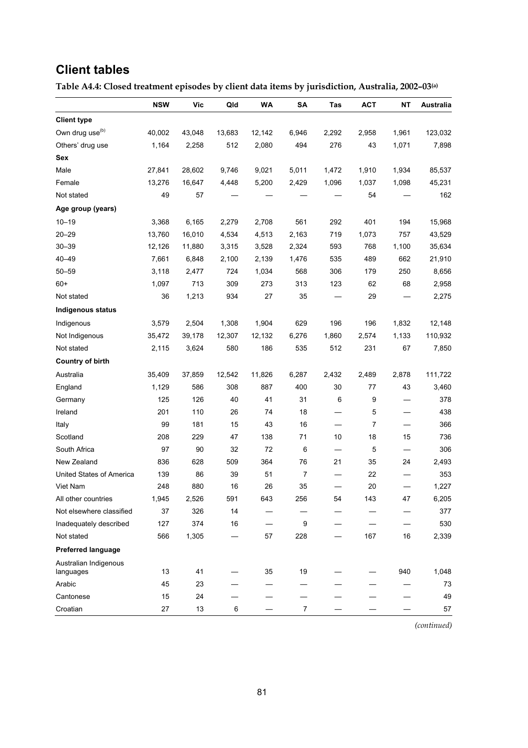# Client tables

**Table A4.4: Closed treatment episodes by client data items by jurisdiction, Australia, 2002–03[(a)]**

| | NSW | Vic | Qld | WA | SA | Tas | ACT | NT | Australia |
|---|---|---|---|---|---|---|---|---|---|
| **Client type** | | | | | | | | | |
| Own drug use[(b)] | 40,002 | 43,048 | 13,683 | 12,142 | 6,946 | 2,292 | 2,958 | 1,961 | 123,032 |
| Others' drug use | 1,164 | 2,258 | 512 | 2,080 | 494 | 276 | 43 | 1,071 | 7,898 |
| **Sex** | | | | | | | | | |
| Male | 27,841 | 28,602 | 9,746 | 9,021 | 5,011 | 1,472 | 1,910 | 1,934 | 85,537 |
| Female | 13,276 | 16,647 | 4,448 | 5,200 | 2,429 | 1,096 | 1,037 | 1,098 | 45,231 |
| Not stated | 49 | 57 | — | — | — | — | 54 | — | 162 |
| **Age group (years)** | | | | | | | | | |
| 10–19 | 3,368 | 6,165 | 2,279 | 2,708 | 561 | 292 | 401 | 194 | 15,968 |
| 20–29 | 13,760 | 16,010 | 4,534 | 4,513 | 2,163 | 719 | 1,073 | 757 | 43,529 |
| 30–39 | 12,126 | 11,880 | 3,315 | 3,528 | 2,324 | 593 | 768 | 1,100 | 35,634 |
| 40–49 | 7,661 | 6,848 | 2,100 | 2,139 | 1,476 | 535 | 489 | 662 | 21,910 |
| 50–59 | 3,118 | 2,477 | 724 | 1,034 | 568 | 306 | 179 | 250 | 8,656 |
| 60+ | 1,097 | 713 | 309 | 273 | 313 | 123 | 62 | 68 | 2,958 |
| Not stated | 36 | 1,213 | 934 | 27 | 35 | — | 29 | — | 2,275 |
| **Indigenous status** | | | | | | | | | |
| Indigenous | 3,579 | 2,504 | 1,308 | 1,904 | 629 | 196 | 196 | 1,832 | 12,148 |
| Not Indigenous | 35,472 | 39,178 | 12,307 | 12,132 | 6,276 | 1,860 | 2,574 | 1,133 | 110,932 |
| Not stated | 2,115 | 3,624 | 580 | 186 | 535 | 512 | 231 | 67 | 7,850 |
| **Country of birth** | | | | | | | | | |
| Australia | 35,409 | 37,859 | 12,542 | 11,826 | 6,287 | 2,432 | 2,489 | 2,878 | 111,722 |
| England | 1,129 | 586 | 308 | 887 | 400 | 30 | 77 | 43 | 3,460 |
| Germany | 125 | 126 | 40 | 41 | 31 | 6 | 9 | — | 378 |
| Ireland | 201 | 110 | 26 | 74 | 18 | — | 5 | — | 438 |
| Italy | 99 | 181 | 15 | 43 | 16 | — | 7 | — | 366 |
| Scotland | 208 | 229 | 47 | 138 | 71 | 10 | 18 | 15 | 736 |
| South Africa | 97 | 90 | 32 | 72 | 6 | — | 5 | — | 306 |
| New Zealand | 836 | 628 | 509 | 364 | 76 | 21 | 35 | 24 | 2,493 |
| United States of America | 139 | 86 | 39 | 51 | 7 | — | 22 | — | 353 |
| Viet Nam | 248 | 880 | 16 | 26 | 35 | — | 20 | — | 1,227 |
| All other countries | 1,945 | 2,526 | 591 | 643 | 256 | 54 | 143 | 47 | 6,205 |
| Not elsewhere classified | 37 | 326 | 14 | — | — | — | — | — | 377 |
| Inadequately described | 127 | 374 | 16 | — | 9 | — | — | — | 530 |
| Not stated | 566 | 1,305 | — | 57 | 228 | — | 167 | 16 | 2,339 |
| **Preferred language** | | | | | | | | | |
| Australian Indigenous languages | 13 | 41 | — | 35 | 19 | — | — | 940 | 1,048 |
| Arabic | 45 | 23 | — | — | — | — | — | — | 73 |
| Cantonese | 15 | 24 | — | — | — | — | — | — | 49 |
| Croatian | 27 | 13 | 6 | — | 7 | — | — | — | 57 |

*(continued)*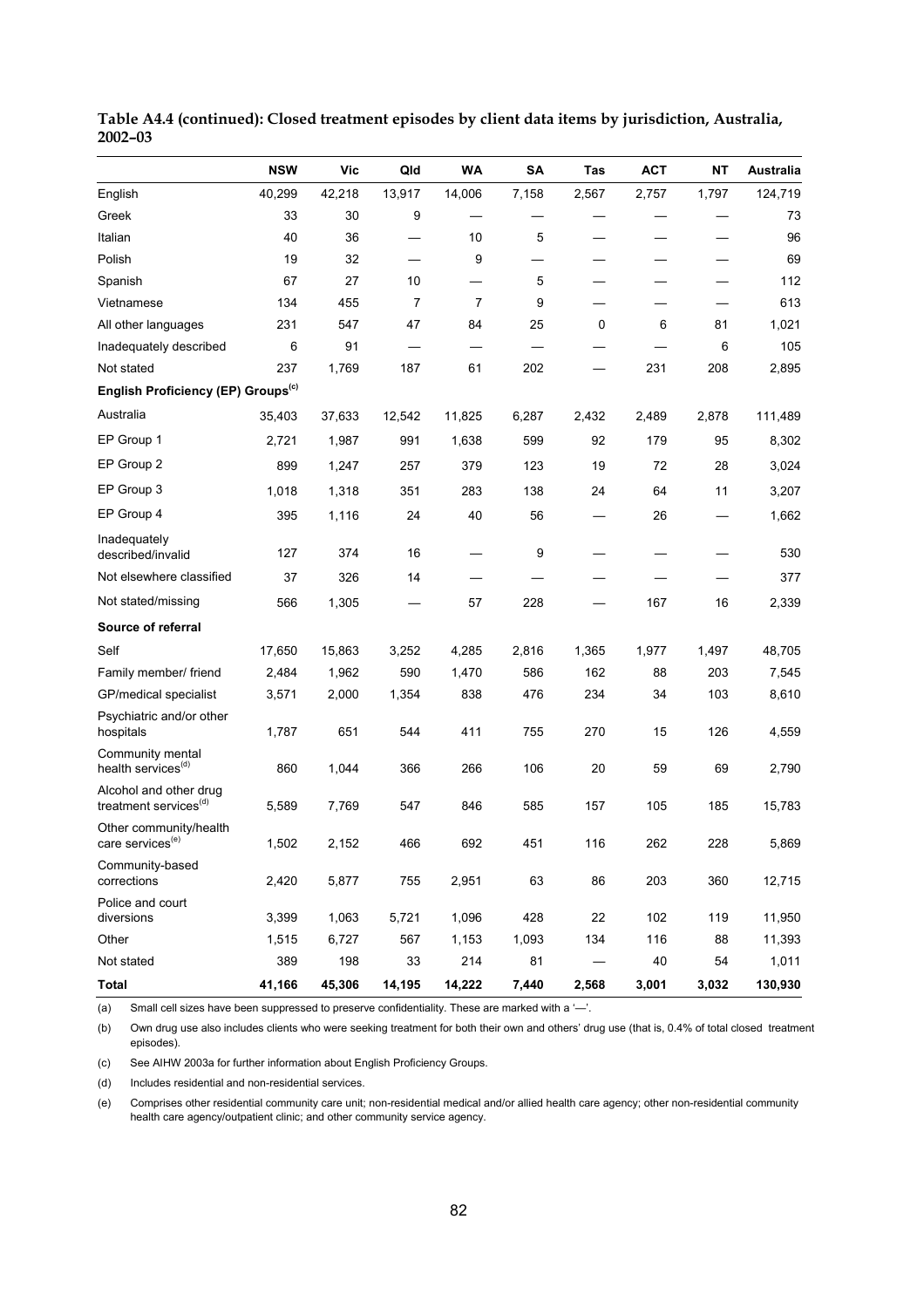**Table A4.4 (continued): Closed treatment episodes by client data items by jurisdiction, Australia, 2002–03**

| | NSW | Vic | Qld | WA | SA | Tas | ACT | NT | Australia |
|---|---|---|---|---|---|---|---|---|---|
| English | 40,299 | 42,218 | 13,917 | 14,006 | 7,158 | 2,567 | 2,757 | 1,797 | 124,719 |
| Greek | 33 | 30 | 9 | — | — | — | — | — | 73 |
| Italian | 40 | 36 | — | 10 | 5 | — | — | — | 96 |
| Polish | 19 | 32 | — | 9 | — | — | — | — | 69 |
| Spanish | 67 | 27 | 10 | — | 5 | — | — | — | 112 |
| Vietnamese | 134 | 455 | 7 | 7 | 9 | — | — | — | 613 |
| All other languages | 231 | 547 | 47 | 84 | 25 | 0 | 6 | 81 | 1,021 |
| Inadequately described | 6 | 91 | — | — | — | — | — | 6 | 105 |
| Not stated | 237 | 1,769 | 187 | 61 | 202 | — | 231 | 208 | 2,895 |
| **English Proficiency (EP) Groups[(c)]** | | | | | | | | | |
| Australia | 35,403 | 37,633 | 12,542 | 11,825 | 6,287 | 2,432 | 2,489 | 2,878 | 111,489 |
| EP Group 1 | 2,721 | 1,987 | 991 | 1,638 | 599 | 92 | 179 | 95 | 8,302 |
| EP Group 2 | 899 | 1,247 | 257 | 379 | 123 | 19 | 72 | 28 | 3,024 |
| EP Group 3 | 1,018 | 1,318 | 351 | 283 | 138 | 24 | 64 | 11 | 3,207 |
| EP Group 4 | 395 | 1,116 | 24 | 40 | 56 | — | 26 | — | 1,662 |
| Inadequately described/invalid | 127 | 374 | 16 | — | 9 | — | — | — | 530 |
| Not elsewhere classified | 37 | 326 | 14 | — | — | — | — | — | 377 |
| Not stated/missing | 566 | 1,305 | — | 57 | 228 | — | 167 | 16 | 2,339 |
| **Source of referral** | | | | | | | | | |
| Self | 17,650 | 15,863 | 3,252 | 4,285 | 2,816 | 1,365 | 1,977 | 1,497 | 48,705 |
| Family member/ friend | 2,484 | 1,962 | 590 | 1,470 | 586 | 162 | 88 | 203 | 7,545 |
| GP/medical specialist | 3,571 | 2,000 | 1,354 | 838 | 476 | 234 | 34 | 103 | 8,610 |
| Psychiatric and/or other hospitals | 1,787 | 651 | 544 | 411 | 755 | 270 | 15 | 126 | 4,559 |
| Community mental health services[(d)] | 860 | 1,044 | 366 | 266 | 106 | 20 | 59 | 69 | 2,790 |
| Alcohol and other drug treatment services[(d)] | 5,589 | 7,769 | 547 | 846 | 585 | 157 | 105 | 185 | 15,783 |
| Other community/health care services[(e)] | 1,502 | 2,152 | 466 | 692 | 451 | 116 | 262 | 228 | 5,869 |
| Community-based corrections | 2,420 | 5,877 | 755 | 2,951 | 63 | 86 | 203 | 360 | 12,715 |
| Police and court diversions | 3,399 | 1,063 | 5,721 | 1,096 | 428 | 22 | 102 | 119 | 11,950 |
| Other | 1,515 | 6,727 | 567 | 1,153 | 1,093 | 134 | 116 | 88 | 11,393 |
| Not stated | 389 | 198 | 33 | 214 | 81 | — | 40 | 54 | 1,011 |
| **Total** | **41,166** | **45,306** | **14,195** | **14,222** | **7,440** | **2,568** | **3,001** | **3,032** | **130,930** |

(a) Small cell sizes have been suppressed to preserve confidentiality. These are marked with a '—'.

(b) Own drug use also includes clients who were seeking treatment for both their own and others' drug use (that is, 0.4% of total closed treatment episodes).

(c) See AIHW 2003a for further information about English Proficiency Groups.

(d) Includes residential and non-residential services.

(e) Comprises other residential community care unit; non-residential medical and/or allied health care agency; other non-residential community health care agency/outpatient clinic; and other community service agency.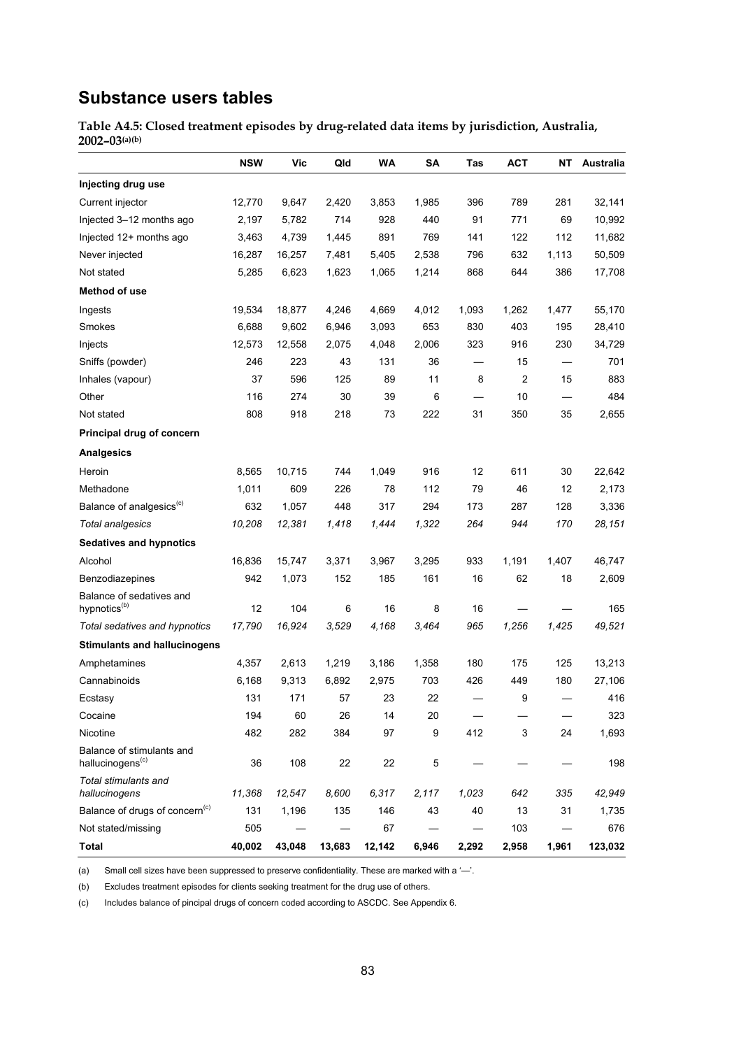## Substance users tables

**Table A4.5: Closed treatment episodes by drug-related data items by jurisdiction, Australia, 2002–03**[(a)(b)]

| | NSW | Vic | Qld | WA | SA | Tas | ACT | NT | Australia |
|---|---|---|---|---|---|---|---|---|---|
| **Injecting drug use** | | | | | | | | | |
| Current injector | 12,770 | 9,647 | 2,420 | 3,853 | 1,985 | 396 | 789 | 281 | 32,141 |
| Injected 3–12 months ago | 2,197 | 5,782 | 714 | 928 | 440 | 91 | 771 | 69 | 10,992 |
| Injected 12+ months ago | 3,463 | 4,739 | 1,445 | 891 | 769 | 141 | 122 | 112 | 11,682 |
| Never injected | 16,287 | 16,257 | 7,481 | 5,405 | 2,538 | 796 | 632 | 1,113 | 50,509 |
| Not stated | 5,285 | 6,623 | 1,623 | 1,065 | 1,214 | 868 | 644 | 386 | 17,708 |
| **Method of use** | | | | | | | | | |
| Ingests | 19,534 | 18,877 | 4,246 | 4,669 | 4,012 | 1,093 | 1,262 | 1,477 | 55,170 |
| Smokes | 6,688 | 9,602 | 6,946 | 3,093 | 653 | 830 | 403 | 195 | 28,410 |
| Injects | 12,573 | 12,558 | 2,075 | 4,048 | 2,006 | 323 | 916 | 230 | 34,729 |
| Sniffs (powder) | 246 | 223 | 43 | 131 | 36 | — | 15 | — | 701 |
| Inhales (vapour) | 37 | 596 | 125 | 89 | 11 | 8 | 2 | 15 | 883 |
| Other | 116 | 274 | 30 | 39 | 6 | — | 10 | — | 484 |
| Not stated | 808 | 918 | 218 | 73 | 222 | 31 | 350 | 35 | 2,655 |
| **Principal drug of concern** | | | | | | | | | |
| **Analgesics** | | | | | | | | | |
| Heroin | 8,565 | 10,715 | 744 | 1,049 | 916 | 12 | 611 | 30 | 22,642 |
| Methadone | 1,011 | 609 | 226 | 78 | 112 | 79 | 46 | 12 | 2,173 |
| Balance of analgesics[(c)] | 632 | 1,057 | 448 | 317 | 294 | 173 | 287 | 128 | 3,336 |
| *Total analgesics* | *10,208* | *12,381* | *1,418* | *1,444* | *1,322* | *264* | *944* | *170* | *28,151* |
| **Sedatives and hypnotics** | | | | | | | | | |
| Alcohol | 16,836 | 15,747 | 3,371 | 3,967 | 3,295 | 933 | 1,191 | 1,407 | 46,747 |
| Benzodiazepines | 942 | 1,073 | 152 | 185 | 161 | 16 | 62 | 18 | 2,609 |
| Balance of sedatives and hypnotics[(b)] | 12 | 104 | 6 | 16 | 8 | 16 | — | — | 165 |
| *Total sedatives and hypnotics* | *17,790* | *16,924* | *3,529* | *4,168* | *3,464* | *965* | *1,256* | *1,425* | *49,521* |
| **Stimulants and hallucinogens** | | | | | | | | | |
| Amphetamines | 4,357 | 2,613 | 1,219 | 3,186 | 1,358 | 180 | 175 | 125 | 13,213 |
| Cannabinoids | 6,168 | 9,313 | 6,892 | 2,975 | 703 | 426 | 449 | 180 | 27,106 |
| Ecstasy | 131 | 171 | 57 | 23 | 22 | — | 9 | — | 416 |
| Cocaine | 194 | 60 | 26 | 14 | 20 | — | — | — | 323 |
| Nicotine | 482 | 282 | 384 | 97 | 9 | 412 | 3 | 24 | 1,693 |
| Balance of stimulants and hallucinogens[(c)] | 36 | 108 | 22 | 22 | 5 | — | — | — | 198 |
| *Total stimulants and hallucinogens* | *11,368* | *12,547* | *8,600* | *6,317* | *2,117* | *1,023* | *642* | *335* | *42,949* |
| Balance of drugs of concern[(c)] | 131 | 1,196 | 135 | 146 | 43 | 40 | 13 | 31 | 1,735 |
| Not stated/missing | 505 | — | — | 67 | — | — | 103 | — | 676 |
| **Total** | **40,002** | **43,048** | **13,683** | **12,142** | **6,946** | **2,292** | **2,958** | **1,961** | **123,032** |

(a) Small cell sizes have been suppressed to preserve confidentiality. These are marked with a '—'.

(b) Excludes treatment episodes for clients seeking treatment for the drug use of others.

(c) Includes balance of pincipal drugs of concern coded according to ASCDC. See Appendix 6.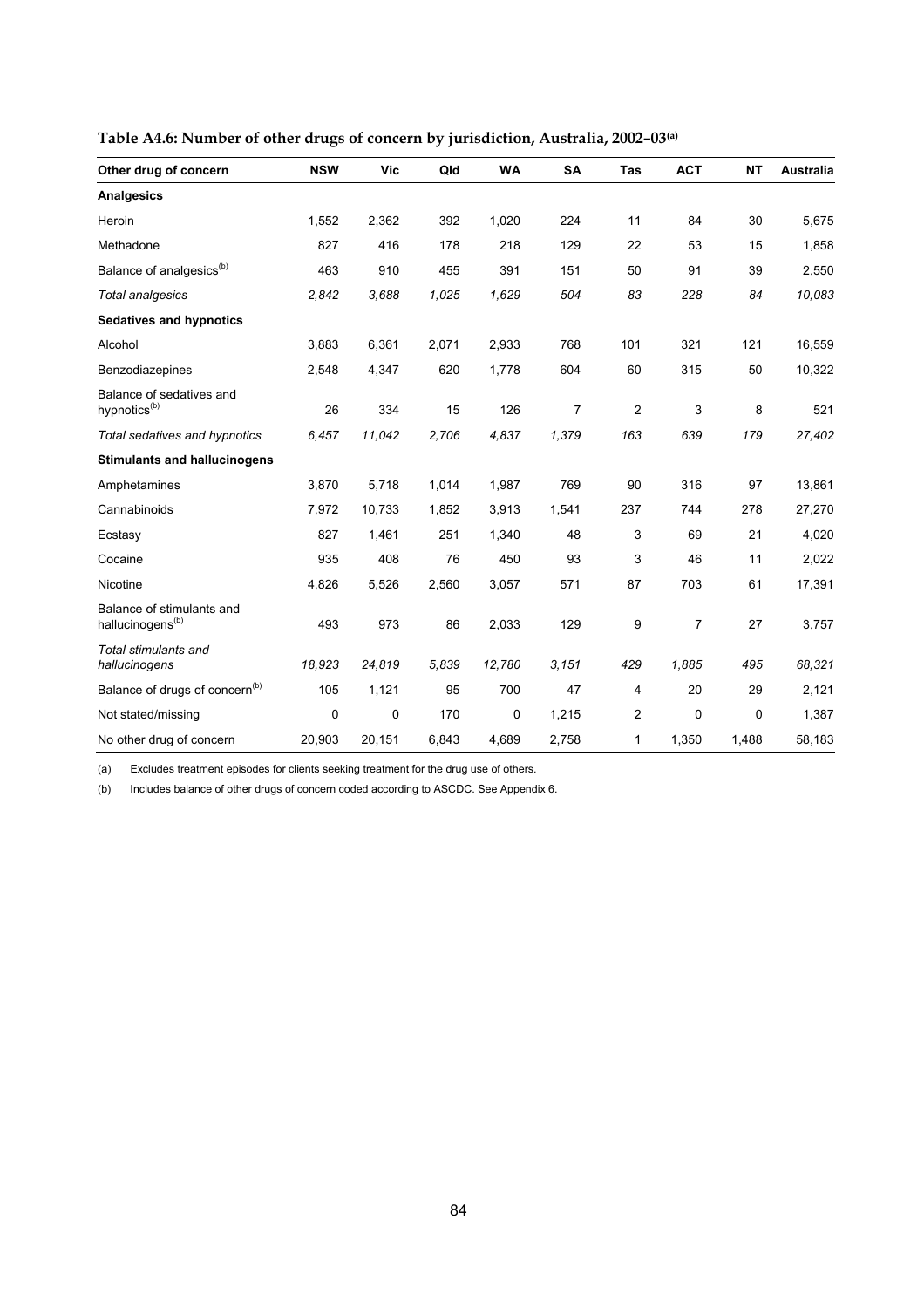**Table A4.6: Number of other drugs of concern by jurisdiction, Australia, 2002–03[(a)]**

| Other drug of concern | NSW | Vic | Qld | WA | SA | Tas | ACT | NT | Australia |
|---|---|---|---|---|---|---|---|---|---|
| **Analgesics** | | | | | | | | | |
| Heroin | 1,552 | 2,362 | 392 | 1,020 | 224 | 11 | 84 | 30 | 5,675 |
| Methadone | 827 | 416 | 178 | 218 | 129 | 22 | 53 | 15 | 1,858 |
| Balance of analgesics[(b)] | 463 | 910 | 455 | 391 | 151 | 50 | 91 | 39 | 2,550 |
| *Total analgesics* | *2,842* | *3,688* | *1,025* | *1,629* | *504* | *83* | *228* | *84* | *10,083* |
| **Sedatives and hypnotics** | | | | | | | | | |
| Alcohol | 3,883 | 6,361 | 2,071 | 2,933 | 768 | 101 | 321 | 121 | 16,559 |
| Benzodiazepines | 2,548 | 4,347 | 620 | 1,778 | 604 | 60 | 315 | 50 | 10,322 |
| Balance of sedatives and hypnotics[(b)] | 26 | 334 | 15 | 126 | 7 | 2 | 3 | 8 | 521 |
| *Total sedatives and hypnotics* | *6,457* | *11,042* | *2,706* | *4,837* | *1,379* | *163* | *639* | *179* | *27,402* |
| **Stimulants and hallucinogens** | | | | | | | | | |
| Amphetamines | 3,870 | 5,718 | 1,014 | 1,987 | 769 | 90 | 316 | 97 | 13,861 |
| Cannabinoids | 7,972 | 10,733 | 1,852 | 3,913 | 1,541 | 237 | 744 | 278 | 27,270 |
| Ecstasy | 827 | 1,461 | 251 | 1,340 | 48 | 3 | 69 | 21 | 4,020 |
| Cocaine | 935 | 408 | 76 | 450 | 93 | 3 | 46 | 11 | 2,022 |
| Nicotine | 4,826 | 5,526 | 2,560 | 3,057 | 571 | 87 | 703 | 61 | 17,391 |
| Balance of stimulants and hallucinogens[(b)] | 493 | 973 | 86 | 2,033 | 129 | 9 | 7 | 27 | 3,757 |
| *Total stimulants and hallucinogens* | *18,923* | *24,819* | *5,839* | *12,780* | *3,151* | *429* | *1,885* | *495* | *68,321* |
| Balance of drugs of concern[(b)] | 105 | 1,121 | 95 | 700 | 47 | 4 | 20 | 29 | 2,121 |
| Not stated/missing | 0 | 0 | 170 | 0 | 1,215 | 2 | 0 | 0 | 1,387 |
| No other drug of concern | 20,903 | 20,151 | 6,843 | 4,689 | 2,758 | 1 | 1,350 | 1,488 | 58,183 |

(a) Excludes treatment episodes for clients seeking treatment for the drug use of others.

(b) Includes balance of other drugs of concern coded according to ASCDC. See Appendix 6.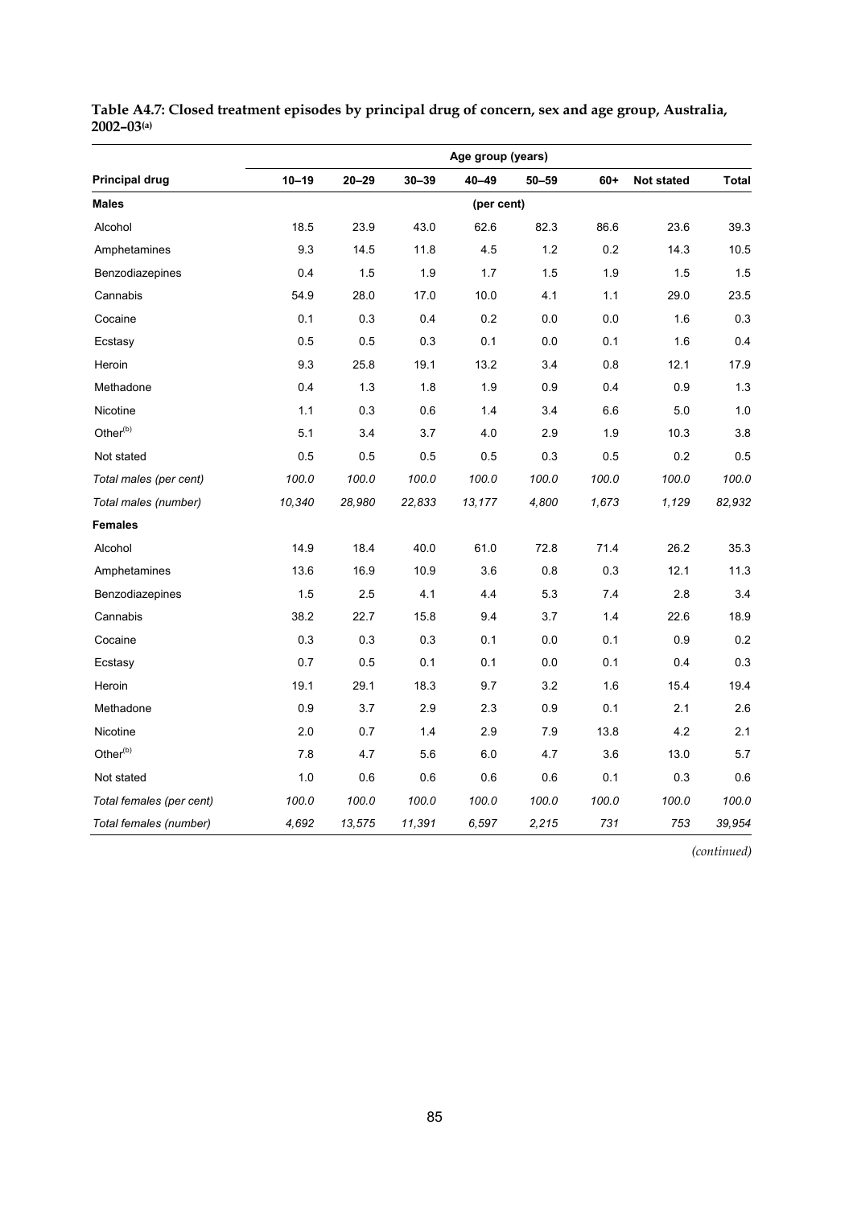**Table A4.7: Closed treatment episodes by principal drug of concern, sex and age group, Australia, 2002–03[(a)]**

| | Age group (years) | | | | | | | |
|---|---|---|---|---|---|---|---|---|
| **Principal drug** | **10–19** | **20–29** | **30–39** | **40–49** | **50–59** | **60+** | **Not stated** | **Total** |
| **Males** | | | | (per cent) | | | | |
| Alcohol | 18.5 | 23.9 | 43.0 | 62.6 | 82.3 | 86.6 | 23.6 | 39.3 |
| Amphetamines | 9.3 | 14.5 | 11.8 | 4.5 | 1.2 | 0.2 | 14.3 | 10.5 |
| Benzodiazepines | 0.4 | 1.5 | 1.9 | 1.7 | 1.5 | 1.9 | 1.5 | 1.5 |
| Cannabis | 54.9 | 28.0 | 17.0 | 10.0 | 4.1 | 1.1 | 29.0 | 23.5 |
| Cocaine | 0.1 | 0.3 | 0.4 | 0.2 | 0.0 | 0.0 | 1.6 | 0.3 |
| Ecstasy | 0.5 | 0.5 | 0.3 | 0.1 | 0.0 | 0.1 | 1.6 | 0.4 |
| Heroin | 9.3 | 25.8 | 19.1 | 13.2 | 3.4 | 0.8 | 12.1 | 17.9 |
| Methadone | 0.4 | 1.3 | 1.8 | 1.9 | 0.9 | 0.4 | 0.9 | 1.3 |
| Nicotine | 1.1 | 0.3 | 0.6 | 1.4 | 3.4 | 6.6 | 5.0 | 1.0 |
| Other[(b)] | 5.1 | 3.4 | 3.7 | 4.0 | 2.9 | 1.9 | 10.3 | 3.8 |
| Not stated | 0.5 | 0.5 | 0.5 | 0.5 | 0.3 | 0.5 | 0.2 | 0.5 |
| *Total males (per cent)* | *100.0* | *100.0* | *100.0* | *100.0* | *100.0* | *100.0* | *100.0* | *100.0* |
| *Total males (number)* | *10,340* | *28,980* | *22,833* | *13,177* | *4,800* | *1,673* | *1,129* | *82,932* |
| **Females** | | | | | | | | |
| Alcohol | 14.9 | 18.4 | 40.0 | 61.0 | 72.8 | 71.4 | 26.2 | 35.3 |
| Amphetamines | 13.6 | 16.9 | 10.9 | 3.6 | 0.8 | 0.3 | 12.1 | 11.3 |
| Benzodiazepines | 1.5 | 2.5 | 4.1 | 4.4 | 5.3 | 7.4 | 2.8 | 3.4 |
| Cannabis | 38.2 | 22.7 | 15.8 | 9.4 | 3.7 | 1.4 | 22.6 | 18.9 |
| Cocaine | 0.3 | 0.3 | 0.3 | 0.1 | 0.0 | 0.1 | 0.9 | 0.2 |
| Ecstasy | 0.7 | 0.5 | 0.1 | 0.1 | 0.0 | 0.1 | 0.4 | 0.3 |
| Heroin | 19.1 | 29.1 | 18.3 | 9.7 | 3.2 | 1.6 | 15.4 | 19.4 |
| Methadone | 0.9 | 3.7 | 2.9 | 2.3 | 0.9 | 0.1 | 2.1 | 2.6 |
| Nicotine | 2.0 | 0.7 | 1.4 | 2.9 | 7.9 | 13.8 | 4.2 | 2.1 |
| Other[(b)] | 7.8 | 4.7 | 5.6 | 6.0 | 4.7 | 3.6 | 13.0 | 5.7 |
| Not stated | 1.0 | 0.6 | 0.6 | 0.6 | 0.6 | 0.1 | 0.3 | 0.6 |
| *Total females (per cent)* | *100.0* | *100.0* | *100.0* | *100.0* | *100.0* | *100.0* | *100.0* | *100.0* |
| *Total females (number)* | *4,692* | *13,575* | *11,391* | *6,597* | *2,215* | *731* | *753* | *39,954* |

*(continued)*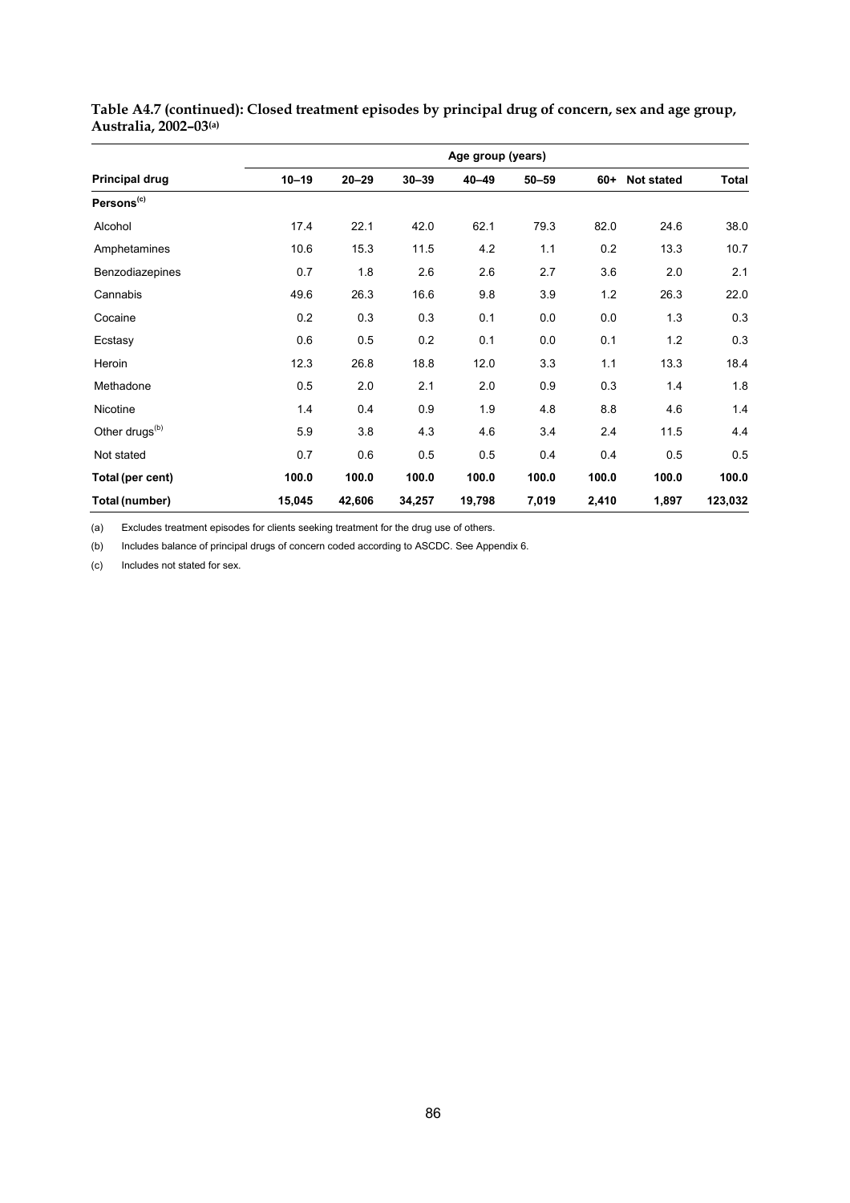**Table A4.7 (continued): Closed treatment episodes by principal drug of concern, sex and age group, Australia, 2002–03(a)**

| | Age group (years) | | | | | | | |
|---|---|---|---|---|---|---|---|---|
| **Principal drug** | **10–19** | **20–29** | **30–39** | **40–49** | **50–59** | **60+** | **Not stated** | **Total** |
| **Persons(c)** | | | | | | | | |
| Alcohol | 17.4 | 22.1 | 42.0 | 62.1 | 79.3 | 82.0 | 24.6 | 38.0 |
| Amphetamines | 10.6 | 15.3 | 11.5 | 4.2 | 1.1 | 0.2 | 13.3 | 10.7 |
| Benzodiazepines | 0.7 | 1.8 | 2.6 | 2.6 | 2.7 | 3.6 | 2.0 | 2.1 |
| Cannabis | 49.6 | 26.3 | 16.6 | 9.8 | 3.9 | 1.2 | 26.3 | 22.0 |
| Cocaine | 0.2 | 0.3 | 0.3 | 0.1 | 0.0 | 0.0 | 1.3 | 0.3 |
| Ecstasy | 0.6 | 0.5 | 0.2 | 0.1 | 0.0 | 0.1 | 1.2 | 0.3 |
| Heroin | 12.3 | 26.8 | 18.8 | 12.0 | 3.3 | 1.1 | 13.3 | 18.4 |
| Methadone | 0.5 | 2.0 | 2.1 | 2.0 | 0.9 | 0.3 | 1.4 | 1.8 |
| Nicotine | 1.4 | 0.4 | 0.9 | 1.9 | 4.8 | 8.8 | 4.6 | 1.4 |
| Other drugs(b) | 5.9 | 3.8 | 4.3 | 4.6 | 3.4 | 2.4 | 11.5 | 4.4 |
| Not stated | 0.7 | 0.6 | 0.5 | 0.5 | 0.4 | 0.4 | 0.5 | 0.5 |
| **Total (per cent)** | **100.0** | **100.0** | **100.0** | **100.0** | **100.0** | **100.0** | **100.0** | **100.0** |
| **Total (number)** | **15,045** | **42,606** | **34,257** | **19,798** | **7,019** | **2,410** | **1,897** | **123,032** |

(a) Excludes treatment episodes for clients seeking treatment for the drug use of others.

(b) Includes balance of principal drugs of concern coded according to ASCDC. See Appendix 6.

(c) Includes not stated for sex.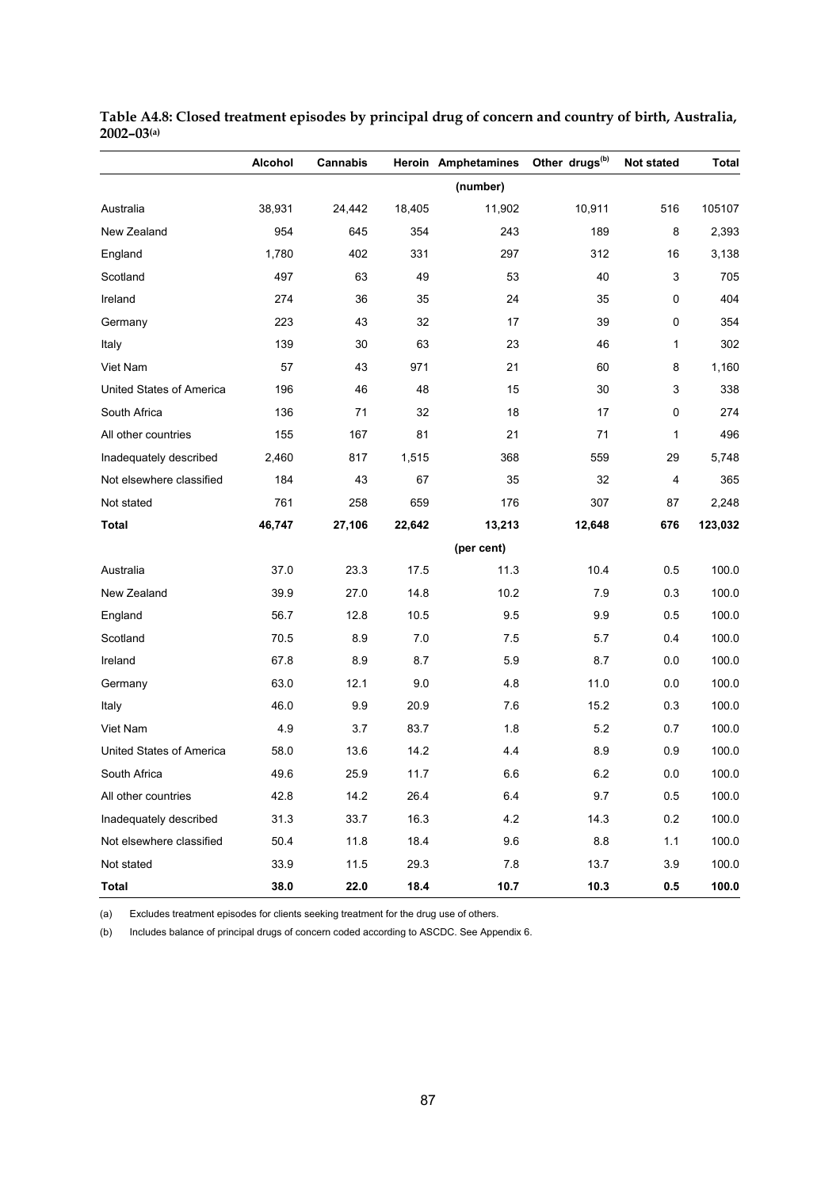**Table A4.8: Closed treatment episodes by principal drug of concern and country of birth, Australia, 2002–03[(a)]**

| | Alcohol | Cannabis | Heroin | Amphetamines | Other drugs[(b)] | Not stated | Total |
|---|---|---|---|---|---|---|---|
| | | | | (number) | | | |
| Australia | 38,931 | 24,442 | 18,405 | 11,902 | 10,911 | 516 | 105107 |
| New Zealand | 954 | 645 | 354 | 243 | 189 | 8 | 2,393 |
| England | 1,780 | 402 | 331 | 297 | 312 | 16 | 3,138 |
| Scotland | 497 | 63 | 49 | 53 | 40 | 3 | 705 |
| Ireland | 274 | 36 | 35 | 24 | 35 | 0 | 404 |
| Germany | 223 | 43 | 32 | 17 | 39 | 0 | 354 |
| Italy | 139 | 30 | 63 | 23 | 46 | 1 | 302 |
| Viet Nam | 57 | 43 | 971 | 21 | 60 | 8 | 1,160 |
| United States of America | 196 | 46 | 48 | 15 | 30 | 3 | 338 |
| South Africa | 136 | 71 | 32 | 18 | 17 | 0 | 274 |
| All other countries | 155 | 167 | 81 | 21 | 71 | 1 | 496 |
| Inadequately described | 2,460 | 817 | 1,515 | 368 | 559 | 29 | 5,748 |
| Not elsewhere classified | 184 | 43 | 67 | 35 | 32 | 4 | 365 |
| Not stated | 761 | 258 | 659 | 176 | 307 | 87 | 2,248 |
| **Total** | **46,747** | **27,106** | **22,642** | **13,213** | **12,648** | **676** | **123,032** |
| | | | | (per cent) | | | |
| Australia | 37.0 | 23.3 | 17.5 | 11.3 | 10.4 | 0.5 | 100.0 |
| New Zealand | 39.9 | 27.0 | 14.8 | 10.2 | 7.9 | 0.3 | 100.0 |
| England | 56.7 | 12.8 | 10.5 | 9.5 | 9.9 | 0.5 | 100.0 |
| Scotland | 70.5 | 8.9 | 7.0 | 7.5 | 5.7 | 0.4 | 100.0 |
| Ireland | 67.8 | 8.9 | 8.7 | 5.9 | 8.7 | 0.0 | 100.0 |
| Germany | 63.0 | 12.1 | 9.0 | 4.8 | 11.0 | 0.0 | 100.0 |
| Italy | 46.0 | 9.9 | 20.9 | 7.6 | 15.2 | 0.3 | 100.0 |
| Viet Nam | 4.9 | 3.7 | 83.7 | 1.8 | 5.2 | 0.7 | 100.0 |
| United States of America | 58.0 | 13.6 | 14.2 | 4.4 | 8.9 | 0.9 | 100.0 |
| South Africa | 49.6 | 25.9 | 11.7 | 6.6 | 6.2 | 0.0 | 100.0 |
| All other countries | 42.8 | 14.2 | 26.4 | 6.4 | 9.7 | 0.5 | 100.0 |
| Inadequately described | 31.3 | 33.7 | 16.3 | 4.2 | 14.3 | 0.2 | 100.0 |
| Not elsewhere classified | 50.4 | 11.8 | 18.4 | 9.6 | 8.8 | 1.1 | 100.0 |
| Not stated | 33.9 | 11.5 | 29.3 | 7.8 | 13.7 | 3.9 | 100.0 |
| **Total** | **38.0** | **22.0** | **18.4** | **10.7** | **10.3** | **0.5** | **100.0** |

(a) Excludes treatment episodes for clients seeking treatment for the drug use of others.

(b) Includes balance of principal drugs of concern coded according to ASCDC. See Appendix 6.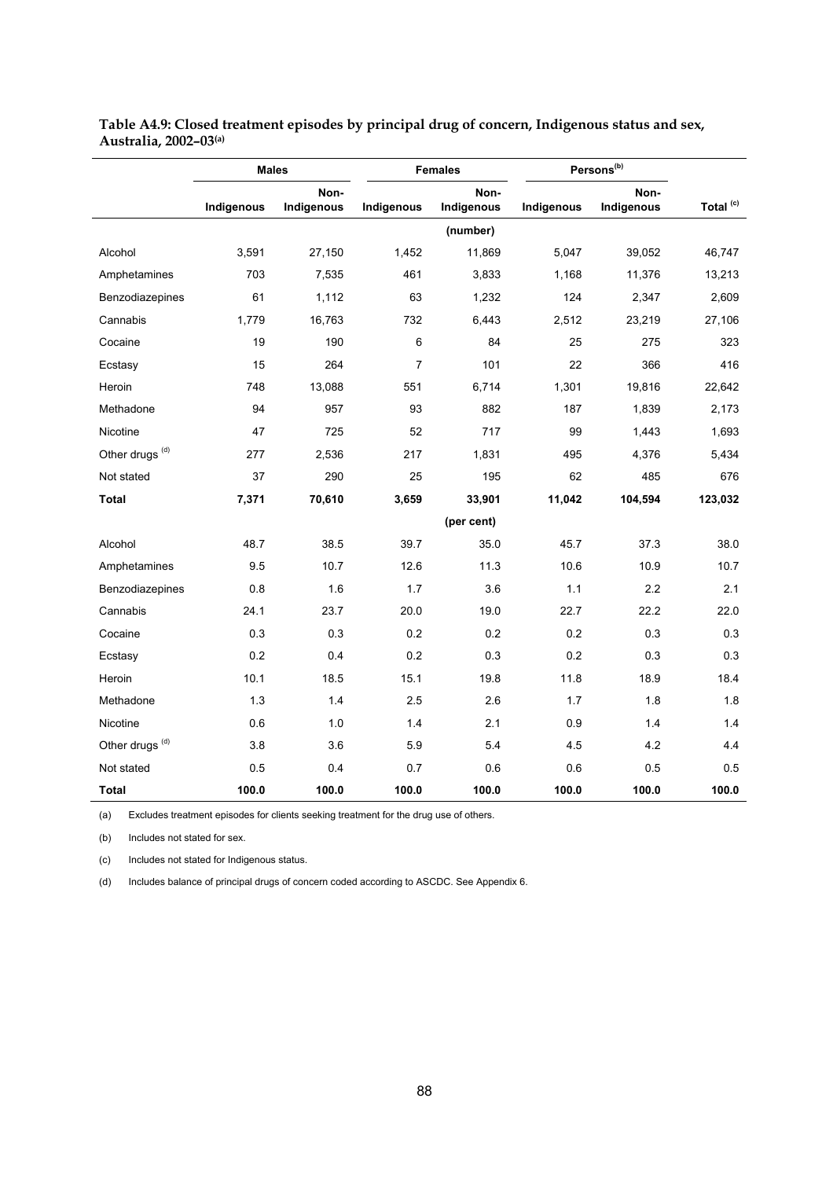**Table A4.9: Closed treatment episodes by principal drug of concern, Indigenous status and sex, Australia, 2002–03[(a)]**

| | Males | | Females | | Persons[(b)] | | |
|---|---|---|---|---|---|---|---|
| | Indigenous | Non-Indigenous | Indigenous | Non-Indigenous | Indigenous | Non-Indigenous | Total [(c)] |
| | | | | (number) | | | |
| Alcohol | 3,591 | 27,150 | 1,452 | 11,869 | 5,047 | 39,052 | 46,747 |
| Amphetamines | 703 | 7,535 | 461 | 3,833 | 1,168 | 11,376 | 13,213 |
| Benzodiazepines | 61 | 1,112 | 63 | 1,232 | 124 | 2,347 | 2,609 |
| Cannabis | 1,779 | 16,763 | 732 | 6,443 | 2,512 | 23,219 | 27,106 |
| Cocaine | 19 | 190 | 6 | 84 | 25 | 275 | 323 |
| Ecstasy | 15 | 264 | 7 | 101 | 22 | 366 | 416 |
| Heroin | 748 | 13,088 | 551 | 6,714 | 1,301 | 19,816 | 22,642 |
| Methadone | 94 | 957 | 93 | 882 | 187 | 1,839 | 2,173 |
| Nicotine | 47 | 725 | 52 | 717 | 99 | 1,443 | 1,693 |
| Other drugs [(d)] | 277 | 2,536 | 217 | 1,831 | 495 | 4,376 | 5,434 |
| Not stated | 37 | 290 | 25 | 195 | 62 | 485 | 676 |
| **Total** | **7,371** | **70,610** | **3,659** | **33,901** | **11,042** | **104,594** | **123,032** |
| | | | | (per cent) | | | |
| Alcohol | 48.7 | 38.5 | 39.7 | 35.0 | 45.7 | 37.3 | 38.0 |
| Amphetamines | 9.5 | 10.7 | 12.6 | 11.3 | 10.6 | 10.9 | 10.7 |
| Benzodiazepines | 0.8 | 1.6 | 1.7 | 3.6 | 1.1 | 2.2 | 2.1 |
| Cannabis | 24.1 | 23.7 | 20.0 | 19.0 | 22.7 | 22.2 | 22.0 |
| Cocaine | 0.3 | 0.3 | 0.2 | 0.2 | 0.2 | 0.3 | 0.3 |
| Ecstasy | 0.2 | 0.4 | 0.2 | 0.3 | 0.2 | 0.3 | 0.3 |
| Heroin | 10.1 | 18.5 | 15.1 | 19.8 | 11.8 | 18.9 | 18.4 |
| Methadone | 1.3 | 1.4 | 2.5 | 2.6 | 1.7 | 1.8 | 1.8 |
| Nicotine | 0.6 | 1.0 | 1.4 | 2.1 | 0.9 | 1.4 | 1.4 |
| Other drugs [(d)] | 3.8 | 3.6 | 5.9 | 5.4 | 4.5 | 4.2 | 4.4 |
| Not stated | 0.5 | 0.4 | 0.7 | 0.6 | 0.6 | 0.5 | 0.5 |
| **Total** | **100.0** | **100.0** | **100.0** | **100.0** | **100.0** | **100.0** | **100.0** |

(a) Excludes treatment episodes for clients seeking treatment for the drug use of others.

(b) Includes not stated for sex.

(c) Includes not stated for Indigenous status.

(d) Includes balance of principal drugs of concern coded according to ASCDC. See Appendix 6.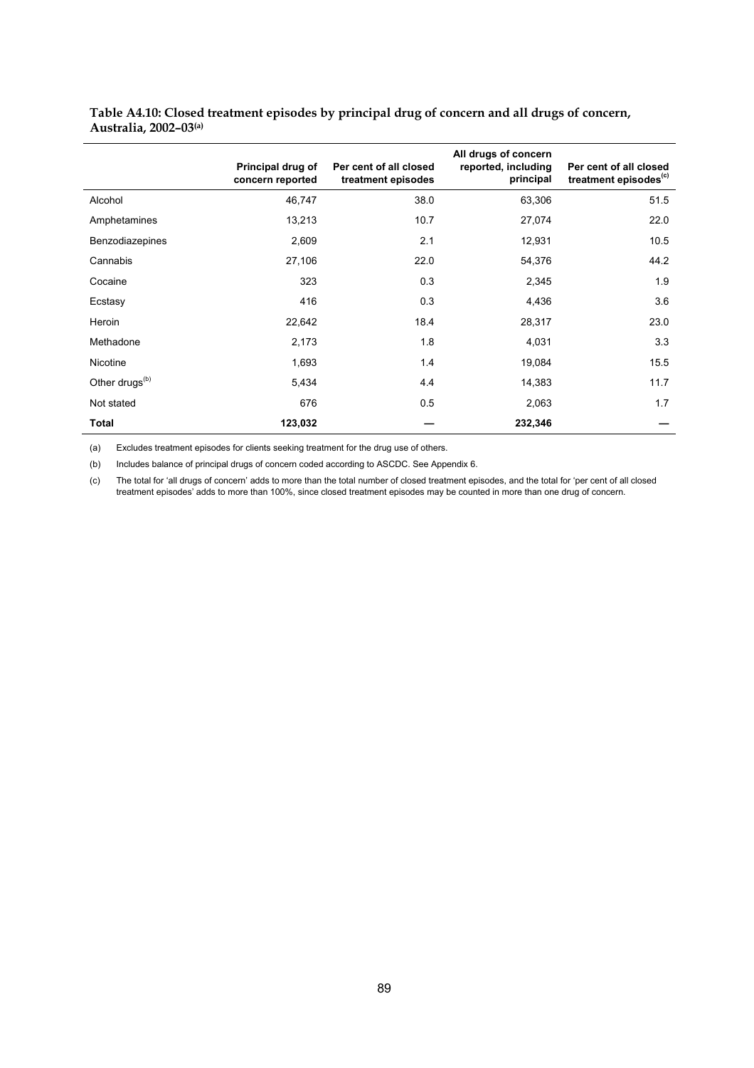**Table A4.10: Closed treatment episodes by principal drug of concern and all drugs of concern, Australia, 2002–03[(a)]**

| | Principal drug of concern reported | Per cent of all closed treatment episodes | All drugs of concern reported, including principal | Per cent of all closed treatment episodes[(c)] |
|---|---|---|---|---|
| Alcohol | 46,747 | 38.0 | 63,306 | 51.5 |
| Amphetamines | 13,213 | 10.7 | 27,074 | 22.0 |
| Benzodiazepines | 2,609 | 2.1 | 12,931 | 10.5 |
| Cannabis | 27,106 | 22.0 | 54,376 | 44.2 |
| Cocaine | 323 | 0.3 | 2,345 | 1.9 |
| Ecstasy | 416 | 0.3 | 4,436 | 3.6 |
| Heroin | 22,642 | 18.4 | 28,317 | 23.0 |
| Methadone | 2,173 | 1.8 | 4,031 | 3.3 |
| Nicotine | 1,693 | 1.4 | 19,084 | 15.5 |
| Other drugs[(b)] | 5,434 | 4.4 | 14,383 | 11.7 |
| Not stated | 676 | 0.5 | 2,063 | 1.7 |
| **Total** | **123,032** | — | **232,346** | — |

(a) Excludes treatment episodes for clients seeking treatment for the drug use of others.

(b) Includes balance of principal drugs of concern coded according to ASCDC. See Appendix 6.

(c) The total for 'all drugs of concern' adds to more than the total number of closed treatment episodes, and the total for 'per cent of all closed treatment episodes' adds to more than 100%, since closed treatment episodes may be counted in more than one drug of concern.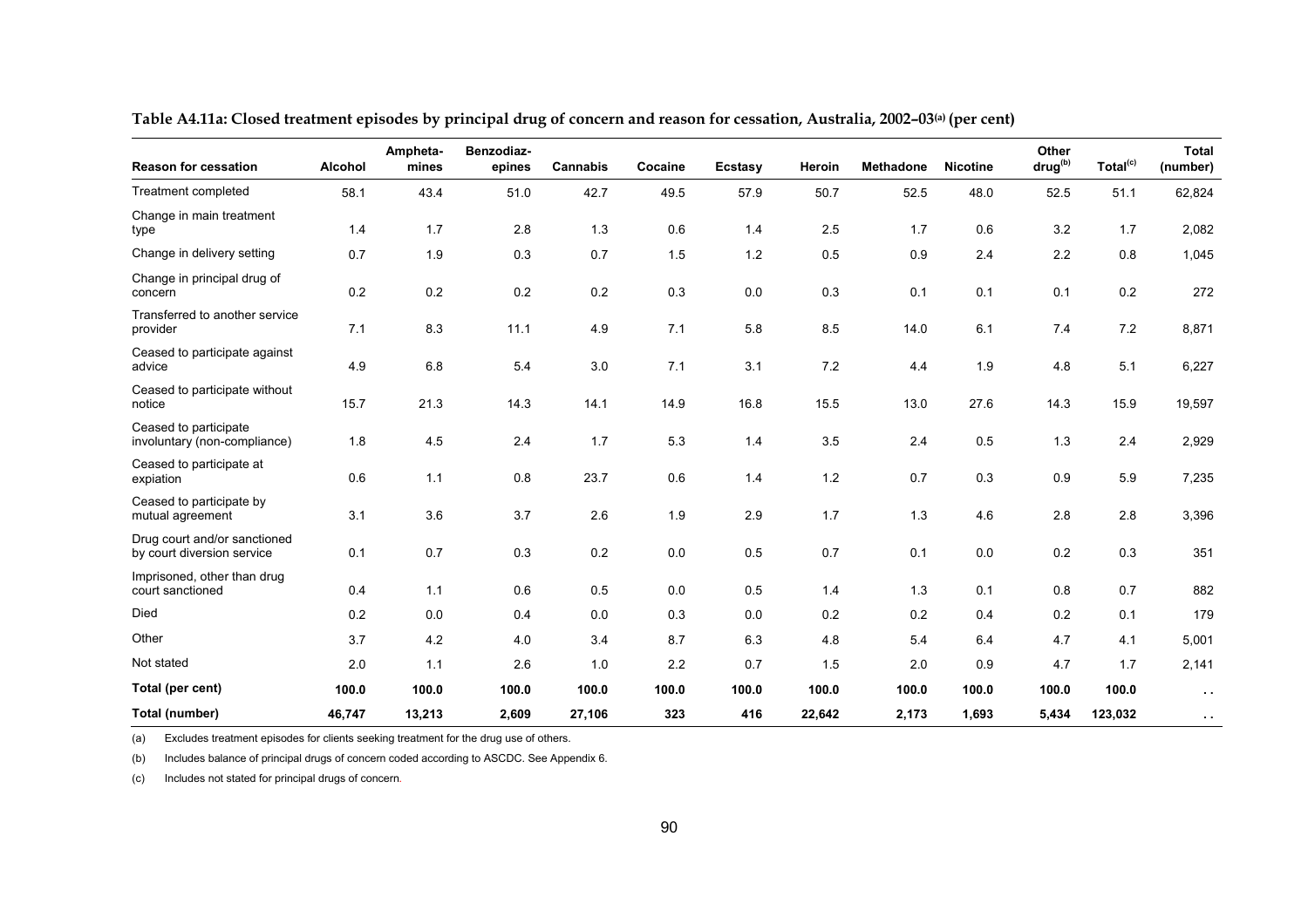**Table A4.11a: Closed treatment episodes by principal drug of concern and reason for cessation, Australia, 2002–03[(a)] (per cent)**

| Reason for cessation | Alcohol | Amphetamines | Benzodiazepines | Cannabis | Cocaine | Ecstasy | Heroin | Methadone | Nicotine | Other drug[(b)] | Total[(c)] | Total (number) |
|---|---|---|---|---|---|---|---|---|---|---|---|---|
| Treatment completed | 58.1 | 43.4 | 51.0 | 42.7 | 49.5 | 57.9 | 50.7 | 52.5 | 48.0 | 52.5 | 51.1 | 62,824 |
| Change in main treatment type | 1.4 | 1.7 | 2.8 | 1.3 | 0.6 | 1.4 | 2.5 | 1.7 | 0.6 | 3.2 | 1.7 | 2,082 |
| Change in delivery setting | 0.7 | 1.9 | 0.3 | 0.7 | 1.5 | 1.2 | 0.5 | 0.9 | 2.4 | 2.2 | 0.8 | 1,045 |
| Change in principal drug of concern | 0.2 | 0.2 | 0.2 | 0.2 | 0.3 | 0.0 | 0.3 | 0.1 | 0.1 | 0.1 | 0.2 | 272 |
| Transferred to another service provider | 7.1 | 8.3 | 11.1 | 4.9 | 7.1 | 5.8 | 8.5 | 14.0 | 6.1 | 7.4 | 7.2 | 8,871 |
| Ceased to participate against advice | 4.9 | 6.8 | 5.4 | 3.0 | 7.1 | 3.1 | 7.2 | 4.4 | 1.9 | 4.8 | 5.1 | 6,227 |
| Ceased to participate without notice | 15.7 | 21.3 | 14.3 | 14.1 | 14.9 | 16.8 | 15.5 | 13.0 | 27.6 | 14.3 | 15.9 | 19,597 |
| Ceased to participate involuntary (non-compliance) | 1.8 | 4.5 | 2.4 | 1.7 | 5.3 | 1.4 | 3.5 | 2.4 | 0.5 | 1.3 | 2.4 | 2,929 |
| Ceased to participate at expiation | 0.6 | 1.1 | 0.8 | 23.7 | 0.6 | 1.4 | 1.2 | 0.7 | 0.3 | 0.9 | 5.9 | 7,235 |
| Ceased to participate by mutual agreement | 3.1 | 3.6 | 3.7 | 2.6 | 1.9 | 2.9 | 1.7 | 1.3 | 4.6 | 2.8 | 2.8 | 3,396 |
| Drug court and/or sanctioned by court diversion service | 0.1 | 0.7 | 0.3 | 0.2 | 0.0 | 0.5 | 0.7 | 0.1 | 0.0 | 0.2 | 0.3 | 351 |
| Imprisoned, other than drug court sanctioned | 0.4 | 1.1 | 0.6 | 0.5 | 0.0 | 0.5 | 1.4 | 1.3 | 0.1 | 0.8 | 0.7 | 882 |
| Died | 0.2 | 0.0 | 0.4 | 0.0 | 0.3 | 0.0 | 0.2 | 0.2 | 0.4 | 0.2 | 0.1 | 179 |
| Other | 3.7 | 4.2 | 4.0 | 3.4 | 8.7 | 6.3 | 4.8 | 5.4 | 6.4 | 4.7 | 4.1 | 5,001 |
| Not stated | 2.0 | 1.1 | 2.6 | 1.0 | 2.2 | 0.7 | 1.5 | 2.0 | 0.9 | 4.7 | 1.7 | 2,141 |
| **Total (per cent)** | **100.0** | **100.0** | **100.0** | **100.0** | **100.0** | **100.0** | **100.0** | **100.0** | **100.0** | **100.0** | **100.0** | . . |
| **Total (number)** | **46,747** | **13,213** | **2,609** | **27,106** | **323** | **416** | **22,642** | **2,173** | **1,693** | **5,434** | **123,032** | . . |

(a) Excludes treatment episodes for clients seeking treatment for the drug use of others.

(b) Includes balance of principal drugs of concern coded according to ASCDC. See Appendix 6.

(c) Includes not stated for principal drugs of concern.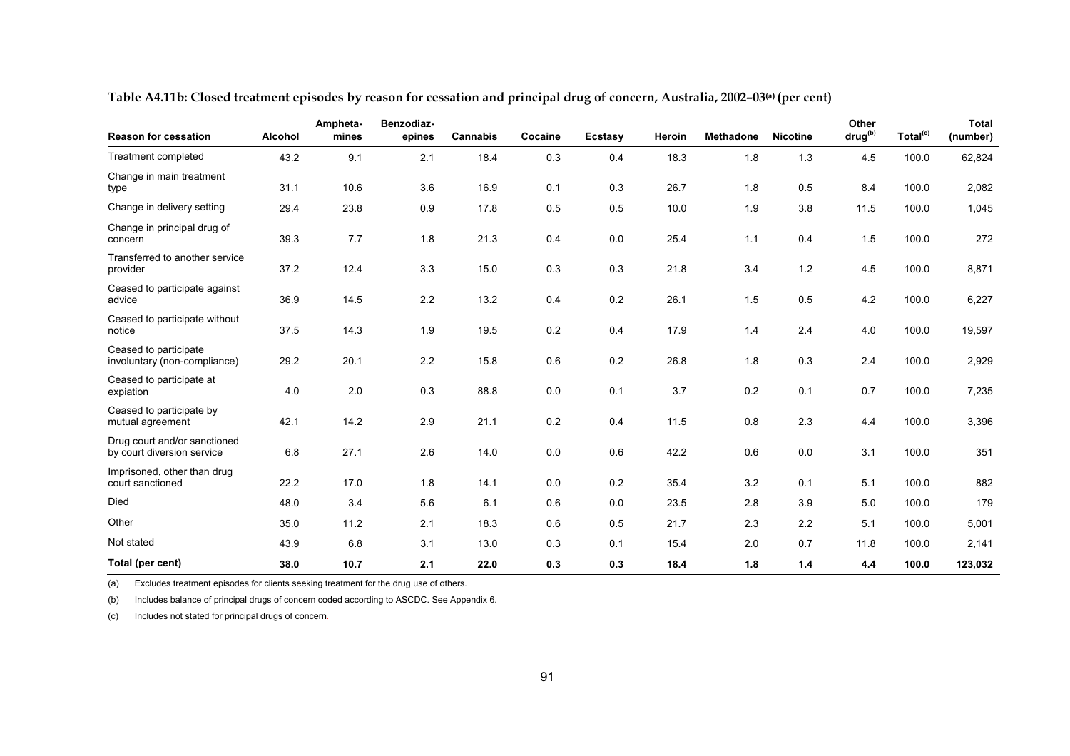**Table A4.11b: Closed treatment episodes by reason for cessation and principal drug of concern, Australia, 2002–03[(a)] (per cent)**

| Reason for cessation | Alcohol | Amphetamines | Benzodiazepines | Cannabis | Cocaine | Ecstasy | Heroin | Methadone | Nicotine | Other drug[(b)] | Total[(c)] | Total (number) |
|---|---|---|---|---|---|---|---|---|---|---|---|---|
| Treatment completed | 43.2 | 9.1 | 2.1 | 18.4 | 0.3 | 0.4 | 18.3 | 1.8 | 1.3 | 4.5 | 100.0 | 62,824 |
| Change in main treatment type | 31.1 | 10.6 | 3.6 | 16.9 | 0.1 | 0.3 | 26.7 | 1.8 | 0.5 | 8.4 | 100.0 | 2,082 |
| Change in delivery setting | 29.4 | 23.8 | 0.9 | 17.8 | 0.5 | 0.5 | 10.0 | 1.9 | 3.8 | 11.5 | 100.0 | 1,045 |
| Change in principal drug of concern | 39.3 | 7.7 | 1.8 | 21.3 | 0.4 | 0.0 | 25.4 | 1.1 | 0.4 | 1.5 | 100.0 | 272 |
| Transferred to another service provider | 37.2 | 12.4 | 3.3 | 15.0 | 0.3 | 0.3 | 21.8 | 3.4 | 1.2 | 4.5 | 100.0 | 8,871 |
| Ceased to participate against advice | 36.9 | 14.5 | 2.2 | 13.2 | 0.4 | 0.2 | 26.1 | 1.5 | 0.5 | 4.2 | 100.0 | 6,227 |
| Ceased to participate without notice | 37.5 | 14.3 | 1.9 | 19.5 | 0.2 | 0.4 | 17.9 | 1.4 | 2.4 | 4.0 | 100.0 | 19,597 |
| Ceased to participate involuntary (non-compliance) | 29.2 | 20.1 | 2.2 | 15.8 | 0.6 | 0.2 | 26.8 | 1.8 | 0.3 | 2.4 | 100.0 | 2,929 |
| Ceased to participate at expiation | 4.0 | 2.0 | 0.3 | 88.8 | 0.0 | 0.1 | 3.7 | 0.2 | 0.1 | 0.7 | 100.0 | 7,235 |
| Ceased to participate by mutual agreement | 42.1 | 14.2 | 2.9 | 21.1 | 0.2 | 0.4 | 11.5 | 0.8 | 2.3 | 4.4 | 100.0 | 3,396 |
| Drug court and/or sanctioned by court diversion service | 6.8 | 27.1 | 2.6 | 14.0 | 0.0 | 0.6 | 42.2 | 0.6 | 0.0 | 3.1 | 100.0 | 351 |
| Imprisoned, other than drug court sanctioned | 22.2 | 17.0 | 1.8 | 14.1 | 0.0 | 0.2 | 35.4 | 3.2 | 0.1 | 5.1 | 100.0 | 882 |
| Died | 48.0 | 3.4 | 5.6 | 6.1 | 0.6 | 0.0 | 23.5 | 2.8 | 3.9 | 5.0 | 100.0 | 179 |
| Other | 35.0 | 11.2 | 2.1 | 18.3 | 0.6 | 0.5 | 21.7 | 2.3 | 2.2 | 5.1 | 100.0 | 5,001 |
| Not stated | 43.9 | 6.8 | 3.1 | 13.0 | 0.3 | 0.1 | 15.4 | 2.0 | 0.7 | 11.8 | 100.0 | 2,141 |
| **Total (per cent)** | **38.0** | **10.7** | **2.1** | **22.0** | **0.3** | **0.3** | **18.4** | **1.8** | **1.4** | **4.4** | **100.0** | **123,032** |

(a) Excludes treatment episodes for clients seeking treatment for the drug use of others.

(b) Includes balance of principal drugs of concern coded according to ASCDC. See Appendix 6.

(c) Includes not stated for principal drugs of concern.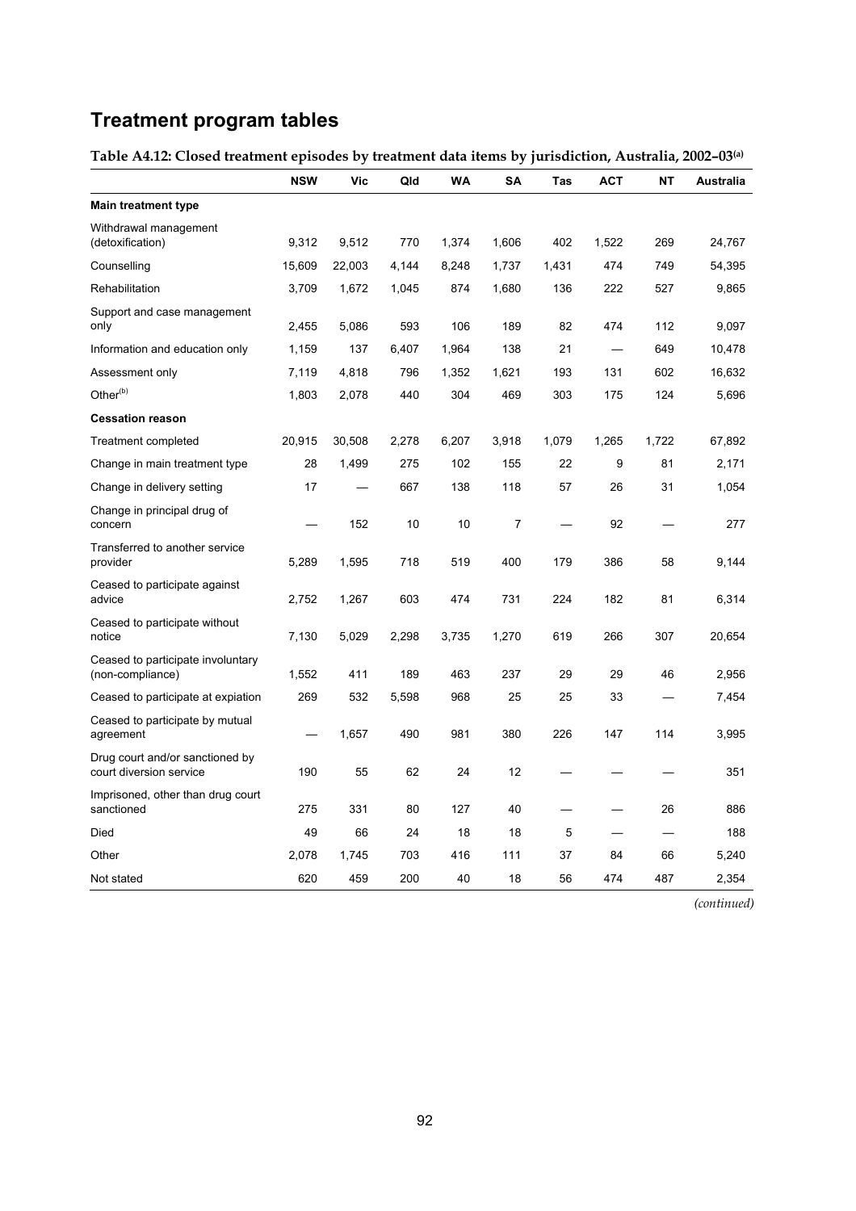# Treatment program tables

**Table A4.12: Closed treatment episodes by treatment data items by jurisdiction, Australia, 2002–03[(a)]**

| | NSW | Vic | Qld | WA | SA | Tas | ACT | NT | Australia |
|---|---|---|---|---|---|---|---|---|---|
| **Main treatment type** | | | | | | | | | |
| Withdrawal management (detoxification) | 9,312 | 9,512 | 770 | 1,374 | 1,606 | 402 | 1,522 | 269 | 24,767 |
| Counselling | 15,609 | 22,003 | 4,144 | 8,248 | 1,737 | 1,431 | 474 | 749 | 54,395 |
| Rehabilitation | 3,709 | 1,672 | 1,045 | 874 | 1,680 | 136 | 222 | 527 | 9,865 |
| Support and case management only | 2,455 | 5,086 | 593 | 106 | 189 | 82 | 474 | 112 | 9,097 |
| Information and education only | 1,159 | 137 | 6,407 | 1,964 | 138 | 21 | — | 649 | 10,478 |
| Assessment only | 7,119 | 4,818 | 796 | 1,352 | 1,621 | 193 | 131 | 602 | 16,632 |
| Other[(b)] | 1,803 | 2,078 | 440 | 304 | 469 | 303 | 175 | 124 | 5,696 |
| **Cessation reason** | | | | | | | | | |
| Treatment completed | 20,915 | 30,508 | 2,278 | 6,207 | 3,918 | 1,079 | 1,265 | 1,722 | 67,892 |
| Change in main treatment type | 28 | 1,499 | 275 | 102 | 155 | 22 | 9 | 81 | 2,171 |
| Change in delivery setting | 17 | — | 667 | 138 | 118 | 57 | 26 | 31 | 1,054 |
| Change in principal drug of concern | — | 152 | 10 | 10 | 7 | — | 92 | — | 277 |
| Transferred to another service provider | 5,289 | 1,595 | 718 | 519 | 400 | 179 | 386 | 58 | 9,144 |
| Ceased to participate against advice | 2,752 | 1,267 | 603 | 474 | 731 | 224 | 182 | 81 | 6,314 |
| Ceased to participate without notice | 7,130 | 5,029 | 2,298 | 3,735 | 1,270 | 619 | 266 | 307 | 20,654 |
| Ceased to participate involuntary (non-compliance) | 1,552 | 411 | 189 | 463 | 237 | 29 | 29 | 46 | 2,956 |
| Ceased to participate at expiation | 269 | 532 | 5,598 | 968 | 25 | 25 | 33 | — | 7,454 |
| Ceased to participate by mutual agreement | — | 1,657 | 490 | 981 | 380 | 226 | 147 | 114 | 3,995 |
| Drug court and/or sanctioned by court diversion service | 190 | 55 | 62 | 24 | 12 | — | — | — | 351 |
| Imprisoned, other than drug court sanctioned | 275 | 331 | 80 | 127 | 40 | — | — | 26 | 886 |
| Died | 49 | 66 | 24 | 18 | 18 | 5 | — | — | 188 |
| Other | 2,078 | 1,745 | 703 | 416 | 111 | 37 | 84 | 66 | 5,240 |
| Not stated | 620 | 459 | 200 | 40 | 18 | 56 | 474 | 487 | 2,354 |

*(continued)*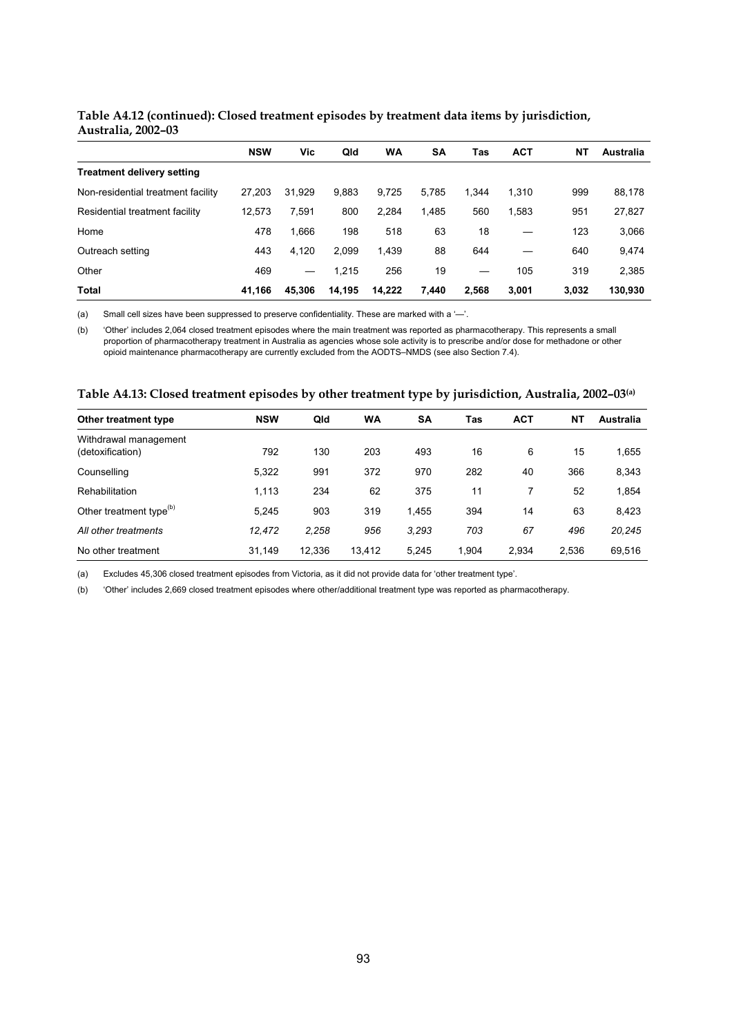**Table A4.12 (continued): Closed treatment episodes by treatment data items by jurisdiction, Australia, 2002–03**

| | NSW | Vic | Qld | WA | SA | Tas | ACT | NT | Australia |
|---|---|---|---|---|---|---|---|---|---|
| **Treatment delivery setting** | | | | | | | | | |
| Non-residential treatment facility | 27,203 | 31,929 | 9,883 | 9,725 | 5,785 | 1,344 | 1,310 | 999 | 88,178 |
| Residential treatment facility | 12,573 | 7,591 | 800 | 2,284 | 1,485 | 560 | 1,583 | 951 | 27,827 |
| Home | 478 | 1,666 | 198 | 518 | 63 | 18 | — | 123 | 3,066 |
| Outreach setting | 443 | 4,120 | 2,099 | 1,439 | 88 | 644 | — | 640 | 9,474 |
| Other | 469 | — | 1,215 | 256 | 19 | — | 105 | 319 | 2,385 |
| **Total** | **41,166** | **45,306** | **14,195** | **14,222** | **7,440** | **2,568** | **3,001** | **3,032** | **130,930** |

(a) Small cell sizes have been suppressed to preserve confidentiality. These are marked with a '—'.

(b) 'Other' includes 2,064 closed treatment episodes where the main treatment was reported as pharmacotherapy. This represents a small proportion of pharmacotherapy treatment in Australia as agencies whose sole activity is to prescribe and/or dose for methadone or other opioid maintenance pharmacotherapy are currently excluded from the AODTS–NMDS (see also Section 7.4).

**Table A4.13: Closed treatment episodes by other treatment type by jurisdiction, Australia, 2002–03[(a)]**

| Other treatment type | NSW | Qld | WA | SA | Tas | ACT | NT | Australia |
|---|---|---|---|---|---|---|---|---|
| Withdrawal management (detoxification) | 792 | 130 | 203 | 493 | 16 | 6 | 15 | 1,655 |
| Counselling | 5,322 | 991 | 372 | 970 | 282 | 40 | 366 | 8,343 |
| Rehabilitation | 1,113 | 234 | 62 | 375 | 11 | 7 | 52 | 1,854 |
| Other treatment type[(b)] | 5,245 | 903 | 319 | 1,455 | 394 | 14 | 63 | 8,423 |
| *All other treatments* | *12,472* | *2,258* | *956* | *3,293* | *703* | *67* | *496* | *20,245* |
| No other treatment | 31,149 | 12,336 | 13,412 | 5,245 | 1,904 | 2,934 | 2,536 | 69,516 |

(a) Excludes 45,306 closed treatment episodes from Victoria, as it did not provide data for 'other treatment type'.

(b) 'Other' includes 2,669 closed treatment episodes where other/additional treatment type was reported as pharmacotherapy.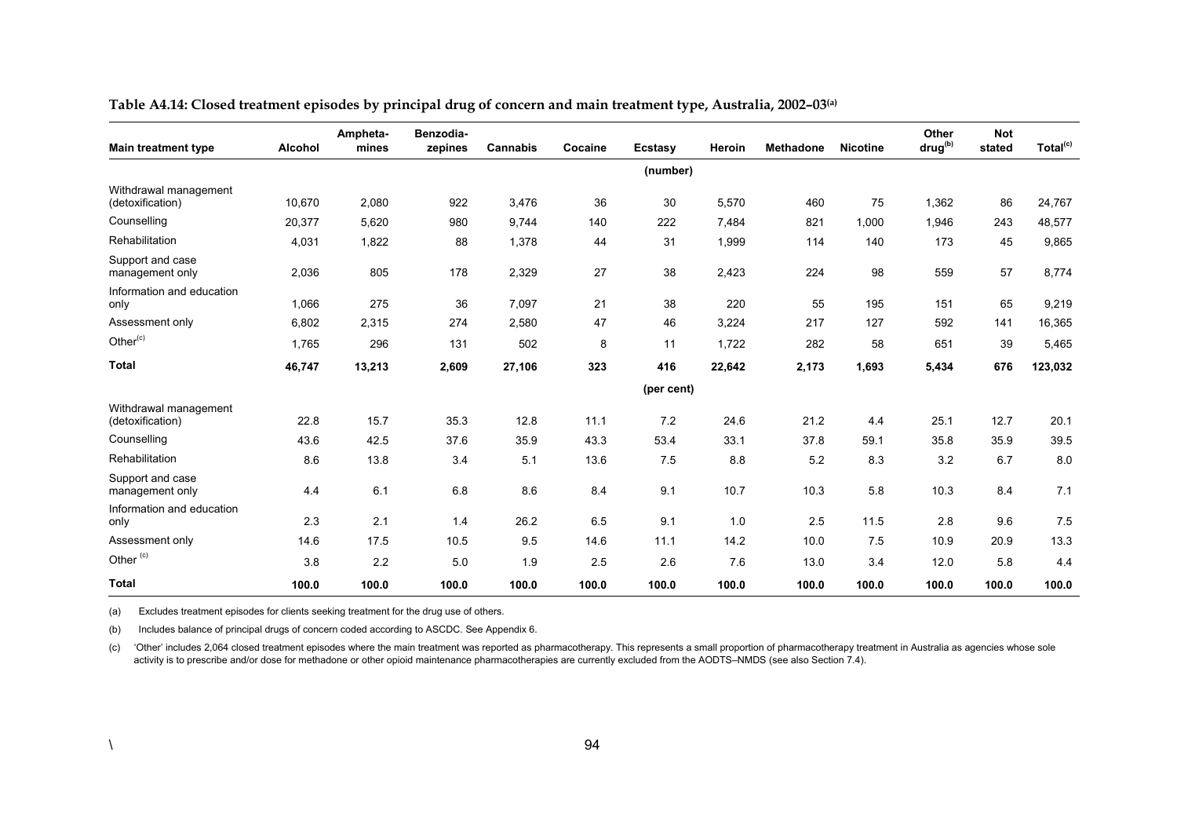**Table A4.14: Closed treatment episodes by principal drug of concern and main treatment type, Australia, 2002–03[(a)]**

| Main treatment type | Alcohol | Amphetamines | Benzodiazepines | Cannabis | Cocaine | Ecstasy | Heroin | Methadone | Nicotine | Other drug[(b)] | Not stated | Total[(c)] |
|---|---|---|---|---|---|---|---|---|---|---|---|---|
| | | | | | | (number) | | | | | | |
| Withdrawal management (detoxification) | 10,670 | 2,080 | 922 | 3,476 | 36 | 30 | 5,570 | 460 | 75 | 1,362 | 86 | 24,767 |
| Counselling | 20,377 | 5,620 | 980 | 9,744 | 140 | 222 | 7,484 | 821 | 1,000 | 1,946 | 243 | 48,577 |
| Rehabilitation | 4,031 | 1,822 | 88 | 1,378 | 44 | 31 | 1,999 | 114 | 140 | 173 | 45 | 9,865 |
| Support and case management only | 2,036 | 805 | 178 | 2,329 | 27 | 38 | 2,423 | 224 | 98 | 559 | 57 | 8,774 |
| Information and education only | 1,066 | 275 | 36 | 7,097 | 21 | 38 | 220 | 55 | 195 | 151 | 65 | 9,219 |
| Assessment only | 6,802 | 2,315 | 274 | 2,580 | 47 | 46 | 3,224 | 217 | 127 | 592 | 141 | 16,365 |
| Other[(c)] | 1,765 | 296 | 131 | 502 | 8 | 11 | 1,722 | 282 | 58 | 651 | 39 | 5,465 |
| **Total** | **46,747** | **13,213** | **2,609** | **27,106** | **323** | **416** | **22,642** | **2,173** | **1,693** | **5,434** | **676** | **123,032** |
| | | | | | | (per cent) | | | | | | |
| Withdrawal management (detoxification) | 22.8 | 15.7 | 35.3 | 12.8 | 11.1 | 7.2 | 24.6 | 21.2 | 4.4 | 25.1 | 12.7 | 20.1 |
| Counselling | 43.6 | 42.5 | 37.6 | 35.9 | 43.3 | 53.4 | 33.1 | 37.8 | 59.1 | 35.8 | 35.9 | 39.5 |
| Rehabilitation | 8.6 | 13.8 | 3.4 | 5.1 | 13.6 | 7.5 | 8.8 | 5.2 | 8.3 | 3.2 | 6.7 | 8.0 |
| Support and case management only | 4.4 | 6.1 | 6.8 | 8.6 | 8.4 | 9.1 | 10.7 | 10.3 | 5.8 | 10.3 | 8.4 | 7.1 |
| Information and education only | 2.3 | 2.1 | 1.4 | 26.2 | 6.5 | 9.1 | 1.0 | 2.5 | 11.5 | 2.8 | 9.6 | 7.5 |
| Assessment only | 14.6 | 17.5 | 10.5 | 9.5 | 14.6 | 11.1 | 14.2 | 10.0 | 7.5 | 10.9 | 20.9 | 13.3 |
| Other [(c)] | 3.8 | 2.2 | 5.0 | 1.9 | 2.5 | 2.6 | 7.6 | 13.0 | 3.4 | 12.0 | 5.8 | 4.4 |
| **Total** | **100.0** | **100.0** | **100.0** | **100.0** | **100.0** | **100.0** | **100.0** | **100.0** | **100.0** | **100.0** | **100.0** | **100.0** |

(a) Excludes treatment episodes for clients seeking treatment for the drug use of others.

(b) Includes balance of principal drugs of concern coded according to ASCDC. See Appendix 6.

(c) 'Other' includes 2,064 closed treatment episodes where the main treatment was reported as pharmacotherapy. This represents a small proportion of pharmacotherapy treatment in Australia as agencies whose sole activity is to prescribe and/or dose for methadone or other opioid maintenance pharmacotherapies are currently excluded from the AODTS–NMDS (see also Section 7.4).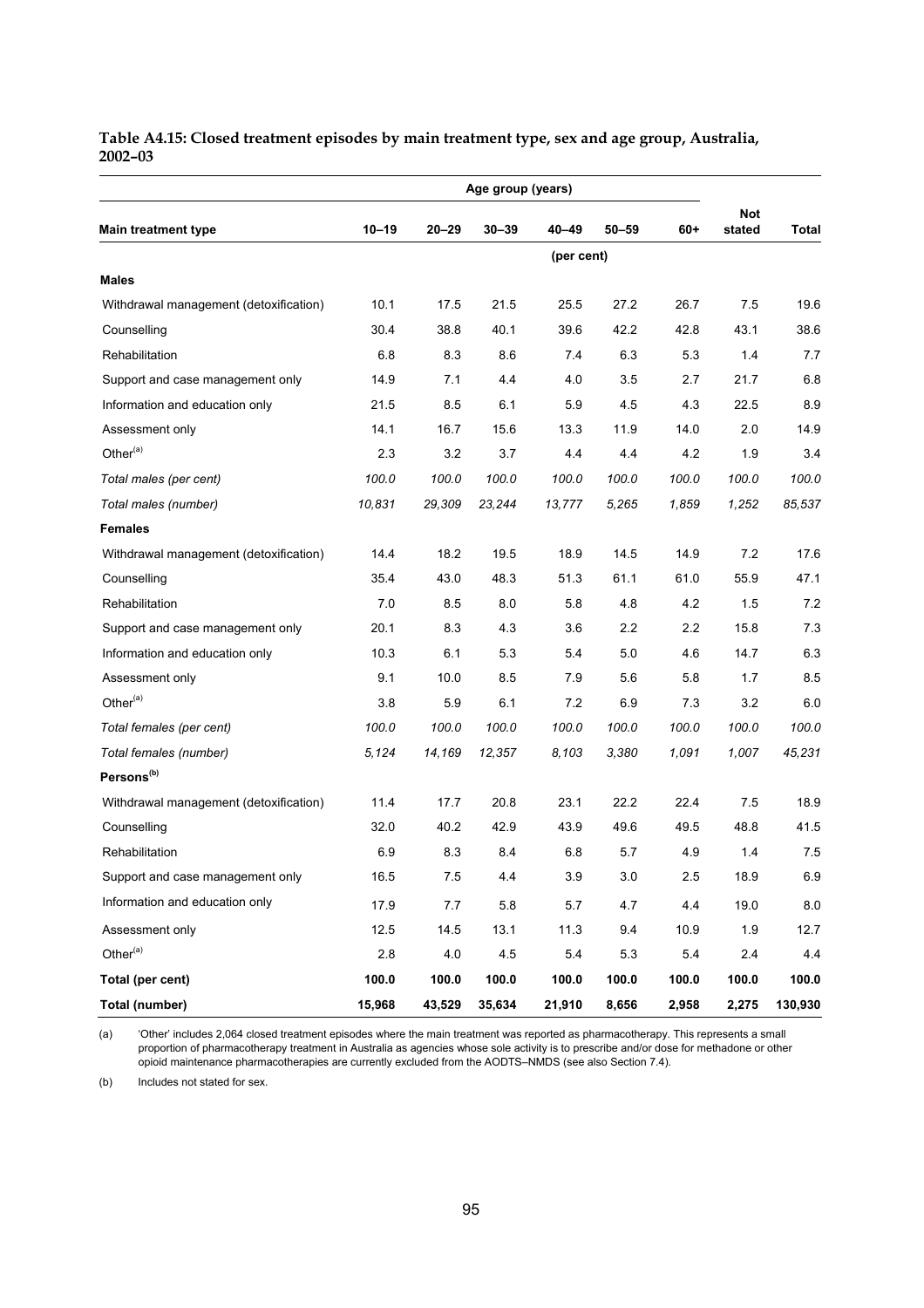**Table A4.15: Closed treatment episodes by main treatment type, sex and age group, Australia, 2002–03**

| | Age group (years) | | | | | | | |
|---|---|---|---|---|---|---|---|---|
| **Main treatment type** | **10–19** | **20–29** | **30–39** | **40–49** | **50–59** | **60+** | **Not stated** | **Total** |
| | | | | (per cent) | | | | |
| **Males** | | | | | | | | |
| Withdrawal management (detoxification) | 10.1 | 17.5 | 21.5 | 25.5 | 27.2 | 26.7 | 7.5 | 19.6 |
| Counselling | 30.4 | 38.8 | 40.1 | 39.6 | 42.2 | 42.8 | 43.1 | 38.6 |
| Rehabilitation | 6.8 | 8.3 | 8.6 | 7.4 | 6.3 | 5.3 | 1.4 | 7.7 |
| Support and case management only | 14.9 | 7.1 | 4.4 | 4.0 | 3.5 | 2.7 | 21.7 | 6.8 |
| Information and education only | 21.5 | 8.5 | 6.1 | 5.9 | 4.5 | 4.3 | 22.5 | 8.9 |
| Assessment only | 14.1 | 16.7 | 15.6 | 13.3 | 11.9 | 14.0 | 2.0 | 14.9 |
| Other[(a)] | 2.3 | 3.2 | 3.7 | 4.4 | 4.4 | 4.2 | 1.9 | 3.4 |
| *Total males (per cent)* | *100.0* | *100.0* | *100.0* | *100.0* | *100.0* | *100.0* | *100.0* | *100.0* |
| *Total males (number)* | *10,831* | *29,309* | *23,244* | *13,777* | *5,265* | *1,859* | *1,252* | *85,537* |
| **Females** | | | | | | | | |
| Withdrawal management (detoxification) | 14.4 | 18.2 | 19.5 | 18.9 | 14.5 | 14.9 | 7.2 | 17.6 |
| Counselling | 35.4 | 43.0 | 48.3 | 51.3 | 61.1 | 61.0 | 55.9 | 47.1 |
| Rehabilitation | 7.0 | 8.5 | 8.0 | 5.8 | 4.8 | 4.2 | 1.5 | 7.2 |
| Support and case management only | 20.1 | 8.3 | 4.3 | 3.6 | 2.2 | 2.2 | 15.8 | 7.3 |
| Information and education only | 10.3 | 6.1 | 5.3 | 5.4 | 5.0 | 4.6 | 14.7 | 6.3 |
| Assessment only | 9.1 | 10.0 | 8.5 | 7.9 | 5.6 | 5.8 | 1.7 | 8.5 |
| Other[(a)] | 3.8 | 5.9 | 6.1 | 7.2 | 6.9 | 7.3 | 3.2 | 6.0 |
| *Total females (per cent)* | *100.0* | *100.0* | *100.0* | *100.0* | *100.0* | *100.0* | *100.0* | *100.0* |
| *Total females (number)* | *5,124* | *14,169* | *12,357* | *8,103* | *3,380* | *1,091* | *1,007* | *45,231* |
| **Persons[(b)]** | | | | | | | | |
| Withdrawal management (detoxification) | 11.4 | 17.7 | 20.8 | 23.1 | 22.2 | 22.4 | 7.5 | 18.9 |
| Counselling | 32.0 | 40.2 | 42.9 | 43.9 | 49.6 | 49.5 | 48.8 | 41.5 |
| Rehabilitation | 6.9 | 8.3 | 8.4 | 6.8 | 5.7 | 4.9 | 1.4 | 7.5 |
| Support and case management only | 16.5 | 7.5 | 4.4 | 3.9 | 3.0 | 2.5 | 18.9 | 6.9 |
| Information and education only | 17.9 | 7.7 | 5.8 | 5.7 | 4.7 | 4.4 | 19.0 | 8.0 |
| Assessment only | 12.5 | 14.5 | 13.1 | 11.3 | 9.4 | 10.9 | 1.9 | 12.7 |
| Other[(a)] | 2.8 | 4.0 | 4.5 | 5.4 | 5.3 | 5.4 | 2.4 | 4.4 |
| **Total (per cent)** | **100.0** | **100.0** | **100.0** | **100.0** | **100.0** | **100.0** | **100.0** | **100.0** |
| **Total (number)** | **15,968** | **43,529** | **35,634** | **21,910** | **8,656** | **2,958** | **2,275** | **130,930** |

(a) 'Other' includes 2,064 closed treatment episodes where the main treatment was reported as pharmacotherapy. This represents a small proportion of pharmacotherapy treatment in Australia as agencies whose sole activity is to prescribe and/or dose for methadone or other opioid maintenance pharmacotherapies are currently excluded from the AODTS–NMDS (see also Section 7.4).

(b) Includes not stated for sex.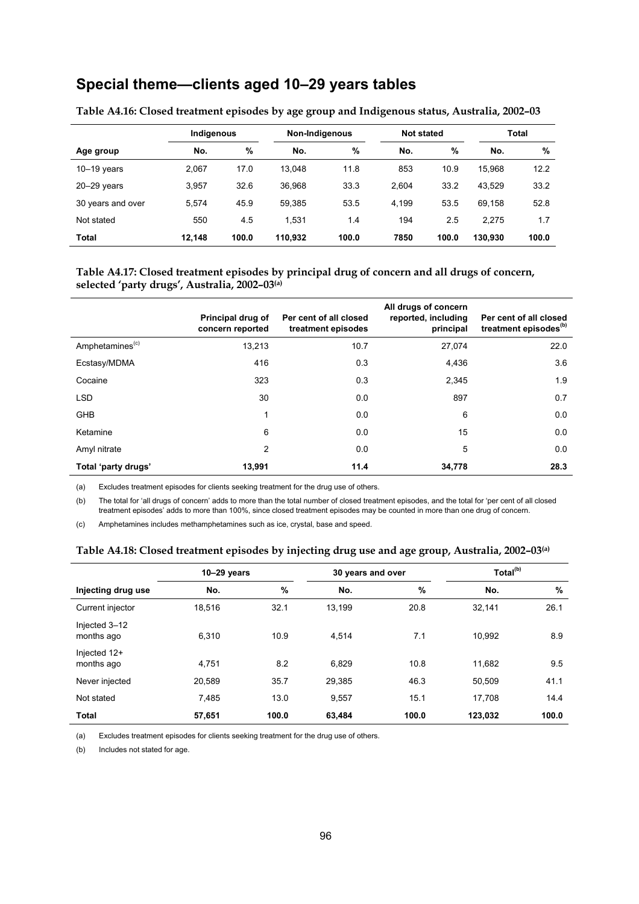## Special theme—clients aged 10–29 years tables

**Table A4.16: Closed treatment episodes by age group and Indigenous status, Australia, 2002–03**

| | Indigenous | | Non-Indigenous | | Not stated | | Total | |
|---|---|---|---|---|---|---|---|---|
| **Age group** | **No.** | **%** | **No.** | **%** | **No.** | **%** | **No.** | **%** |
| 10–19 years | 2,067 | 17.0 | 13,048 | 11.8 | 853 | 10.9 | 15,968 | 12.2 |
| 20–29 years | 3,957 | 32.6 | 36,968 | 33.3 | 2,604 | 33.2 | 43,529 | 33.2 |
| 30 years and over | 5,574 | 45.9 | 59,385 | 53.5 | 4,199 | 53.5 | 69,158 | 52.8 |
| Not stated | 550 | 4.5 | 1,531 | 1.4 | 194 | 2.5 | 2,275 | 1.7 |
| **Total** | **12,148** | **100.0** | **110,932** | **100.0** | **7850** | **100.0** | **130,930** | **100.0** |

**Table A4.17: Closed treatment episodes by principal drug of concern and all drugs of concern, selected 'party drugs', Australia, 2002–03(a)**

| | Principal drug of concern reported | Per cent of all closed treatment episodes | All drugs of concern reported, including principal | Per cent of all closed treatment episodes(b) |
|---|---|---|---|---|
| Amphetamines(c) | 13,213 | 10.7 | 27,074 | 22.0 |
| Ecstasy/MDMA | 416 | 0.3 | 4,436 | 3.6 |
| Cocaine | 323 | 0.3 | 2,345 | 1.9 |
| LSD | 30 | 0.0 | 897 | 0.7 |
| GHB | 1 | 0.0 | 6 | 0.0 |
| Ketamine | 6 | 0.0 | 15 | 0.0 |
| Amyl nitrate | 2 | 0.0 | 5 | 0.0 |
| **Total 'party drugs'** | **13,991** | **11.4** | **34,778** | **28.3** |

(a) Excludes treatment episodes for clients seeking treatment for the drug use of others.

(b) The total for 'all drugs of concern' adds to more than the total number of closed treatment episodes, and the total for 'per cent of all closed treatment episodes' adds to more than 100%, since closed treatment episodes may be counted in more than one drug of concern.

(c) Amphetamines includes methamphetamines such as ice, crystal, base and speed.

**Table A4.18: Closed treatment episodes by injecting drug use and age group, Australia, 2002–03(a)**

| | 10–29 years | | 30 years and over | | Total(b) | |
|---|---|---|---|---|---|---|
| **Injecting drug use** | **No.** | **%** | **No.** | **%** | **No.** | **%** |
| Current injector | 18,516 | 32.1 | 13,199 | 20.8 | 32,141 | 26.1 |
| Injected 3–12 months ago | 6,310 | 10.9 | 4,514 | 7.1 | 10,992 | 8.9 |
| Injected 12+ months ago | 4,751 | 8.2 | 6,829 | 10.8 | 11,682 | 9.5 |
| Never injected | 20,589 | 35.7 | 29,385 | 46.3 | 50,509 | 41.1 |
| Not stated | 7,485 | 13.0 | 9,557 | 15.1 | 17,708 | 14.4 |
| **Total** | **57,651** | **100.0** | **63,484** | **100.0** | **123,032** | **100.0** |

(a) Excludes treatment episodes for clients seeking treatment for the drug use of others.

(b) Includes not stated for age.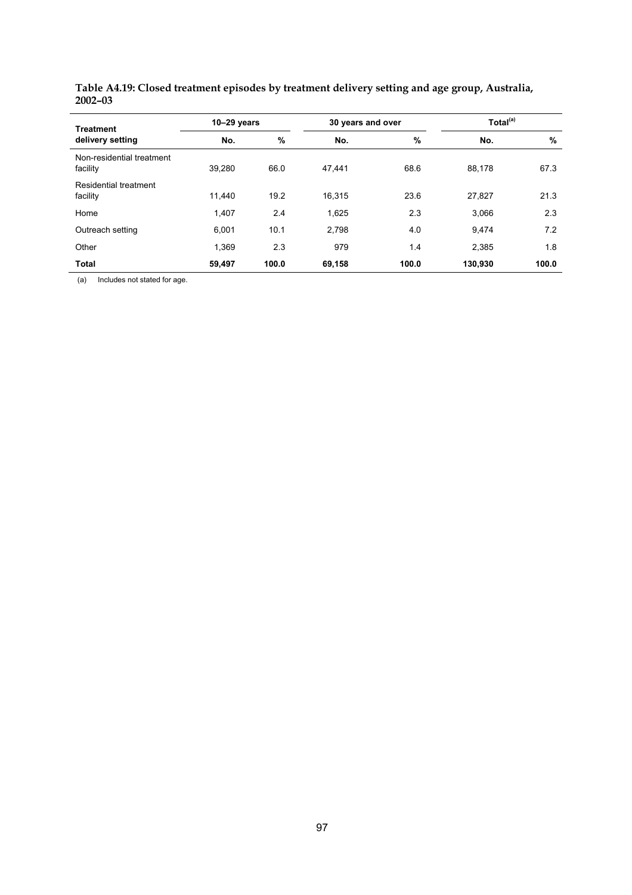**Table A4.19: Closed treatment episodes by treatment delivery setting and age group, Australia, 2002–03**

| Treatment delivery setting | 10–29 years | | 30 years and over | | Total[(a)] | |
|---|---|---|---|---|---|---|
| | No. | % | No. | % | No. | % |
| Non-residential treatment facility | 39,280 | 66.0 | 47,441 | 68.6 | 88,178 | 67.3 |
| Residential treatment facility | 11,440 | 19.2 | 16,315 | 23.6 | 27,827 | 21.3 |
| Home | 1,407 | 2.4 | 1,625 | 2.3 | 3,066 | 2.3 |
| Outreach setting | 6,001 | 10.1 | 2,798 | 4.0 | 9,474 | 7.2 |
| Other | 1,369 | 2.3 | 979 | 1.4 | 2,385 | 1.8 |
| **Total** | **59,497** | **100.0** | **69,158** | **100.0** | **130,930** | **100.0** |

(a) Includes not stated for age.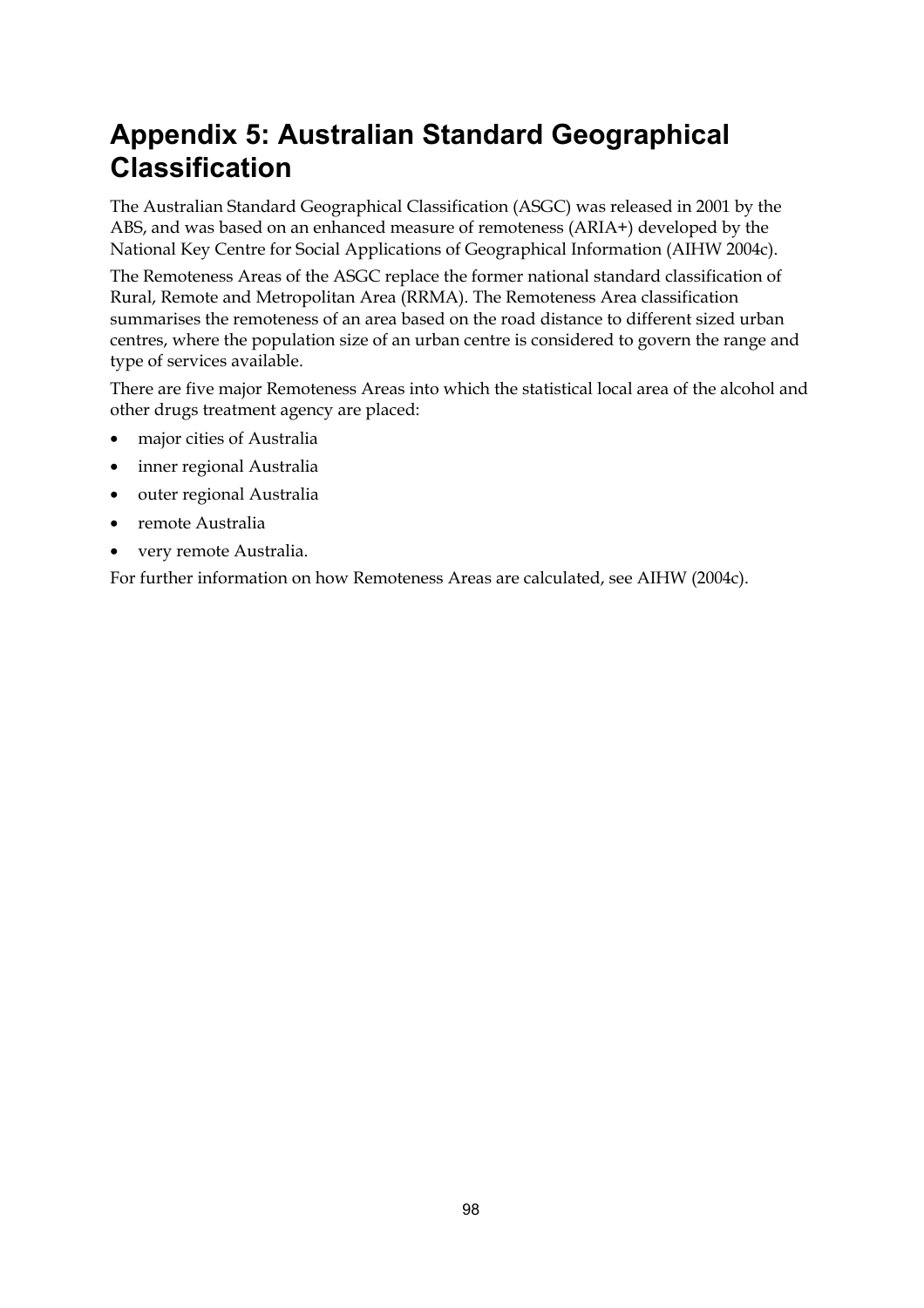# Appendix 5: Australian Standard Geographical Classification

The Australian Standard Geographical Classification (ASGC) was released in 2001 by the ABS, and was based on an enhanced measure of remoteness (ARIA+) developed by the National Key Centre for Social Applications of Geographical Information (AIHW 2004c).

The Remoteness Areas of the ASGC replace the former national standard classification of Rural, Remote and Metropolitan Area (RRMA). The Remoteness Area classification summarises the remoteness of an area based on the road distance to different sized urban centres, where the population size of an urban centre is considered to govern the range and type of services available.

There are five major Remoteness Areas into which the statistical local area of the alcohol and other drugs treatment agency are placed:

- major cities of Australia
- inner regional Australia
- outer regional Australia
- remote Australia
- very remote Australia.

For further information on how Remoteness Areas are calculated, see AIHW (2004c).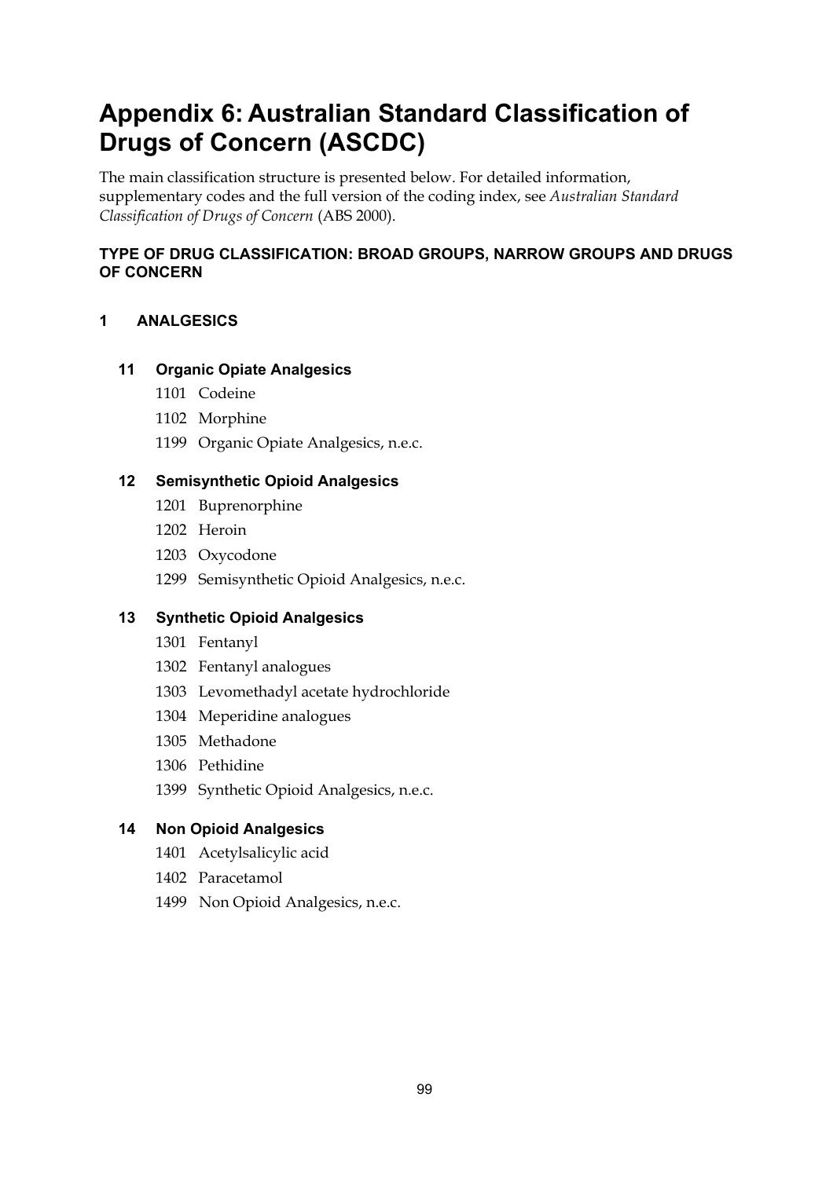# Appendix 6: Australian Standard Classification of Drugs of Concern (ASCDC)

The main classification structure is presented below. For detailed information, supplementary codes and the full version of the coding index, see *Australian Standard Classification of Drugs of Concern* (ABS 2000).

**TYPE OF DRUG CLASSIFICATION: BROAD GROUPS, NARROW GROUPS AND DRUGS OF CONCERN**

## 1 ANALGESICS

### 11 Organic Opiate Analgesics

1101 Codeine

1102 Morphine

1199 Organic Opiate Analgesics, n.e.c.

### 12 Semisynthetic Opioid Analgesics

1201 Buprenorphine

1202 Heroin

1203 Oxycodone

1299 Semisynthetic Opioid Analgesics, n.e.c.

### 13 Synthetic Opioid Analgesics

1301 Fentanyl

1302 Fentanyl analogues

1303 Levomethadyl acetate hydrochloride

1304 Meperidine analogues

1305 Methadone

1306 Pethidine

1399 Synthetic Opioid Analgesics, n.e.c.

### 14 Non Opioid Analgesics

1401 Acetylsalicylic acid

1402 Paracetamol

1499 Non Opioid Analgesics, n.e.c.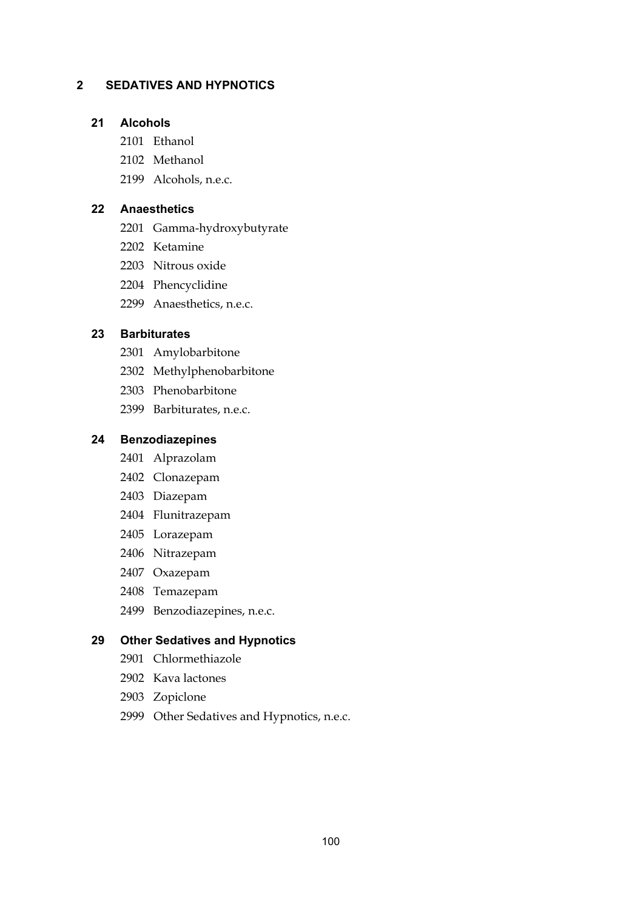## 2 SEDATIVES AND HYPNOTICS

### 21 Alcohols

2101 Ethanol

2102 Methanol

2199 Alcohols, n.e.c.

### 22 Anaesthetics

2201 Gamma-hydroxybutyrate

2202 Ketamine

2203 Nitrous oxide

2204 Phencyclidine

2299 Anaesthetics, n.e.c.

### 23 Barbiturates

2301 Amylobarbitone

2302 Methylphenobarbitone

2303 Phenobarbitone

2399 Barbiturates, n.e.c.

### 24 Benzodiazepines

2401 Alprazolam

2402 Clonazepam

2403 Diazepam

2404 Flunitrazepam

2405 Lorazepam

2406 Nitrazepam

2407 Oxazepam

2408 Temazepam

2499 Benzodiazepines, n.e.c.

### 29 Other Sedatives and Hypnotics

2901 Chlormethiazole

2902 Kava lactones

2903 Zopiclone

2999 Other Sedatives and Hypnotics, n.e.c.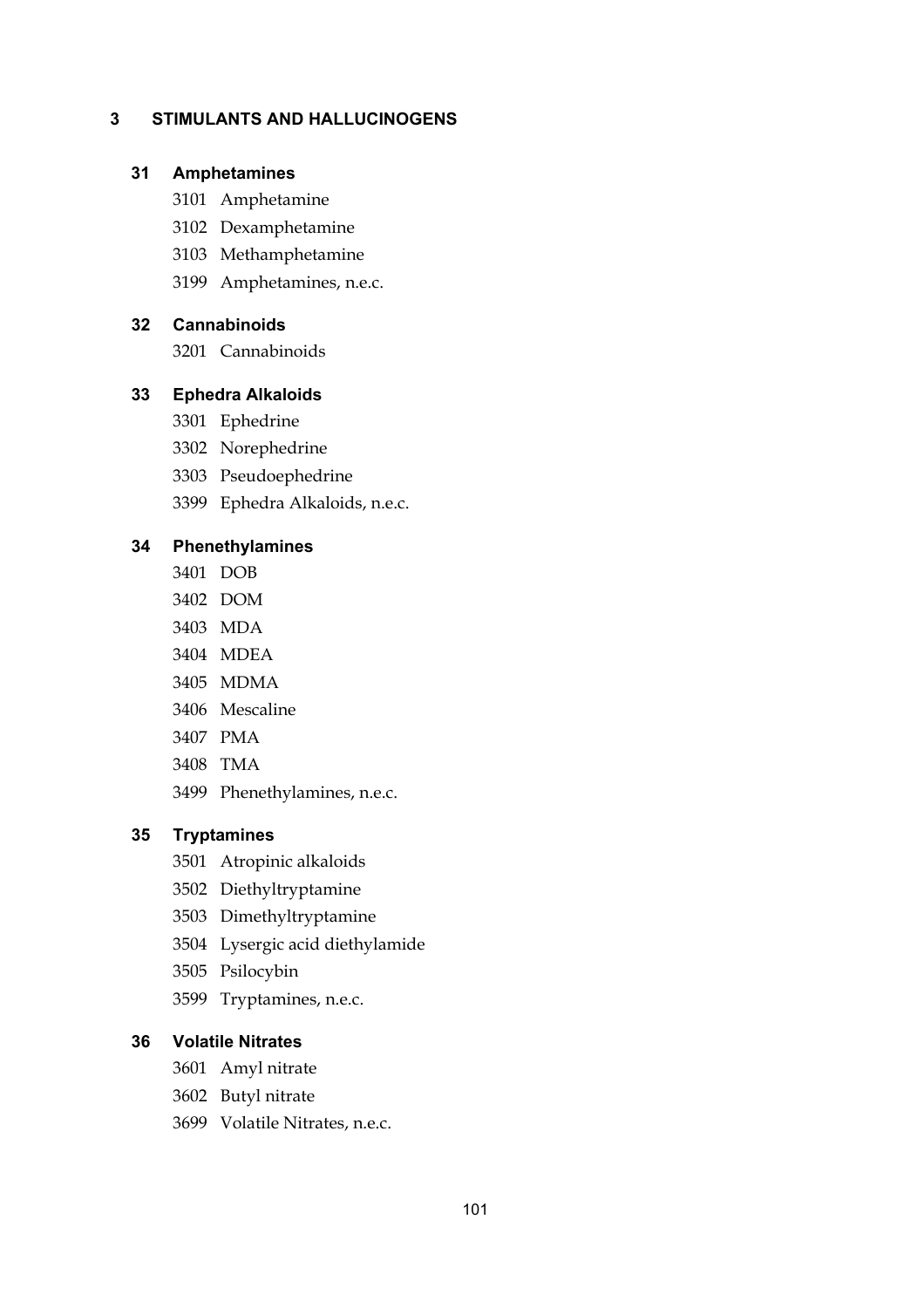# 3 STIMULANTS AND HALLUCINOGENS

## 31 Amphetamines

3101 Amphetamine

3102 Dexamphetamine

3103 Methamphetamine

3199 Amphetamines, n.e.c.

## 32 Cannabinoids

3201 Cannabinoids

## 33 Ephedra Alkaloids

3301 Ephedrine

3302 Norephedrine

3303 Pseudoephedrine

3399 Ephedra Alkaloids, n.e.c.

## 34 Phenethylamines

3401 DOB

3402 DOM

3403 MDA

3404 MDEA

3405 MDMA

3406 Mescaline

3407 PMA

3408 TMA

3499 Phenethylamines, n.e.c.

## 35 Tryptamines

3501 Atropinic alkaloids

3502 Diethyltryptamine

3503 Dimethyltryptamine

3504 Lysergic acid diethylamide

3505 Psilocybin

3599 Tryptamines, n.e.c.

## 36 Volatile Nitrates

3601 Amyl nitrate

3602 Butyl nitrate

3699 Volatile Nitrates, n.e.c.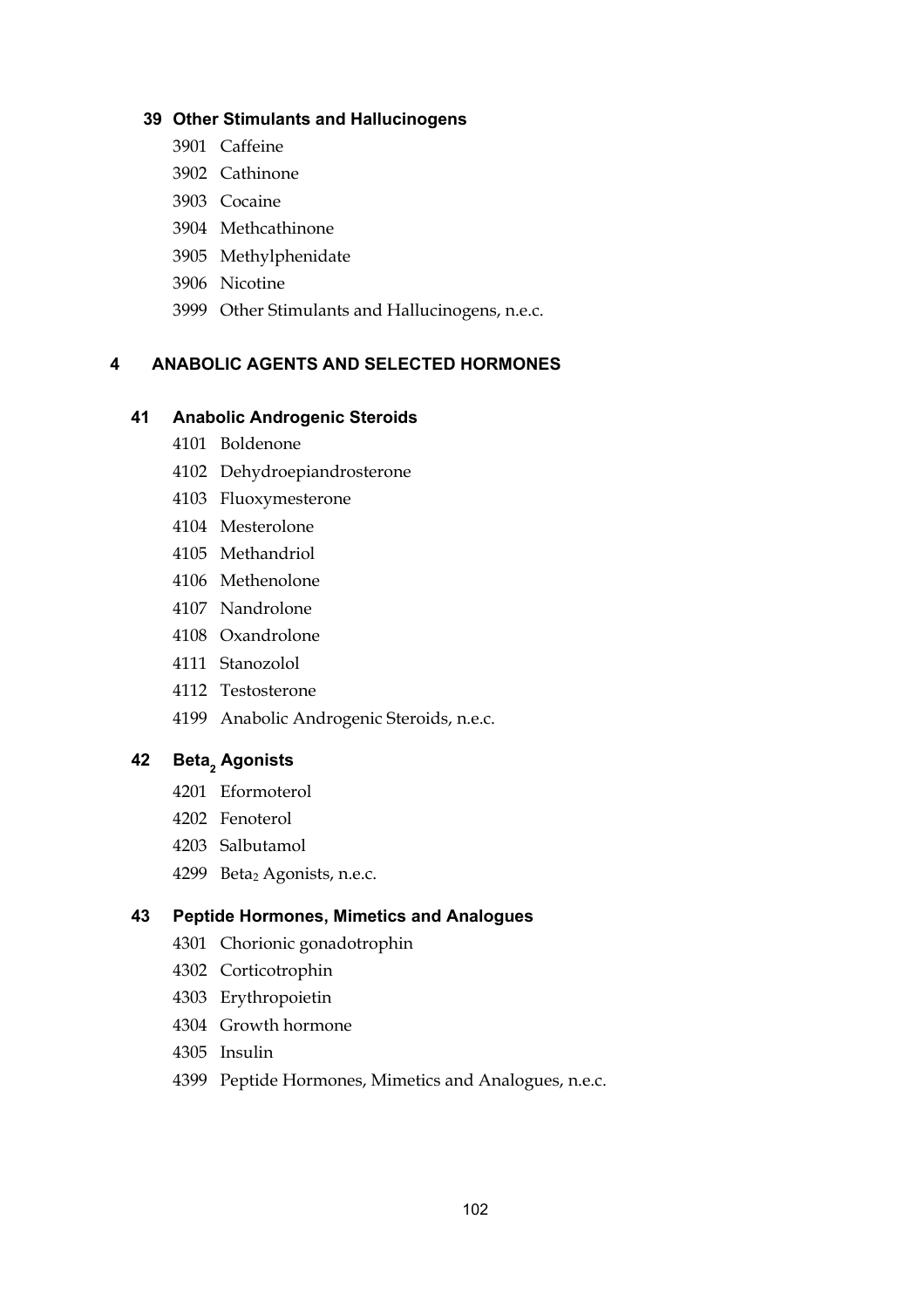### 39 Other Stimulants and Hallucinogens

- 3901 Caffeine
- 3902 Cathinone
- 3903 Cocaine
- 3904 Methcathinone
- 3905 Methylphenidate
- 3906 Nicotine
- 3999 Other Stimulants and Hallucinogens, n.e.c.

## 4 ANABOLIC AGENTS AND SELECTED HORMONES

### 41 Anabolic Androgenic Steroids

- 4101 Boldenone
- 4102 Dehydroepiandrosterone
- 4103 Fluoxymesterone
- 4104 Mesterolone
- 4105 Methandriol
- 4106 Methenolone
- 4107 Nandrolone
- 4108 Oxandrolone
- 4111 Stanozolol
- 4112 Testosterone
- 4199 Anabolic Androgenic Steroids, n.e.c.

### 42 $Beta_2$ Agonists

- 4201 Eformoterol
- 4202 Fenoterol
- 4203 Salbutamol
- 4299 $Beta_2$ Agonists, n.e.c.

### 43 Peptide Hormones, Mimetics and Analogues

- 4301 Chorionic gonadotrophin
- 4302 Corticotrophin
- 4303 Erythropoietin
- 4304 Growth hormone
- 4305 Insulin
- 4399 Peptide Hormones, Mimetics and Analogues, n.e.c.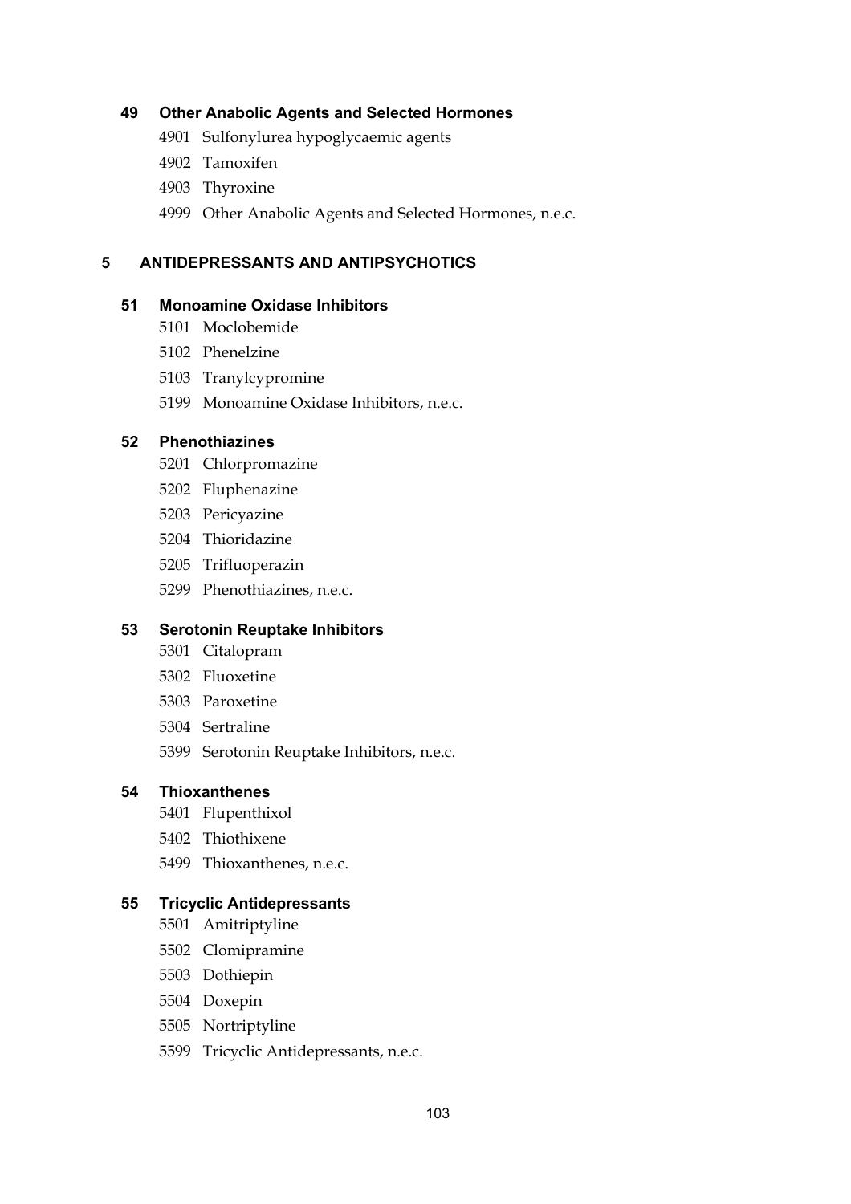### 49 Other Anabolic Agents and Selected Hormones

4901 Sulfonylurea hypoglycaemic agents

4902 Tamoxifen

4903 Thyroxine

4999 Other Anabolic Agents and Selected Hormones, n.e.c.

## 5 ANTIDEPRESSANTS AND ANTIPSYCHOTICS

### 51 Monoamine Oxidase Inhibitors

5101 Moclobemide

5102 Phenelzine

5103 Tranylcypromine

5199 Monoamine Oxidase Inhibitors, n.e.c.

### 52 Phenothiazines

5201 Chlorpromazine

5202 Fluphenazine

5203 Pericyazine

5204 Thioridazine

5205 Trifluoperazin

5299 Phenothiazines, n.e.c.

### 53 Serotonin Reuptake Inhibitors

5301 Citalopram

5302 Fluoxetine

5303 Paroxetine

5304 Sertraline

5399 Serotonin Reuptake Inhibitors, n.e.c.

### 54 Thioxanthenes

5401 Flupenthixol

5402 Thiothixene

5499 Thioxanthenes, n.e.c.

### 55 Tricyclic Antidepressants

5501 Amitriptyline

5502 Clomipramine

5503 Dothiepin

5504 Doxepin

5505 Nortriptyline

5599 Tricyclic Antidepressants, n.e.c.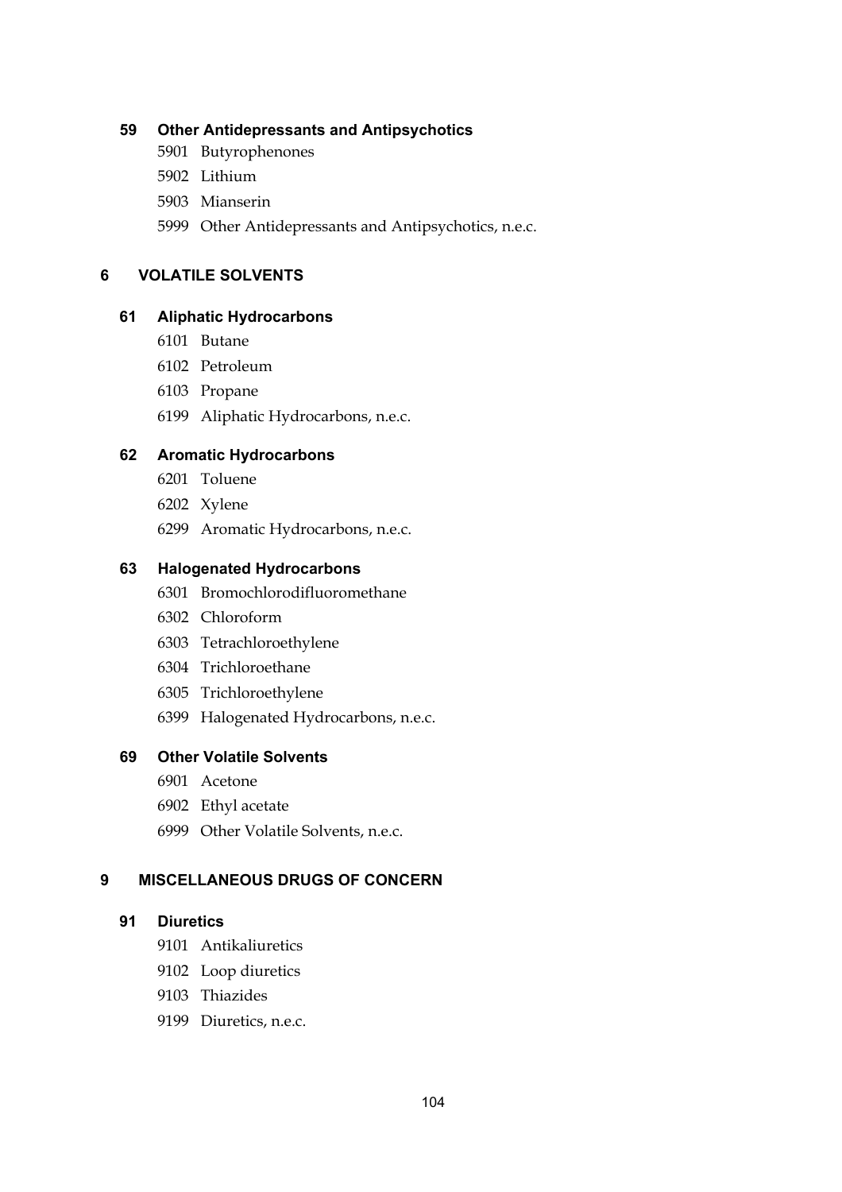### 59 Other Antidepressants and Antipsychotics

- 5901 Butyrophenones
- 5902 Lithium
- 5903 Mianserin
- 5999 Other Antidepressants and Antipsychotics, n.e.c.

## 6 VOLATILE SOLVENTS

### 61 Aliphatic Hydrocarbons

- 6101 Butane
- 6102 Petroleum
- 6103 Propane
- 6199 Aliphatic Hydrocarbons, n.e.c.

### 62 Aromatic Hydrocarbons

- 6201 Toluene
- 6202 Xylene
- 6299 Aromatic Hydrocarbons, n.e.c.

### 63 Halogenated Hydrocarbons

- 6301 Bromochlorodifluoromethane
- 6302 Chloroform
- 6303 Tetrachloroethylene
- 6304 Trichloroethane
- 6305 Trichloroethylene
- 6399 Halogenated Hydrocarbons, n.e.c.

### 69 Other Volatile Solvents

- 6901 Acetone
- 6902 Ethyl acetate
- 6999 Other Volatile Solvents, n.e.c.

## 9 MISCELLANEOUS DRUGS OF CONCERN

### 91 Diuretics

- 9101 Antikaliuretics
- 9102 Loop diuretics
- 9103 Thiazides
- 9199 Diuretics, n.e.c.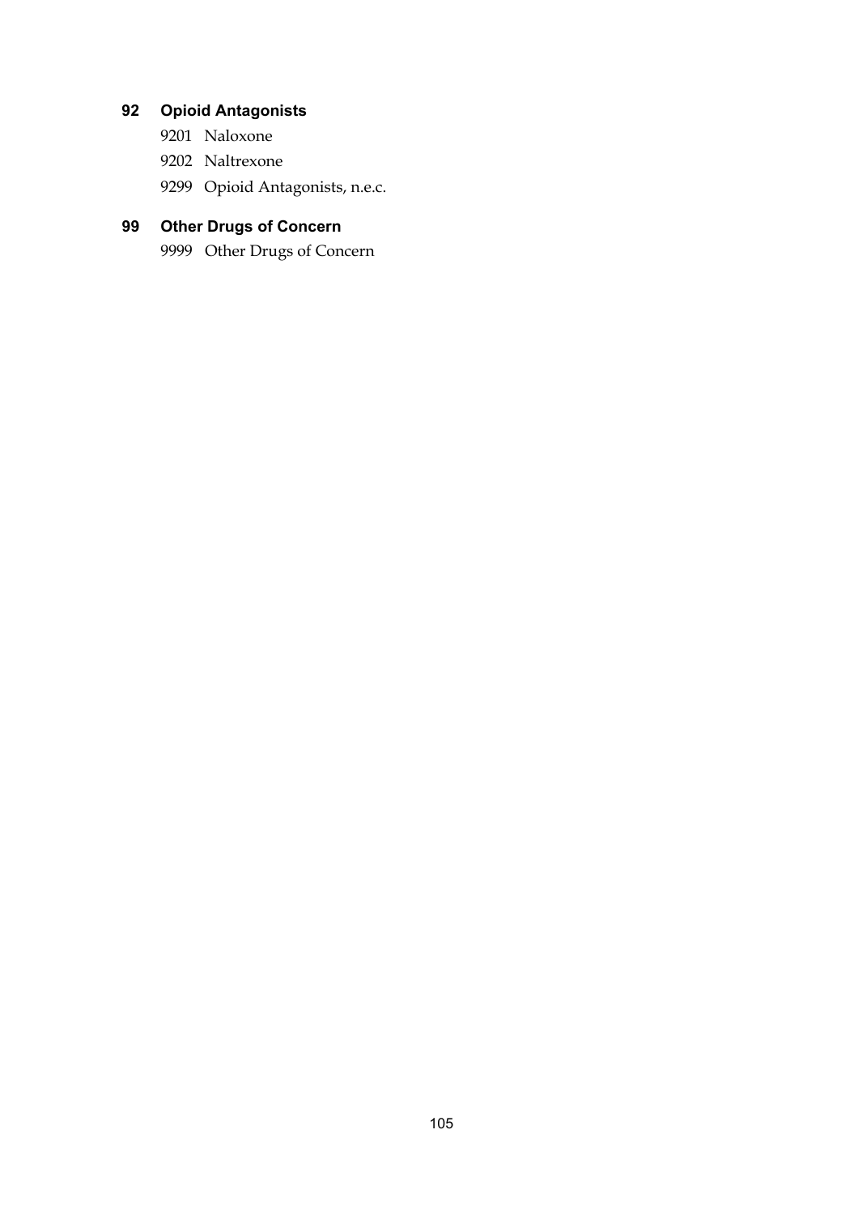## 92 Opioid Antagonists

9201 Naloxone

9202 Naltrexone

9299 Opioid Antagonists, n.e.c.

## 99 Other Drugs of Concern

9999 Other Drugs of Concern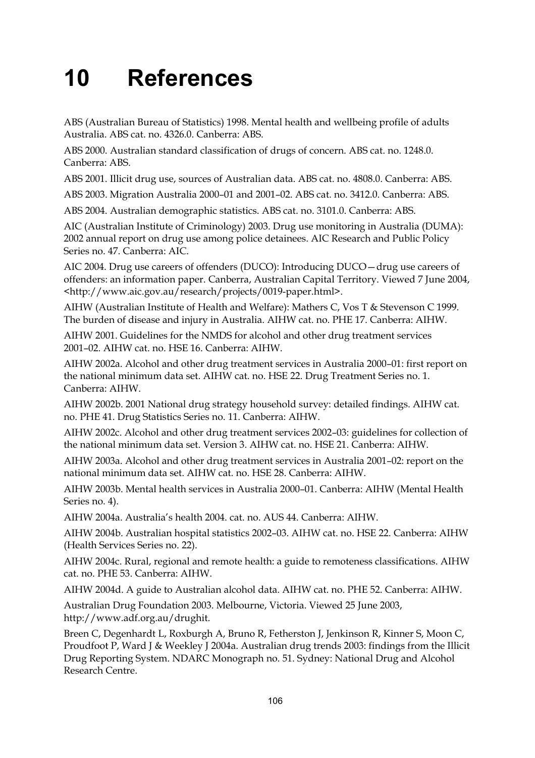# 10 References

ABS (Australian Bureau of Statistics) 1998. Mental health and wellbeing profile of adults Australia. ABS cat. no. 4326.0. Canberra: ABS.

ABS 2000. Australian standard classification of drugs of concern. ABS cat. no. 1248.0. Canberra: ABS.

ABS 2001. Illicit drug use, sources of Australian data. ABS cat. no. 4808.0. Canberra: ABS.

ABS 2003. Migration Australia 2000–01 and 2001–02. ABS cat. no. 3412.0. Canberra: ABS.

ABS 2004. Australian demographic statistics. ABS cat. no. 3101.0. Canberra: ABS.

AIC (Australian Institute of Criminology) 2003. Drug use monitoring in Australia (DUMA): 2002 annual report on drug use among police detainees. AIC Research and Public Policy Series no. 47. Canberra: AIC.

AIC 2004. Drug use careers of offenders (DUCO): Introducing DUCO—drug use careers of offenders: an information paper. Canberra, Australian Capital Territory. Viewed 7 June 2004, <http://www.aic.gov.au/research/projects/0019-paper.html>.

AIHW (Australian Institute of Health and Welfare): Mathers C, Vos T & Stevenson C 1999. The burden of disease and injury in Australia. AIHW cat. no. PHE 17. Canberra: AIHW.

AIHW 2001. Guidelines for the NMDS for alcohol and other drug treatment services 2001–02. AIHW cat. no. HSE 16. Canberra: AIHW.

AIHW 2002a. Alcohol and other drug treatment services in Australia 2000–01: first report on the national minimum data set. AIHW cat. no. HSE 22. Drug Treatment Series no. 1. Canberra: AIHW.

AIHW 2002b. 2001 National drug strategy household survey: detailed findings. AIHW cat. no. PHE 41. Drug Statistics Series no. 11. Canberra: AIHW.

AIHW 2002c. Alcohol and other drug treatment services 2002–03: guidelines for collection of the national minimum data set. Version 3. AIHW cat. no. HSE 21. Canberra: AIHW.

AIHW 2003a. Alcohol and other drug treatment services in Australia 2001–02: report on the national minimum data set. AIHW cat. no. HSE 28. Canberra: AIHW.

AIHW 2003b. Mental health services in Australia 2000–01. Canberra: AIHW (Mental Health Series no. 4).

AIHW 2004a. Australia's health 2004. cat. no. AUS 44. Canberra: AIHW.

AIHW 2004b. Australian hospital statistics 2002–03. AIHW cat. no. HSE 22. Canberra: AIHW (Health Services Series no. 22).

AIHW 2004c. Rural, regional and remote health: a guide to remoteness classifications. AIHW cat. no. PHE 53. Canberra: AIHW.

AIHW 2004d. A guide to Australian alcohol data. AIHW cat. no. PHE 52. Canberra: AIHW.

Australian Drug Foundation 2003. Melbourne, Victoria. Viewed 25 June 2003, http://www.adf.org.au/drughit.

Breen C, Degenhardt L, Roxburgh A, Bruno R, Fetherston J, Jenkinson R, Kinner S, Moon C, Proudfoot P, Ward J & Weekley J 2004a. Australian drug trends 2003: findings from the Illicit Drug Reporting System. NDARC Monograph no. 51. Sydney: National Drug and Alcohol Research Centre.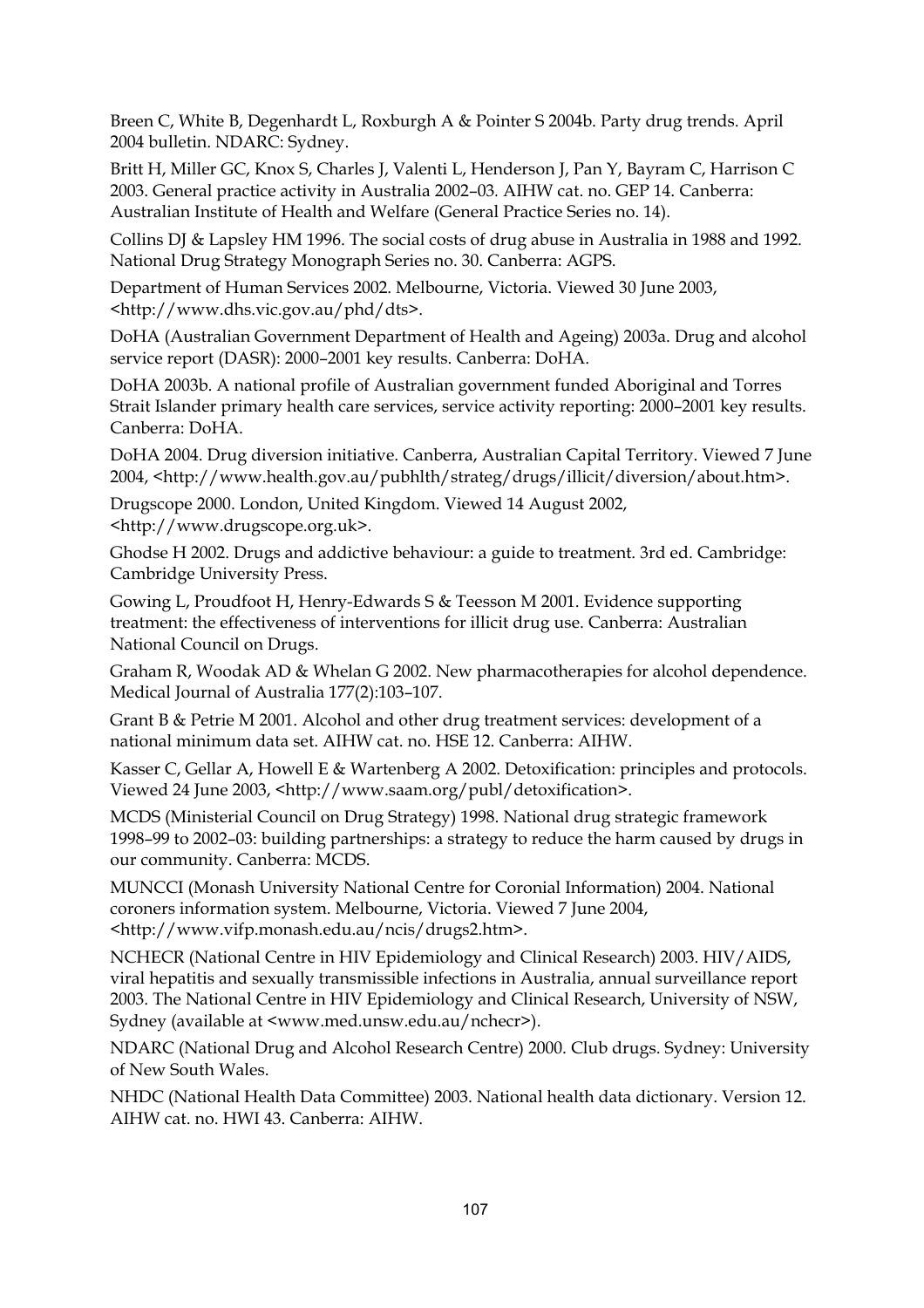Breen C, White B, Degenhardt L, Roxburgh A & Pointer S 2004b. Party drug trends. April 2004 bulletin. NDARC: Sydney.

Britt H, Miller GC, Knox S, Charles J, Valenti L, Henderson J, Pan Y, Bayram C, Harrison C 2003. General practice activity in Australia 2002–03. AIHW cat. no. GEP 14. Canberra: Australian Institute of Health and Welfare (General Practice Series no. 14).

Collins DJ & Lapsley HM 1996. The social costs of drug abuse in Australia in 1988 and 1992. National Drug Strategy Monograph Series no. 30. Canberra: AGPS.

Department of Human Services 2002. Melbourne, Victoria. Viewed 30 June 2003, <http://www.dhs.vic.gov.au/phd/dts>.

DoHA (Australian Government Department of Health and Ageing) 2003a. Drug and alcohol service report (DASR): 2000–2001 key results. Canberra: DoHA.

DoHA 2003b. A national profile of Australian government funded Aboriginal and Torres Strait Islander primary health care services, service activity reporting: 2000–2001 key results. Canberra: DoHA.

DoHA 2004. Drug diversion initiative. Canberra, Australian Capital Territory. Viewed 7 June 2004, <http://www.health.gov.au/pubhlth/strateg/drugs/illicit/diversion/about.htm>.

Drugscope 2000. London, United Kingdom. Viewed 14 August 2002, <http://www.drugscope.org.uk>.

Ghodse H 2002. Drugs and addictive behaviour: a guide to treatment. 3rd ed. Cambridge: Cambridge University Press.

Gowing L, Proudfoot H, Henry-Edwards S & Teesson M 2001. Evidence supporting treatment: the effectiveness of interventions for illicit drug use. Canberra: Australian National Council on Drugs.

Graham R, Woodak AD & Whelan G 2002. New pharmacotherapies for alcohol dependence. Medical Journal of Australia 177(2):103–107.

Grant B & Petrie M 2001. Alcohol and other drug treatment services: development of a national minimum data set. AIHW cat. no. HSE 12. Canberra: AIHW.

Kasser C, Gellar A, Howell E & Wartenberg A 2002. Detoxification: principles and protocols. Viewed 24 June 2003, <http://www.saam.org/publ/detoxification>.

MCDS (Ministerial Council on Drug Strategy) 1998. National drug strategic framework 1998–99 to 2002–03: building partnerships: a strategy to reduce the harm caused by drugs in our community. Canberra: MCDS.

MUNCCI (Monash University National Centre for Coronial Information) 2004. National coroners information system. Melbourne, Victoria. Viewed 7 June 2004, <http://www.vifp.monash.edu.au/ncis/drugs2.htm>.

NCHECR (National Centre in HIV Epidemiology and Clinical Research) 2003. HIV/AIDS, viral hepatitis and sexually transmissible infections in Australia, annual surveillance report 2003. The National Centre in HIV Epidemiology and Clinical Research, University of NSW, Sydney (available at <www.med.unsw.edu.au/nchecr>).

NDARC (National Drug and Alcohol Research Centre) 2000. Club drugs. Sydney: University of New South Wales.

NHDC (National Health Data Committee) 2003. National health data dictionary. Version 12. AIHW cat. no. HWI 43. Canberra: AIHW.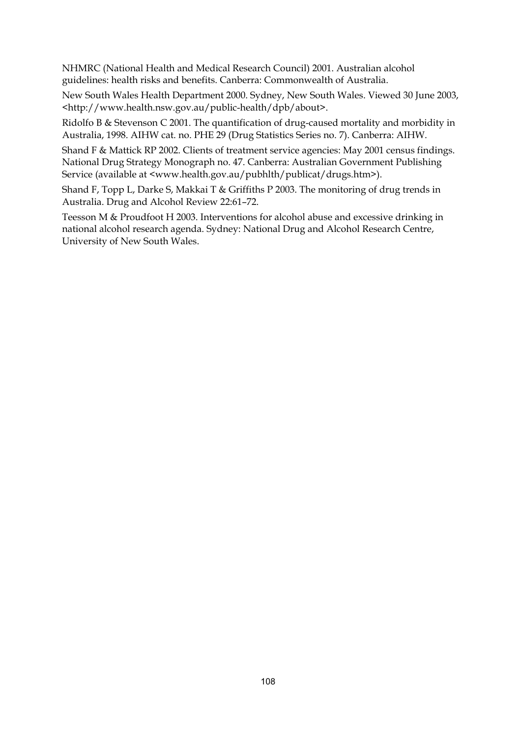NHMRC (National Health and Medical Research Council) 2001. Australian alcohol guidelines: health risks and benefits. Canberra: Commonwealth of Australia.

New South Wales Health Department 2000. Sydney, New South Wales. Viewed 30 June 2003, <http://www.health.nsw.gov.au/public-health/dpb/about>.

Ridolfo B & Stevenson C 2001. The quantification of drug-caused mortality and morbidity in Australia, 1998. AIHW cat. no. PHE 29 (Drug Statistics Series no. 7). Canberra: AIHW.

Shand F & Mattick RP 2002. Clients of treatment service agencies: May 2001 census findings. National Drug Strategy Monograph no. 47. Canberra: Australian Government Publishing Service (available at <www.health.gov.au/pubhlth/publicat/drugs.htm>).

Shand F, Topp L, Darke S, Makkai T & Griffiths P 2003. The monitoring of drug trends in Australia. Drug and Alcohol Review 22:61–72.

Teesson M & Proudfoot H 2003. Interventions for alcohol abuse and excessive drinking in national alcohol research agenda. Sydney: National Drug and Alcohol Research Centre, University of New South Wales.